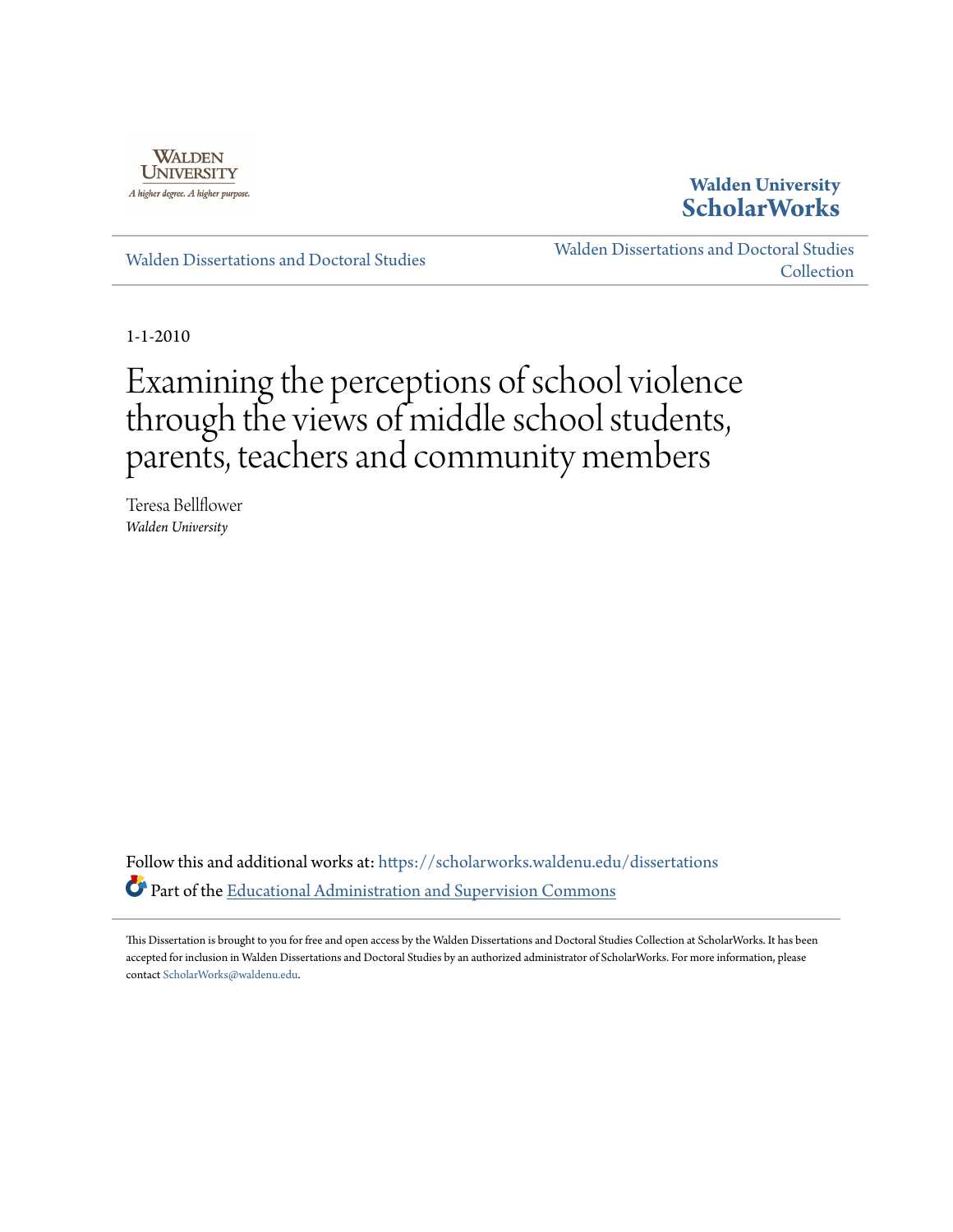Walden University

A higher degree. A higher purpose.

**Walden University ScholarWorks**

Walden Dissertations and Doctoral Studies

Walden Dissertations and Doctoral Studies Collection

1-1-2010

# Examining the perceptions of school violence through the views of middle school students, parents, teachers and community members

Teresa Bellflower
*Walden University*

Follow this and additional works at: https://scholarworks.waldenu.edu/dissertations

Part of the Educational Administration and Supervision Commons

This Dissertation is brought to you for free and open access by the Walden Dissertations and Doctoral Studies Collection at ScholarWorks. It has been accepted for inclusion in Walden Dissertations and Doctoral Studies by an authorized administrator of ScholarWorks. For more information, please contact ScholarWorks@waldenu.edu.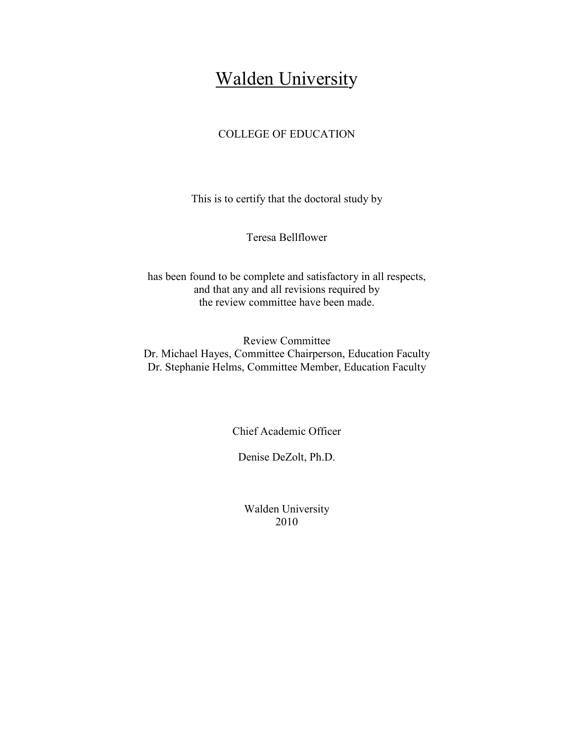# Walden University

COLLEGE OF EDUCATION

This is to certify that the doctoral study by

Teresa Bellflower

has been found to be complete and satisfactory in all respects,
and that any and all revisions required by
the review committee have been made.

Review Committee
Dr. Michael Hayes, Committee Chairperson, Education Faculty
Dr. Stephanie Helms, Committee Member, Education Faculty

Chief Academic Officer

Denise DeZolt, Ph.D.

Walden University
2010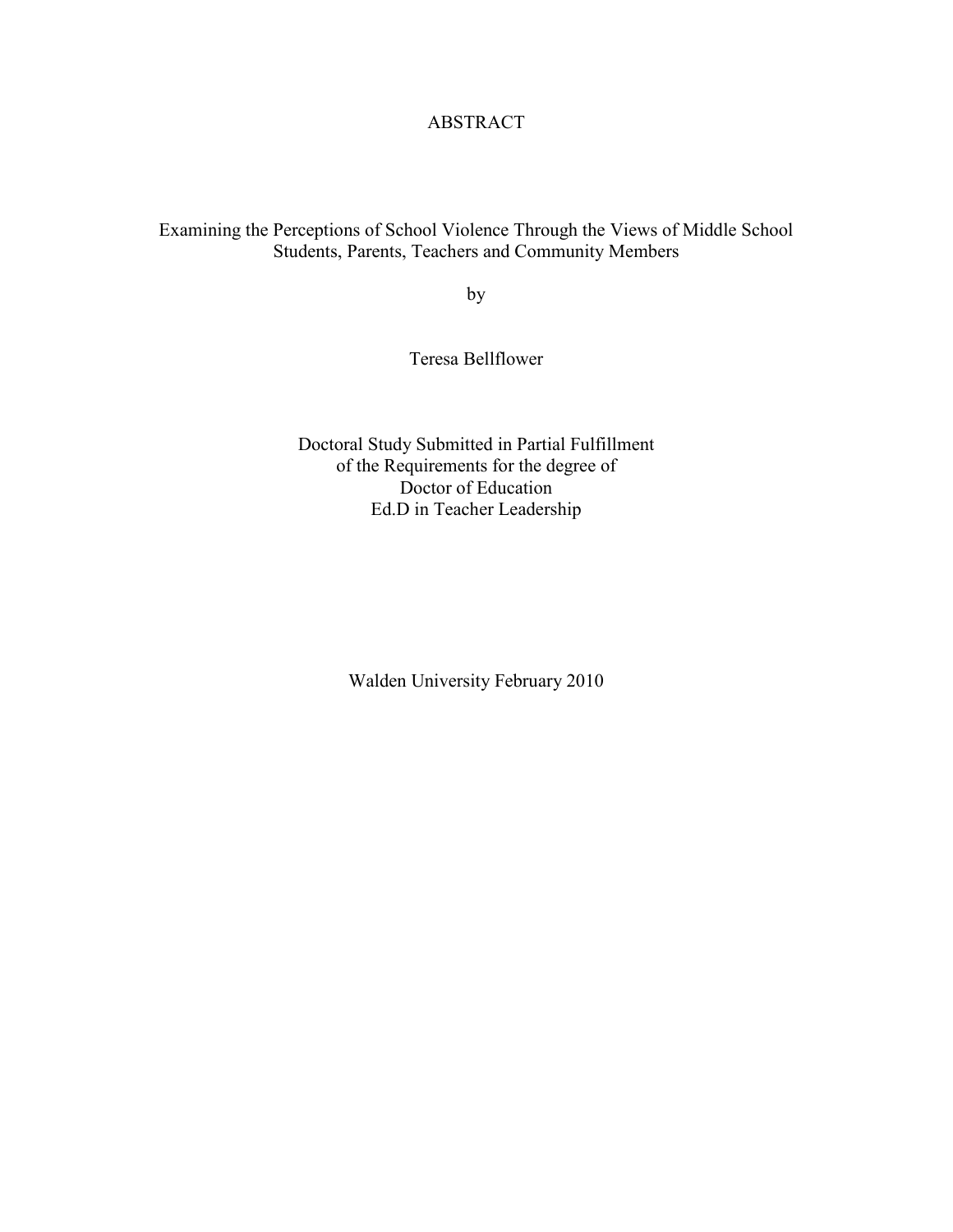# ABSTRACT

## Examining the Perceptions of School Violence Through the Views of Middle School Students, Parents, Teachers and Community Members

by

Teresa Bellflower

Doctoral Study Submitted in Partial Fulfillment
of the Requirements for the degree of
Doctor of Education
Ed.D in Teacher Leadership

Walden University February 2010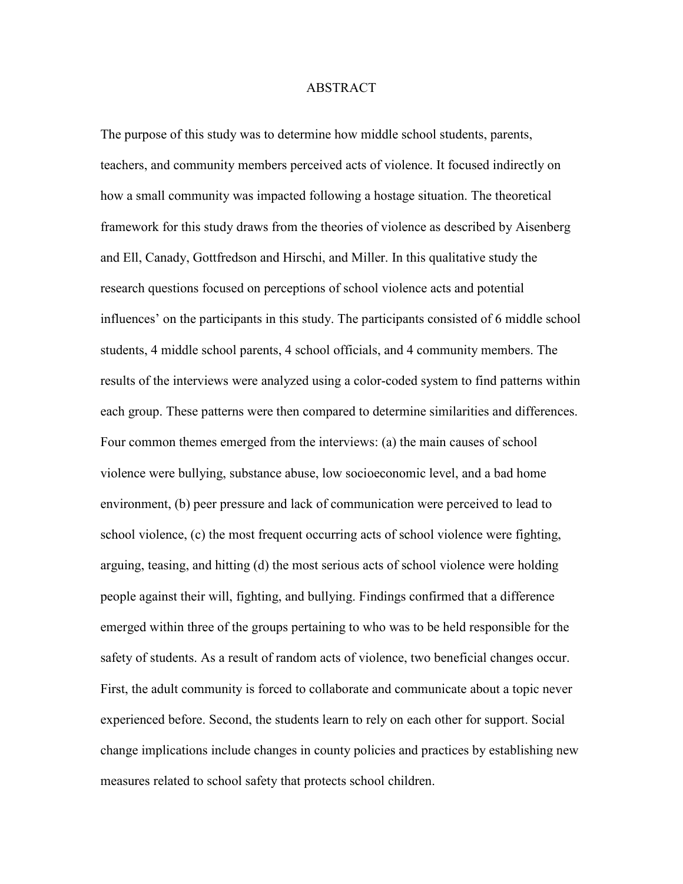# ABSTRACT

The purpose of this study was to determine how middle school students, parents, teachers, and community members perceived acts of violence. It focused indirectly on how a small community was impacted following a hostage situation. The theoretical framework for this study draws from the theories of violence as described by Aisenberg and Ell, Canady, Gottfredson and Hirschi, and Miller. In this qualitative study the research questions focused on perceptions of school violence acts and potential influences' on the participants in this study. The participants consisted of 6 middle school students, 4 middle school parents, 4 school officials, and 4 community members. The results of the interviews were analyzed using a color-coded system to find patterns within each group. These patterns were then compared to determine similarities and differences. Four common themes emerged from the interviews: (a) the main causes of school violence were bullying, substance abuse, low socioeconomic level, and a bad home environment, (b) peer pressure and lack of communication were perceived to lead to school violence, (c) the most frequent occurring acts of school violence were fighting, arguing, teasing, and hitting (d) the most serious acts of school violence were holding people against their will, fighting, and bullying. Findings confirmed that a difference emerged within three of the groups pertaining to who was to be held responsible for the safety of students. As a result of random acts of violence, two beneficial changes occur. First, the adult community is forced to collaborate and communicate about a topic never experienced before. Second, the students learn to rely on each other for support. Social change implications include changes in county policies and practices by establishing new measures related to school safety that protects school children.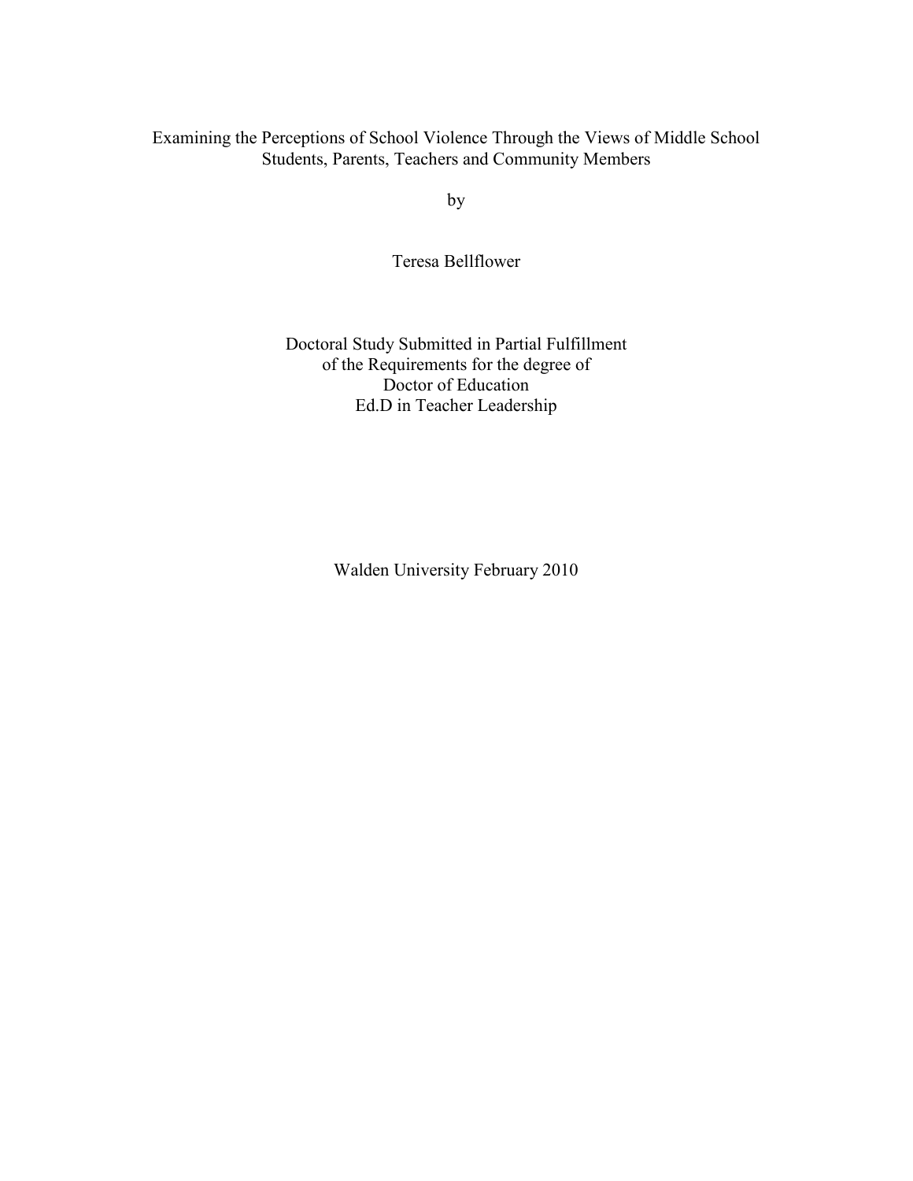Examining the Perceptions of School Violence Through the Views of Middle School Students, Parents, Teachers and Community Members

by

Teresa Bellflower

Doctoral Study Submitted in Partial Fulfillment
of the Requirements for the degree of
Doctor of Education
Ed.D in Teacher Leadership

Walden University February 2010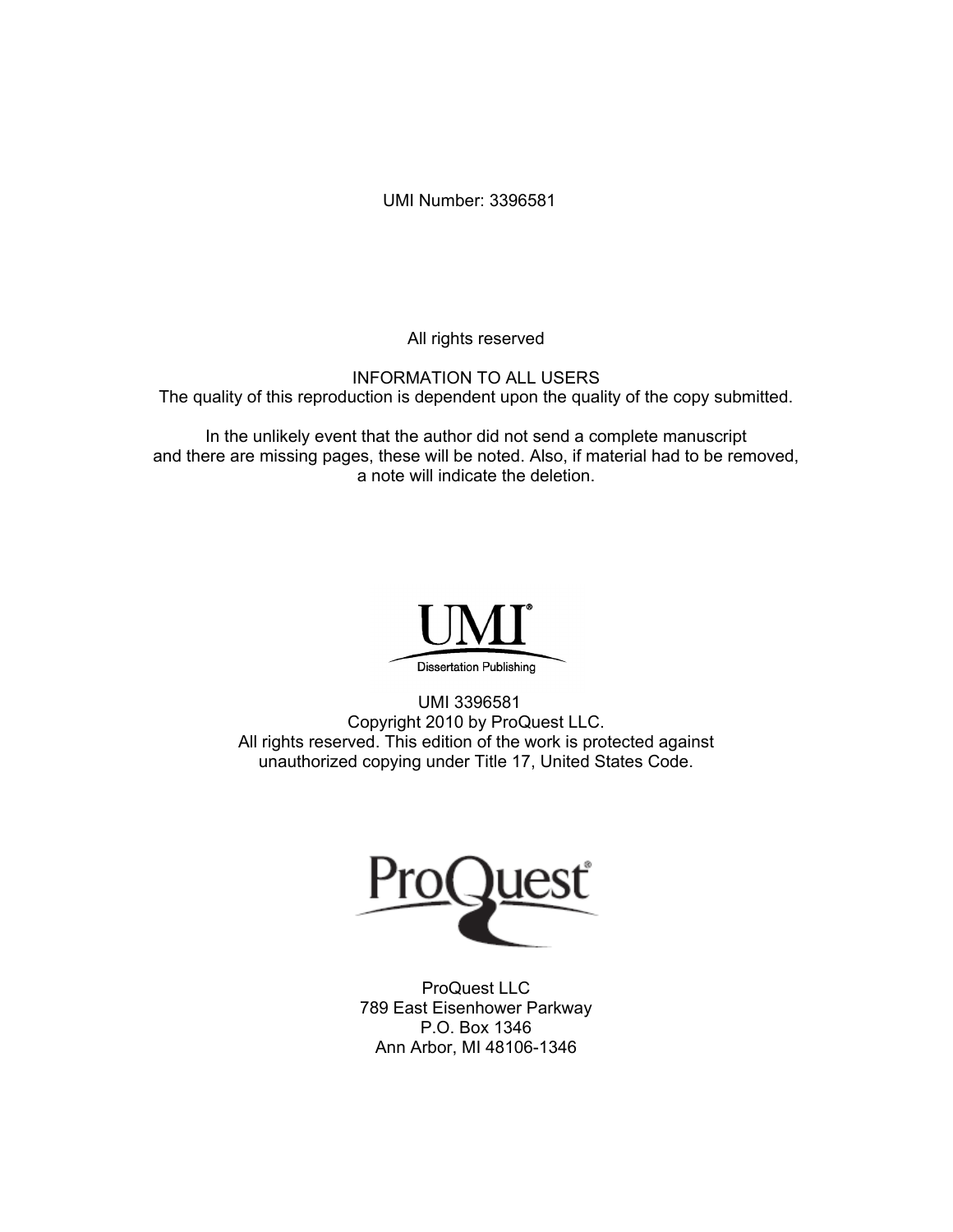UMI Number: 3396581

All rights reserved

INFORMATION TO ALL USERS
The quality of this reproduction is dependent upon the quality of the copy submitted.

In the unlikely event that the author did not send a complete manuscript
and there are missing pages, these will be noted. Also, if material had to be removed,
a note will indicate the deletion.

UMI®
Dissertation Publishing

UMI 3396581
Copyright 2010 by ProQuest LLC.
All rights reserved. This edition of the work is protected against
unauthorized copying under Title 17, United States Code.

ProQuest®

ProQuest LLC
789 East Eisenhower Parkway
P.O. Box 1346
Ann Arbor, MI 48106-1346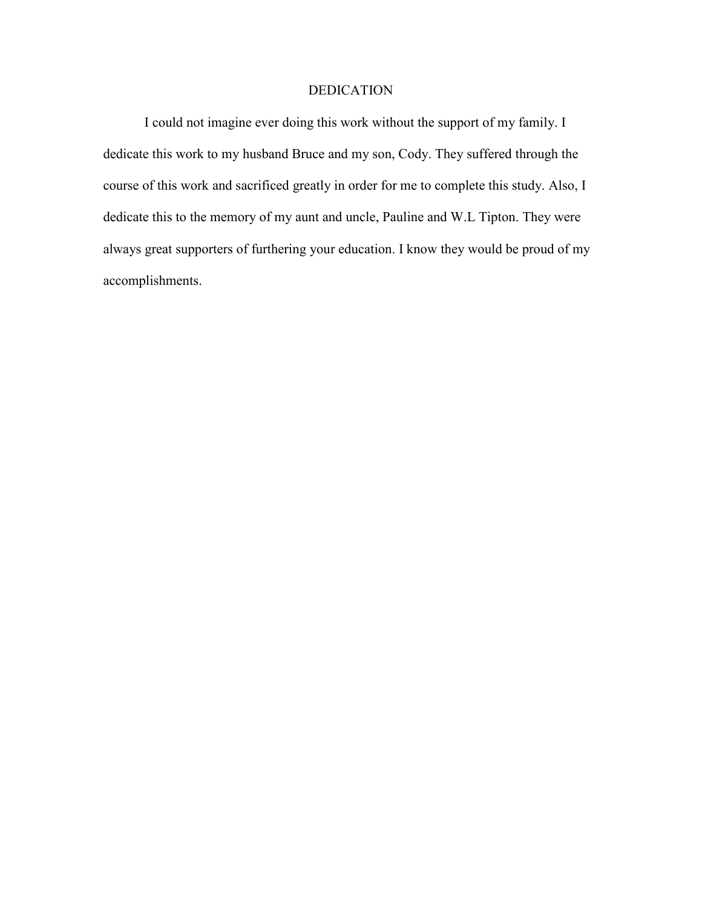# DEDICATION

I could not imagine ever doing this work without the support of my family. I dedicate this work to my husband Bruce and my son, Cody. They suffered through the course of this work and sacrificed greatly in order for me to complete this study. Also, I dedicate this to the memory of my aunt and uncle, Pauline and W.L Tipton. They were always great supporters of furthering your education. I know they would be proud of my accomplishments.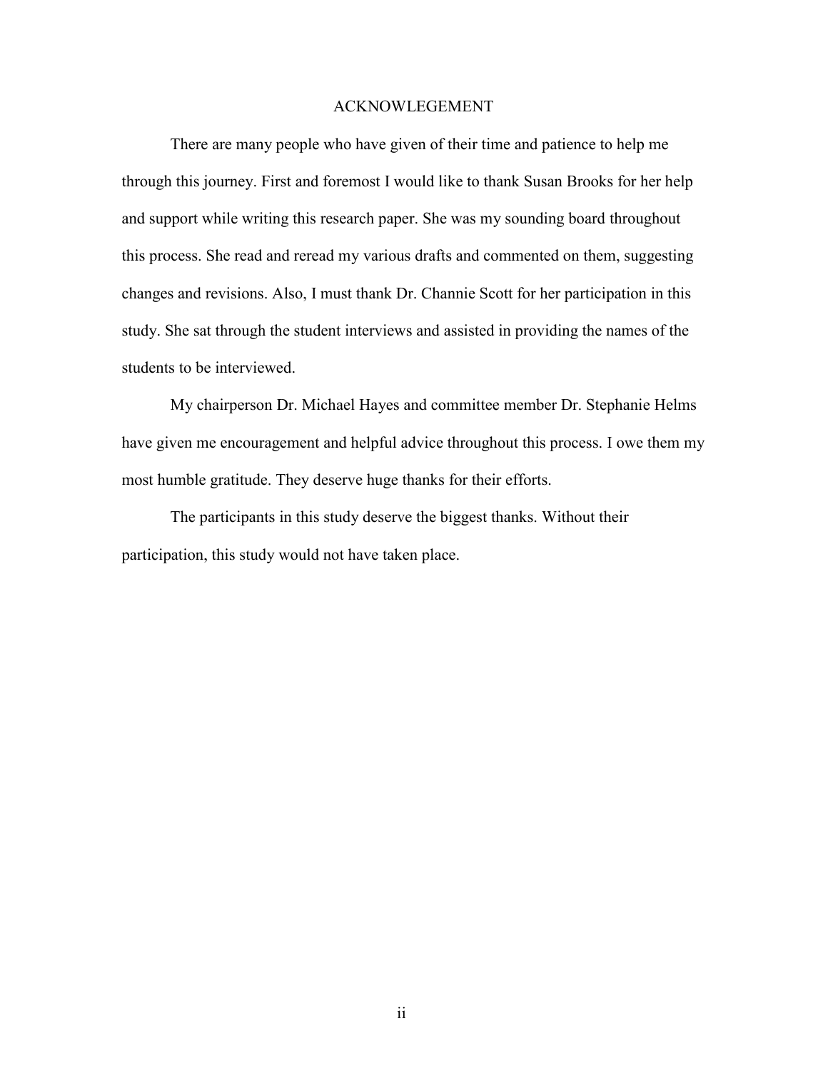# ACKNOWLEGEMENT

There are many people who have given of their time and patience to help me through this journey. First and foremost I would like to thank Susan Brooks for her help and support while writing this research paper. She was my sounding board throughout this process. She read and reread my various drafts and commented on them, suggesting changes and revisions. Also, I must thank Dr. Channie Scott for her participation in this study. She sat through the student interviews and assisted in providing the names of the students to be interviewed.

My chairperson Dr. Michael Hayes and committee member Dr. Stephanie Helms have given me encouragement and helpful advice throughout this process. I owe them my most humble gratitude. They deserve huge thanks for their efforts.

The participants in this study deserve the biggest thanks. Without their participation, this study would not have taken place.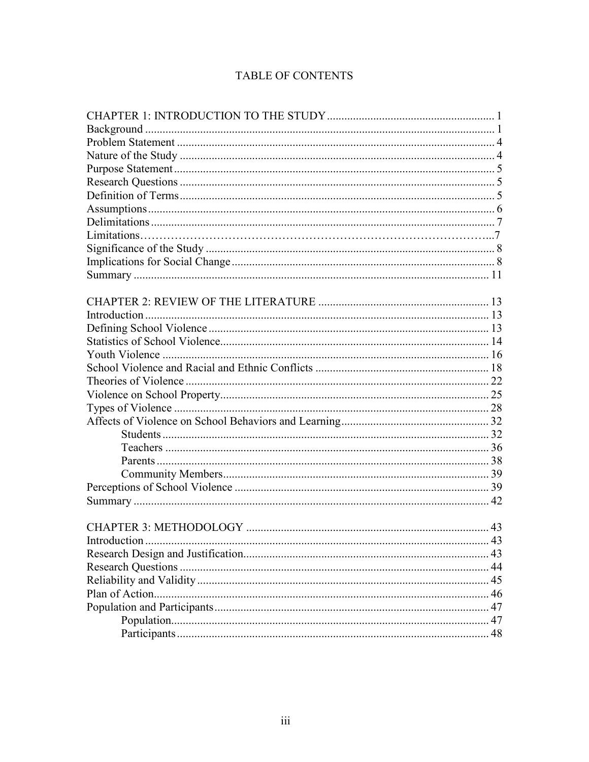# TABLE OF CONTENTS

CHAPTER 1: INTRODUCTION TO THE STUDY ........................................................ 1
Background ........................................................................................................ 1
Problem Statement ............................................................................................. 4
Nature of the Study ............................................................................................ 4
Purpose Statement .............................................................................................. 5
Research Questions ............................................................................................ 5
Definition of Terms ............................................................................................ 5
Assumptions ....................................................................................................... 6
Delimitations ...................................................................................................... 7
Limitations……………………………………………………………………………...7
Significance of the Study ................................................................................... 8
Implications for Social Change .......................................................................... 8
Summary ........................................................................................................... 11

CHAPTER 2: REVIEW OF THE LITERATURE .................................................... 13
Introduction ...................................................................................................... 13
Defining School Violence ................................................................................. 13
Statistics of School Violence ............................................................................. 14
Youth Violence ................................................................................................. 16
School Violence and Racial and Ethnic Conflicts ............................................. 18
Theories of Violence ......................................................................................... 22
Violence on School Property ............................................................................. 25
Types of Violence ............................................................................................. 28
Affects of Violence on School Behaviors and Learning .................................... 32
    Students ...................................................................................................... 32
    Teachers ..................................................................................................... 36
    Parents ........................................................................................................ 38
    Community Members .................................................................................. 39
Perceptions of School Violence ........................................................................ 39
Summary ........................................................................................................... 42

CHAPTER 3: METHODOLOGY ............................................................................ 43
Introduction ...................................................................................................... 43
Research Design and Justification .................................................................... 43
Research Questions .......................................................................................... 44
Reliability and Validity ..................................................................................... 45
Plan of Action .................................................................................................... 46
Population and Participants ............................................................................... 47
    Population ................................................................................................... 47
    Participants .................................................................................................. 48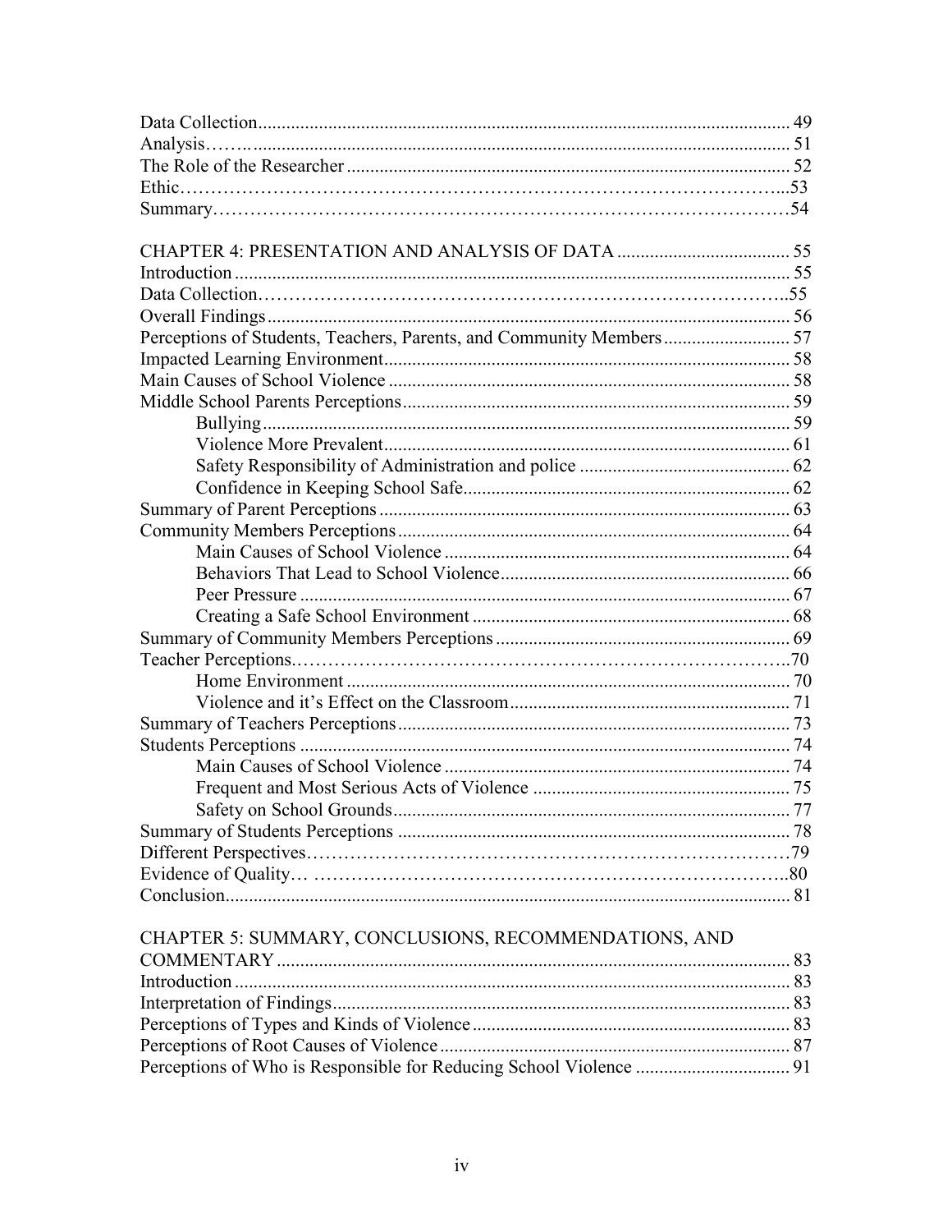Data Collection ... 49
Analysis ... 51
The Role of the Researcher ... 52
Ethic ... 53
Summary ... 54

CHAPTER 4: PRESENTATION AND ANALYSIS OF DATA ... 55
Introduction ... 55
Data Collection ... 55
Overall Findings ... 56
Perceptions of Students, Teachers, Parents, and Community Members ... 57
Impacted Learning Environment ... 58
Main Causes of School Violence ... 58
Middle School Parents Perceptions ... 59
    Bullying ... 59
    Violence More Prevalent ... 61
    Safety Responsibility of Administration and police ... 62
    Confidence in Keeping School Safe ... 62
Summary of Parent Perceptions ... 63
Community Members Perceptions ... 64
    Main Causes of School Violence ... 64
    Behaviors That Lead to School Violence ... 66
    Peer Pressure ... 67
    Creating a Safe School Environment ... 68
Summary of Community Members Perceptions ... 69
Teacher Perceptions ... 70
    Home Environment ... 70
    Violence and it's Effect on the Classroom ... 71
Summary of Teachers Perceptions ... 73
Students Perceptions ... 74
    Main Causes of School Violence ... 74
    Frequent and Most Serious Acts of Violence ... 75
    Safety on School Grounds ... 77
Summary of Students Perceptions ... 78
Different Perspectives ... 79
Evidence of Quality ... 80
Conclusion ... 81

CHAPTER 5: SUMMARY, CONCLUSIONS, RECOMMENDATIONS, AND COMMENTARY ... 83
Introduction ... 83
Interpretation of Findings ... 83
Perceptions of Types and Kinds of Violence ... 83
Perceptions of Root Causes of Violence ... 87
Perceptions of Who is Responsible for Reducing School Violence ... 91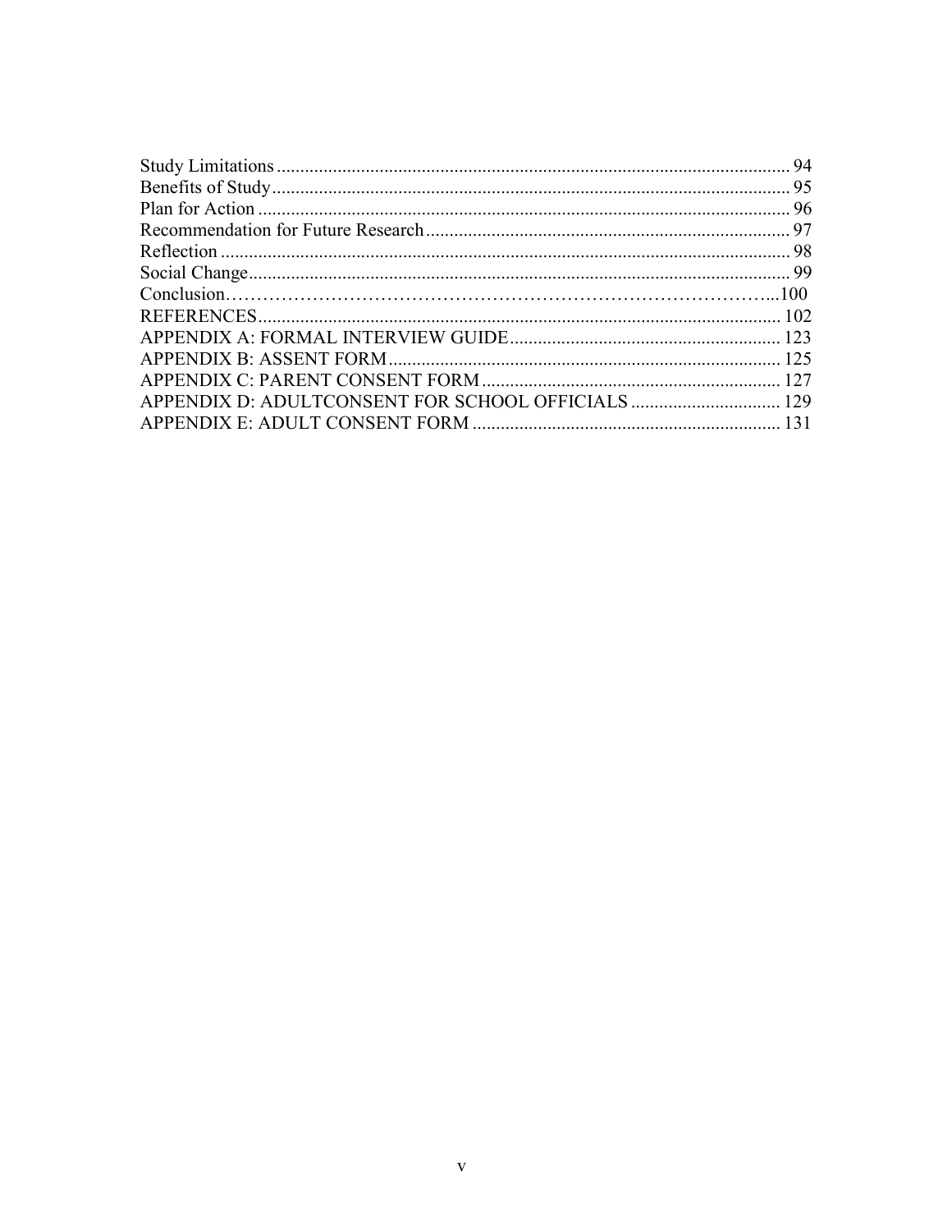Study Limitations ..... 94
Benefits of Study ..... 95
Plan for Action ..... 96
Recommendation for Future Research ..... 97
Reflection ..... 98
Social Change ..... 99
Conclusion ..... 100
REFERENCES ..... 102
APPENDIX A: FORMAL INTERVIEW GUIDE ..... 123
APPENDIX B: ASSENT FORM ..... 125
APPENDIX C: PARENT CONSENT FORM ..... 127
APPENDIX D: ADULTCONSENT FOR SCHOOL OFFICIALS ..... 129
APPENDIX E: ADULT CONSENT FORM ..... 131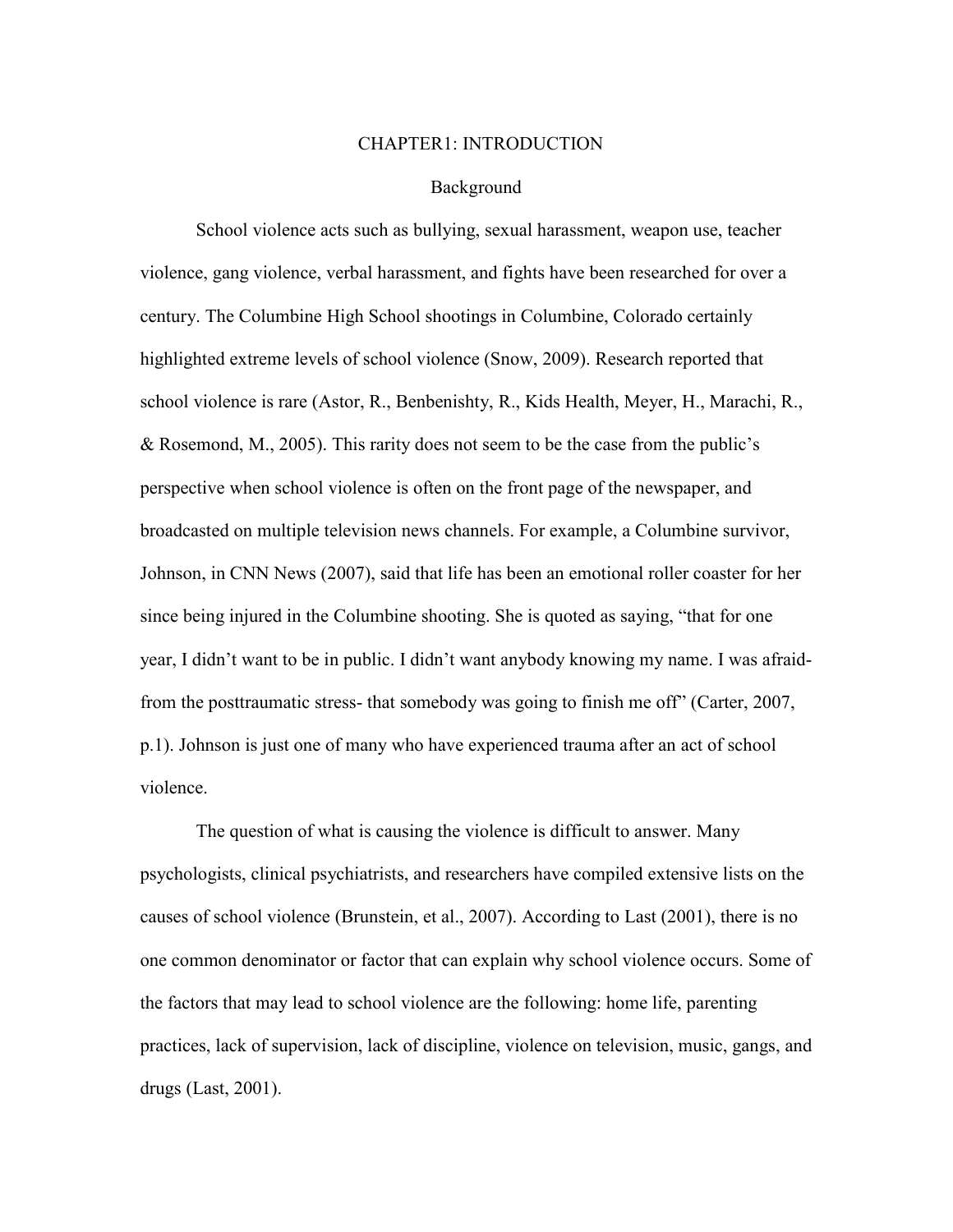# CHAPTER1: INTRODUCTION

## Background

School violence acts such as bullying, sexual harassment, weapon use, teacher violence, gang violence, verbal harassment, and fights have been researched for over a century. The Columbine High School shootings in Columbine, Colorado certainly highlighted extreme levels of school violence (Snow, 2009). Research reported that school violence is rare (Astor, R., Benbenishty, R., Kids Health, Meyer, H., Marachi, R., & Rosemond, M., 2005). This rarity does not seem to be the case from the public's perspective when school violence is often on the front page of the newspaper, and broadcasted on multiple television news channels. For example, a Columbine survivor, Johnson, in CNN News (2007), said that life has been an emotional roller coaster for her since being injured in the Columbine shooting. She is quoted as saying, "that for one year, I didn't want to be in public. I didn't want anybody knowing my name. I was afraid- from the posttraumatic stress- that somebody was going to finish me off" (Carter, 2007, p.1). Johnson is just one of many who have experienced trauma after an act of school violence.

The question of what is causing the violence is difficult to answer. Many psychologists, clinical psychiatrists, and researchers have compiled extensive lists on the causes of school violence (Brunstein, et al., 2007). According to Last (2001), there is no one common denominator or factor that can explain why school violence occurs. Some of the factors that may lead to school violence are the following: home life, parenting practices, lack of supervision, lack of discipline, violence on television, music, gangs, and drugs (Last, 2001).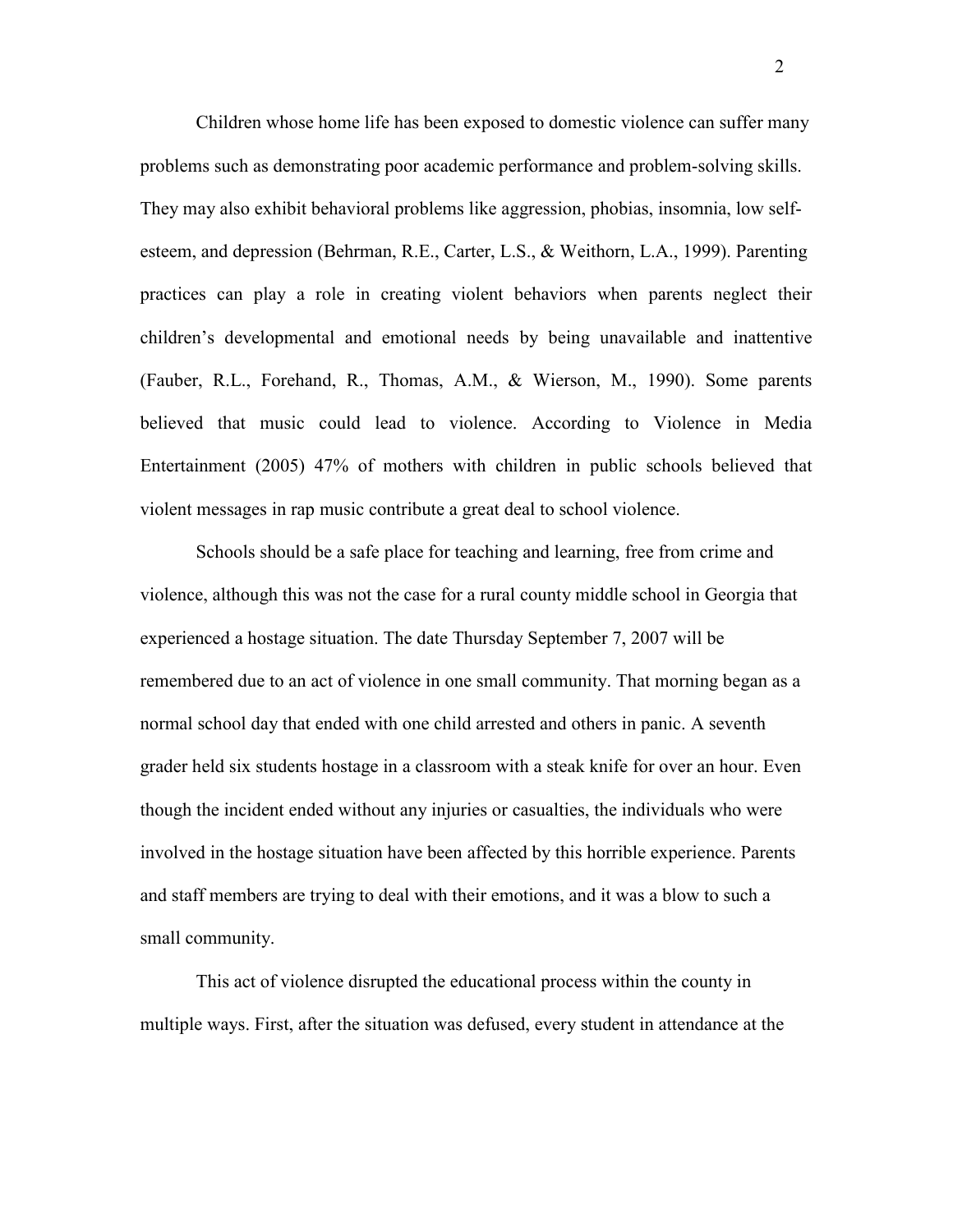Children whose home life has been exposed to domestic violence can suffer many problems such as demonstrating poor academic performance and problem-solving skills. They may also exhibit behavioral problems like aggression, phobias, insomnia, low self-esteem, and depression (Behrman, R.E., Carter, L.S., & Weithorn, L.A., 1999). Parenting practices can play a role in creating violent behaviors when parents neglect their children's developmental and emotional needs by being unavailable and inattentive (Fauber, R.L., Forehand, R., Thomas, A.M., & Wierson, M., 1990). Some parents believed that music could lead to violence. According to Violence in Media Entertainment (2005) 47% of mothers with children in public schools believed that violent messages in rap music contribute a great deal to school violence.

Schools should be a safe place for teaching and learning, free from crime and violence, although this was not the case for a rural county middle school in Georgia that experienced a hostage situation. The date Thursday September 7, 2007 will be remembered due to an act of violence in one small community. That morning began as a normal school day that ended with one child arrested and others in panic. A seventh grader held six students hostage in a classroom with a steak knife for over an hour. Even though the incident ended without any injuries or casualties, the individuals who were involved in the hostage situation have been affected by this horrible experience. Parents and staff members are trying to deal with their emotions, and it was a blow to such a small community.

This act of violence disrupted the educational process within the county in multiple ways. First, after the situation was defused, every student in attendance at the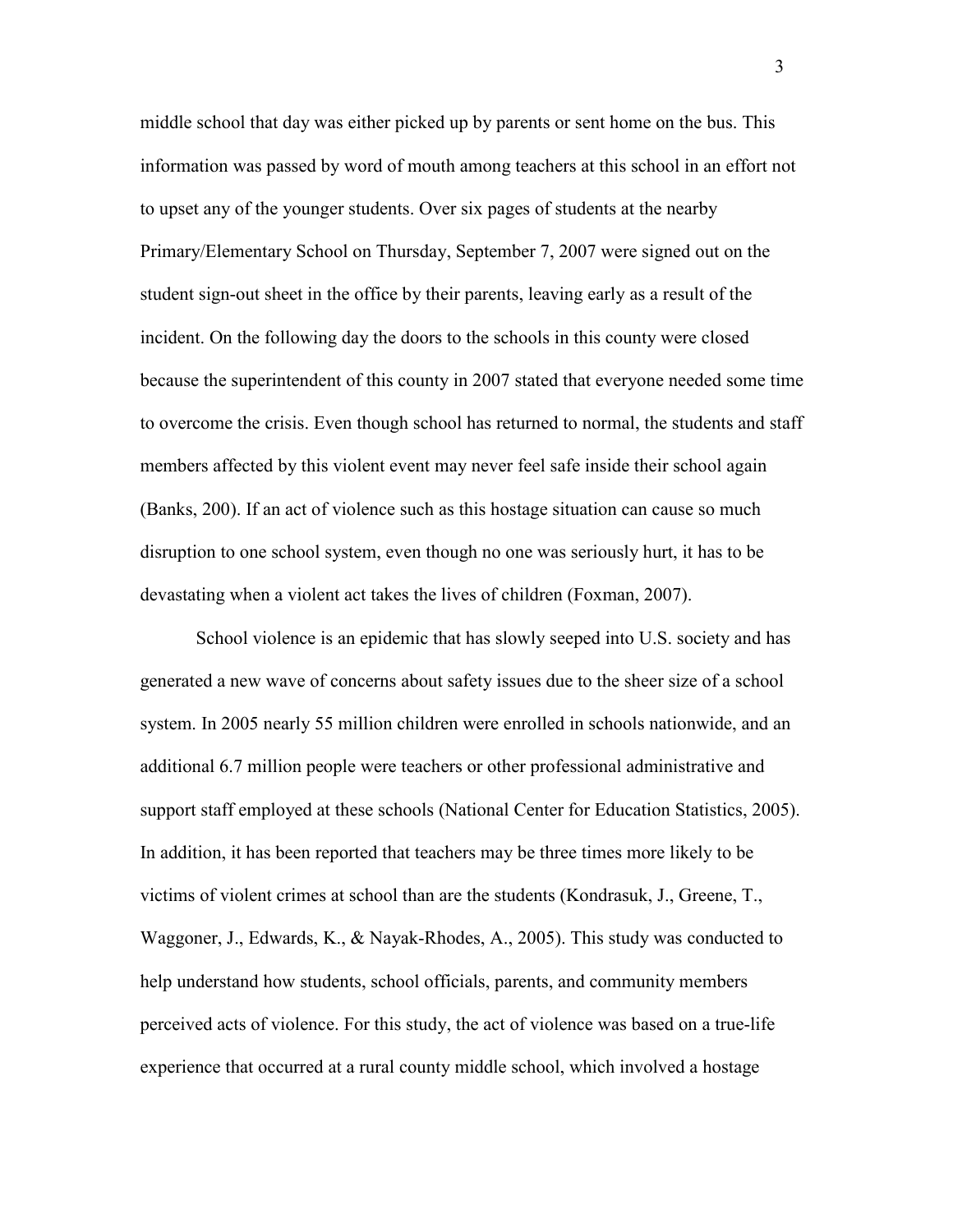middle school that day was either picked up by parents or sent home on the bus. This information was passed by word of mouth among teachers at this school in an effort not to upset any of the younger students. Over six pages of students at the nearby Primary/Elementary School on Thursday, September 7, 2007 were signed out on the student sign-out sheet in the office by their parents, leaving early as a result of the incident. On the following day the doors to the schools in this county were closed because the superintendent of this county in 2007 stated that everyone needed some time to overcome the crisis. Even though school has returned to normal, the students and staff members affected by this violent event may never feel safe inside their school again (Banks, 200). If an act of violence such as this hostage situation can cause so much disruption to one school system, even though no one was seriously hurt, it has to be devastating when a violent act takes the lives of children (Foxman, 2007).

School violence is an epidemic that has slowly seeped into U.S. society and has generated a new wave of concerns about safety issues due to the sheer size of a school system. In 2005 nearly 55 million children were enrolled in schools nationwide, and an additional 6.7 million people were teachers or other professional administrative and support staff employed at these schools (National Center for Education Statistics, 2005). In addition, it has been reported that teachers may be three times more likely to be victims of violent crimes at school than are the students (Kondrasuk, J., Greene, T., Waggoner, J., Edwards, K., & Nayak-Rhodes, A., 2005). This study was conducted to help understand how students, school officials, parents, and community members perceived acts of violence. For this study, the act of violence was based on a true-life experience that occurred at a rural county middle school, which involved a hostage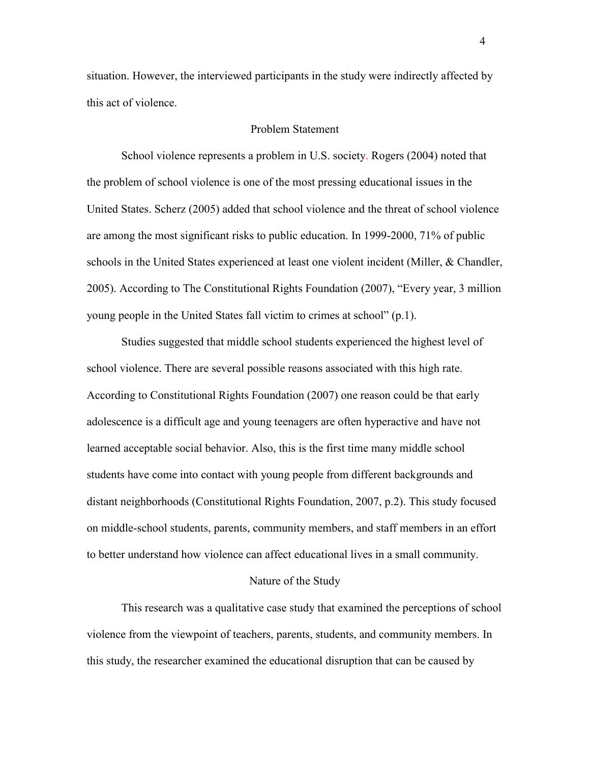situation. However, the interviewed participants in the study were indirectly affected by this act of violence.

## Problem Statement

School violence represents a problem in U.S. society. Rogers (2004) noted that the problem of school violence is one of the most pressing educational issues in the United States. Scherz (2005) added that school violence and the threat of school violence are among the most significant risks to public education. In 1999-2000, 71% of public schools in the United States experienced at least one violent incident (Miller, & Chandler, 2005). According to The Constitutional Rights Foundation (2007), "Every year, 3 million young people in the United States fall victim to crimes at school" (p.1).

Studies suggested that middle school students experienced the highest level of school violence. There are several possible reasons associated with this high rate. According to Constitutional Rights Foundation (2007) one reason could be that early adolescence is a difficult age and young teenagers are often hyperactive and have not learned acceptable social behavior. Also, this is the first time many middle school students have come into contact with young people from different backgrounds and distant neighborhoods (Constitutional Rights Foundation, 2007, p.2). This study focused on middle-school students, parents, community members, and staff members in an effort to better understand how violence can affect educational lives in a small community.

## Nature of the Study

This research was a qualitative case study that examined the perceptions of school violence from the viewpoint of teachers, parents, students, and community members. In this study, the researcher examined the educational disruption that can be caused by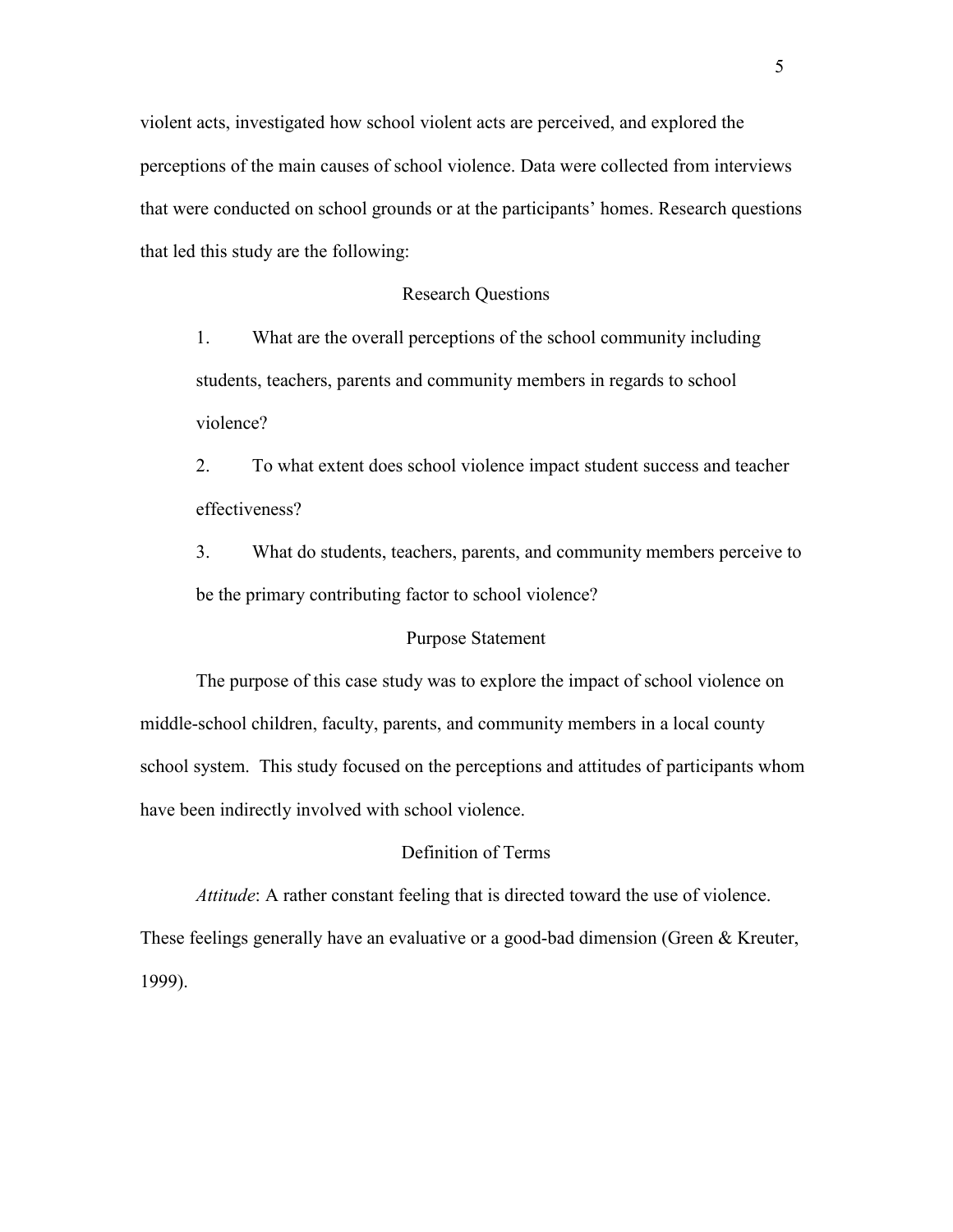violent acts, investigated how school violent acts are perceived, and explored the perceptions of the main causes of school violence. Data were collected from interviews that were conducted on school grounds or at the participants' homes. Research questions that led this study are the following:

## Research Questions

1. What are the overall perceptions of the school community including students, teachers, parents and community members in regards to school violence?

2. To what extent does school violence impact student success and teacher effectiveness?

3. What do students, teachers, parents, and community members perceive to be the primary contributing factor to school violence?

## Purpose Statement

The purpose of this case study was to explore the impact of school violence on middle-school children, faculty, parents, and community members in a local county school system. This study focused on the perceptions and attitudes of participants whom have been indirectly involved with school violence.

## Definition of Terms

*Attitude*: A rather constant feeling that is directed toward the use of violence. These feelings generally have an evaluative or a good-bad dimension (Green & Kreuter, 1999).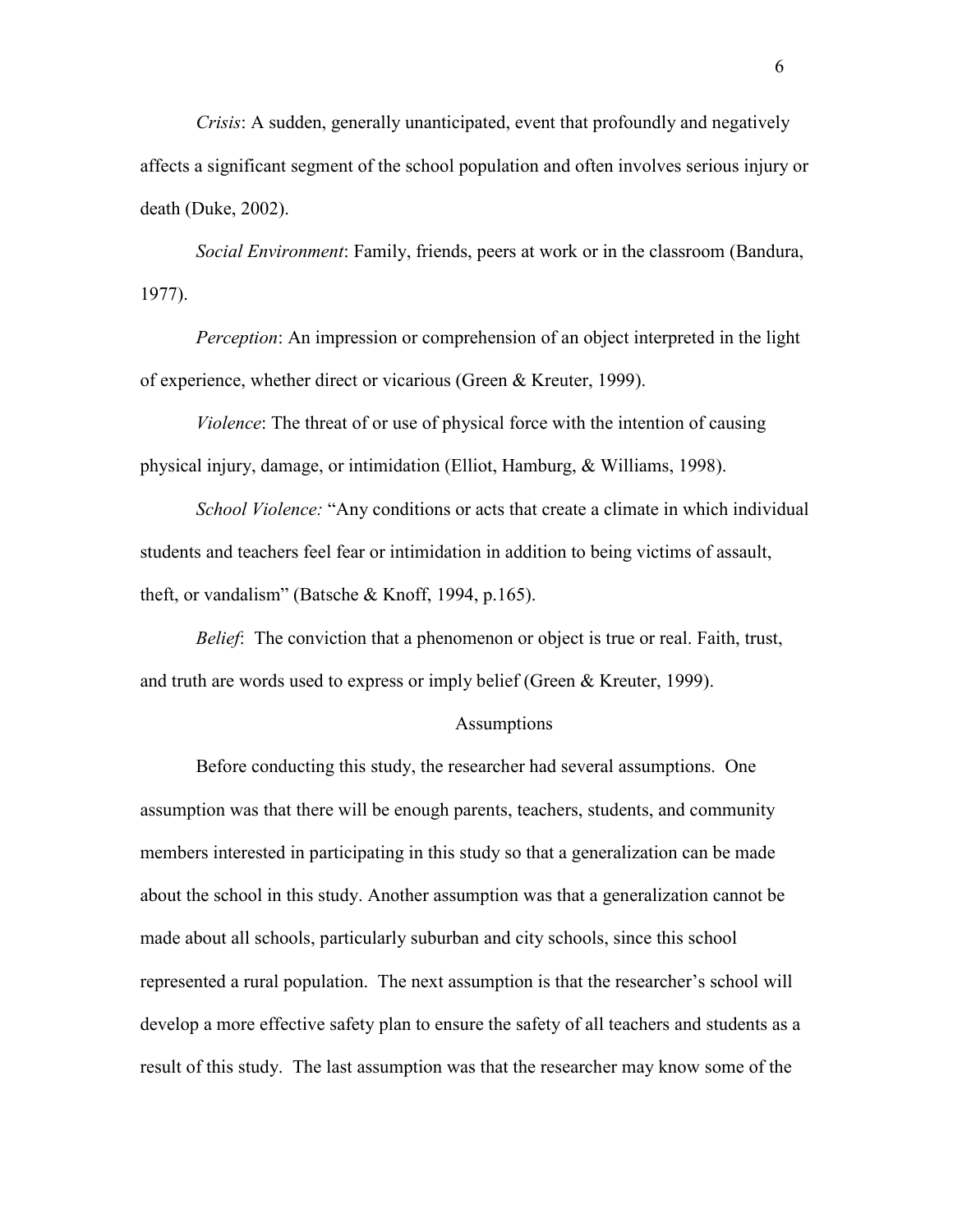*Crisis*: A sudden, generally unanticipated, event that profoundly and negatively affects a significant segment of the school population and often involves serious injury or death (Duke, 2002).

*Social Environment*: Family, friends, peers at work or in the classroom (Bandura, 1977).

*Perception*: An impression or comprehension of an object interpreted in the light of experience, whether direct or vicarious (Green & Kreuter, 1999).

*Violence*: The threat of or use of physical force with the intention of causing physical injury, damage, or intimidation (Elliot, Hamburg, & Williams, 1998).

*School Violence:* "Any conditions or acts that create a climate in which individual students and teachers feel fear or intimidation in addition to being victims of assault, theft, or vandalism" (Batsche & Knoff, 1994, p.165).

*Belief*: The conviction that a phenomenon or object is true or real. Faith, trust, and truth are words used to express or imply belief (Green & Kreuter, 1999).

## Assumptions

Before conducting this study, the researcher had several assumptions. One assumption was that there will be enough parents, teachers, students, and community members interested in participating in this study so that a generalization can be made about the school in this study. Another assumption was that a generalization cannot be made about all schools, particularly suburban and city schools, since this school represented a rural population. The next assumption is that the researcher's school will develop a more effective safety plan to ensure the safety of all teachers and students as a result of this study. The last assumption was that the researcher may know some of the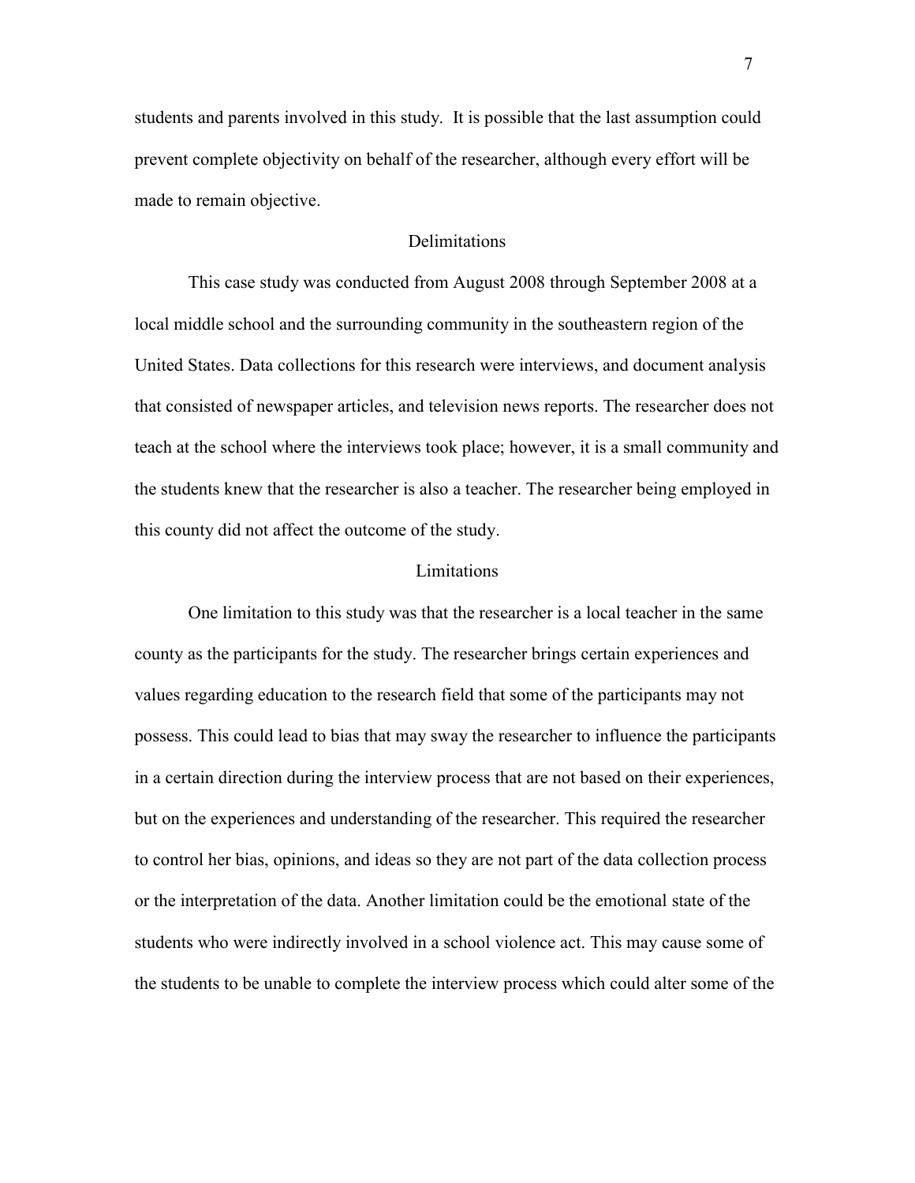students and parents involved in this study. It is possible that the last assumption could prevent complete objectivity on behalf of the researcher, although every effort will be made to remain objective.

## Delimitations

This case study was conducted from August 2008 through September 2008 at a local middle school and the surrounding community in the southeastern region of the United States. Data collections for this research were interviews, and document analysis that consisted of newspaper articles, and television news reports. The researcher does not teach at the school where the interviews took place; however, it is a small community and the students knew that the researcher is also a teacher. The researcher being employed in this county did not affect the outcome of the study.

## Limitations

One limitation to this study was that the researcher is a local teacher in the same county as the participants for the study. The researcher brings certain experiences and values regarding education to the research field that some of the participants may not possess. This could lead to bias that may sway the researcher to influence the participants in a certain direction during the interview process that are not based on their experiences, but on the experiences and understanding of the researcher. This required the researcher to control her bias, opinions, and ideas so they are not part of the data collection process or the interpretation of the data. Another limitation could be the emotional state of the students who were indirectly involved in a school violence act. This may cause some of the students to be unable to complete the interview process which could alter some of the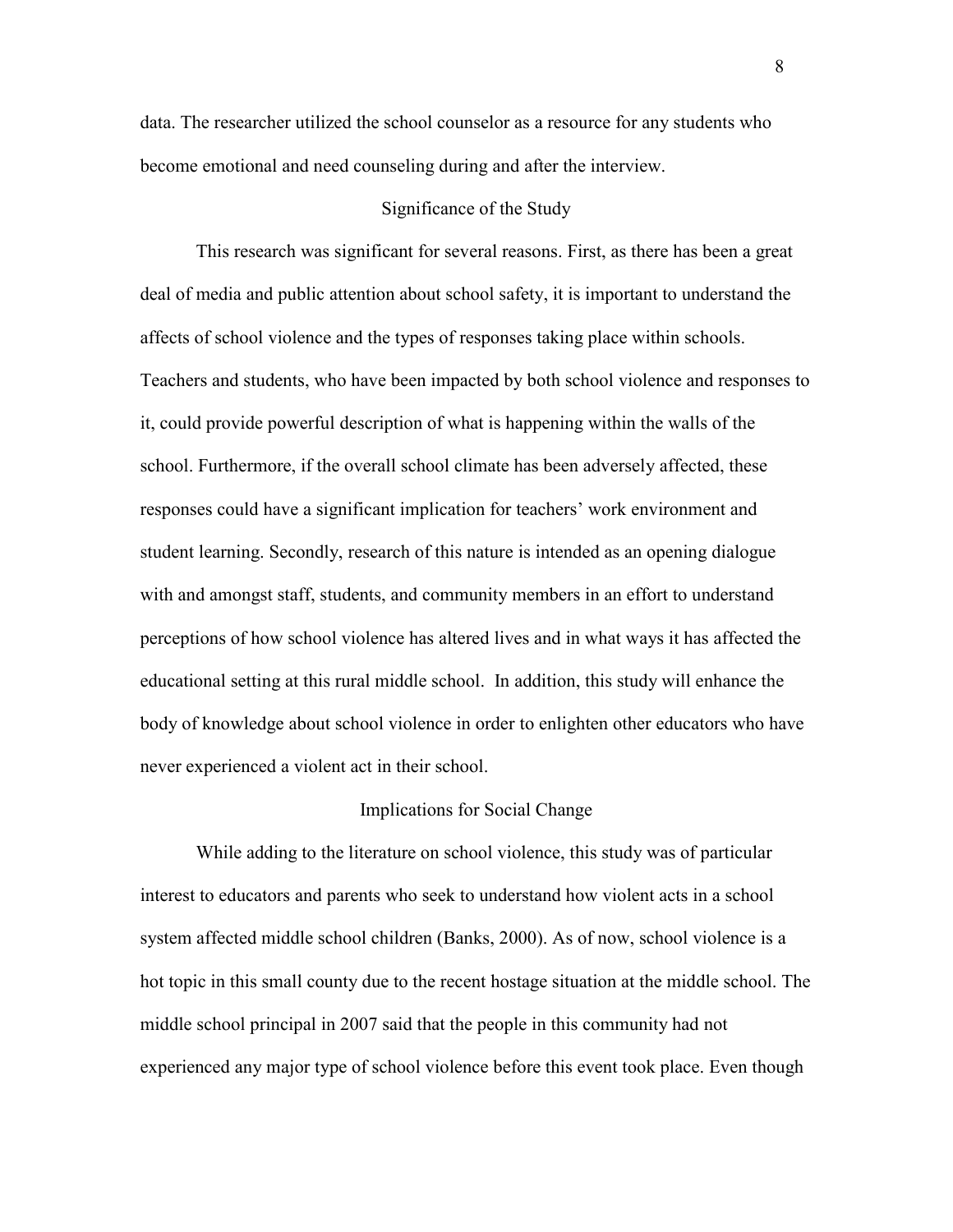data. The researcher utilized the school counselor as a resource for any students who become emotional and need counseling during and after the interview.

## Significance of the Study

This research was significant for several reasons. First, as there has been a great deal of media and public attention about school safety, it is important to understand the affects of school violence and the types of responses taking place within schools. Teachers and students, who have been impacted by both school violence and responses to it, could provide powerful description of what is happening within the walls of the school. Furthermore, if the overall school climate has been adversely affected, these responses could have a significant implication for teachers' work environment and student learning. Secondly, research of this nature is intended as an opening dialogue with and amongst staff, students, and community members in an effort to understand perceptions of how school violence has altered lives and in what ways it has affected the educational setting at this rural middle school. In addition, this study will enhance the body of knowledge about school violence in order to enlighten other educators who have never experienced a violent act in their school.

## Implications for Social Change

While adding to the literature on school violence, this study was of particular interest to educators and parents who seek to understand how violent acts in a school system affected middle school children (Banks, 2000). As of now, school violence is a hot topic in this small county due to the recent hostage situation at the middle school. The middle school principal in 2007 said that the people in this community had not experienced any major type of school violence before this event took place. Even though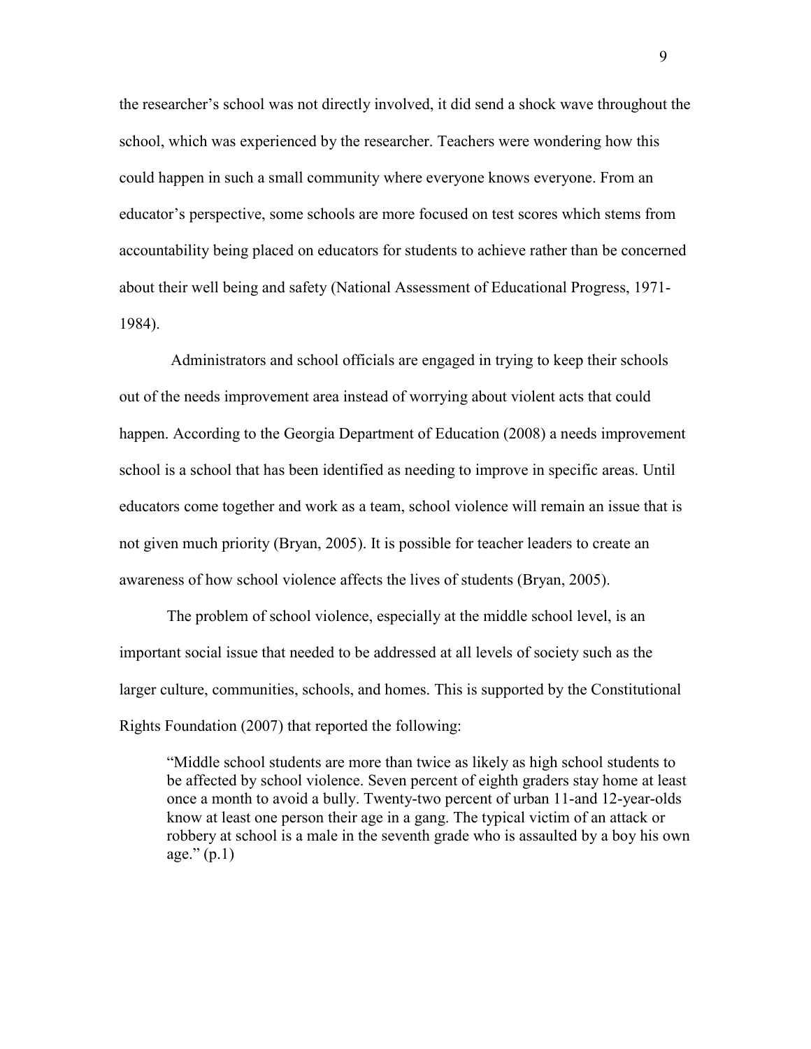the researcher's school was not directly involved, it did send a shock wave throughout the school, which was experienced by the researcher. Teachers were wondering how this could happen in such a small community where everyone knows everyone. From an educator's perspective, some schools are more focused on test scores which stems from accountability being placed on educators for students to achieve rather than be concerned about their well being and safety (National Assessment of Educational Progress, 1971-1984).

Administrators and school officials are engaged in trying to keep their schools out of the needs improvement area instead of worrying about violent acts that could happen. According to the Georgia Department of Education (2008) a needs improvement school is a school that has been identified as needing to improve in specific areas. Until educators come together and work as a team, school violence will remain an issue that is not given much priority (Bryan, 2005). It is possible for teacher leaders to create an awareness of how school violence affects the lives of students (Bryan, 2005).

The problem of school violence, especially at the middle school level, is an important social issue that needed to be addressed at all levels of society such as the larger culture, communities, schools, and homes. This is supported by the Constitutional Rights Foundation (2007) that reported the following:

> "Middle school students are more than twice as likely as high school students to be affected by school violence. Seven percent of eighth graders stay home at least once a month to avoid a bully. Twenty-two percent of urban 11-and 12-year-olds know at least one person their age in a gang. The typical victim of an attack or robbery at school is a male in the seventh grade who is assaulted by a boy his own age." (p.1)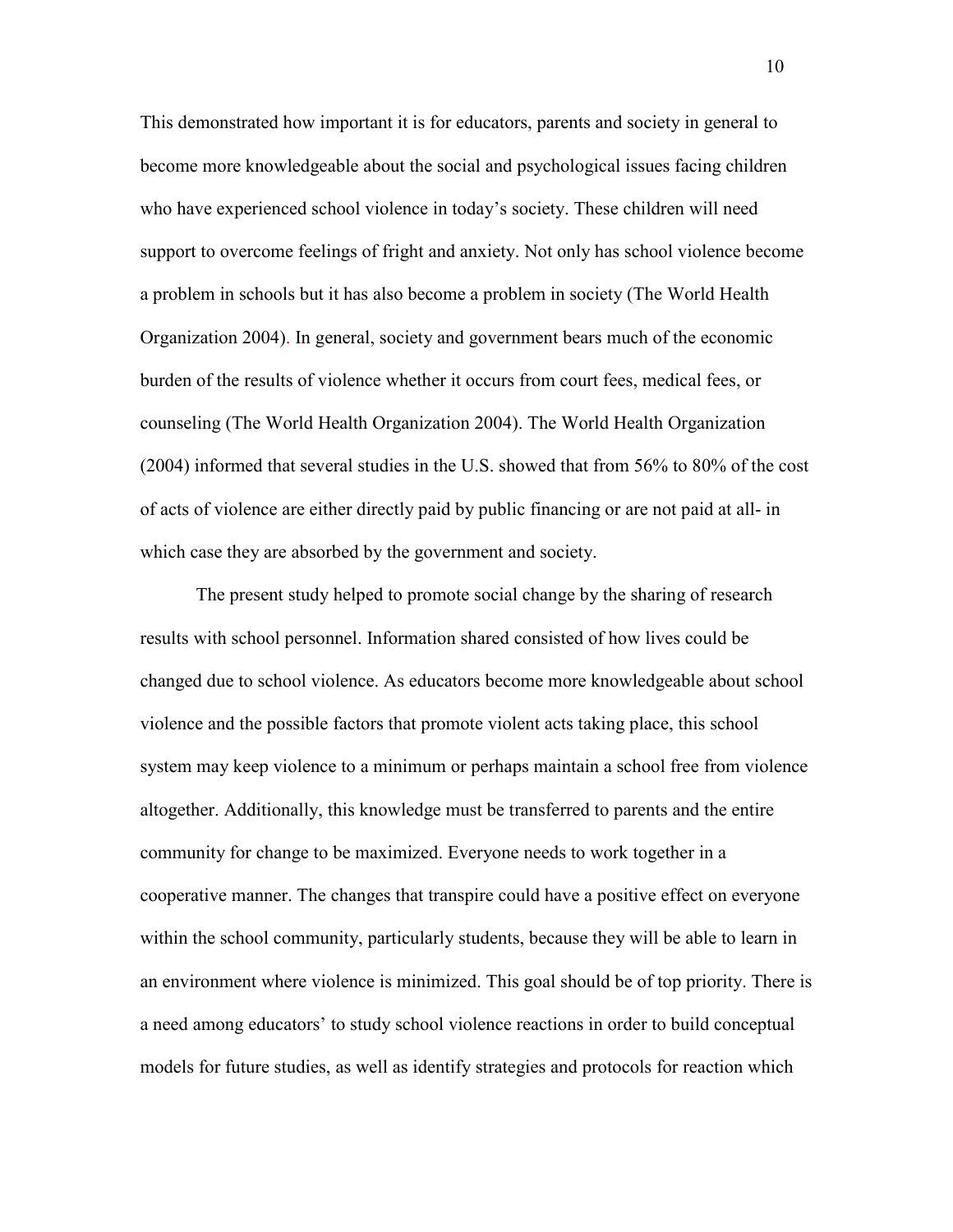This demonstrated how important it is for educators, parents and society in general to become more knowledgeable about the social and psychological issues facing children who have experienced school violence in today's society. These children will need support to overcome feelings of fright and anxiety. Not only has school violence become a problem in schools but it has also become a problem in society (The World Health Organization 2004). In general, society and government bears much of the economic burden of the results of violence whether it occurs from court fees, medical fees, or counseling (The World Health Organization 2004). The World Health Organization (2004) informed that several studies in the U.S. showed that from 56% to 80% of the cost of acts of violence are either directly paid by public financing or are not paid at all- in which case they are absorbed by the government and society.

The present study helped to promote social change by the sharing of research results with school personnel. Information shared consisted of how lives could be changed due to school violence. As educators become more knowledgeable about school violence and the possible factors that promote violent acts taking place, this school system may keep violence to a minimum or perhaps maintain a school free from violence altogether. Additionally, this knowledge must be transferred to parents and the entire community for change to be maximized. Everyone needs to work together in a cooperative manner. The changes that transpire could have a positive effect on everyone within the school community, particularly students, because they will be able to learn in an environment where violence is minimized. This goal should be of top priority. There is a need among educators' to study school violence reactions in order to build conceptual models for future studies, as well as identify strategies and protocols for reaction which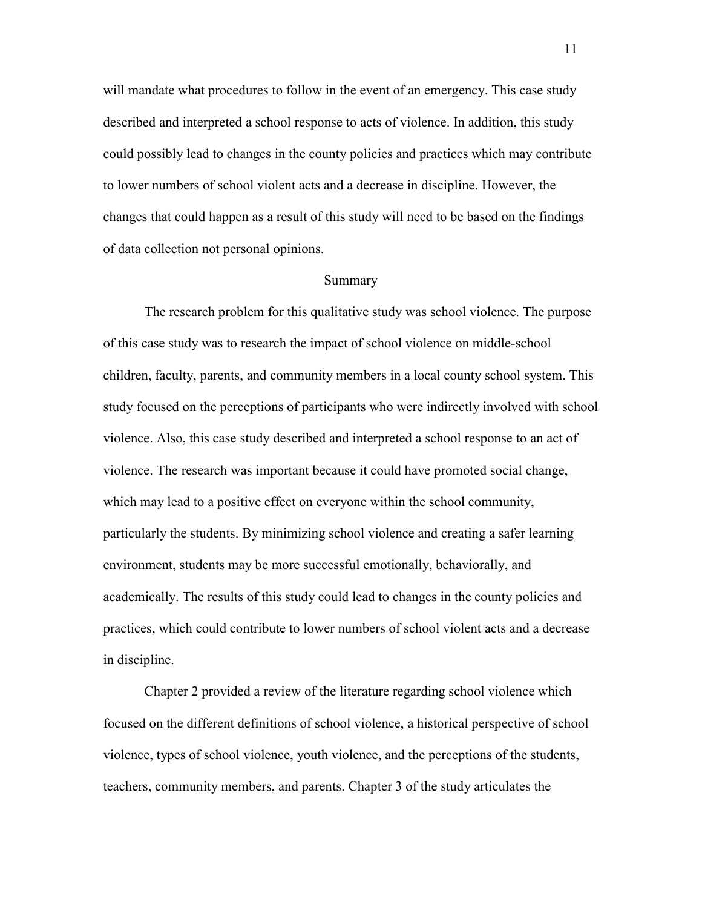will mandate what procedures to follow in the event of an emergency. This case study described and interpreted a school response to acts of violence. In addition, this study could possibly lead to changes in the county policies and practices which may contribute to lower numbers of school violent acts and a decrease in discipline. However, the changes that could happen as a result of this study will need to be based on the findings of data collection not personal opinions.

## Summary

The research problem for this qualitative study was school violence. The purpose of this case study was to research the impact of school violence on middle-school children, faculty, parents, and community members in a local county school system. This study focused on the perceptions of participants who were indirectly involved with school violence. Also, this case study described and interpreted a school response to an act of violence. The research was important because it could have promoted social change, which may lead to a positive effect on everyone within the school community, particularly the students. By minimizing school violence and creating a safer learning environment, students may be more successful emotionally, behaviorally, and academically. The results of this study could lead to changes in the county policies and practices, which could contribute to lower numbers of school violent acts and a decrease in discipline.

Chapter 2 provided a review of the literature regarding school violence which focused on the different definitions of school violence, a historical perspective of school violence, types of school violence, youth violence, and the perceptions of the students, teachers, community members, and parents. Chapter 3 of the study articulates the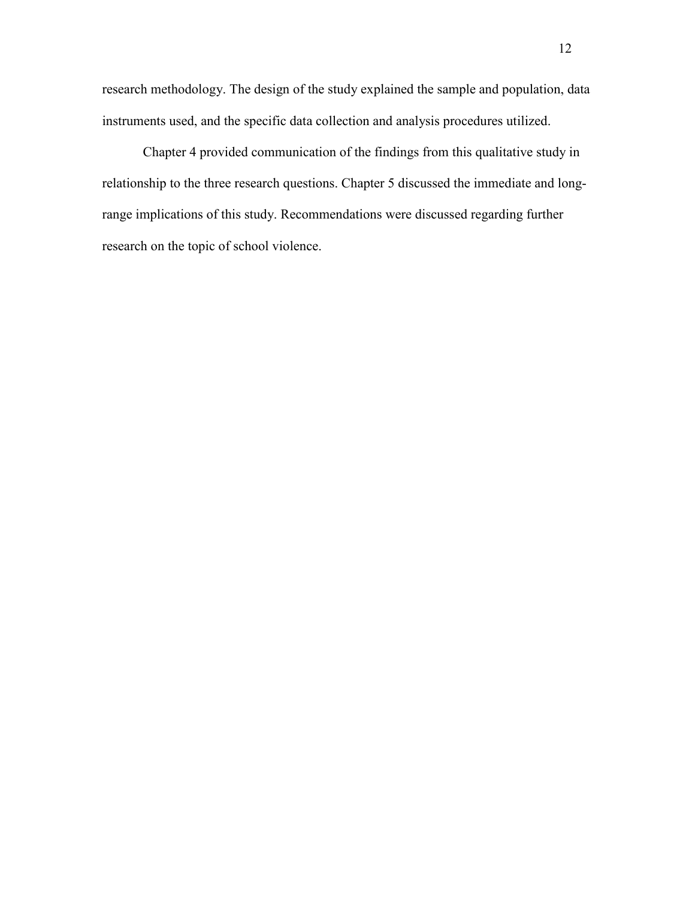research methodology. The design of the study explained the sample and population, data instruments used, and the specific data collection and analysis procedures utilized.

Chapter 4 provided communication of the findings from this qualitative study in relationship to the three research questions. Chapter 5 discussed the immediate and long-range implications of this study. Recommendations were discussed regarding further research on the topic of school violence.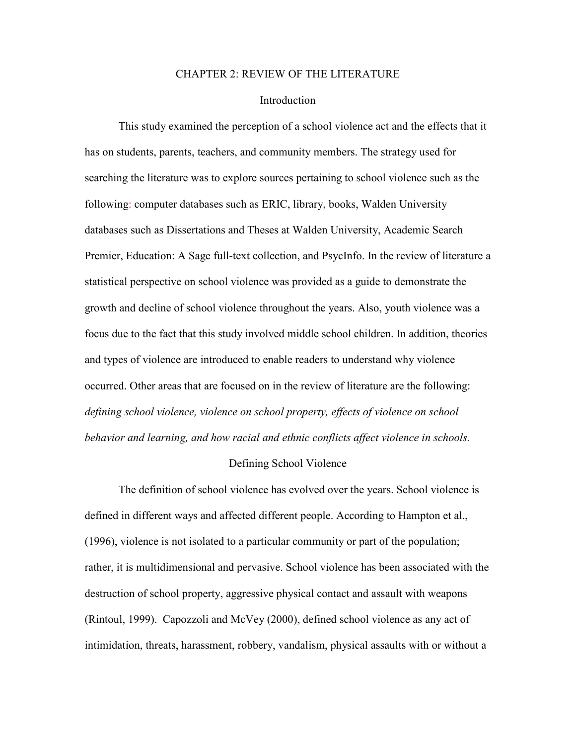# CHAPTER 2: REVIEW OF THE LITERATURE

## Introduction

This study examined the perception of a school violence act and the effects that it has on students, parents, teachers, and community members. The strategy used for searching the literature was to explore sources pertaining to school violence such as the following: computer databases such as ERIC, library, books, Walden University databases such as Dissertations and Theses at Walden University, Academic Search Premier, Education: A Sage full-text collection, and PsycInfo. In the review of literature a statistical perspective on school violence was provided as a guide to demonstrate the growth and decline of school violence throughout the years. Also, youth violence was a focus due to the fact that this study involved middle school children. In addition, theories and types of violence are introduced to enable readers to understand why violence occurred. Other areas that are focused on in the review of literature are the following: *defining school violence, violence on school property, effects of violence on school behavior and learning, and how racial and ethnic conflicts affect violence in schools.*

## Defining School Violence

The definition of school violence has evolved over the years. School violence is defined in different ways and affected different people. According to Hampton et al., (1996), violence is not isolated to a particular community or part of the population; rather, it is multidimensional and pervasive. School violence has been associated with the destruction of school property, aggressive physical contact and assault with weapons (Rintoul, 1999). Capozzoli and McVey (2000), defined school violence as any act of intimidation, threats, harassment, robbery, vandalism, physical assaults with or without a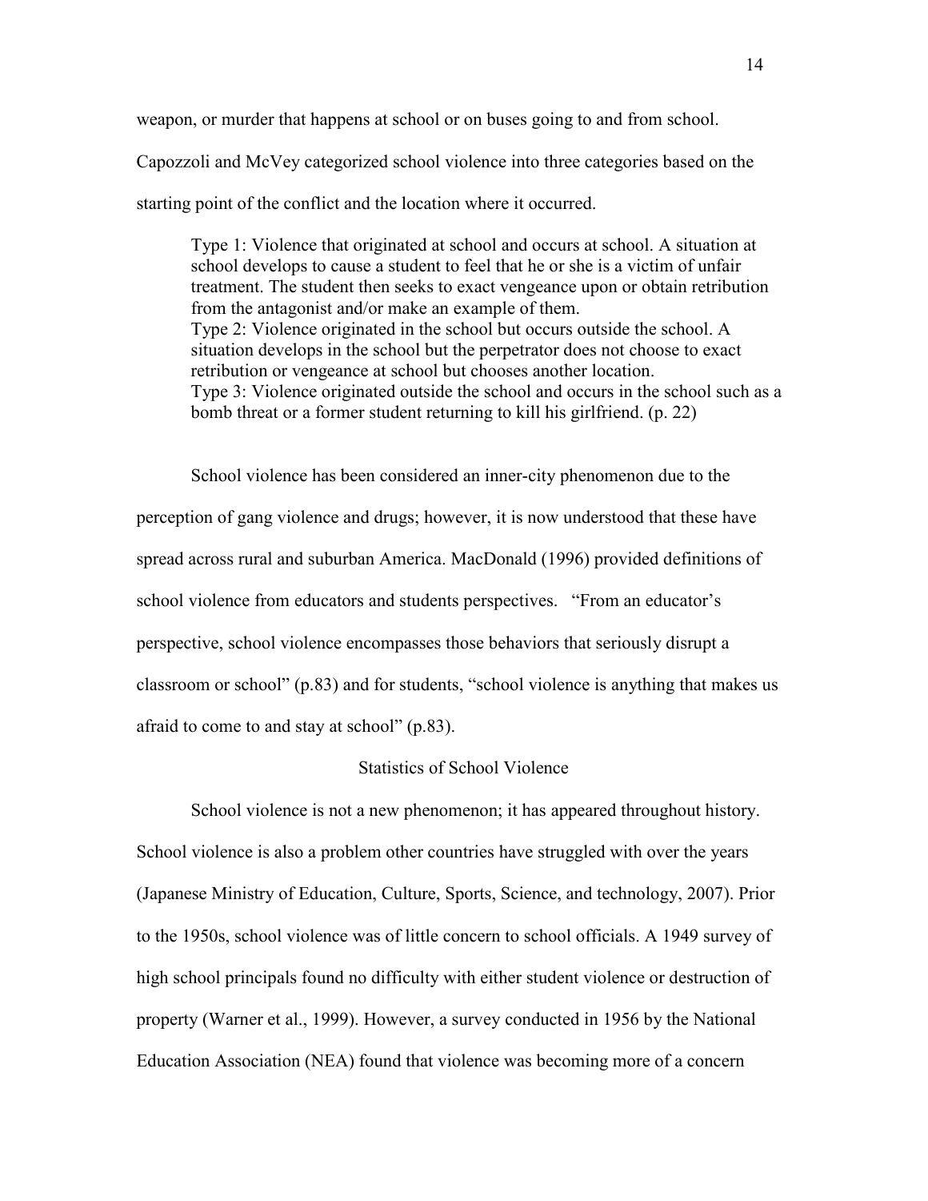weapon, or murder that happens at school or on buses going to and from school. Capozzoli and McVey categorized school violence into three categories based on the starting point of the conflict and the location where it occurred.

> Type 1: Violence that originated at school and occurs at school. A situation at school develops to cause a student to feel that he or she is a victim of unfair treatment. The student then seeks to exact vengeance upon or obtain retribution from the antagonist and/or make an example of them.
> Type 2: Violence originated in the school but occurs outside the school. A situation develops in the school but the perpetrator does not choose to exact retribution or vengeance at school but chooses another location.
> Type 3: Violence originated outside the school and occurs in the school such as a bomb threat or a former student returning to kill his girlfriend. (p. 22)

School violence has been considered an inner-city phenomenon due to the perception of gang violence and drugs; however, it is now understood that these have spread across rural and suburban America. MacDonald (1996) provided definitions of school violence from educators and students perspectives. "From an educator's perspective, school violence encompasses those behaviors that seriously disrupt a classroom or school" (p.83) and for students, "school violence is anything that makes us afraid to come to and stay at school" (p.83).

## Statistics of School Violence

School violence is not a new phenomenon; it has appeared throughout history. School violence is also a problem other countries have struggled with over the years (Japanese Ministry of Education, Culture, Sports, Science, and technology, 2007). Prior to the 1950s, school violence was of little concern to school officials. A 1949 survey of high school principals found no difficulty with either student violence or destruction of property (Warner et al., 1999). However, a survey conducted in 1956 by the National Education Association (NEA) found that violence was becoming more of a concern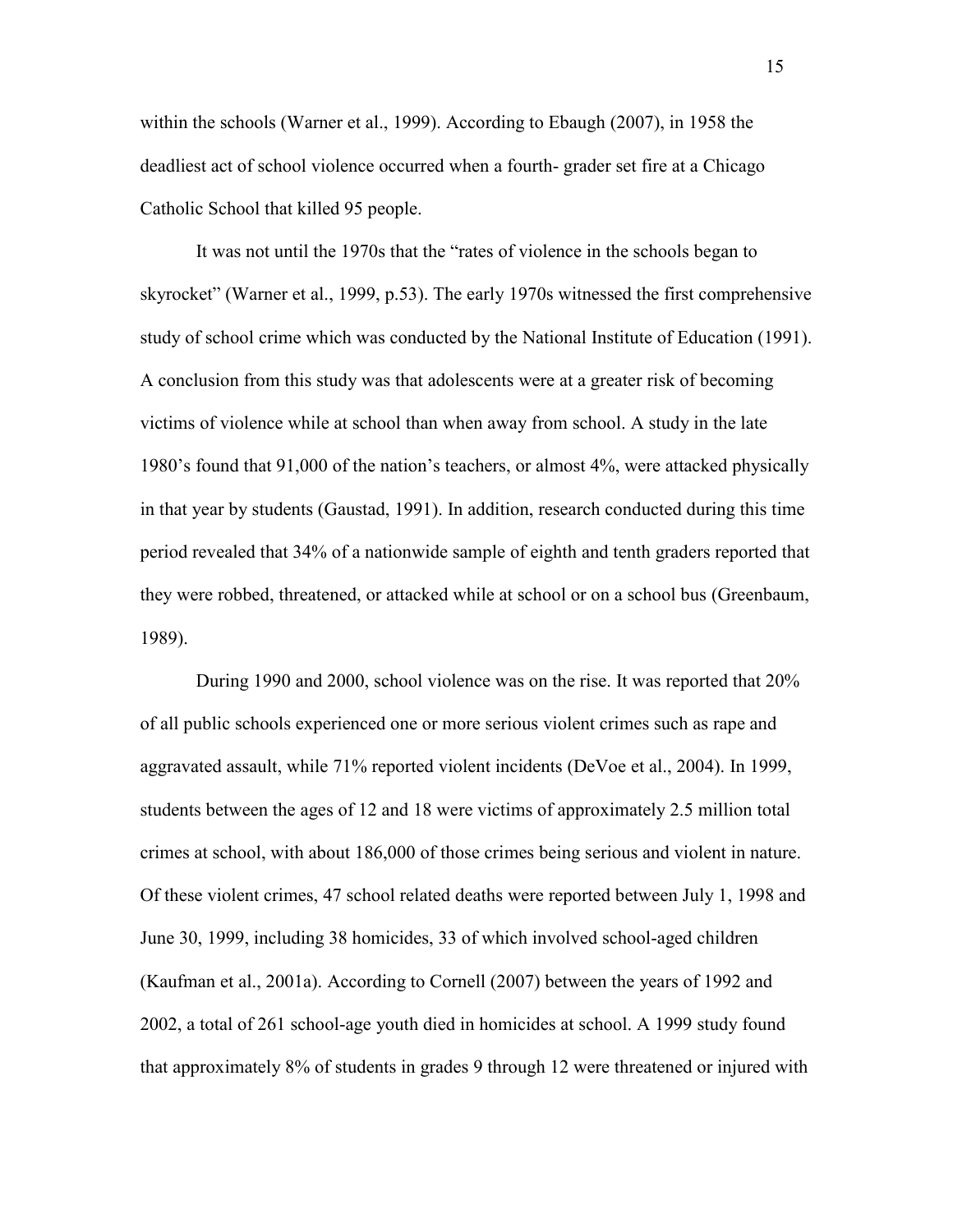within the schools (Warner et al., 1999). According to Ebaugh (2007), in 1958 the deadliest act of school violence occurred when a fourth- grader set fire at a Chicago Catholic School that killed 95 people.

It was not until the 1970s that the "rates of violence in the schools began to skyrocket" (Warner et al., 1999, p.53). The early 1970s witnessed the first comprehensive study of school crime which was conducted by the National Institute of Education (1991). A conclusion from this study was that adolescents were at a greater risk of becoming victims of violence while at school than when away from school. A study in the late 1980's found that 91,000 of the nation's teachers, or almost 4%, were attacked physically in that year by students (Gaustad, 1991). In addition, research conducted during this time period revealed that 34% of a nationwide sample of eighth and tenth graders reported that they were robbed, threatened, or attacked while at school or on a school bus (Greenbaum, 1989).

During 1990 and 2000, school violence was on the rise. It was reported that 20% of all public schools experienced one or more serious violent crimes such as rape and aggravated assault, while 71% reported violent incidents (DeVoe et al., 2004). In 1999, students between the ages of 12 and 18 were victims of approximately 2.5 million total crimes at school, with about 186,000 of those crimes being serious and violent in nature. Of these violent crimes, 47 school related deaths were reported between July 1, 1998 and June 30, 1999, including 38 homicides, 33 of which involved school-aged children (Kaufman et al., 2001a). According to Cornell (2007) between the years of 1992 and 2002, a total of 261 school-age youth died in homicides at school. A 1999 study found that approximately 8% of students in grades 9 through 12 were threatened or injured with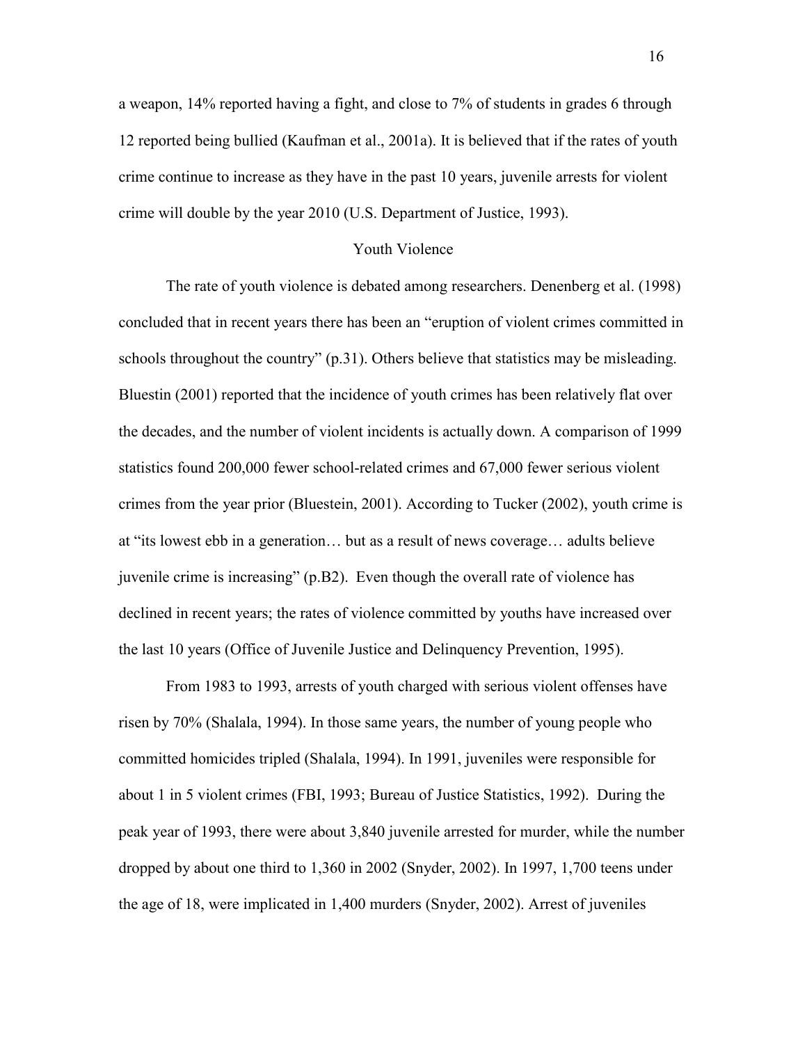a weapon, 14% reported having a fight, and close to 7% of students in grades 6 through 12 reported being bullied (Kaufman et al., 2001a). It is believed that if the rates of youth crime continue to increase as they have in the past 10 years, juvenile arrests for violent crime will double by the year 2010 (U.S. Department of Justice, 1993).

## Youth Violence

The rate of youth violence is debated among researchers. Denenberg et al. (1998) concluded that in recent years there has been an "eruption of violent crimes committed in schools throughout the country" (p.31). Others believe that statistics may be misleading. Bluestin (2001) reported that the incidence of youth crimes has been relatively flat over the decades, and the number of violent incidents is actually down. A comparison of 1999 statistics found 200,000 fewer school-related crimes and 67,000 fewer serious violent crimes from the year prior (Bluestein, 2001). According to Tucker (2002), youth crime is at "its lowest ebb in a generation… but as a result of news coverage… adults believe juvenile crime is increasing" (p.B2). Even though the overall rate of violence has declined in recent years; the rates of violence committed by youths have increased over the last 10 years (Office of Juvenile Justice and Delinquency Prevention, 1995).

From 1983 to 1993, arrests of youth charged with serious violent offenses have risen by 70% (Shalala, 1994). In those same years, the number of young people who committed homicides tripled (Shalala, 1994). In 1991, juveniles were responsible for about 1 in 5 violent crimes (FBI, 1993; Bureau of Justice Statistics, 1992). During the peak year of 1993, there were about 3,840 juvenile arrested for murder, while the number dropped by about one third to 1,360 in 2002 (Snyder, 2002). In 1997, 1,700 teens under the age of 18, were implicated in 1,400 murders (Snyder, 2002). Arrest of juveniles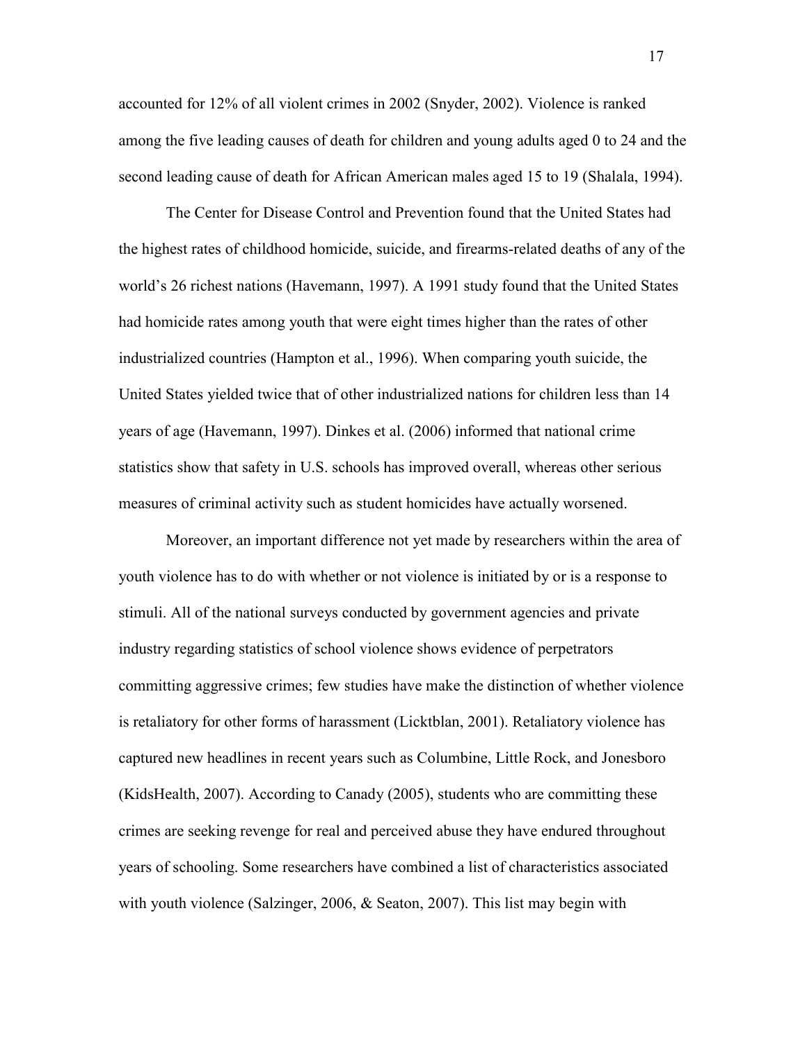accounted for 12% of all violent crimes in 2002 (Snyder, 2002). Violence is ranked among the five leading causes of death for children and young adults aged 0 to 24 and the second leading cause of death for African American males aged 15 to 19 (Shalala, 1994).

The Center for Disease Control and Prevention found that the United States had the highest rates of childhood homicide, suicide, and firearms-related deaths of any of the world's 26 richest nations (Havemann, 1997). A 1991 study found that the United States had homicide rates among youth that were eight times higher than the rates of other industrialized countries (Hampton et al., 1996). When comparing youth suicide, the United States yielded twice that of other industrialized nations for children less than 14 years of age (Havemann, 1997). Dinkes et al. (2006) informed that national crime statistics show that safety in U.S. schools has improved overall, whereas other serious measures of criminal activity such as student homicides have actually worsened.

Moreover, an important difference not yet made by researchers within the area of youth violence has to do with whether or not violence is initiated by or is a response to stimuli. All of the national surveys conducted by government agencies and private industry regarding statistics of school violence shows evidence of perpetrators committing aggressive crimes; few studies have make the distinction of whether violence is retaliatory for other forms of harassment (Licktblan, 2001). Retaliatory violence has captured new headlines in recent years such as Columbine, Little Rock, and Jonesboro (KidsHealth, 2007). According to Canady (2005), students who are committing these crimes are seeking revenge for real and perceived abuse they have endured throughout years of schooling. Some researchers have combined a list of characteristics associated with youth violence (Salzinger, 2006, & Seaton, 2007). This list may begin with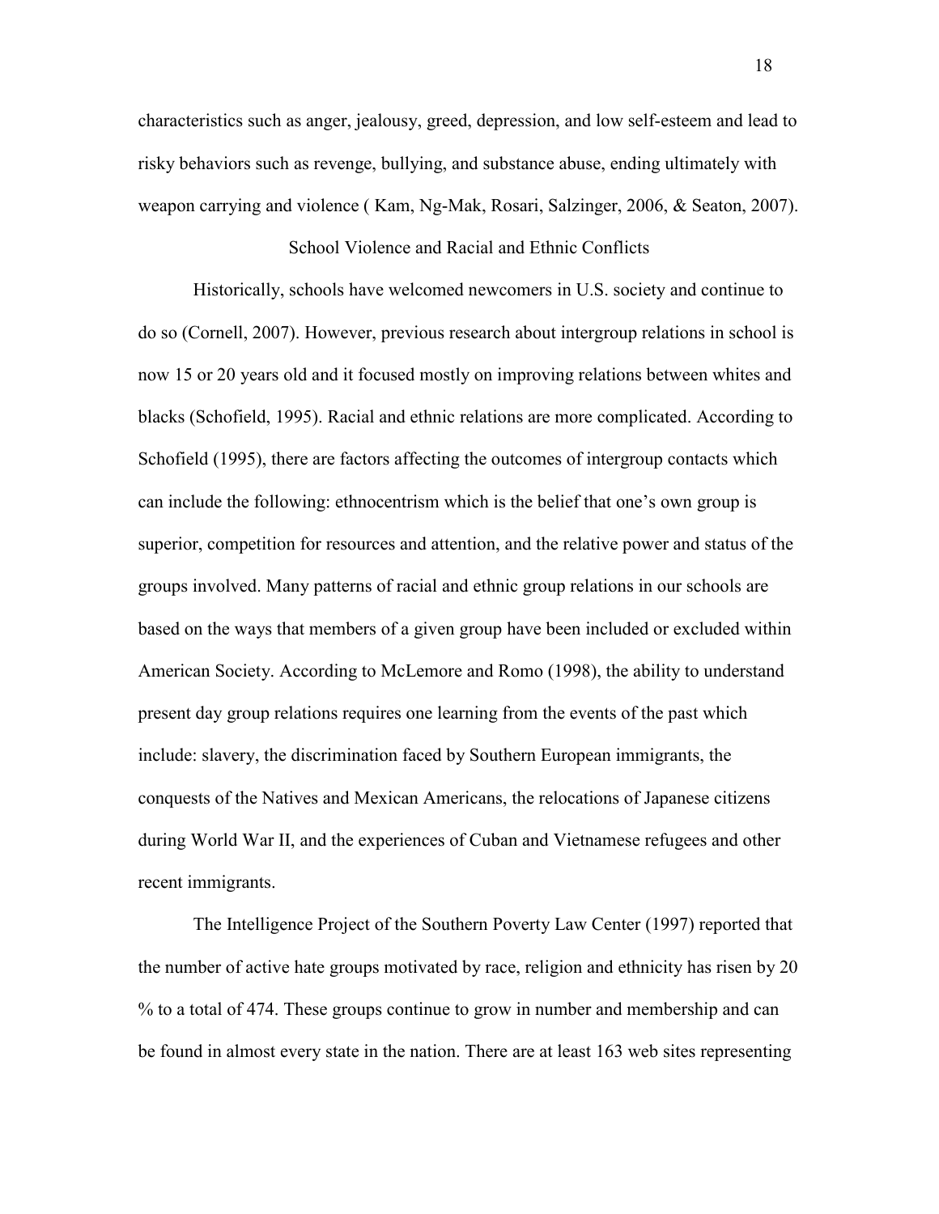characteristics such as anger, jealousy, greed, depression, and low self-esteem and lead to risky behaviors such as revenge, bullying, and substance abuse, ending ultimately with weapon carrying and violence ( Kam, Ng-Mak, Rosari, Salzinger, 2006, & Seaton, 2007).

## School Violence and Racial and Ethnic Conflicts

Historically, schools have welcomed newcomers in U.S. society and continue to do so (Cornell, 2007). However, previous research about intergroup relations in school is now 15 or 20 years old and it focused mostly on improving relations between whites and blacks (Schofield, 1995). Racial and ethnic relations are more complicated. According to Schofield (1995), there are factors affecting the outcomes of intergroup contacts which can include the following: ethnocentrism which is the belief that one's own group is superior, competition for resources and attention, and the relative power and status of the groups involved. Many patterns of racial and ethnic group relations in our schools are based on the ways that members of a given group have been included or excluded within American Society. According to McLemore and Romo (1998), the ability to understand present day group relations requires one learning from the events of the past which include: slavery, the discrimination faced by Southern European immigrants, the conquests of the Natives and Mexican Americans, the relocations of Japanese citizens during World War II, and the experiences of Cuban and Vietnamese refugees and other recent immigrants.

The Intelligence Project of the Southern Poverty Law Center (1997) reported that the number of active hate groups motivated by race, religion and ethnicity has risen by 20 % to a total of 474. These groups continue to grow in number and membership and can be found in almost every state in the nation. There are at least 163 web sites representing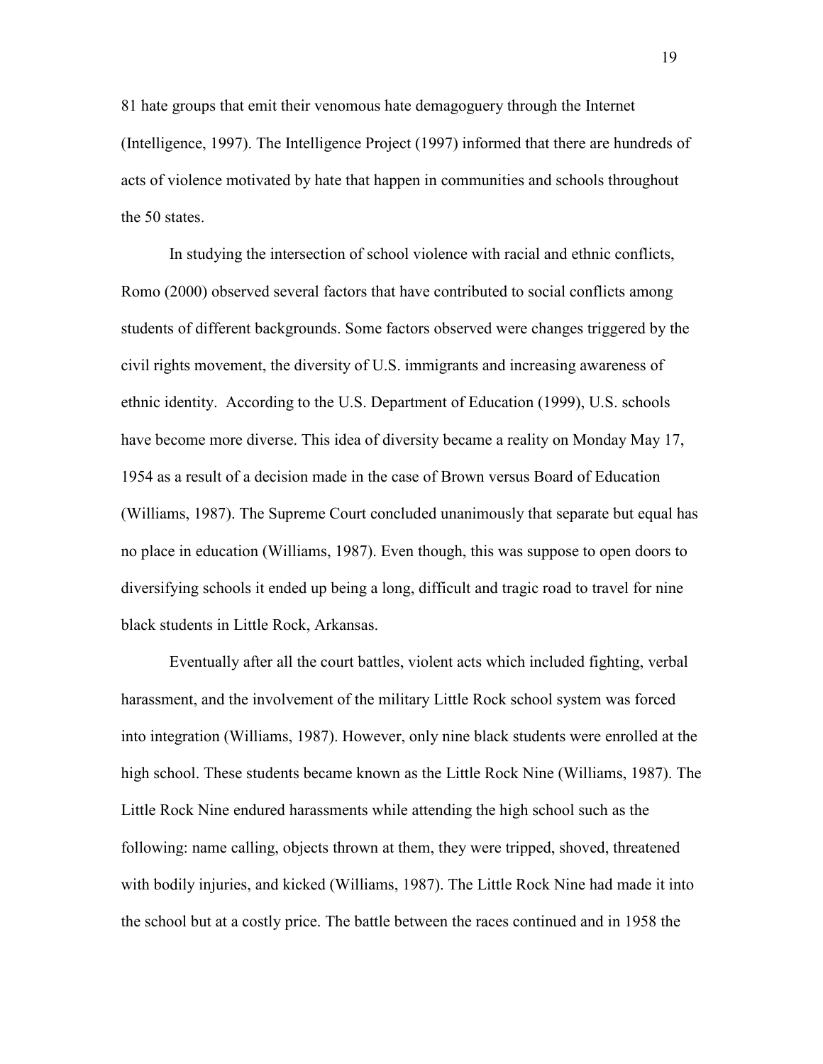81 hate groups that emit their venomous hate demagoguery through the Internet (Intelligence, 1997). The Intelligence Project (1997) informed that there are hundreds of acts of violence motivated by hate that happen in communities and schools throughout the 50 states.

In studying the intersection of school violence with racial and ethnic conflicts, Romo (2000) observed several factors that have contributed to social conflicts among students of different backgrounds. Some factors observed were changes triggered by the civil rights movement, the diversity of U.S. immigrants and increasing awareness of ethnic identity. According to the U.S. Department of Education (1999), U.S. schools have become more diverse. This idea of diversity became a reality on Monday May 17, 1954 as a result of a decision made in the case of Brown versus Board of Education (Williams, 1987). The Supreme Court concluded unanimously that separate but equal has no place in education (Williams, 1987). Even though, this was suppose to open doors to diversifying schools it ended up being a long, difficult and tragic road to travel for nine black students in Little Rock, Arkansas.

Eventually after all the court battles, violent acts which included fighting, verbal harassment, and the involvement of the military Little Rock school system was forced into integration (Williams, 1987). However, only nine black students were enrolled at the high school. These students became known as the Little Rock Nine (Williams, 1987). The Little Rock Nine endured harassments while attending the high school such as the following: name calling, objects thrown at them, they were tripped, shoved, threatened with bodily injuries, and kicked (Williams, 1987). The Little Rock Nine had made it into the school but at a costly price. The battle between the races continued and in 1958 the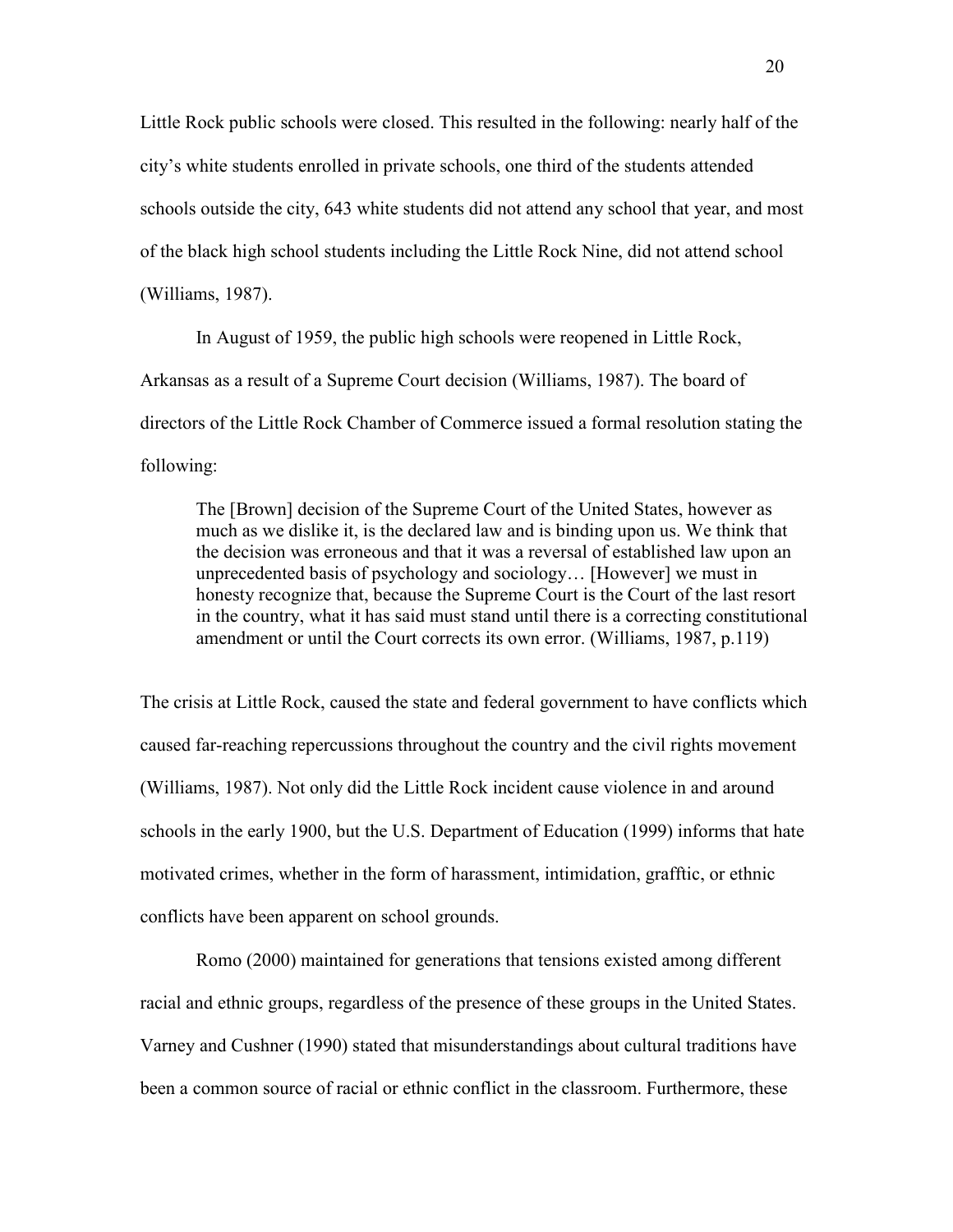Little Rock public schools were closed. This resulted in the following: nearly half of the city's white students enrolled in private schools, one third of the students attended schools outside the city, 643 white students did not attend any school that year, and most of the black high school students including the Little Rock Nine, did not attend school (Williams, 1987).

In August of 1959, the public high schools were reopened in Little Rock, Arkansas as a result of a Supreme Court decision (Williams, 1987). The board of directors of the Little Rock Chamber of Commerce issued a formal resolution stating the following:

> The [Brown] decision of the Supreme Court of the United States, however as much as we dislike it, is the declared law and is binding upon us. We think that the decision was erroneous and that it was a reversal of established law upon an unprecedented basis of psychology and sociology… [However] we must in honesty recognize that, because the Supreme Court is the Court of the last resort in the country, what it has said must stand until there is a correcting constitutional amendment or until the Court corrects its own error. (Williams, 1987, p.119)

The crisis at Little Rock, caused the state and federal government to have conflicts which caused far-reaching repercussions throughout the country and the civil rights movement (Williams, 1987). Not only did the Little Rock incident cause violence in and around schools in the early 1900, but the U.S. Department of Education (1999) informs that hate motivated crimes, whether in the form of harassment, intimidation, grafftic, or ethnic conflicts have been apparent on school grounds.

Romo (2000) maintained for generations that tensions existed among different racial and ethnic groups, regardless of the presence of these groups in the United States. Varney and Cushner (1990) stated that misunderstandings about cultural traditions have been a common source of racial or ethnic conflict in the classroom. Furthermore, these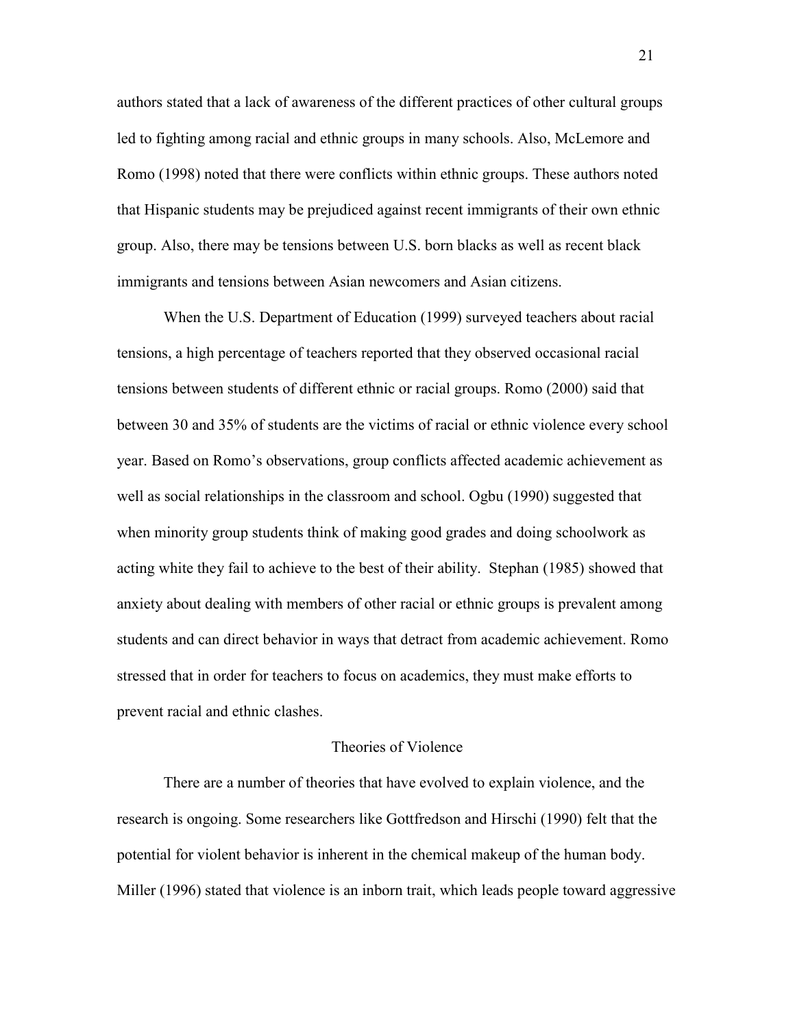authors stated that a lack of awareness of the different practices of other cultural groups led to fighting among racial and ethnic groups in many schools. Also, McLemore and Romo (1998) noted that there were conflicts within ethnic groups. These authors noted that Hispanic students may be prejudiced against recent immigrants of their own ethnic group. Also, there may be tensions between U.S. born blacks as well as recent black immigrants and tensions between Asian newcomers and Asian citizens.

When the U.S. Department of Education (1999) surveyed teachers about racial tensions, a high percentage of teachers reported that they observed occasional racial tensions between students of different ethnic or racial groups. Romo (2000) said that between 30 and 35% of students are the victims of racial or ethnic violence every school year. Based on Romo's observations, group conflicts affected academic achievement as well as social relationships in the classroom and school. Ogbu (1990) suggested that when minority group students think of making good grades and doing schoolwork as acting white they fail to achieve to the best of their ability. Stephan (1985) showed that anxiety about dealing with members of other racial or ethnic groups is prevalent among students and can direct behavior in ways that detract from academic achievement. Romo stressed that in order for teachers to focus on academics, they must make efforts to prevent racial and ethnic clashes.

## Theories of Violence

There are a number of theories that have evolved to explain violence, and the research is ongoing. Some researchers like Gottfredson and Hirschi (1990) felt that the potential for violent behavior is inherent in the chemical makeup of the human body. Miller (1996) stated that violence is an inborn trait, which leads people toward aggressive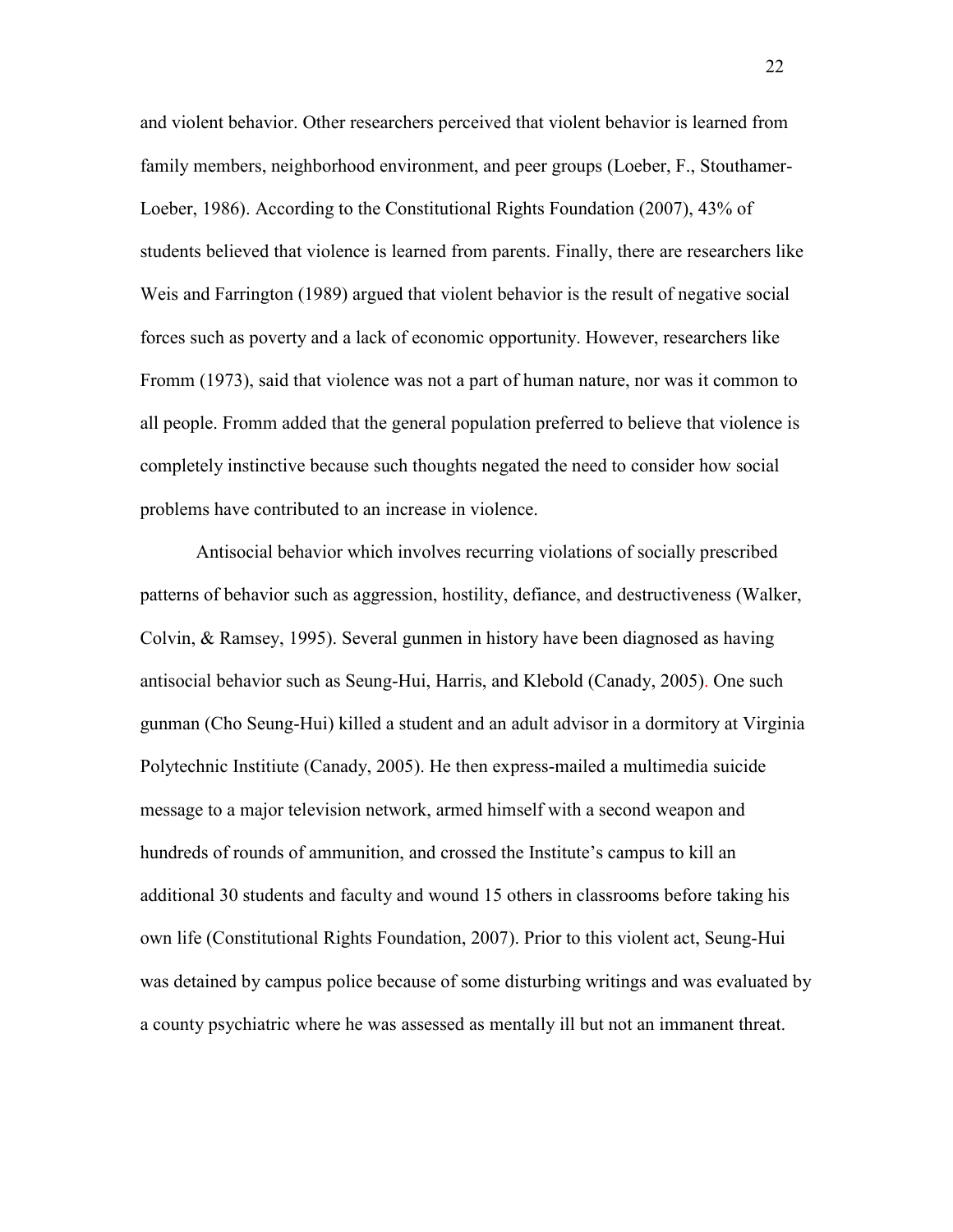and violent behavior. Other researchers perceived that violent behavior is learned from family members, neighborhood environment, and peer groups (Loeber, F., Stouthamer-Loeber, 1986). According to the Constitutional Rights Foundation (2007), 43% of students believed that violence is learned from parents. Finally, there are researchers like Weis and Farrington (1989) argued that violent behavior is the result of negative social forces such as poverty and a lack of economic opportunity. However, researchers like Fromm (1973), said that violence was not a part of human nature, nor was it common to all people. Fromm added that the general population preferred to believe that violence is completely instinctive because such thoughts negated the need to consider how social problems have contributed to an increase in violence.

Antisocial behavior which involves recurring violations of socially prescribed patterns of behavior such as aggression, hostility, defiance, and destructiveness (Walker, Colvin, & Ramsey, 1995). Several gunmen in history have been diagnosed as having antisocial behavior such as Seung-Hui, Harris, and Klebold (Canady, 2005). One such gunman (Cho Seung-Hui) killed a student and an adult advisor in a dormitory at Virginia Polytechnic Instititute (Canady, 2005). He then express-mailed a multimedia suicide message to a major television network, armed himself with a second weapon and hundreds of rounds of ammunition, and crossed the Institute's campus to kill an additional 30 students and faculty and wound 15 others in classrooms before taking his own life (Constitutional Rights Foundation, 2007). Prior to this violent act, Seung-Hui was detained by campus police because of some disturbing writings and was evaluated by a county psychiatric where he was assessed as mentally ill but not an immanent threat.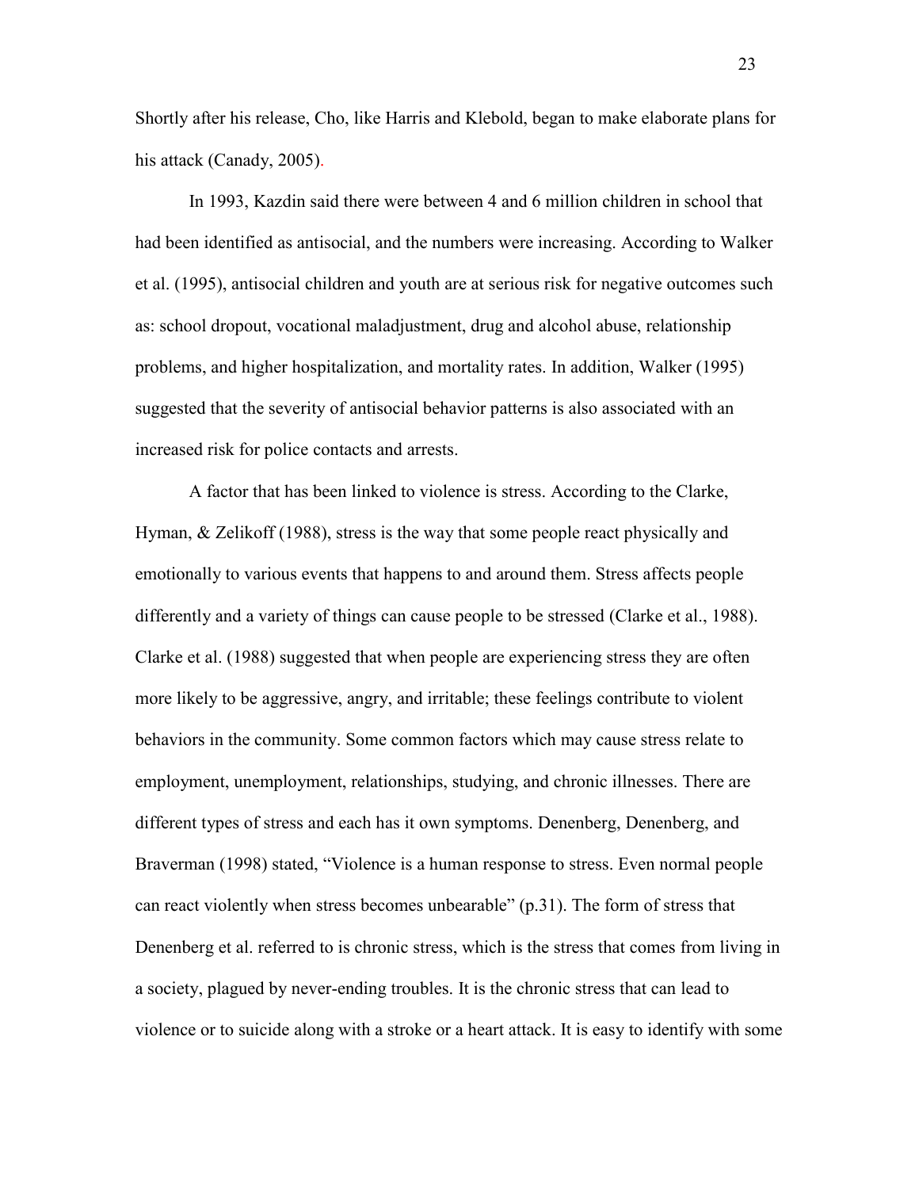Shortly after his release, Cho, like Harris and Klebold, began to make elaborate plans for his attack (Canady, 2005).

In 1993, Kazdin said there were between 4 and 6 million children in school that had been identified as antisocial, and the numbers were increasing. According to Walker et al. (1995), antisocial children and youth are at serious risk for negative outcomes such as: school dropout, vocational maladjustment, drug and alcohol abuse, relationship problems, and higher hospitalization, and mortality rates. In addition, Walker (1995) suggested that the severity of antisocial behavior patterns is also associated with an increased risk for police contacts and arrests.

A factor that has been linked to violence is stress. According to the Clarke, Hyman, & Zelikoff (1988), stress is the way that some people react physically and emotionally to various events that happens to and around them. Stress affects people differently and a variety of things can cause people to be stressed (Clarke et al., 1988). Clarke et al. (1988) suggested that when people are experiencing stress they are often more likely to be aggressive, angry, and irritable; these feelings contribute to violent behaviors in the community. Some common factors which may cause stress relate to employment, unemployment, relationships, studying, and chronic illnesses. There are different types of stress and each has it own symptoms. Denenberg, Denenberg, and Braverman (1998) stated, "Violence is a human response to stress. Even normal people can react violently when stress becomes unbearable" (p.31). The form of stress that Denenberg et al. referred to is chronic stress, which is the stress that comes from living in a society, plagued by never-ending troubles. It is the chronic stress that can lead to violence or to suicide along with a stroke or a heart attack. It is easy to identify with some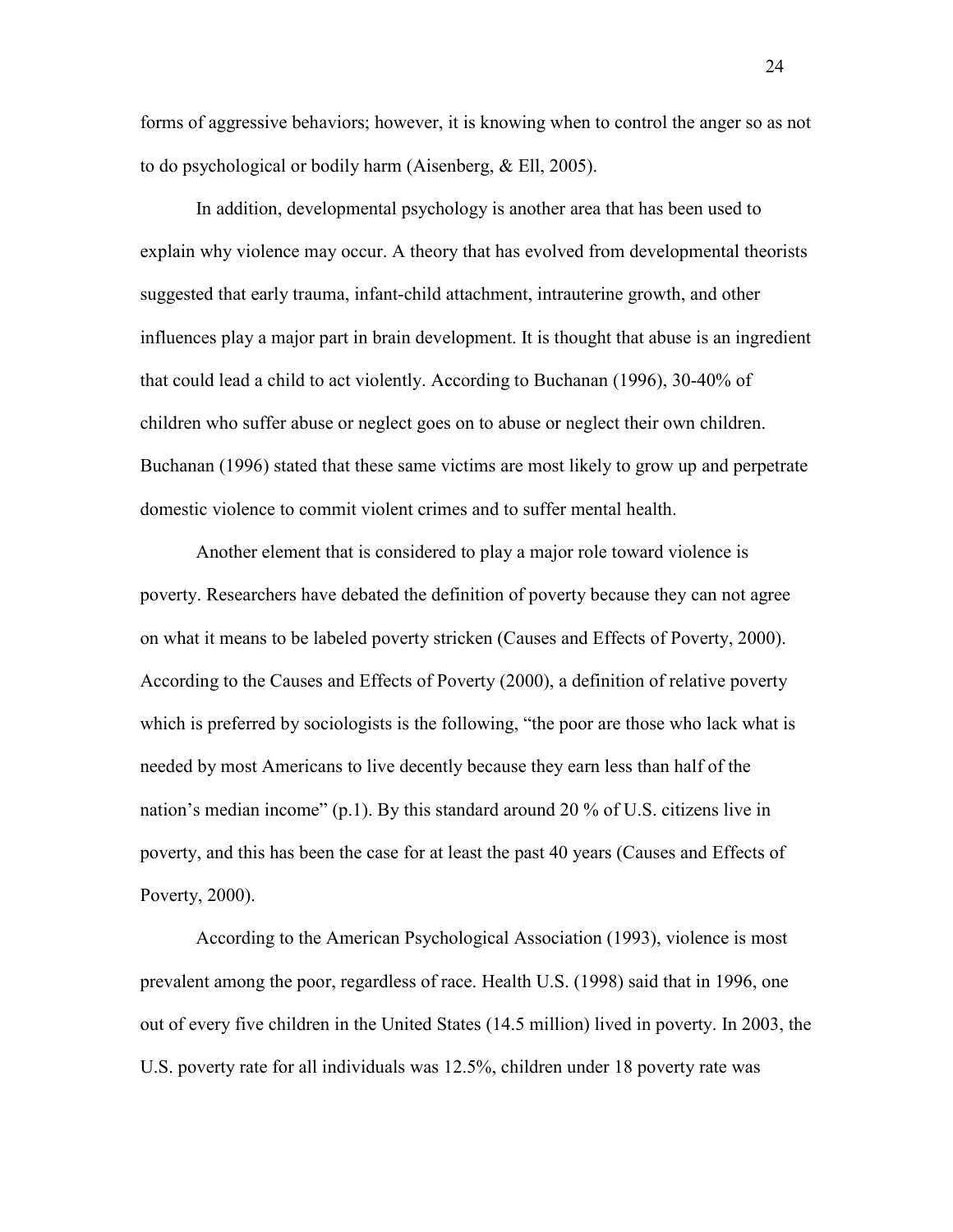forms of aggressive behaviors; however, it is knowing when to control the anger so as not to do psychological or bodily harm (Aisenberg, & Ell, 2005).

In addition, developmental psychology is another area that has been used to explain why violence may occur. A theory that has evolved from developmental theorists suggested that early trauma, infant-child attachment, intrauterine growth, and other influences play a major part in brain development. It is thought that abuse is an ingredient that could lead a child to act violently. According to Buchanan (1996), 30-40% of children who suffer abuse or neglect goes on to abuse or neglect their own children. Buchanan (1996) stated that these same victims are most likely to grow up and perpetrate domestic violence to commit violent crimes and to suffer mental health.

Another element that is considered to play a major role toward violence is poverty. Researchers have debated the definition of poverty because they can not agree on what it means to be labeled poverty stricken (Causes and Effects of Poverty, 2000). According to the Causes and Effects of Poverty (2000), a definition of relative poverty which is preferred by sociologists is the following, "the poor are those who lack what is needed by most Americans to live decently because they earn less than half of the nation's median income" (p.1). By this standard around 20 % of U.S. citizens live in poverty, and this has been the case for at least the past 40 years (Causes and Effects of Poverty, 2000).

According to the American Psychological Association (1993), violence is most prevalent among the poor, regardless of race. Health U.S. (1998) said that in 1996, one out of every five children in the United States (14.5 million) lived in poverty. In 2003, the U.S. poverty rate for all individuals was 12.5%, children under 18 poverty rate was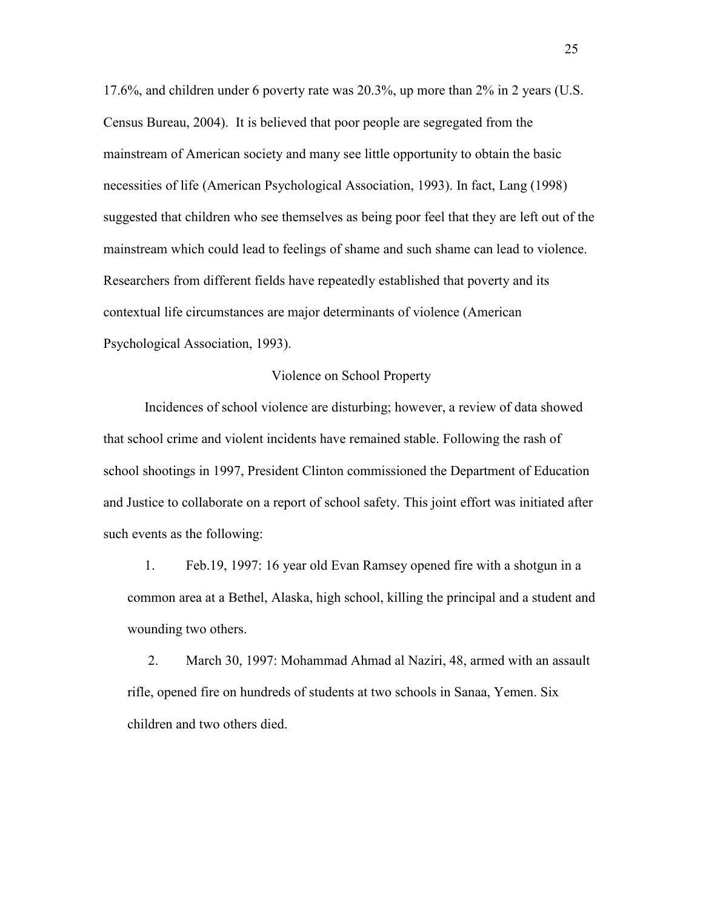17.6%, and children under 6 poverty rate was 20.3%, up more than 2% in 2 years (U.S. Census Bureau, 2004). It is believed that poor people are segregated from the mainstream of American society and many see little opportunity to obtain the basic necessities of life (American Psychological Association, 1993). In fact, Lang (1998) suggested that children who see themselves as being poor feel that they are left out of the mainstream which could lead to feelings of shame and such shame can lead to violence. Researchers from different fields have repeatedly established that poverty and its contextual life circumstances are major determinants of violence (American Psychological Association, 1993).

## Violence on School Property

Incidences of school violence are disturbing; however, a review of data showed that school crime and violent incidents have remained stable. Following the rash of school shootings in 1997, President Clinton commissioned the Department of Education and Justice to collaborate on a report of school safety. This joint effort was initiated after such events as the following:

1. Feb.19, 1997: 16 year old Evan Ramsey opened fire with a shotgun in a common area at a Bethel, Alaska, high school, killing the principal and a student and wounding two others.

2. March 30, 1997: Mohammad Ahmad al Naziri, 48, armed with an assault rifle, opened fire on hundreds of students at two schools in Sanaa, Yemen. Six children and two others died.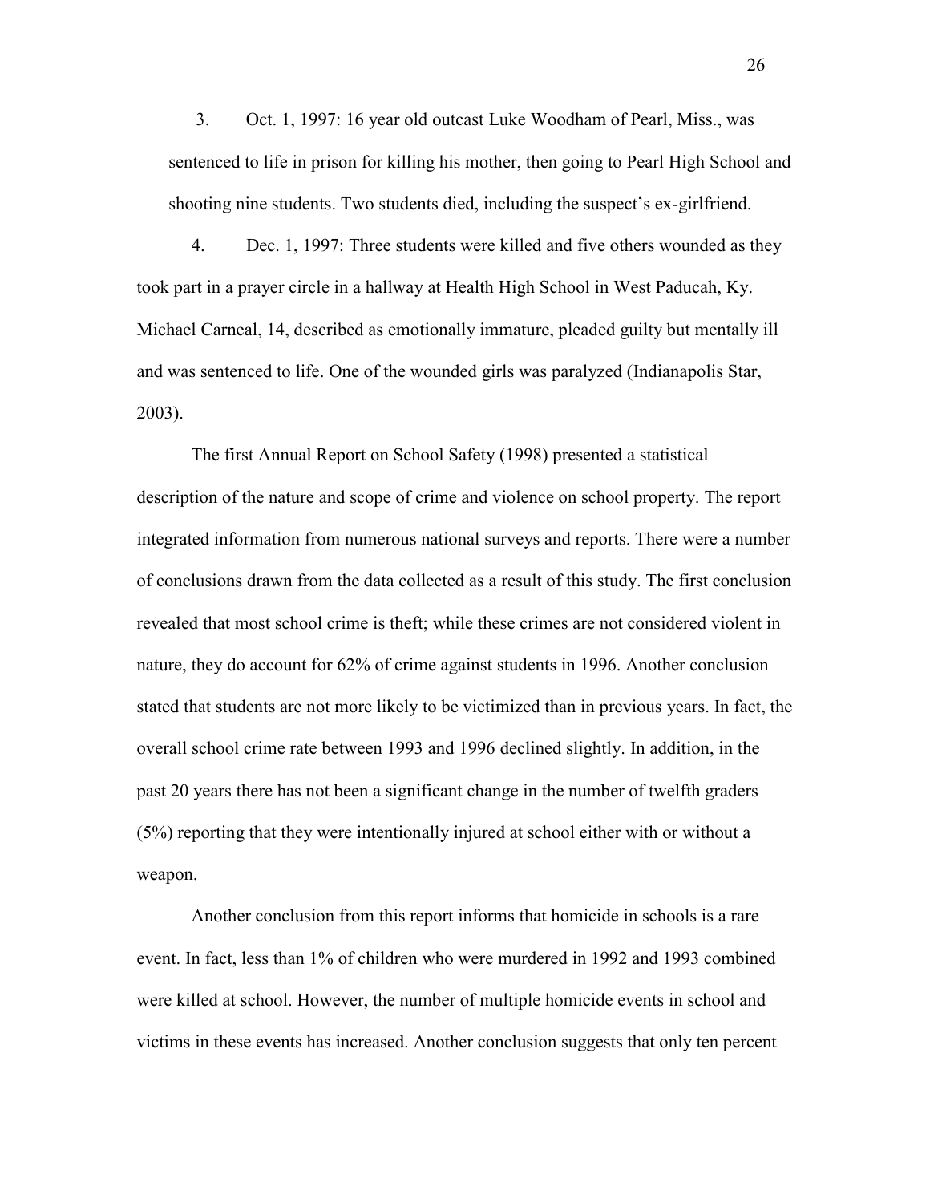3. Oct. 1, 1997: 16 year old outcast Luke Woodham of Pearl, Miss., was sentenced to life in prison for killing his mother, then going to Pearl High School and shooting nine students. Two students died, including the suspect's ex-girlfriend.

4. Dec. 1, 1997: Three students were killed and five others wounded as they took part in a prayer circle in a hallway at Health High School in West Paducah, Ky. Michael Carneal, 14, described as emotionally immature, pleaded guilty but mentally ill and was sentenced to life. One of the wounded girls was paralyzed (Indianapolis Star, 2003).

The first Annual Report on School Safety (1998) presented a statistical description of the nature and scope of crime and violence on school property. The report integrated information from numerous national surveys and reports. There were a number of conclusions drawn from the data collected as a result of this study. The first conclusion revealed that most school crime is theft; while these crimes are not considered violent in nature, they do account for 62% of crime against students in 1996. Another conclusion stated that students are not more likely to be victimized than in previous years. In fact, the overall school crime rate between 1993 and 1996 declined slightly. In addition, in the past 20 years there has not been a significant change in the number of twelfth graders (5%) reporting that they were intentionally injured at school either with or without a weapon.

Another conclusion from this report informs that homicide in schools is a rare event. In fact, less than 1% of children who were murdered in 1992 and 1993 combined were killed at school. However, the number of multiple homicide events in school and victims in these events has increased. Another conclusion suggests that only ten percent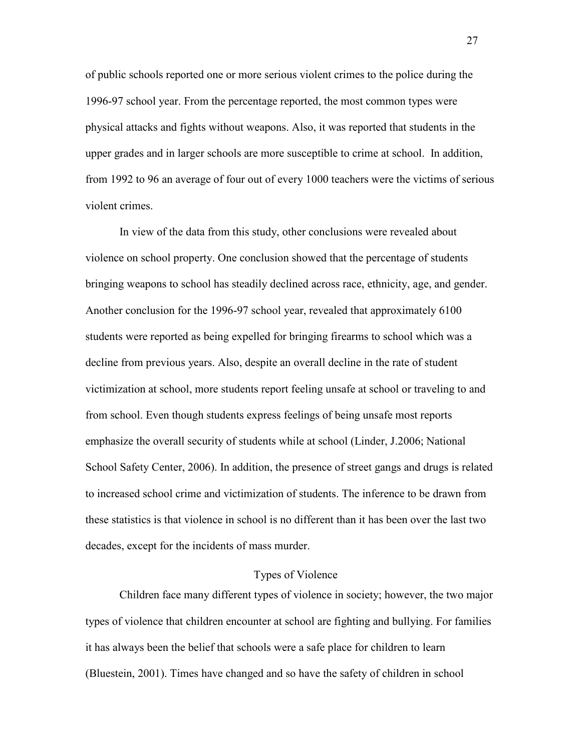of public schools reported one or more serious violent crimes to the police during the 1996-97 school year. From the percentage reported, the most common types were physical attacks and fights without weapons. Also, it was reported that students in the upper grades and in larger schools are more susceptible to crime at school. In addition, from 1992 to 96 an average of four out of every 1000 teachers were the victims of serious violent crimes.

In view of the data from this study, other conclusions were revealed about violence on school property. One conclusion showed that the percentage of students bringing weapons to school has steadily declined across race, ethnicity, age, and gender. Another conclusion for the 1996-97 school year, revealed that approximately 6100 students were reported as being expelled for bringing firearms to school which was a decline from previous years. Also, despite an overall decline in the rate of student victimization at school, more students report feeling unsafe at school or traveling to and from school. Even though students express feelings of being unsafe most reports emphasize the overall security of students while at school (Linder, J.2006; National School Safety Center, 2006). In addition, the presence of street gangs and drugs is related to increased school crime and victimization of students. The inference to be drawn from these statistics is that violence in school is no different than it has been over the last two decades, except for the incidents of mass murder.

## Types of Violence

Children face many different types of violence in society; however, the two major types of violence that children encounter at school are fighting and bullying. For families it has always been the belief that schools were a safe place for children to learn (Bluestein, 2001). Times have changed and so have the safety of children in school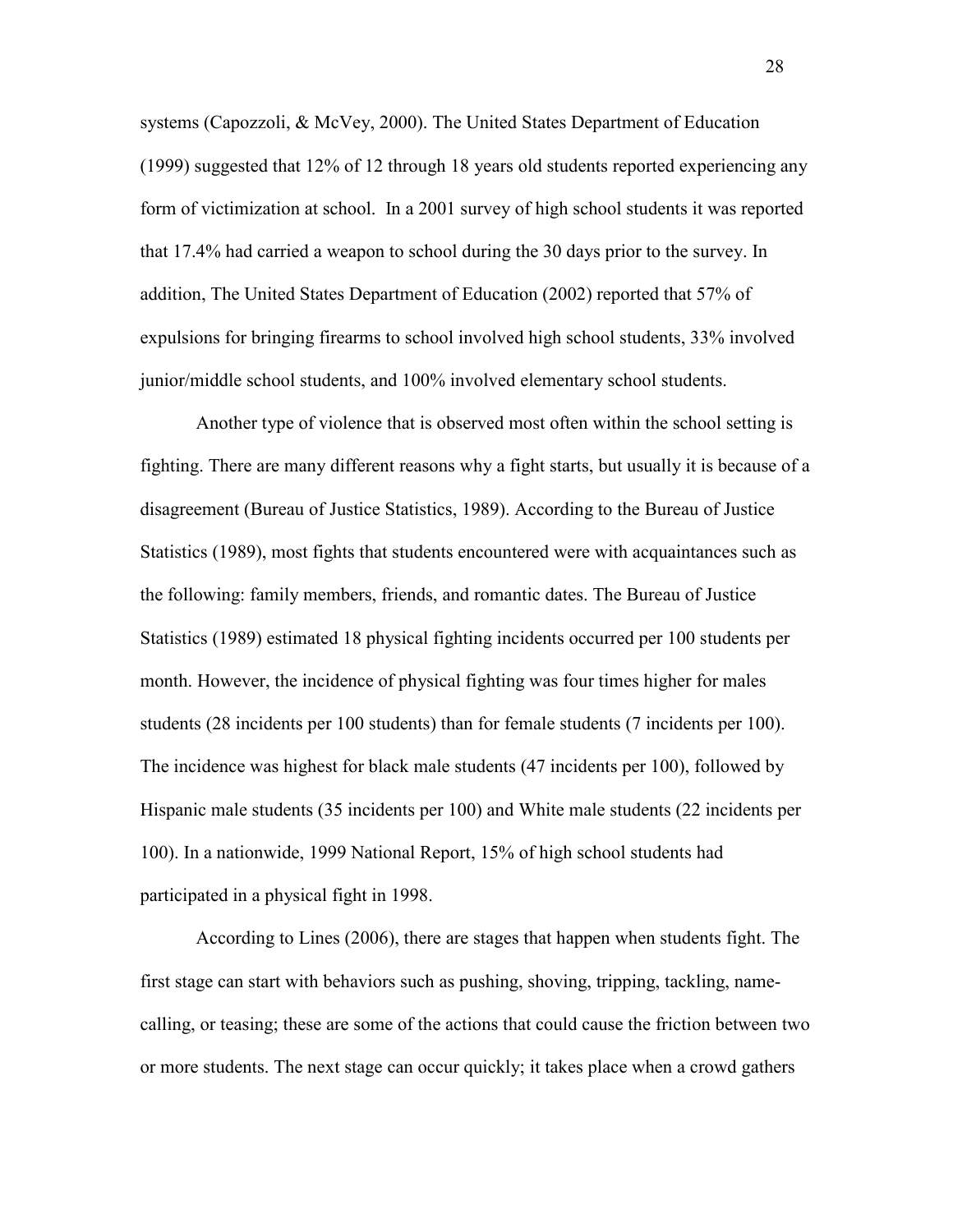systems (Capozzoli, & McVey, 2000). The United States Department of Education (1999) suggested that 12% of 12 through 18 years old students reported experiencing any form of victimization at school. In a 2001 survey of high school students it was reported that 17.4% had carried a weapon to school during the 30 days prior to the survey. In addition, The United States Department of Education (2002) reported that 57% of expulsions for bringing firearms to school involved high school students, 33% involved junior/middle school students, and 100% involved elementary school students.

Another type of violence that is observed most often within the school setting is fighting. There are many different reasons why a fight starts, but usually it is because of a disagreement (Bureau of Justice Statistics, 1989). According to the Bureau of Justice Statistics (1989), most fights that students encountered were with acquaintances such as the following: family members, friends, and romantic dates. The Bureau of Justice Statistics (1989) estimated 18 physical fighting incidents occurred per 100 students per month. However, the incidence of physical fighting was four times higher for males students (28 incidents per 100 students) than for female students (7 incidents per 100). The incidence was highest for black male students (47 incidents per 100), followed by Hispanic male students (35 incidents per 100) and White male students (22 incidents per 100). In a nationwide, 1999 National Report, 15% of high school students had participated in a physical fight in 1998.

According to Lines (2006), there are stages that happen when students fight. The first stage can start with behaviors such as pushing, shoving, tripping, tackling, name-calling, or teasing; these are some of the actions that could cause the friction between two or more students. The next stage can occur quickly; it takes place when a crowd gathers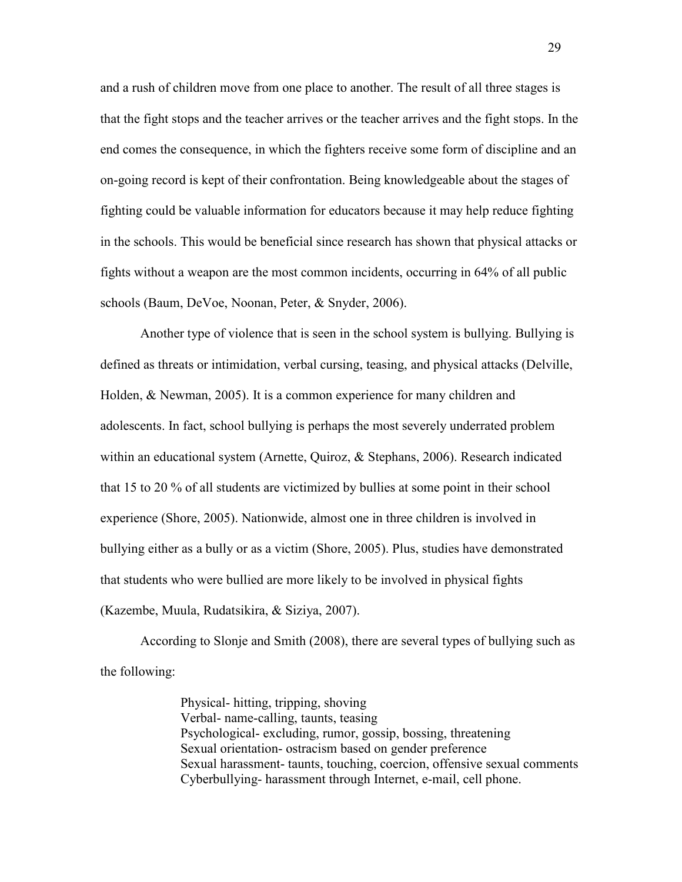and a rush of children move from one place to another. The result of all three stages is that the fight stops and the teacher arrives or the teacher arrives and the fight stops. In the end comes the consequence, in which the fighters receive some form of discipline and an on-going record is kept of their confrontation. Being knowledgeable about the stages of fighting could be valuable information for educators because it may help reduce fighting in the schools. This would be beneficial since research has shown that physical attacks or fights without a weapon are the most common incidents, occurring in 64% of all public schools (Baum, DeVoe, Noonan, Peter, & Snyder, 2006).

Another type of violence that is seen in the school system is bullying. Bullying is defined as threats or intimidation, verbal cursing, teasing, and physical attacks (Delville, Holden, & Newman, 2005). It is a common experience for many children and adolescents. In fact, school bullying is perhaps the most severely underrated problem within an educational system (Arnette, Quiroz, & Stephans, 2006). Research indicated that 15 to 20 % of all students are victimized by bullies at some point in their school experience (Shore, 2005). Nationwide, almost one in three children is involved in bullying either as a bully or as a victim (Shore, 2005). Plus, studies have demonstrated that students who were bullied are more likely to be involved in physical fights (Kazembe, Muula, Rudatsikira, & Siziya, 2007).

According to Slonje and Smith (2008), there are several types of bullying such as the following:

Physical- hitting, tripping, shoving
Verbal- name-calling, taunts, teasing
Psychological- excluding, rumor, gossip, bossing, threatening
Sexual orientation- ostracism based on gender preference
Sexual harassment- taunts, touching, coercion, offensive sexual comments
Cyberbullying- harassment through Internet, e-mail, cell phone.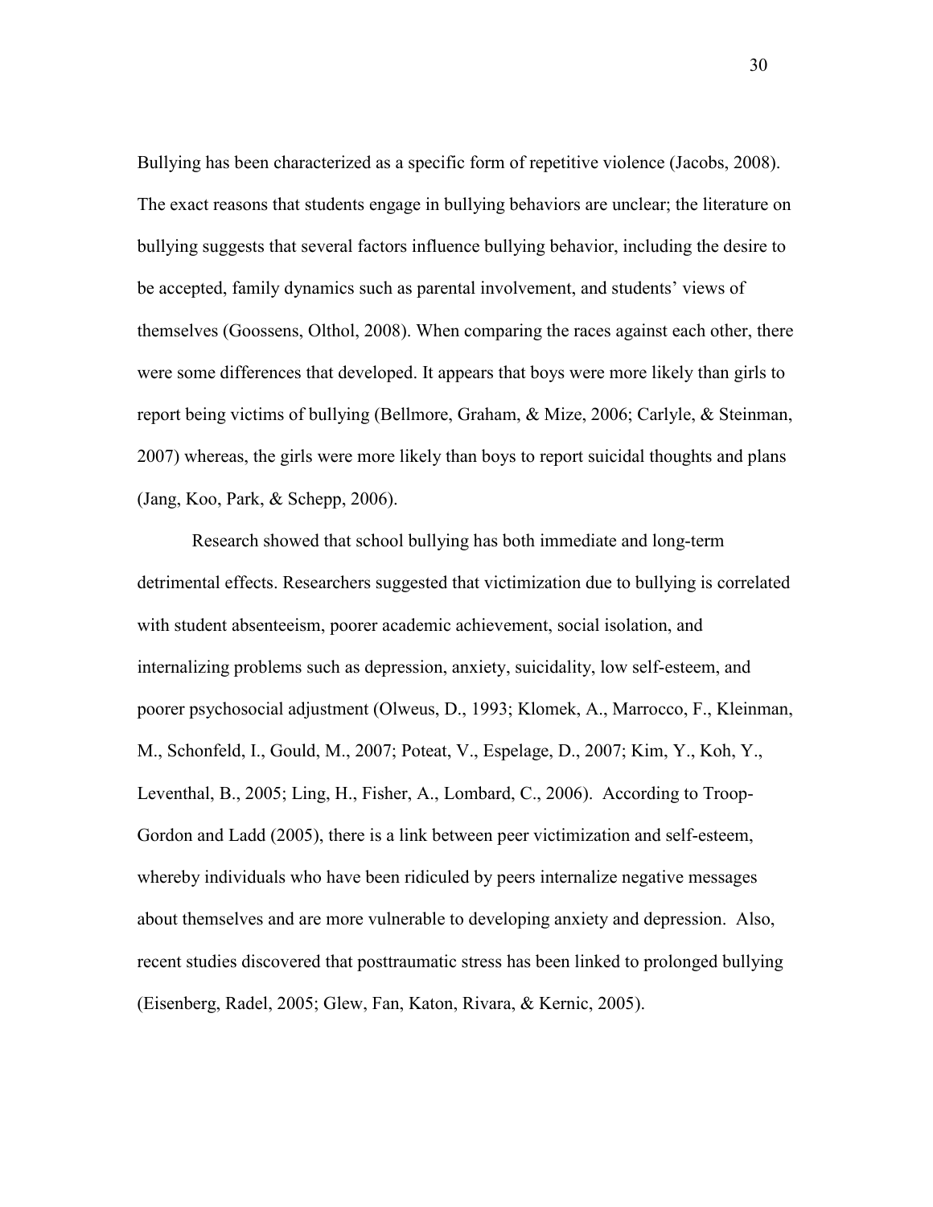Bullying has been characterized as a specific form of repetitive violence (Jacobs, 2008). The exact reasons that students engage in bullying behaviors are unclear; the literature on bullying suggests that several factors influence bullying behavior, including the desire to be accepted, family dynamics such as parental involvement, and students' views of themselves (Goossens, Olthol, 2008). When comparing the races against each other, there were some differences that developed. It appears that boys were more likely than girls to report being victims of bullying (Bellmore, Graham, & Mize, 2006; Carlyle, & Steinman, 2007) whereas, the girls were more likely than boys to report suicidal thoughts and plans (Jang, Koo, Park, & Schepp, 2006).

Research showed that school bullying has both immediate and long-term detrimental effects. Researchers suggested that victimization due to bullying is correlated with student absenteeism, poorer academic achievement, social isolation, and internalizing problems such as depression, anxiety, suicidality, low self-esteem, and poorer psychosocial adjustment (Olweus, D., 1993; Klomek, A., Marrocco, F., Kleinman, M., Schonfeld, I., Gould, M., 2007; Poteat, V., Espelage, D., 2007; Kim, Y., Koh, Y., Leventhal, B., 2005; Ling, H., Fisher, A., Lombard, C., 2006). According to Troop-Gordon and Ladd (2005), there is a link between peer victimization and self-esteem, whereby individuals who have been ridiculed by peers internalize negative messages about themselves and are more vulnerable to developing anxiety and depression. Also, recent studies discovered that posttraumatic stress has been linked to prolonged bullying (Eisenberg, Radel, 2005; Glew, Fan, Katon, Rivara, & Kernic, 2005).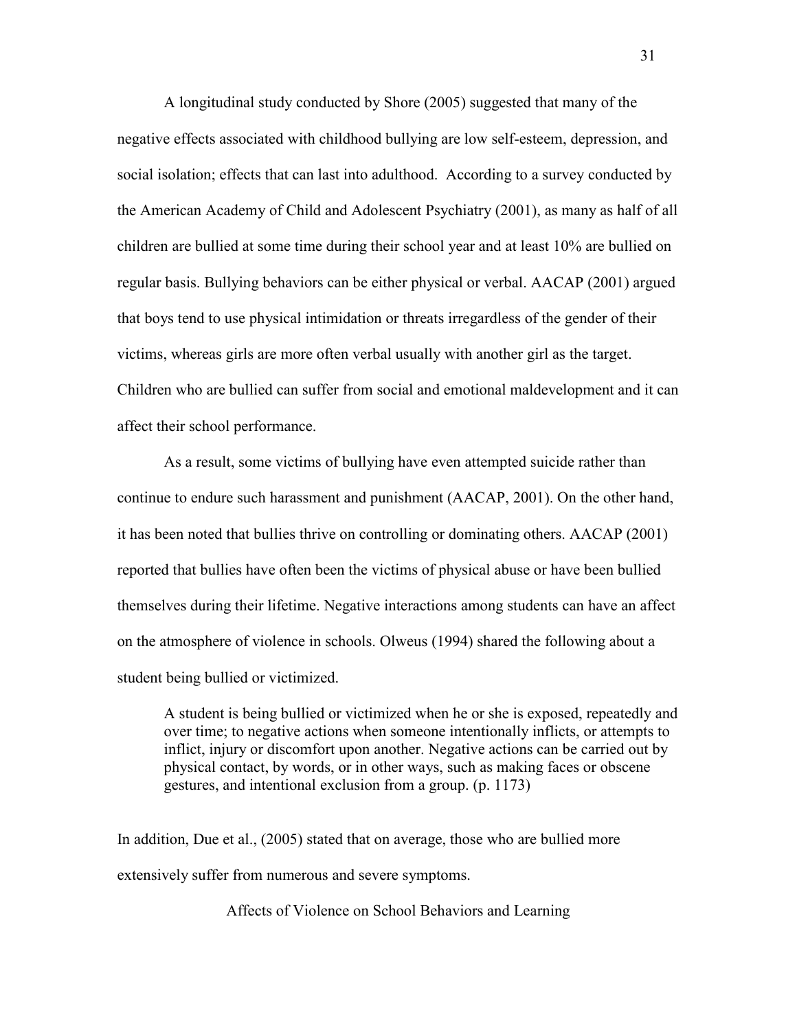A longitudinal study conducted by Shore (2005) suggested that many of the negative effects associated with childhood bullying are low self-esteem, depression, and social isolation; effects that can last into adulthood. According to a survey conducted by the American Academy of Child and Adolescent Psychiatry (2001), as many as half of all children are bullied at some time during their school year and at least 10% are bullied on regular basis. Bullying behaviors can be either physical or verbal. AACAP (2001) argued that boys tend to use physical intimidation or threats irregardless of the gender of their victims, whereas girls are more often verbal usually with another girl as the target. Children who are bullied can suffer from social and emotional maldevelopment and it can affect their school performance.

As a result, some victims of bullying have even attempted suicide rather than continue to endure such harassment and punishment (AACAP, 2001). On the other hand, it has been noted that bullies thrive on controlling or dominating others. AACAP (2001) reported that bullies have often been the victims of physical abuse or have been bullied themselves during their lifetime. Negative interactions among students can have an affect on the atmosphere of violence in schools. Olweus (1994) shared the following about a student being bullied or victimized.

> A student is being bullied or victimized when he or she is exposed, repeatedly and over time; to negative actions when someone intentionally inflicts, or attempts to inflict, injury or discomfort upon another. Negative actions can be carried out by physical contact, by words, or in other ways, such as making faces or obscene gestures, and intentional exclusion from a group. (p. 1173)

In addition, Due et al., (2005) stated that on average, those who are bullied more extensively suffer from numerous and severe symptoms.

## Affects of Violence on School Behaviors and Learning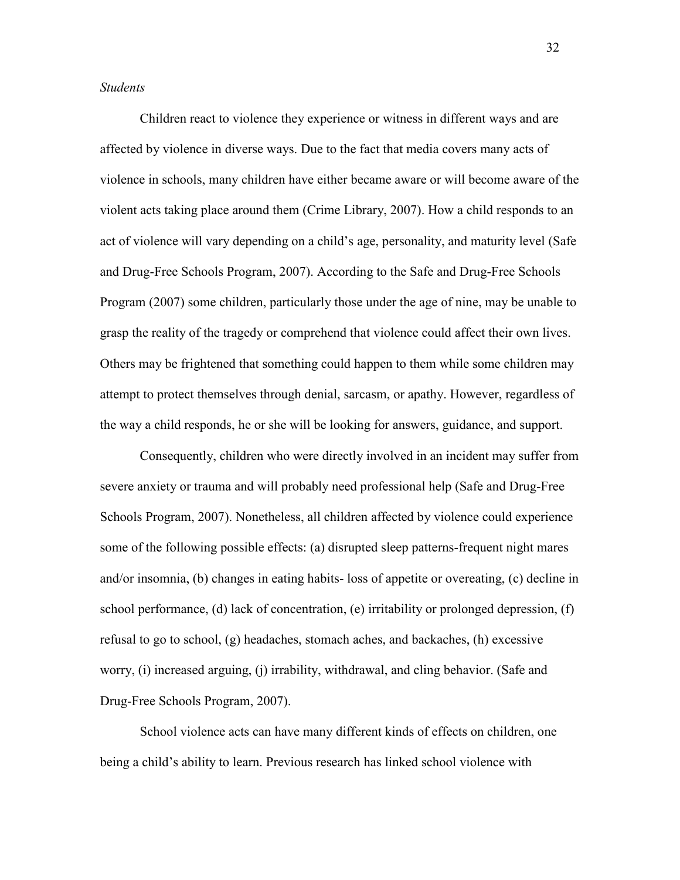*Students*

Children react to violence they experience or witness in different ways and are affected by violence in diverse ways. Due to the fact that media covers many acts of violence in schools, many children have either became aware or will become aware of the violent acts taking place around them (Crime Library, 2007). How a child responds to an act of violence will vary depending on a child's age, personality, and maturity level (Safe and Drug-Free Schools Program, 2007). According to the Safe and Drug-Free Schools Program (2007) some children, particularly those under the age of nine, may be unable to grasp the reality of the tragedy or comprehend that violence could affect their own lives. Others may be frightened that something could happen to them while some children may attempt to protect themselves through denial, sarcasm, or apathy. However, regardless of the way a child responds, he or she will be looking for answers, guidance, and support.

Consequently, children who were directly involved in an incident may suffer from severe anxiety or trauma and will probably need professional help (Safe and Drug-Free Schools Program, 2007). Nonetheless, all children affected by violence could experience some of the following possible effects: (a) disrupted sleep patterns-frequent night mares and/or insomnia, (b) changes in eating habits- loss of appetite or overeating, (c) decline in school performance, (d) lack of concentration, (e) irritability or prolonged depression, (f) refusal to go to school, (g) headaches, stomach aches, and backaches, (h) excessive worry, (i) increased arguing, (j) irrability, withdrawal, and cling behavior. (Safe and Drug-Free Schools Program, 2007).

School violence acts can have many different kinds of effects on children, one being a child's ability to learn. Previous research has linked school violence with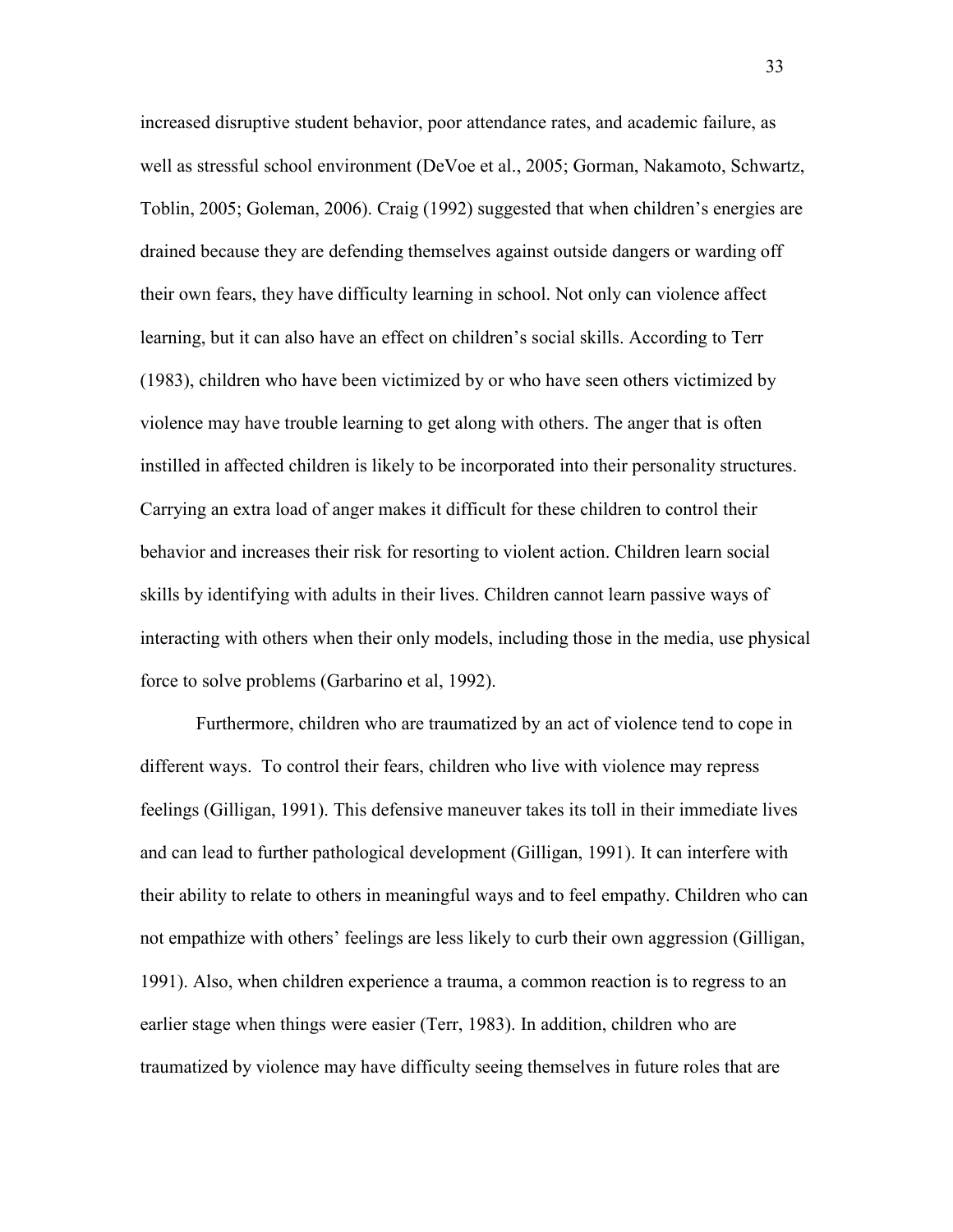increased disruptive student behavior, poor attendance rates, and academic failure, as well as stressful school environment (DeVoe et al., 2005; Gorman, Nakamoto, Schwartz, Toblin, 2005; Goleman, 2006). Craig (1992) suggested that when children's energies are drained because they are defending themselves against outside dangers or warding off their own fears, they have difficulty learning in school. Not only can violence affect learning, but it can also have an effect on children's social skills. According to Terr (1983), children who have been victimized by or who have seen others victimized by violence may have trouble learning to get along with others. The anger that is often instilled in affected children is likely to be incorporated into their personality structures. Carrying an extra load of anger makes it difficult for these children to control their behavior and increases their risk for resorting to violent action. Children learn social skills by identifying with adults in their lives. Children cannot learn passive ways of interacting with others when their only models, including those in the media, use physical force to solve problems (Garbarino et al, 1992).

Furthermore, children who are traumatized by an act of violence tend to cope in different ways. To control their fears, children who live with violence may repress feelings (Gilligan, 1991). This defensive maneuver takes its toll in their immediate lives and can lead to further pathological development (Gilligan, 1991). It can interfere with their ability to relate to others in meaningful ways and to feel empathy. Children who can not empathize with others' feelings are less likely to curb their own aggression (Gilligan, 1991). Also, when children experience a trauma, a common reaction is to regress to an earlier stage when things were easier (Terr, 1983). In addition, children who are traumatized by violence may have difficulty seeing themselves in future roles that are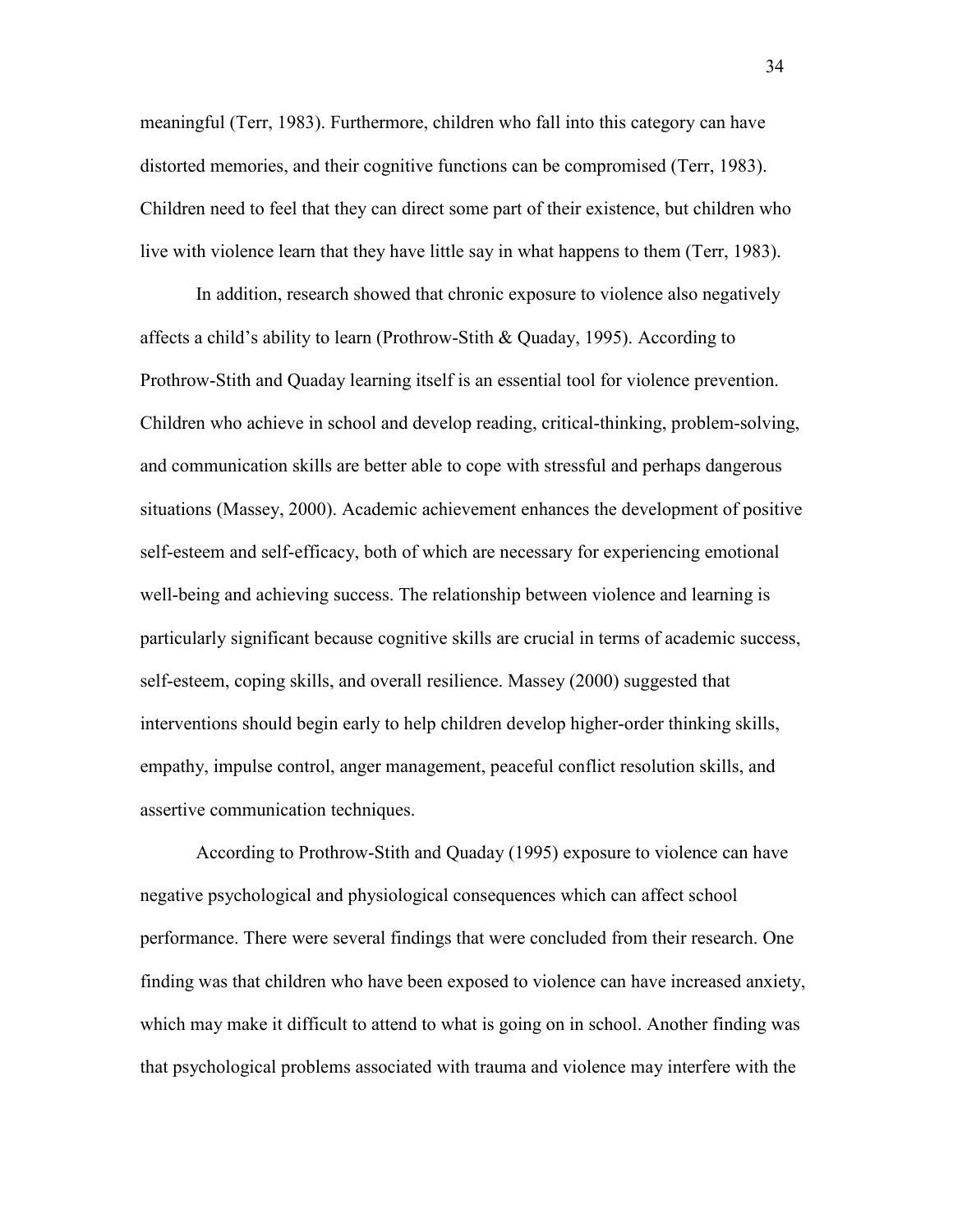meaningful (Terr, 1983). Furthermore, children who fall into this category can have distorted memories, and their cognitive functions can be compromised (Terr, 1983). Children need to feel that they can direct some part of their existence, but children who live with violence learn that they have little say in what happens to them (Terr, 1983).

In addition, research showed that chronic exposure to violence also negatively affects a child's ability to learn (Prothrow-Stith & Quaday, 1995). According to Prothrow-Stith and Quaday learning itself is an essential tool for violence prevention. Children who achieve in school and develop reading, critical-thinking, problem-solving, and communication skills are better able to cope with stressful and perhaps dangerous situations (Massey, 2000). Academic achievement enhances the development of positive self-esteem and self-efficacy, both of which are necessary for experiencing emotional well-being and achieving success. The relationship between violence and learning is particularly significant because cognitive skills are crucial in terms of academic success, self-esteem, coping skills, and overall resilience. Massey (2000) suggested that interventions should begin early to help children develop higher-order thinking skills, empathy, impulse control, anger management, peaceful conflict resolution skills, and assertive communication techniques.

According to Prothrow-Stith and Quaday (1995) exposure to violence can have negative psychological and physiological consequences which can affect school performance. There were several findings that were concluded from their research. One finding was that children who have been exposed to violence can have increased anxiety, which may make it difficult to attend to what is going on in school. Another finding was that psychological problems associated with trauma and violence may interfere with the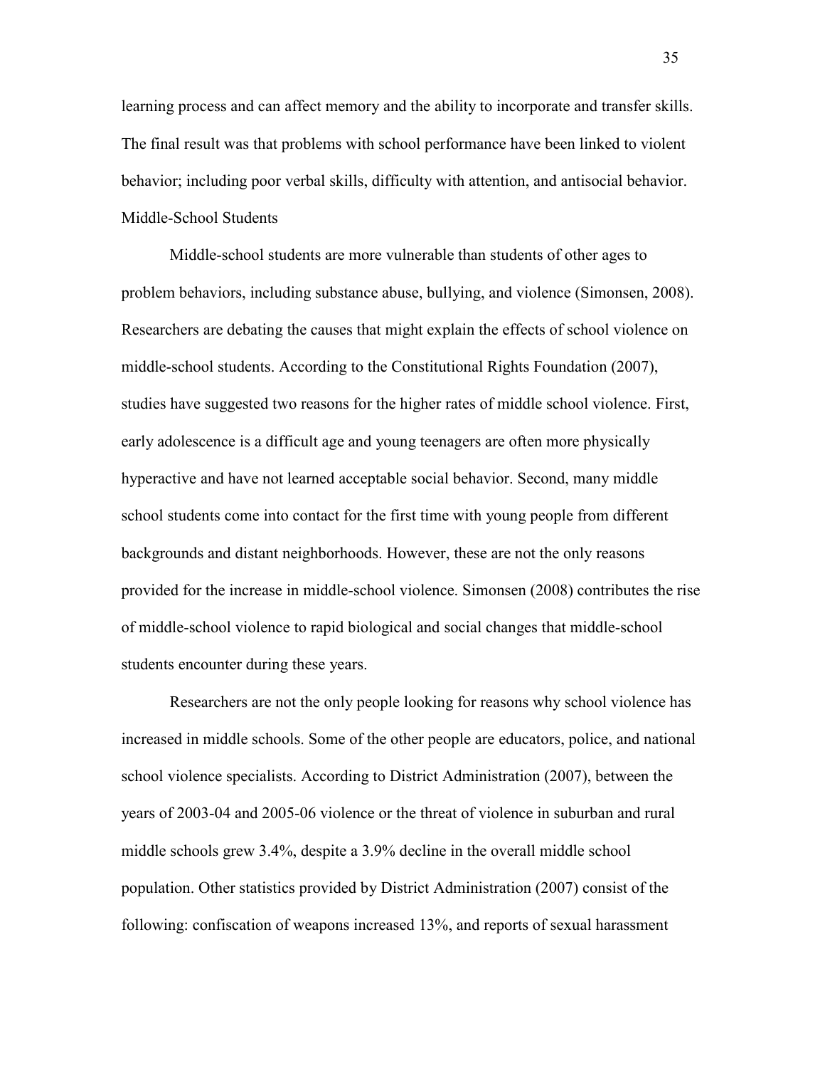learning process and can affect memory and the ability to incorporate and transfer skills. The final result was that problems with school performance have been linked to violent behavior; including poor verbal skills, difficulty with attention, and antisocial behavior.

### Middle-School Students

Middle-school students are more vulnerable than students of other ages to problem behaviors, including substance abuse, bullying, and violence (Simonsen, 2008). Researchers are debating the causes that might explain the effects of school violence on middle-school students. According to the Constitutional Rights Foundation (2007), studies have suggested two reasons for the higher rates of middle school violence. First, early adolescence is a difficult age and young teenagers are often more physically hyperactive and have not learned acceptable social behavior. Second, many middle school students come into contact for the first time with young people from different backgrounds and distant neighborhoods. However, these are not the only reasons provided for the increase in middle-school violence. Simonsen (2008) contributes the rise of middle-school violence to rapid biological and social changes that middle-school students encounter during these years.

Researchers are not the only people looking for reasons why school violence has increased in middle schools. Some of the other people are educators, police, and national school violence specialists. According to District Administration (2007), between the years of 2003-04 and 2005-06 violence or the threat of violence in suburban and rural middle schools grew 3.4%, despite a 3.9% decline in the overall middle school population. Other statistics provided by District Administration (2007) consist of the following: confiscation of weapons increased 13%, and reports of sexual harassment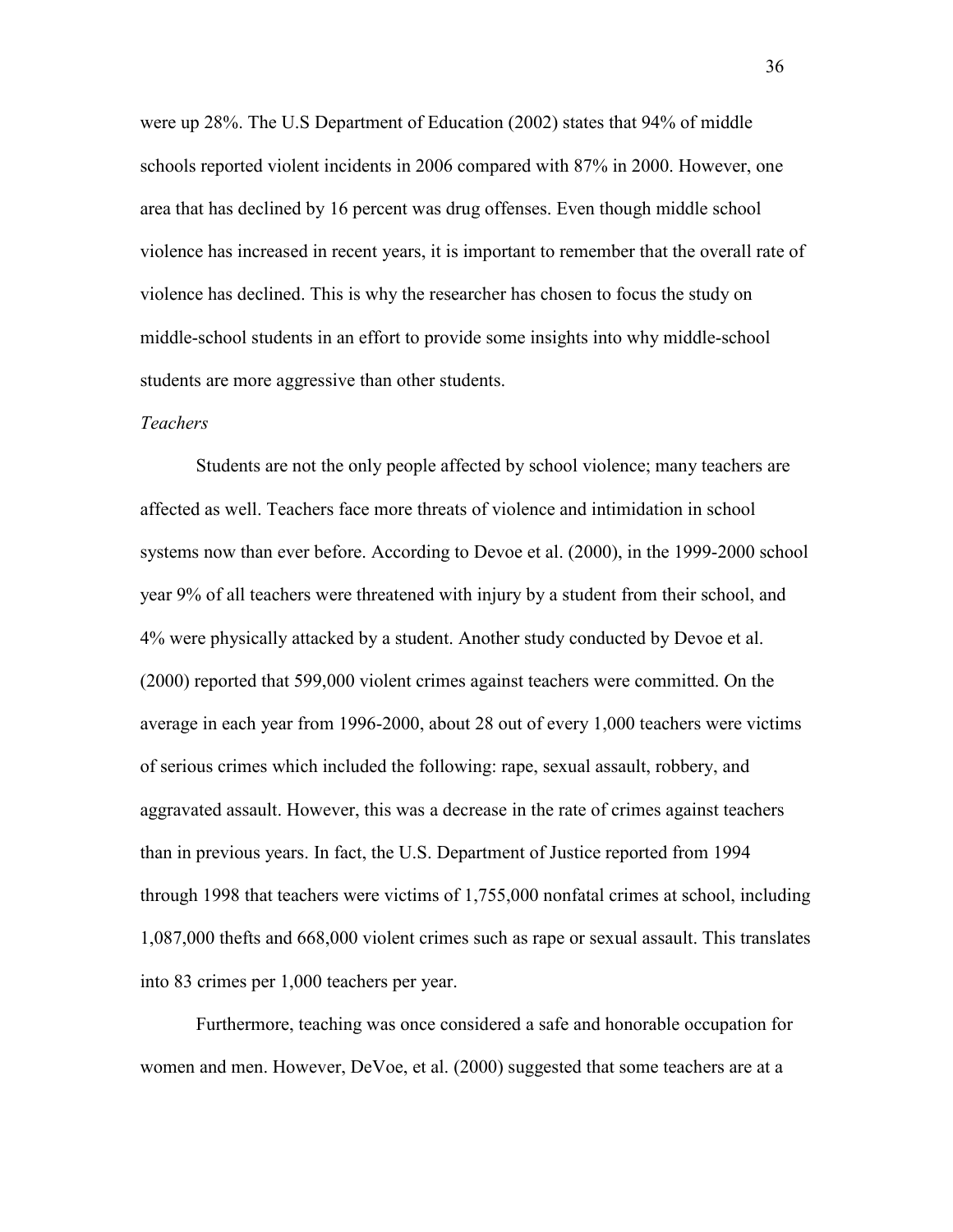were up 28%. The U.S Department of Education (2002) states that 94% of middle schools reported violent incidents in 2006 compared with 87% in 2000. However, one area that has declined by 16 percent was drug offenses. Even though middle school violence has increased in recent years, it is important to remember that the overall rate of violence has declined. This is why the researcher has chosen to focus the study on middle-school students in an effort to provide some insights into why middle-school students are more aggressive than other students.

*Teachers*

Students are not the only people affected by school violence; many teachers are affected as well. Teachers face more threats of violence and intimidation in school systems now than ever before. According to Devoe et al. (2000), in the 1999-2000 school year 9% of all teachers were threatened with injury by a student from their school, and 4% were physically attacked by a student. Another study conducted by Devoe et al. (2000) reported that 599,000 violent crimes against teachers were committed. On the average in each year from 1996-2000, about 28 out of every 1,000 teachers were victims of serious crimes which included the following: rape, sexual assault, robbery, and aggravated assault. However, this was a decrease in the rate of crimes against teachers than in previous years. In fact, the U.S. Department of Justice reported from 1994 through 1998 that teachers were victims of 1,755,000 nonfatal crimes at school, including 1,087,000 thefts and 668,000 violent crimes such as rape or sexual assault. This translates into 83 crimes per 1,000 teachers per year.

Furthermore, teaching was once considered a safe and honorable occupation for women and men. However, DeVoe, et al. (2000) suggested that some teachers are at a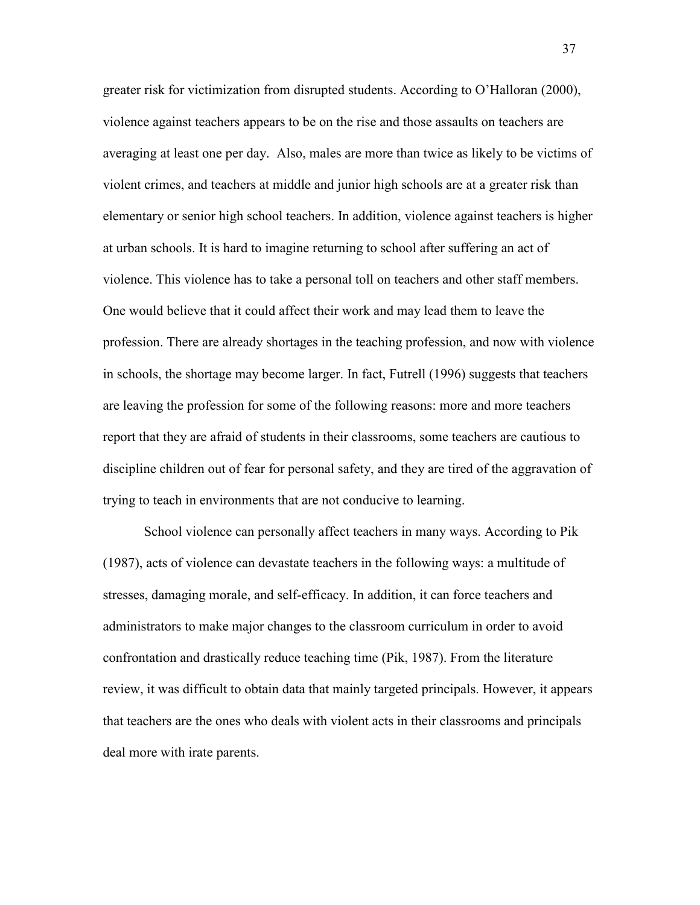greater risk for victimization from disrupted students. According to O'Halloran (2000), violence against teachers appears to be on the rise and those assaults on teachers are averaging at least one per day. Also, males are more than twice as likely to be victims of violent crimes, and teachers at middle and junior high schools are at a greater risk than elementary or senior high school teachers. In addition, violence against teachers is higher at urban schools. It is hard to imagine returning to school after suffering an act of violence. This violence has to take a personal toll on teachers and other staff members. One would believe that it could affect their work and may lead them to leave the profession. There are already shortages in the teaching profession, and now with violence in schools, the shortage may become larger. In fact, Futrell (1996) suggests that teachers are leaving the profession for some of the following reasons: more and more teachers report that they are afraid of students in their classrooms, some teachers are cautious to discipline children out of fear for personal safety, and they are tired of the aggravation of trying to teach in environments that are not conducive to learning.

School violence can personally affect teachers in many ways. According to Pik (1987), acts of violence can devastate teachers in the following ways: a multitude of stresses, damaging morale, and self-efficacy. In addition, it can force teachers and administrators to make major changes to the classroom curriculum in order to avoid confrontation and drastically reduce teaching time (Pik, 1987). From the literature review, it was difficult to obtain data that mainly targeted principals. However, it appears that teachers are the ones who deals with violent acts in their classrooms and principals deal more with irate parents.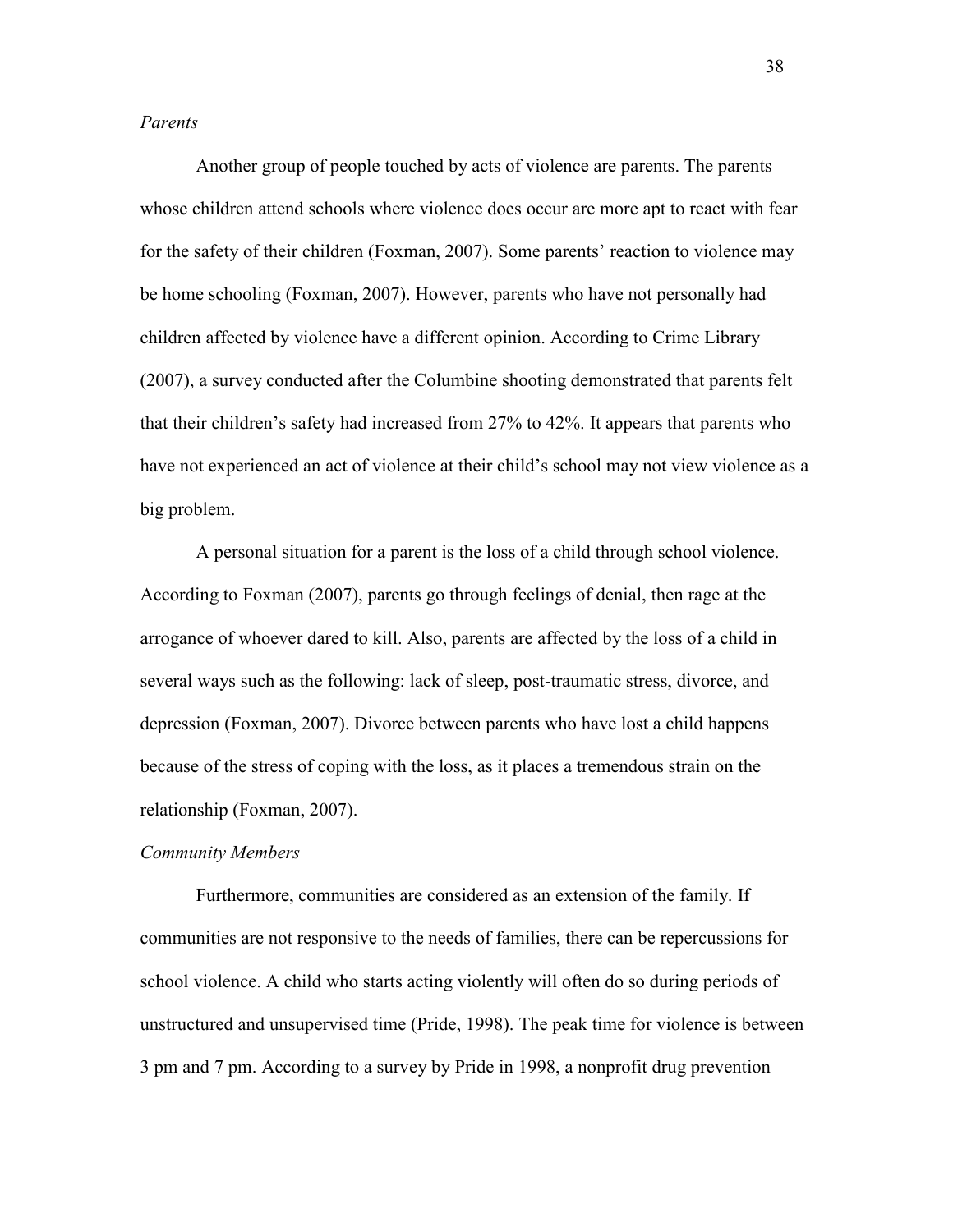*Parents*

Another group of people touched by acts of violence are parents. The parents whose children attend schools where violence does occur are more apt to react with fear for the safety of their children (Foxman, 2007). Some parents' reaction to violence may be home schooling (Foxman, 2007). However, parents who have not personally had children affected by violence have a different opinion. According to Crime Library (2007), a survey conducted after the Columbine shooting demonstrated that parents felt that their children's safety had increased from 27% to 42%. It appears that parents who have not experienced an act of violence at their child's school may not view violence as a big problem.

A personal situation for a parent is the loss of a child through school violence. According to Foxman (2007), parents go through feelings of denial, then rage at the arrogance of whoever dared to kill. Also, parents are affected by the loss of a child in several ways such as the following: lack of sleep, post-traumatic stress, divorce, and depression (Foxman, 2007). Divorce between parents who have lost a child happens because of the stress of coping with the loss, as it places a tremendous strain on the relationship (Foxman, 2007).

*Community Members*

Furthermore, communities are considered as an extension of the family. If communities are not responsive to the needs of families, there can be repercussions for school violence. A child who starts acting violently will often do so during periods of unstructured and unsupervised time (Pride, 1998). The peak time for violence is between 3 pm and 7 pm. According to a survey by Pride in 1998, a nonprofit drug prevention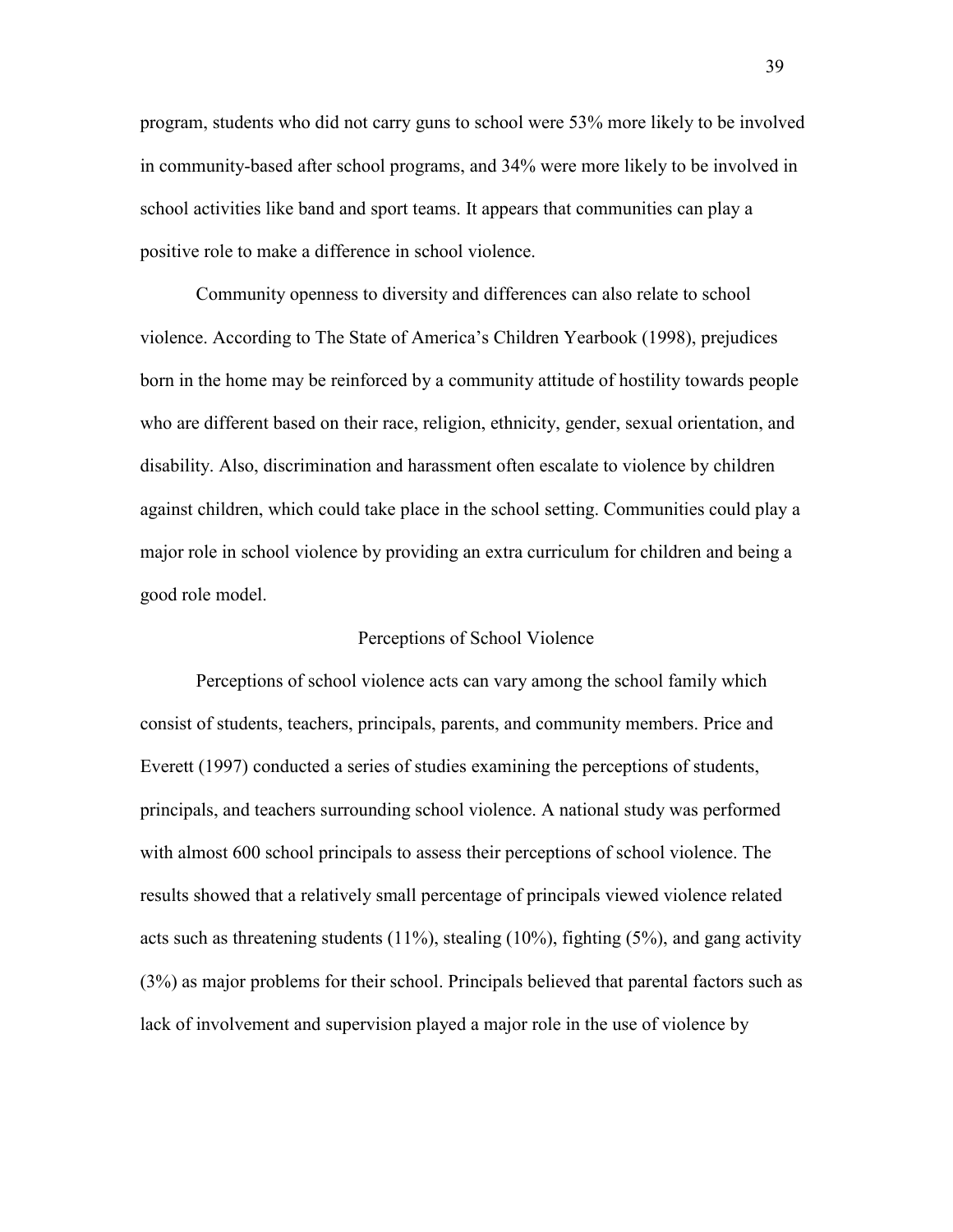program, students who did not carry guns to school were 53% more likely to be involved in community-based after school programs, and 34% were more likely to be involved in school activities like band and sport teams. It appears that communities can play a positive role to make a difference in school violence.

Community openness to diversity and differences can also relate to school violence. According to The State of America's Children Yearbook (1998), prejudices born in the home may be reinforced by a community attitude of hostility towards people who are different based on their race, religion, ethnicity, gender, sexual orientation, and disability. Also, discrimination and harassment often escalate to violence by children against children, which could take place in the school setting. Communities could play a major role in school violence by providing an extra curriculum for children and being a good role model.

## Perceptions of School Violence

Perceptions of school violence acts can vary among the school family which consist of students, teachers, principals, parents, and community members. Price and Everett (1997) conducted a series of studies examining the perceptions of students, principals, and teachers surrounding school violence. A national study was performed with almost 600 school principals to assess their perceptions of school violence. The results showed that a relatively small percentage of principals viewed violence related acts such as threatening students (11%), stealing (10%), fighting (5%), and gang activity (3%) as major problems for their school. Principals believed that parental factors such as lack of involvement and supervision played a major role in the use of violence by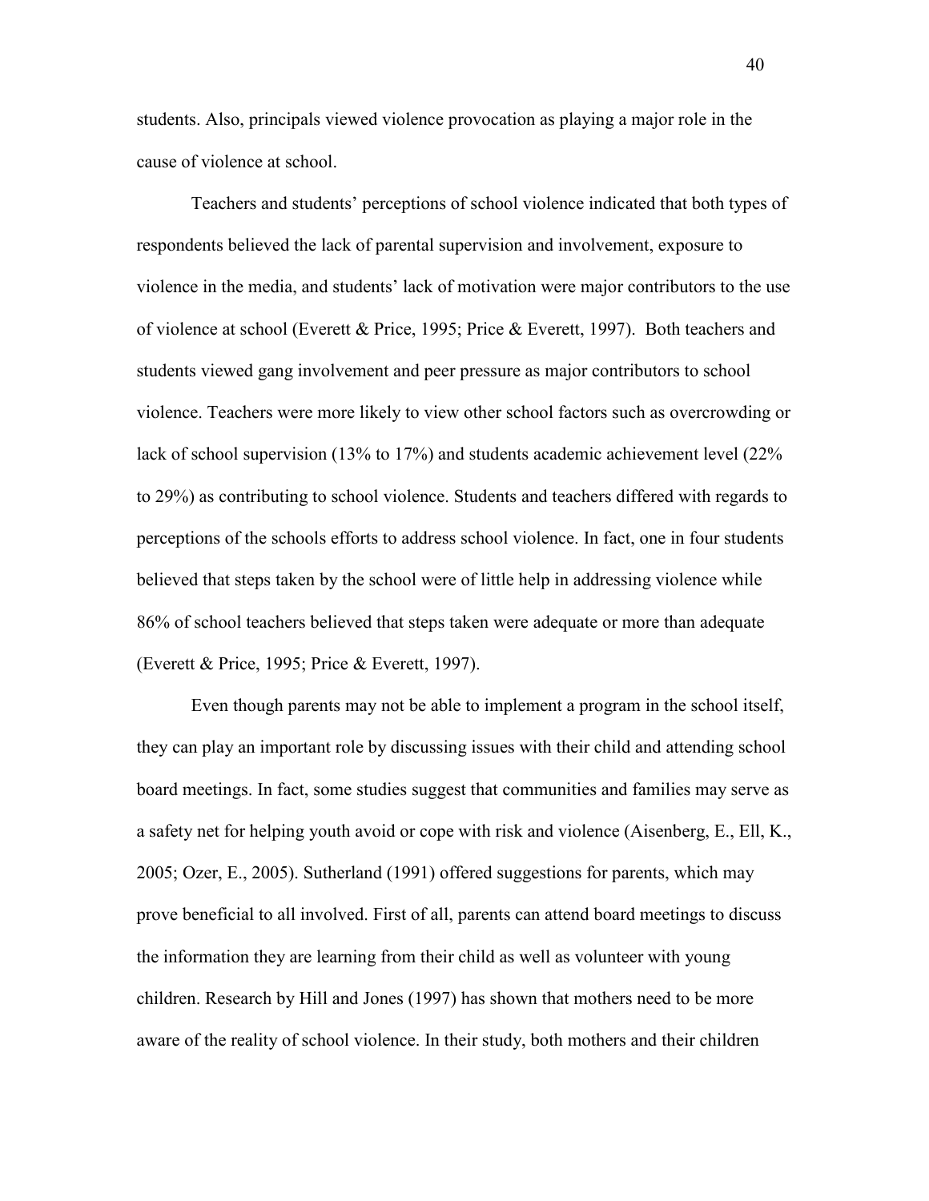students. Also, principals viewed violence provocation as playing a major role in the cause of violence at school.

Teachers and students' perceptions of school violence indicated that both types of respondents believed the lack of parental supervision and involvement, exposure to violence in the media, and students' lack of motivation were major contributors to the use of violence at school (Everett & Price, 1995; Price & Everett, 1997). Both teachers and students viewed gang involvement and peer pressure as major contributors to school violence. Teachers were more likely to view other school factors such as overcrowding or lack of school supervision (13% to 17%) and students academic achievement level (22% to 29%) as contributing to school violence. Students and teachers differed with regards to perceptions of the schools efforts to address school violence. In fact, one in four students believed that steps taken by the school were of little help in addressing violence while 86% of school teachers believed that steps taken were adequate or more than adequate (Everett & Price, 1995; Price & Everett, 1997).

Even though parents may not be able to implement a program in the school itself, they can play an important role by discussing issues with their child and attending school board meetings. In fact, some studies suggest that communities and families may serve as a safety net for helping youth avoid or cope with risk and violence (Aisenberg, E., Ell, K., 2005; Ozer, E., 2005). Sutherland (1991) offered suggestions for parents, which may prove beneficial to all involved. First of all, parents can attend board meetings to discuss the information they are learning from their child as well as volunteer with young children. Research by Hill and Jones (1997) has shown that mothers need to be more aware of the reality of school violence. In their study, both mothers and their children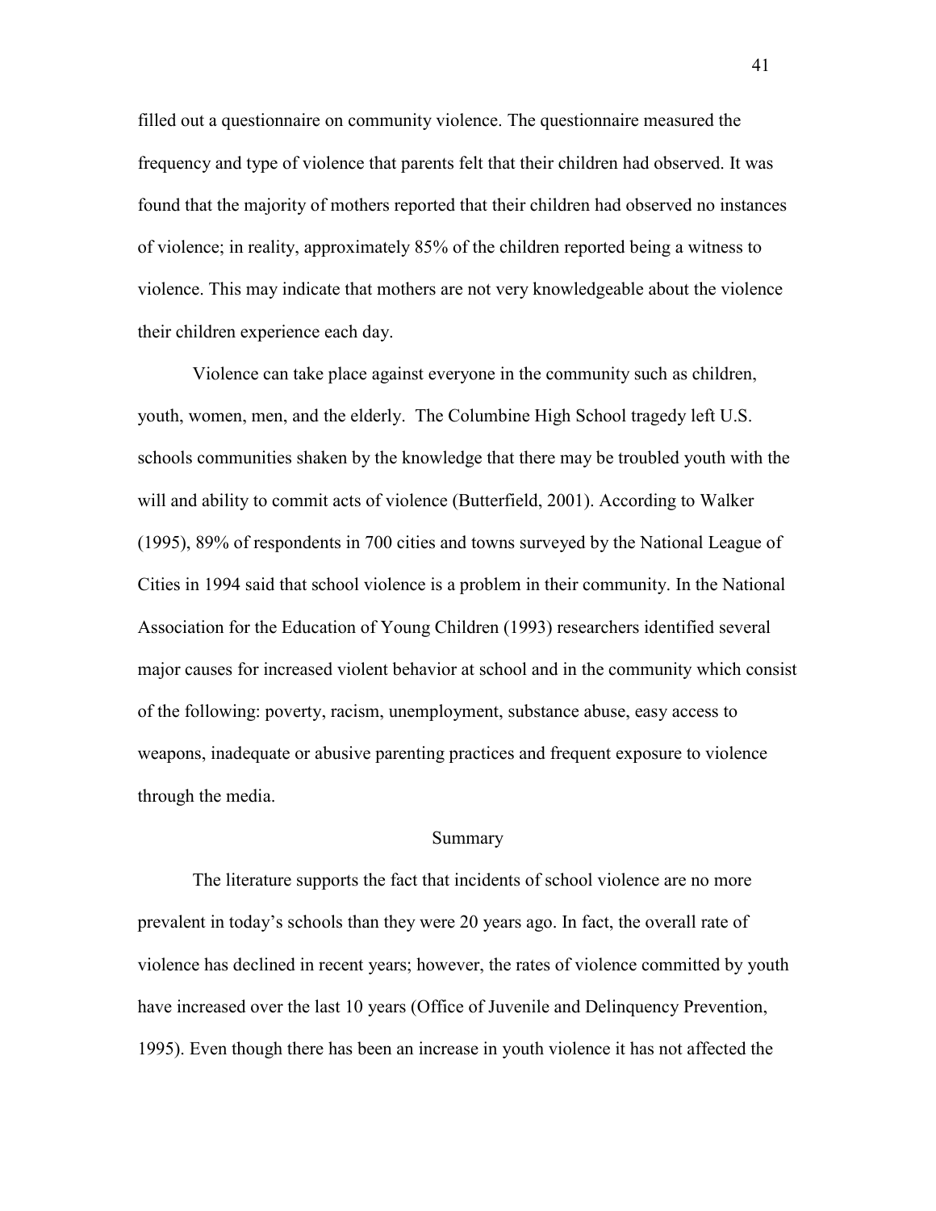filled out a questionnaire on community violence. The questionnaire measured the frequency and type of violence that parents felt that their children had observed. It was found that the majority of mothers reported that their children had observed no instances of violence; in reality, approximately 85% of the children reported being a witness to violence. This may indicate that mothers are not very knowledgeable about the violence their children experience each day.

Violence can take place against everyone in the community such as children, youth, women, men, and the elderly. The Columbine High School tragedy left U.S. schools communities shaken by the knowledge that there may be troubled youth with the will and ability to commit acts of violence (Butterfield, 2001). According to Walker (1995), 89% of respondents in 700 cities and towns surveyed by the National League of Cities in 1994 said that school violence is a problem in their community. In the National Association for the Education of Young Children (1993) researchers identified several major causes for increased violent behavior at school and in the community which consist of the following: poverty, racism, unemployment, substance abuse, easy access to weapons, inadequate or abusive parenting practices and frequent exposure to violence through the media.

## Summary

The literature supports the fact that incidents of school violence are no more prevalent in today's schools than they were 20 years ago. In fact, the overall rate of violence has declined in recent years; however, the rates of violence committed by youth have increased over the last 10 years (Office of Juvenile and Delinquency Prevention, 1995). Even though there has been an increase in youth violence it has not affected the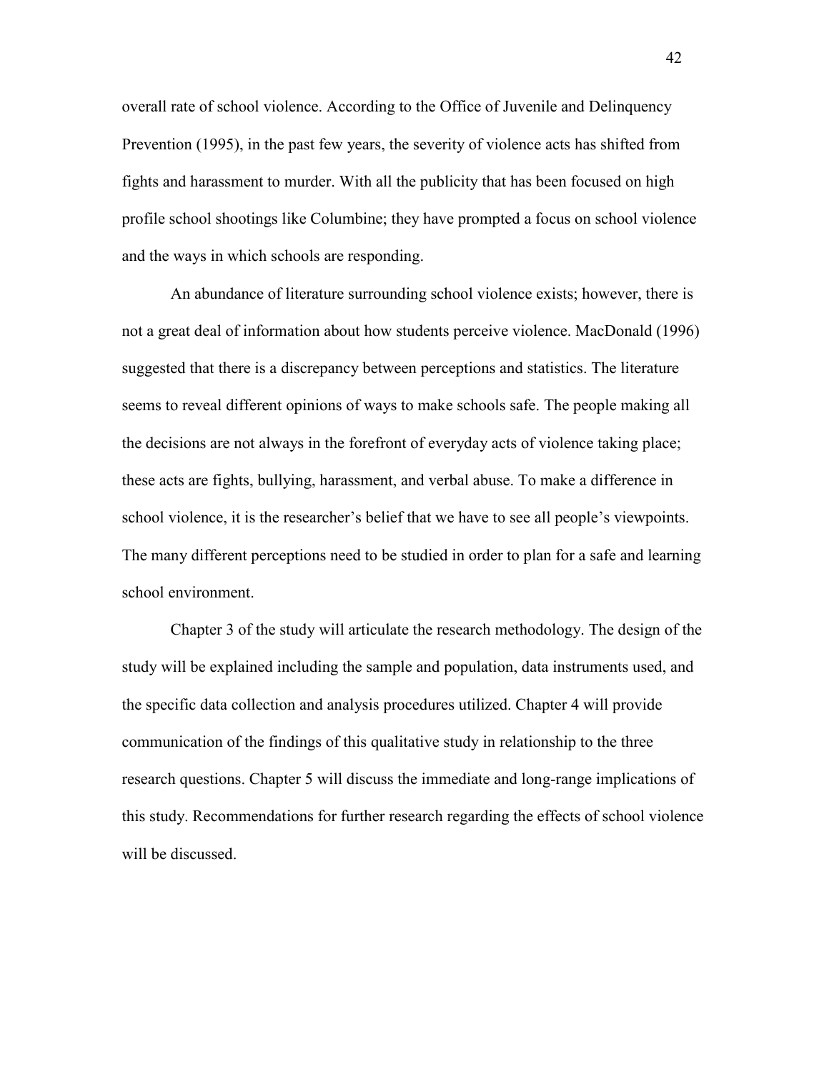overall rate of school violence. According to the Office of Juvenile and Delinquency Prevention (1995), in the past few years, the severity of violence acts has shifted from fights and harassment to murder. With all the publicity that has been focused on high profile school shootings like Columbine; they have prompted a focus on school violence and the ways in which schools are responding.

An abundance of literature surrounding school violence exists; however, there is not a great deal of information about how students perceive violence. MacDonald (1996) suggested that there is a discrepancy between perceptions and statistics. The literature seems to reveal different opinions of ways to make schools safe. The people making all the decisions are not always in the forefront of everyday acts of violence taking place; these acts are fights, bullying, harassment, and verbal abuse. To make a difference in school violence, it is the researcher's belief that we have to see all people's viewpoints. The many different perceptions need to be studied in order to plan for a safe and learning school environment.

Chapter 3 of the study will articulate the research methodology. The design of the study will be explained including the sample and population, data instruments used, and the specific data collection and analysis procedures utilized. Chapter 4 will provide communication of the findings of this qualitative study in relationship to the three research questions. Chapter 5 will discuss the immediate and long-range implications of this study. Recommendations for further research regarding the effects of school violence will be discussed.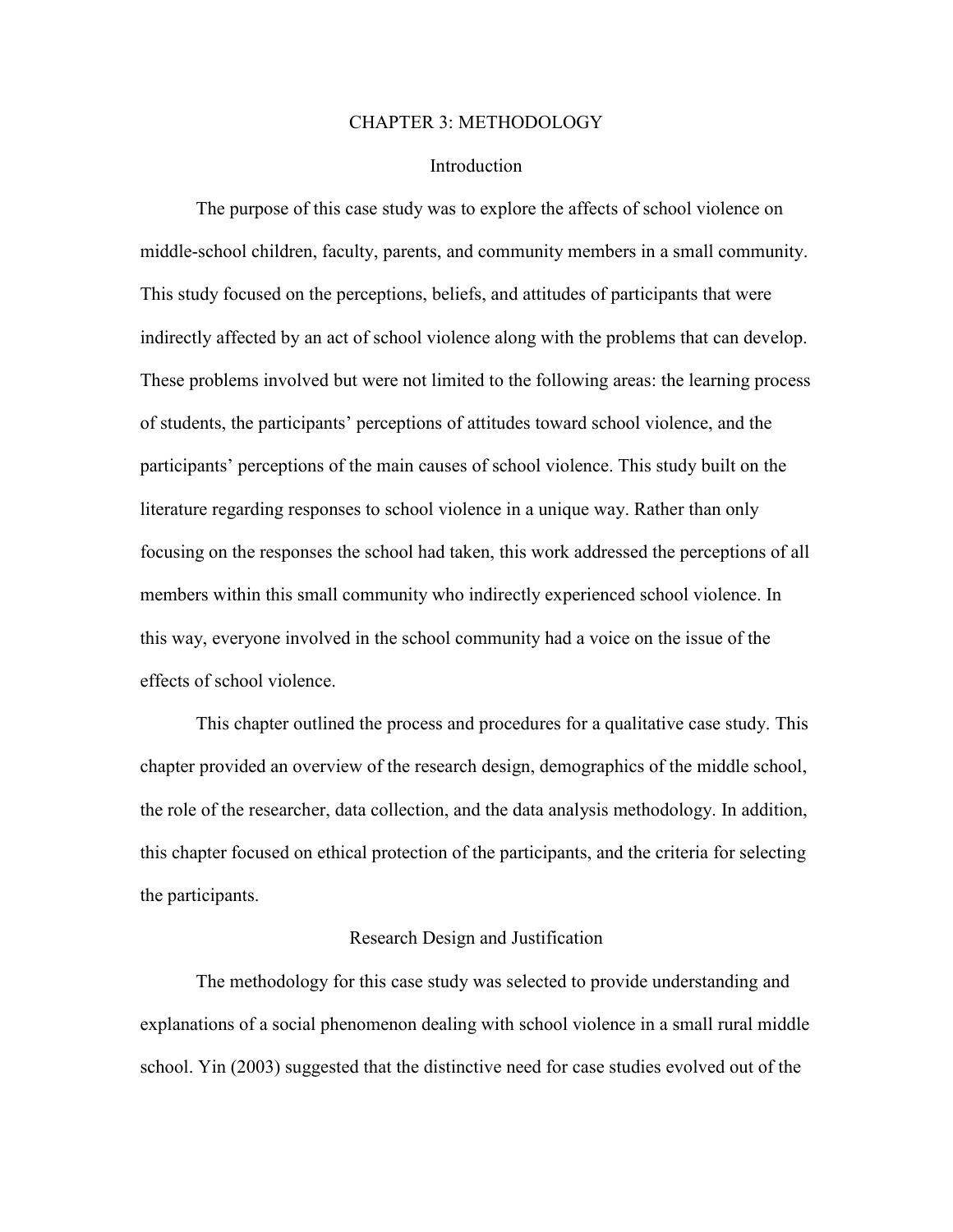# CHAPTER 3: METHODOLOGY

## Introduction

The purpose of this case study was to explore the affects of school violence on middle-school children, faculty, parents, and community members in a small community. This study focused on the perceptions, beliefs, and attitudes of participants that were indirectly affected by an act of school violence along with the problems that can develop. These problems involved but were not limited to the following areas: the learning process of students, the participants' perceptions of attitudes toward school violence, and the participants' perceptions of the main causes of school violence. This study built on the literature regarding responses to school violence in a unique way. Rather than only focusing on the responses the school had taken, this work addressed the perceptions of all members within this small community who indirectly experienced school violence. In this way, everyone involved in the school community had a voice on the issue of the effects of school violence.

This chapter outlined the process and procedures for a qualitative case study. This chapter provided an overview of the research design, demographics of the middle school, the role of the researcher, data collection, and the data analysis methodology. In addition, this chapter focused on ethical protection of the participants, and the criteria for selecting the participants.

## Research Design and Justification

The methodology for this case study was selected to provide understanding and explanations of a social phenomenon dealing with school violence in a small rural middle school. Yin (2003) suggested that the distinctive need for case studies evolved out of the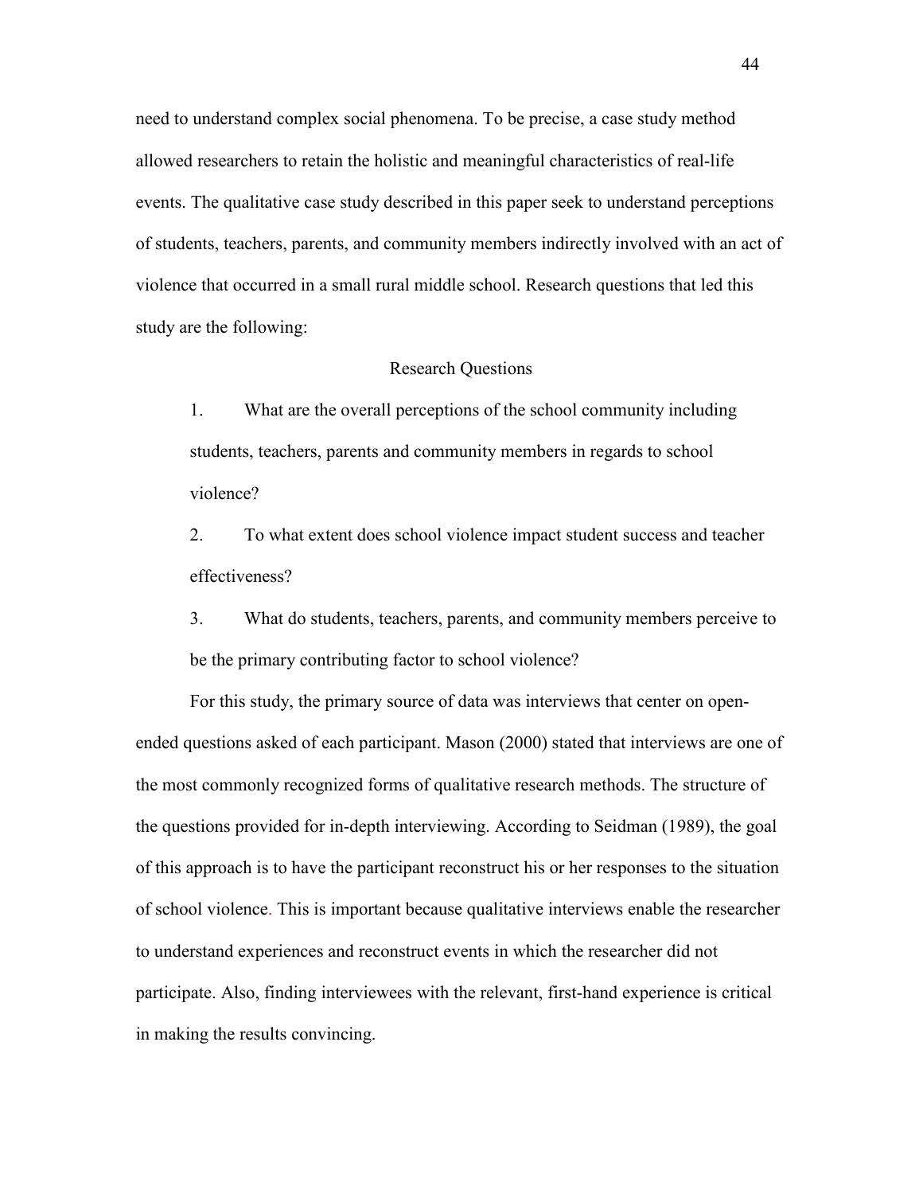need to understand complex social phenomena. To be precise, a case study method allowed researchers to retain the holistic and meaningful characteristics of real-life events. The qualitative case study described in this paper seek to understand perceptions of students, teachers, parents, and community members indirectly involved with an act of violence that occurred in a small rural middle school. Research questions that led this study are the following:

## Research Questions

1. What are the overall perceptions of the school community including students, teachers, parents and community members in regards to school violence?
2. To what extent does school violence impact student success and teacher effectiveness?
3. What do students, teachers, parents, and community members perceive to be the primary contributing factor to school violence?

For this study, the primary source of data was interviews that center on open-ended questions asked of each participant. Mason (2000) stated that interviews are one of the most commonly recognized forms of qualitative research methods. The structure of the questions provided for in-depth interviewing. According to Seidman (1989), the goal of this approach is to have the participant reconstruct his or her responses to the situation of school violence. This is important because qualitative interviews enable the researcher to understand experiences and reconstruct events in which the researcher did not participate. Also, finding interviewees with the relevant, first-hand experience is critical in making the results convincing.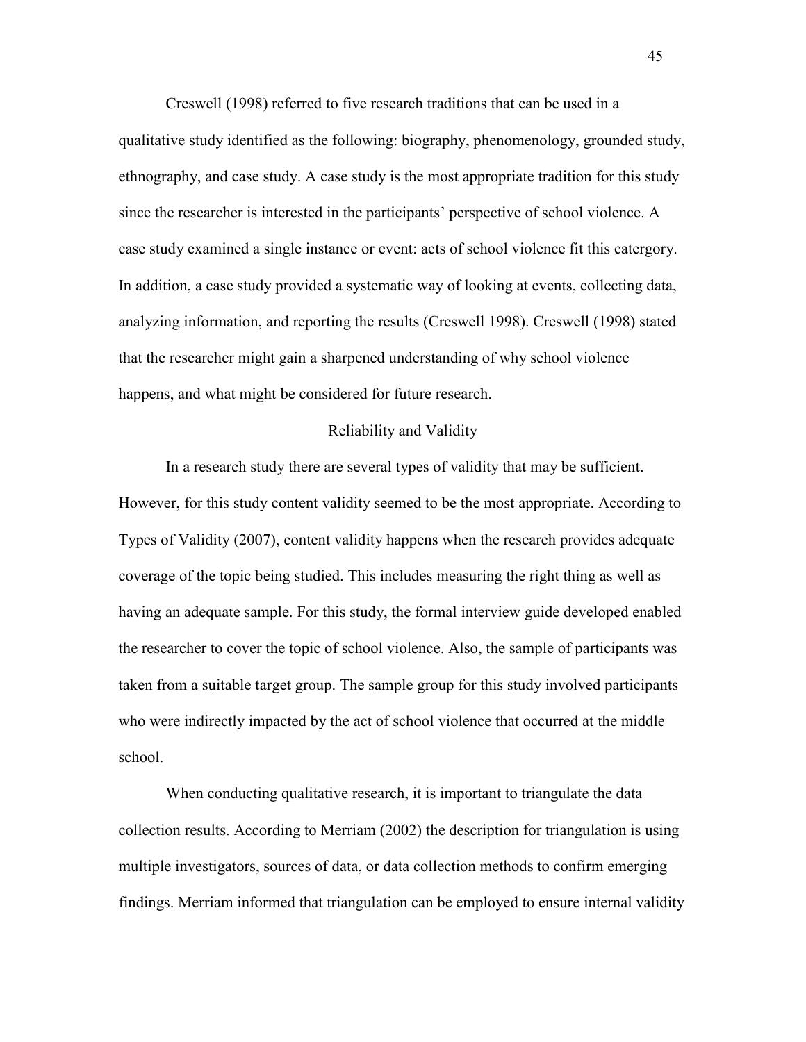Creswell (1998) referred to five research traditions that can be used in a qualitative study identified as the following: biography, phenomenology, grounded study, ethnography, and case study. A case study is the most appropriate tradition for this study since the researcher is interested in the participants' perspective of school violence. A case study examined a single instance or event: acts of school violence fit this catergory. In addition, a case study provided a systematic way of looking at events, collecting data, analyzing information, and reporting the results (Creswell 1998). Creswell (1998) stated that the researcher might gain a sharpened understanding of why school violence happens, and what might be considered for future research.

## Reliability and Validity

In a research study there are several types of validity that may be sufficient. However, for this study content validity seemed to be the most appropriate. According to Types of Validity (2007), content validity happens when the research provides adequate coverage of the topic being studied. This includes measuring the right thing as well as having an adequate sample. For this study, the formal interview guide developed enabled the researcher to cover the topic of school violence. Also, the sample of participants was taken from a suitable target group. The sample group for this study involved participants who were indirectly impacted by the act of school violence that occurred at the middle school.

When conducting qualitative research, it is important to triangulate the data collection results. According to Merriam (2002) the description for triangulation is using multiple investigators, sources of data, or data collection methods to confirm emerging findings. Merriam informed that triangulation can be employed to ensure internal validity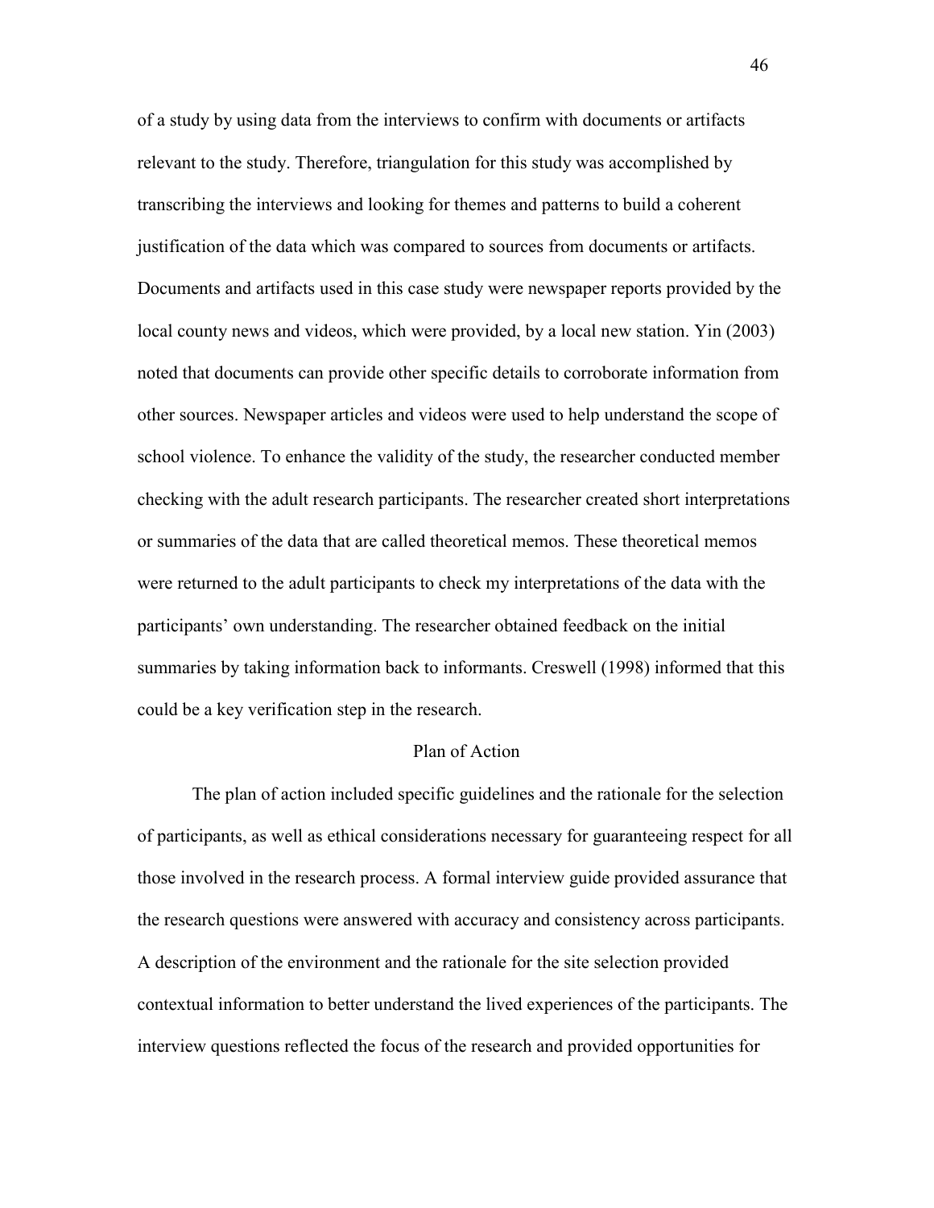of a study by using data from the interviews to confirm with documents or artifacts relevant to the study. Therefore, triangulation for this study was accomplished by transcribing the interviews and looking for themes and patterns to build a coherent justification of the data which was compared to sources from documents or artifacts. Documents and artifacts used in this case study were newspaper reports provided by the local county news and videos, which were provided, by a local new station. Yin (2003) noted that documents can provide other specific details to corroborate information from other sources. Newspaper articles and videos were used to help understand the scope of school violence. To enhance the validity of the study, the researcher conducted member checking with the adult research participants. The researcher created short interpretations or summaries of the data that are called theoretical memos. These theoretical memos were returned to the adult participants to check my interpretations of the data with the participants' own understanding. The researcher obtained feedback on the initial summaries by taking information back to informants. Creswell (1998) informed that this could be a key verification step in the research.

## Plan of Action

The plan of action included specific guidelines and the rationale for the selection of participants, as well as ethical considerations necessary for guaranteeing respect for all those involved in the research process. A formal interview guide provided assurance that the research questions were answered with accuracy and consistency across participants. A description of the environment and the rationale for the site selection provided contextual information to better understand the lived experiences of the participants. The interview questions reflected the focus of the research and provided opportunities for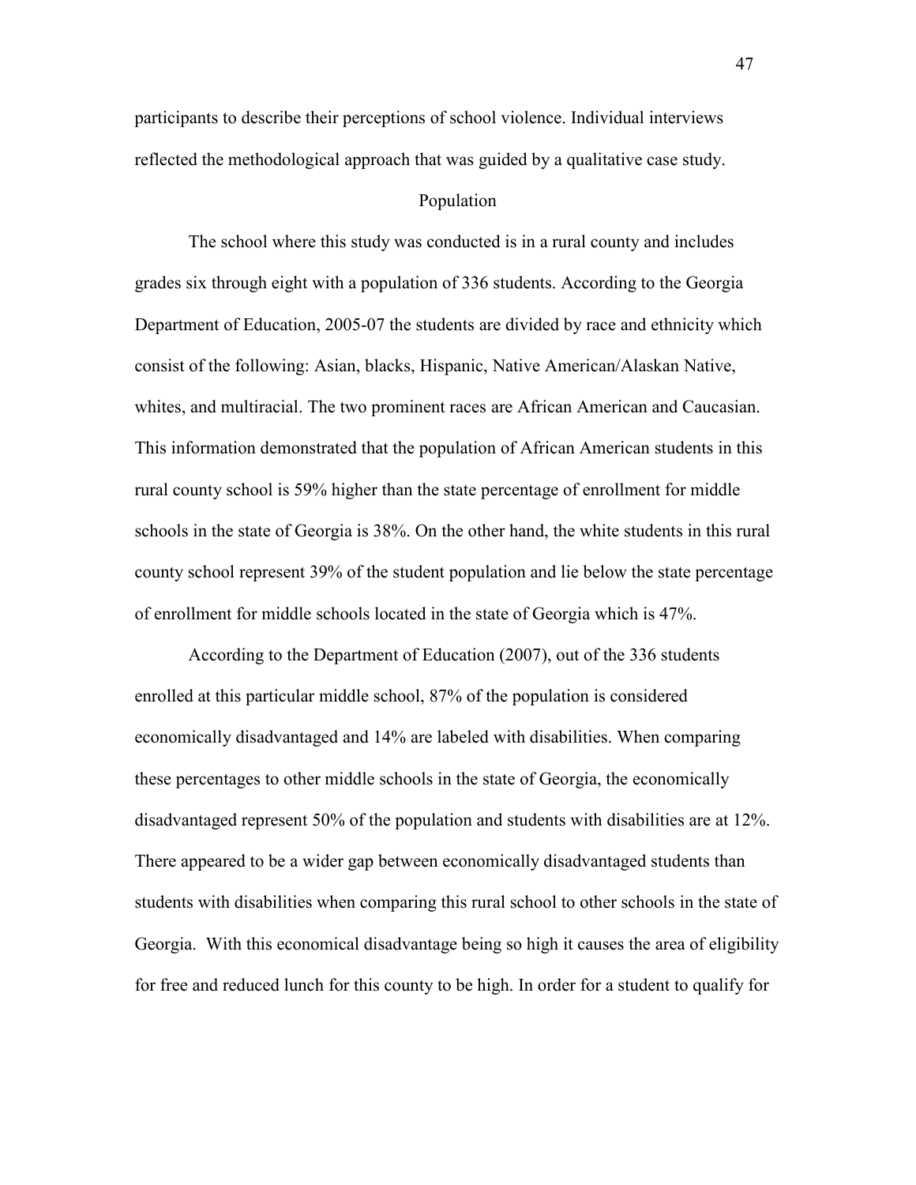participants to describe their perceptions of school violence. Individual interviews reflected the methodological approach that was guided by a qualitative case study.

## Population

The school where this study was conducted is in a rural county and includes grades six through eight with a population of 336 students. According to the Georgia Department of Education, 2005-07 the students are divided by race and ethnicity which consist of the following: Asian, blacks, Hispanic, Native American/Alaskan Native, whites, and multiracial. The two prominent races are African American and Caucasian. This information demonstrated that the population of African American students in this rural county school is 59% higher than the state percentage of enrollment for middle schools in the state of Georgia is 38%. On the other hand, the white students in this rural county school represent 39% of the student population and lie below the state percentage of enrollment for middle schools located in the state of Georgia which is 47%.

According to the Department of Education (2007), out of the 336 students enrolled at this particular middle school, 87% of the population is considered economically disadvantaged and 14% are labeled with disabilities. When comparing these percentages to other middle schools in the state of Georgia, the economically disadvantaged represent 50% of the population and students with disabilities are at 12%. There appeared to be a wider gap between economically disadvantaged students than students with disabilities when comparing this rural school to other schools in the state of Georgia. With this economical disadvantage being so high it causes the area of eligibility for free and reduced lunch for this county to be high. In order for a student to qualify for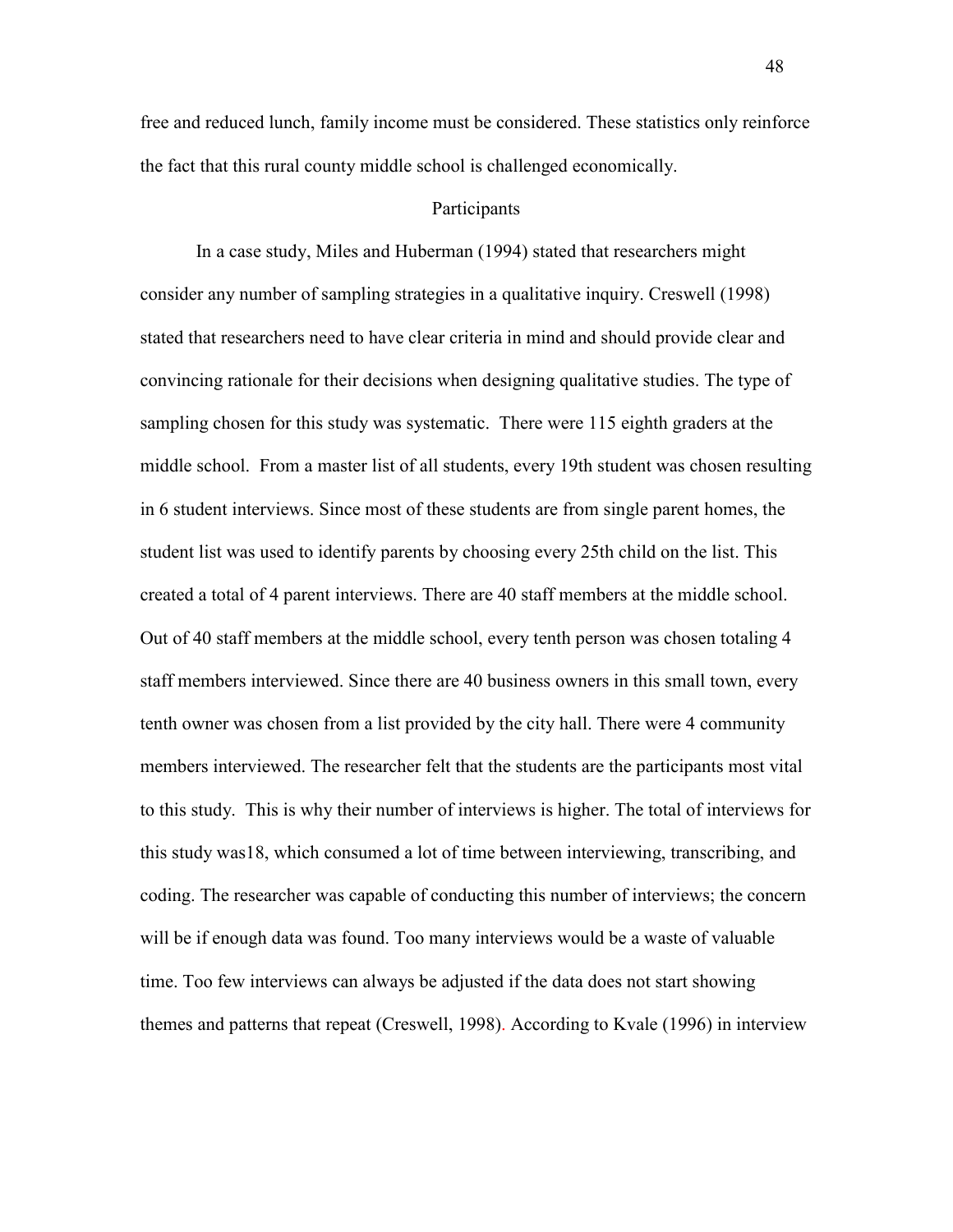free and reduced lunch, family income must be considered. These statistics only reinforce the fact that this rural county middle school is challenged economically.

## Participants

In a case study, Miles and Huberman (1994) stated that researchers might consider any number of sampling strategies in a qualitative inquiry. Creswell (1998) stated that researchers need to have clear criteria in mind and should provide clear and convincing rationale for their decisions when designing qualitative studies. The type of sampling chosen for this study was systematic. There were 115 eighth graders at the middle school. From a master list of all students, every 19th student was chosen resulting in 6 student interviews. Since most of these students are from single parent homes, the student list was used to identify parents by choosing every 25th child on the list. This created a total of 4 parent interviews. There are 40 staff members at the middle school. Out of 40 staff members at the middle school, every tenth person was chosen totaling 4 staff members interviewed. Since there are 40 business owners in this small town, every tenth owner was chosen from a list provided by the city hall. There were 4 community members interviewed. The researcher felt that the students are the participants most vital to this study. This is why their number of interviews is higher. The total of interviews for this study was18, which consumed a lot of time between interviewing, transcribing, and coding. The researcher was capable of conducting this number of interviews; the concern will be if enough data was found. Too many interviews would be a waste of valuable time. Too few interviews can always be adjusted if the data does not start showing themes and patterns that repeat (Creswell, 1998). According to Kvale (1996) in interview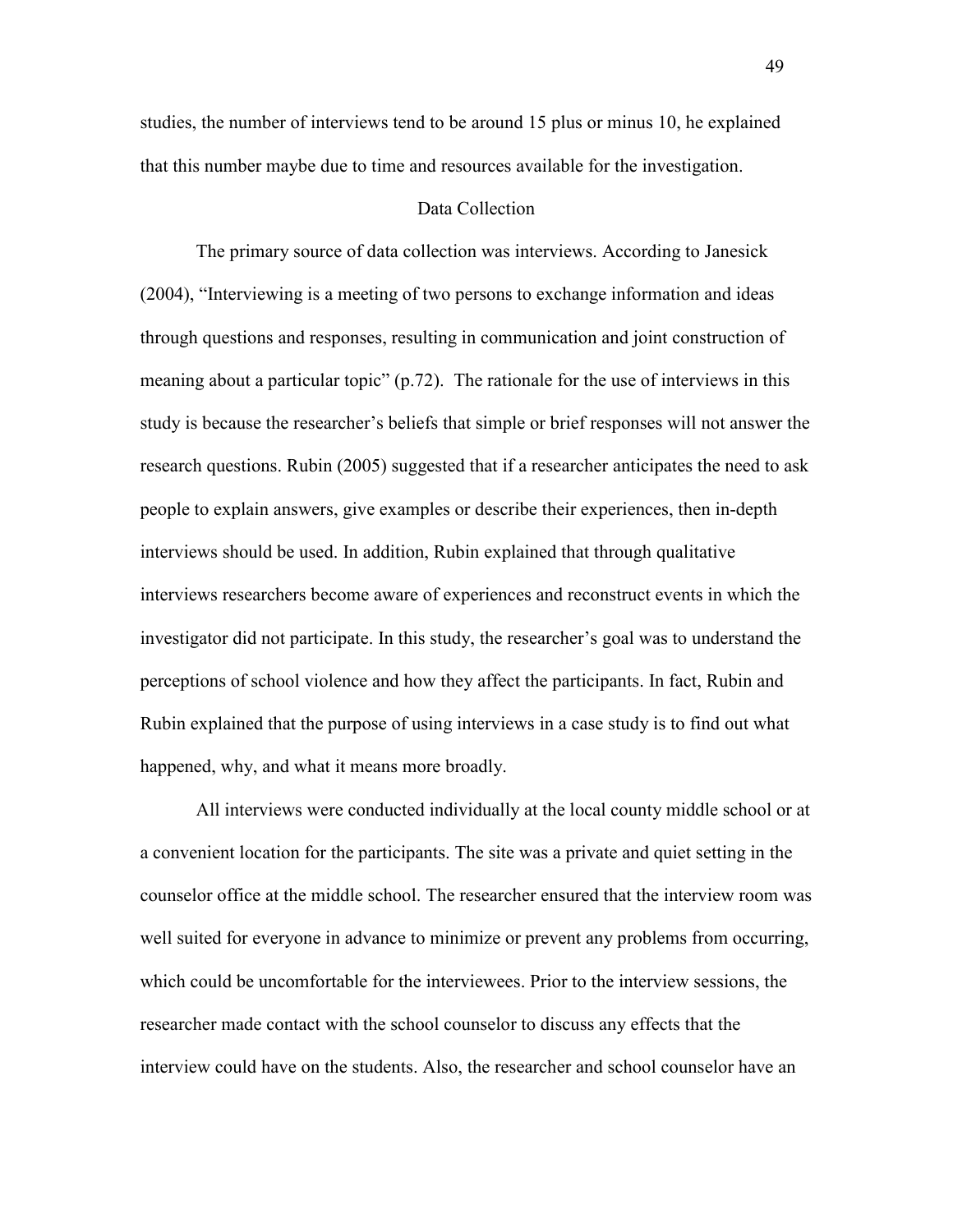studies, the number of interviews tend to be around 15 plus or minus 10, he explained that this number maybe due to time and resources available for the investigation.

## Data Collection

The primary source of data collection was interviews. According to Janesick (2004), "Interviewing is a meeting of two persons to exchange information and ideas through questions and responses, resulting in communication and joint construction of meaning about a particular topic" (p.72). The rationale for the use of interviews in this study is because the researcher's beliefs that simple or brief responses will not answer the research questions. Rubin (2005) suggested that if a researcher anticipates the need to ask people to explain answers, give examples or describe their experiences, then in-depth interviews should be used. In addition, Rubin explained that through qualitative interviews researchers become aware of experiences and reconstruct events in which the investigator did not participate. In this study, the researcher's goal was to understand the perceptions of school violence and how they affect the participants. In fact, Rubin and Rubin explained that the purpose of using interviews in a case study is to find out what happened, why, and what it means more broadly.

All interviews were conducted individually at the local county middle school or at a convenient location for the participants. The site was a private and quiet setting in the counselor office at the middle school. The researcher ensured that the interview room was well suited for everyone in advance to minimize or prevent any problems from occurring, which could be uncomfortable for the interviewees. Prior to the interview sessions, the researcher made contact with the school counselor to discuss any effects that the interview could have on the students. Also, the researcher and school counselor have an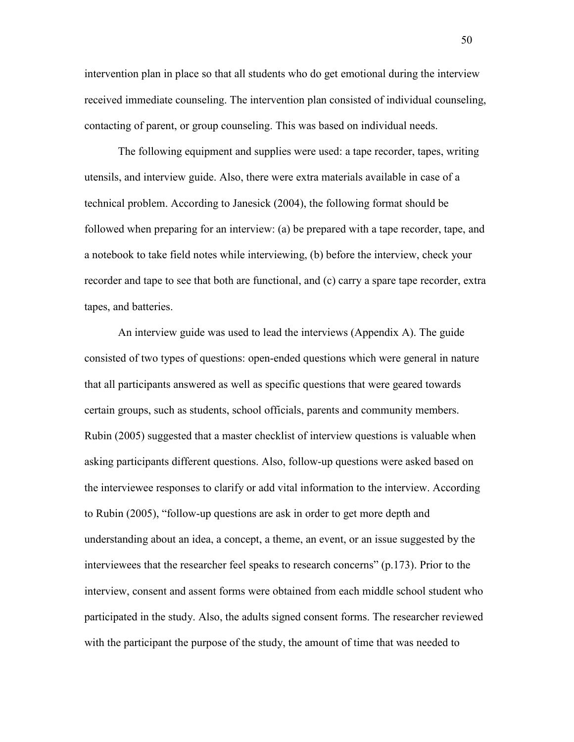intervention plan in place so that all students who do get emotional during the interview received immediate counseling. The intervention plan consisted of individual counseling, contacting of parent, or group counseling. This was based on individual needs.

The following equipment and supplies were used: a tape recorder, tapes, writing utensils, and interview guide. Also, there were extra materials available in case of a technical problem. According to Janesick (2004), the following format should be followed when preparing for an interview: (a) be prepared with a tape recorder, tape, and a notebook to take field notes while interviewing, (b) before the interview, check your recorder and tape to see that both are functional, and (c) carry a spare tape recorder, extra tapes, and batteries.

An interview guide was used to lead the interviews (Appendix A). The guide consisted of two types of questions: open-ended questions which were general in nature that all participants answered as well as specific questions that were geared towards certain groups, such as students, school officials, parents and community members. Rubin (2005) suggested that a master checklist of interview questions is valuable when asking participants different questions. Also, follow-up questions were asked based on the interviewee responses to clarify or add vital information to the interview. According to Rubin (2005), "follow-up questions are ask in order to get more depth and understanding about an idea, a concept, a theme, an event, or an issue suggested by the interviewees that the researcher feel speaks to research concerns" (p.173). Prior to the interview, consent and assent forms were obtained from each middle school student who participated in the study. Also, the adults signed consent forms. The researcher reviewed with the participant the purpose of the study, the amount of time that was needed to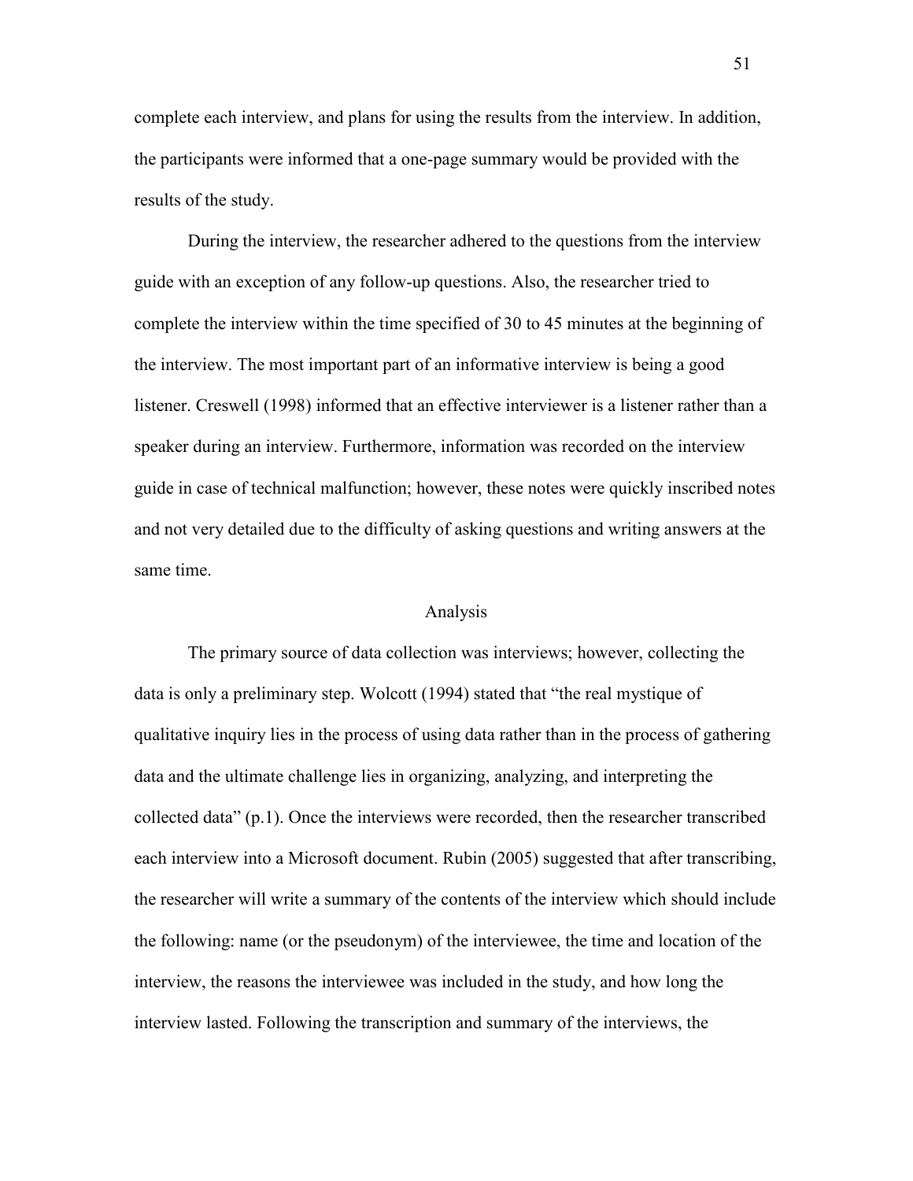complete each interview, and plans for using the results from the interview. In addition, the participants were informed that a one-page summary would be provided with the results of the study.

During the interview, the researcher adhered to the questions from the interview guide with an exception of any follow-up questions. Also, the researcher tried to complete the interview within the time specified of 30 to 45 minutes at the beginning of the interview. The most important part of an informative interview is being a good listener. Creswell (1998) informed that an effective interviewer is a listener rather than a speaker during an interview. Furthermore, information was recorded on the interview guide in case of technical malfunction; however, these notes were quickly inscribed notes and not very detailed due to the difficulty of asking questions and writing answers at the same time.

## Analysis

The primary source of data collection was interviews; however, collecting the data is only a preliminary step. Wolcott (1994) stated that "the real mystique of qualitative inquiry lies in the process of using data rather than in the process of gathering data and the ultimate challenge lies in organizing, analyzing, and interpreting the collected data" (p.1). Once the interviews were recorded, then the researcher transcribed each interview into a Microsoft document. Rubin (2005) suggested that after transcribing, the researcher will write a summary of the contents of the interview which should include the following: name (or the pseudonym) of the interviewee, the time and location of the interview, the reasons the interviewee was included in the study, and how long the interview lasted. Following the transcription and summary of the interviews, the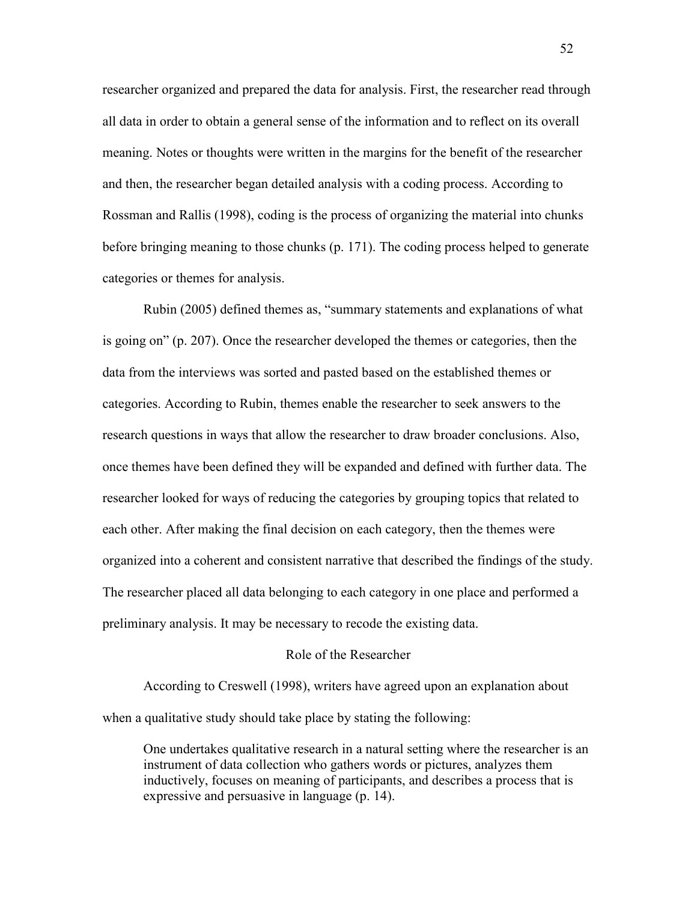researcher organized and prepared the data for analysis. First, the researcher read through all data in order to obtain a general sense of the information and to reflect on its overall meaning. Notes or thoughts were written in the margins for the benefit of the researcher and then, the researcher began detailed analysis with a coding process. According to Rossman and Rallis (1998), coding is the process of organizing the material into chunks before bringing meaning to those chunks (p. 171). The coding process helped to generate categories or themes for analysis.

Rubin (2005) defined themes as, "summary statements and explanations of what is going on" (p. 207). Once the researcher developed the themes or categories, then the data from the interviews was sorted and pasted based on the established themes or categories. According to Rubin, themes enable the researcher to seek answers to the research questions in ways that allow the researcher to draw broader conclusions. Also, once themes have been defined they will be expanded and defined with further data. The researcher looked for ways of reducing the categories by grouping topics that related to each other. After making the final decision on each category, then the themes were organized into a coherent and consistent narrative that described the findings of the study. The researcher placed all data belonging to each category in one place and performed a preliminary analysis. It may be necessary to recode the existing data.

## Role of the Researcher

According to Creswell (1998), writers have agreed upon an explanation about when a qualitative study should take place by stating the following:

> One undertakes qualitative research in a natural setting where the researcher is an instrument of data collection who gathers words or pictures, analyzes them inductively, focuses on meaning of participants, and describes a process that is expressive and persuasive in language (p. 14).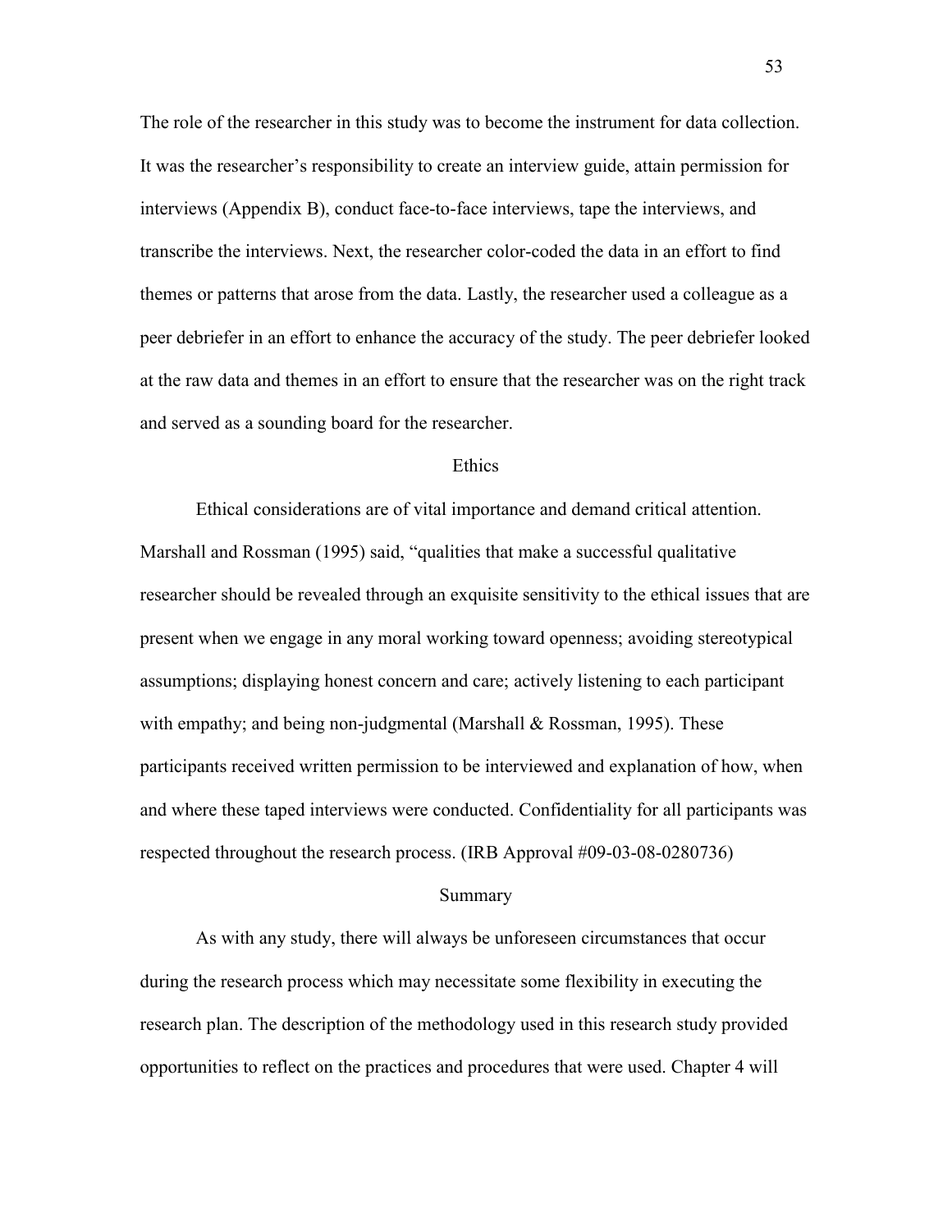The role of the researcher in this study was to become the instrument for data collection. It was the researcher's responsibility to create an interview guide, attain permission for interviews (Appendix B), conduct face-to-face interviews, tape the interviews, and transcribe the interviews. Next, the researcher color-coded the data in an effort to find themes or patterns that arose from the data. Lastly, the researcher used a colleague as a peer debriefer in an effort to enhance the accuracy of the study. The peer debriefer looked at the raw data and themes in an effort to ensure that the researcher was on the right track and served as a sounding board for the researcher.

## Ethics

Ethical considerations are of vital importance and demand critical attention. Marshall and Rossman (1995) said, "qualities that make a successful qualitative researcher should be revealed through an exquisite sensitivity to the ethical issues that are present when we engage in any moral working toward openness; avoiding stereotypical assumptions; displaying honest concern and care; actively listening to each participant with empathy; and being non-judgmental (Marshall & Rossman, 1995). These participants received written permission to be interviewed and explanation of how, when and where these taped interviews were conducted. Confidentiality for all participants was respected throughout the research process. (IRB Approval #09-03-08-0280736)

## Summary

As with any study, there will always be unforeseen circumstances that occur during the research process which may necessitate some flexibility in executing the research plan. The description of the methodology used in this research study provided opportunities to reflect on the practices and procedures that were used. Chapter 4 will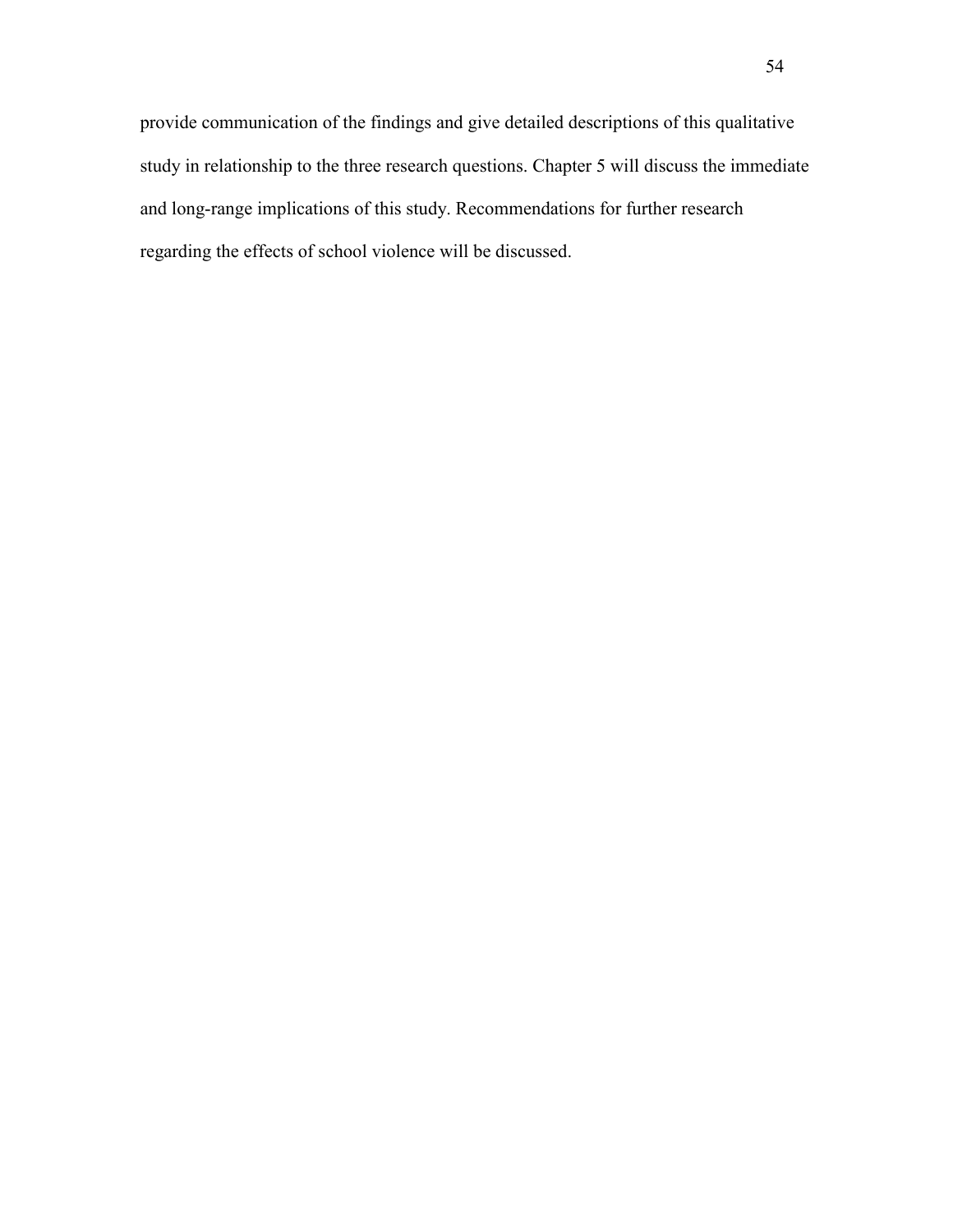provide communication of the findings and give detailed descriptions of this qualitative study in relationship to the three research questions. Chapter 5 will discuss the immediate and long-range implications of this study. Recommendations for further research regarding the effects of school violence will be discussed.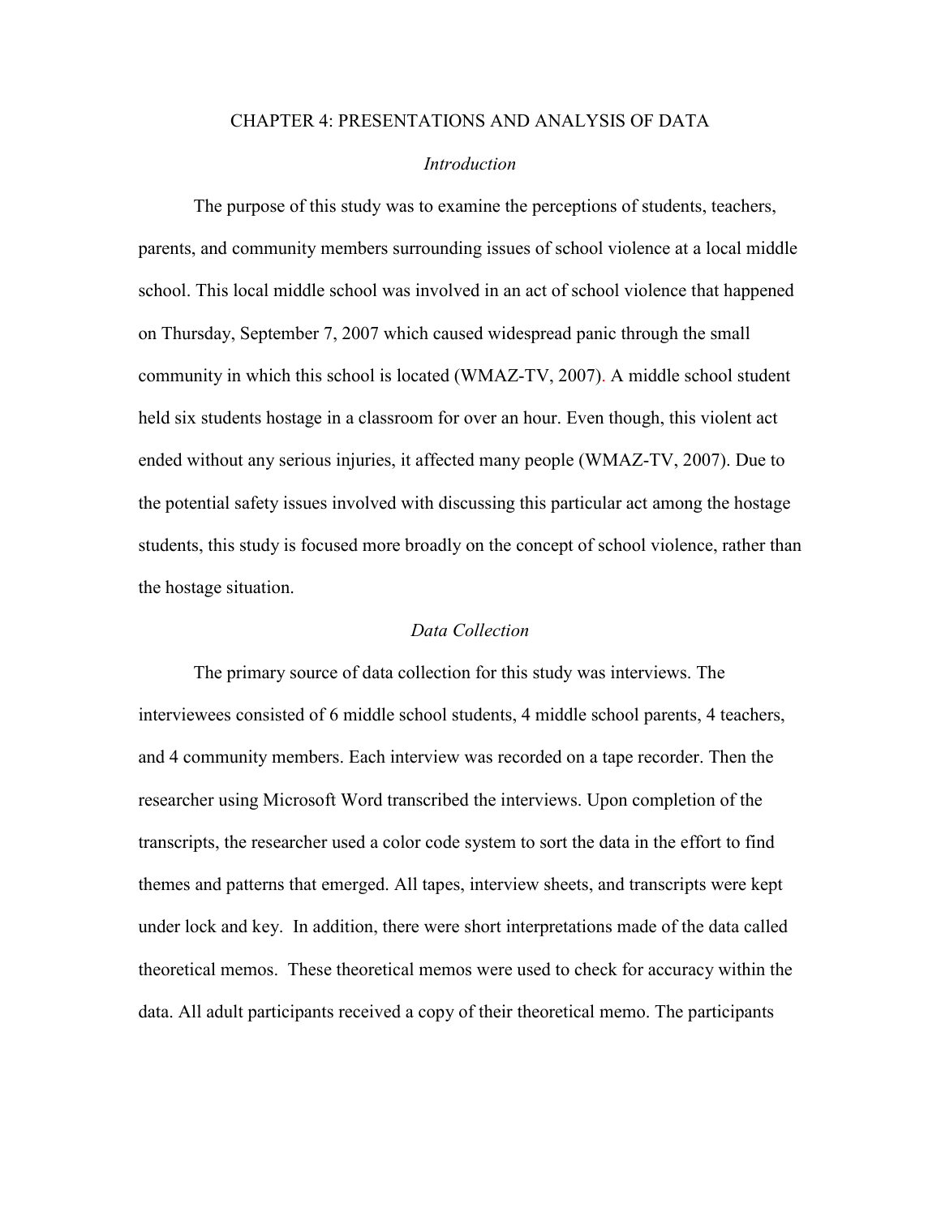# CHAPTER 4: PRESENTATIONS AND ANALYSIS OF DATA

## *Introduction*

The purpose of this study was to examine the perceptions of students, teachers, parents, and community members surrounding issues of school violence at a local middle school. This local middle school was involved in an act of school violence that happened on Thursday, September 7, 2007 which caused widespread panic through the small community in which this school is located (WMAZ-TV, 2007). A middle school student held six students hostage in a classroom for over an hour. Even though, this violent act ended without any serious injuries, it affected many people (WMAZ-TV, 2007). Due to the potential safety issues involved with discussing this particular act among the hostage students, this study is focused more broadly on the concept of school violence, rather than the hostage situation.

## *Data Collection*

The primary source of data collection for this study was interviews. The interviewees consisted of 6 middle school students, 4 middle school parents, 4 teachers, and 4 community members. Each interview was recorded on a tape recorder. Then the researcher using Microsoft Word transcribed the interviews. Upon completion of the transcripts, the researcher used a color code system to sort the data in the effort to find themes and patterns that emerged. All tapes, interview sheets, and transcripts were kept under lock and key. In addition, there were short interpretations made of the data called theoretical memos. These theoretical memos were used to check for accuracy within the data. All adult participants received a copy of their theoretical memo. The participants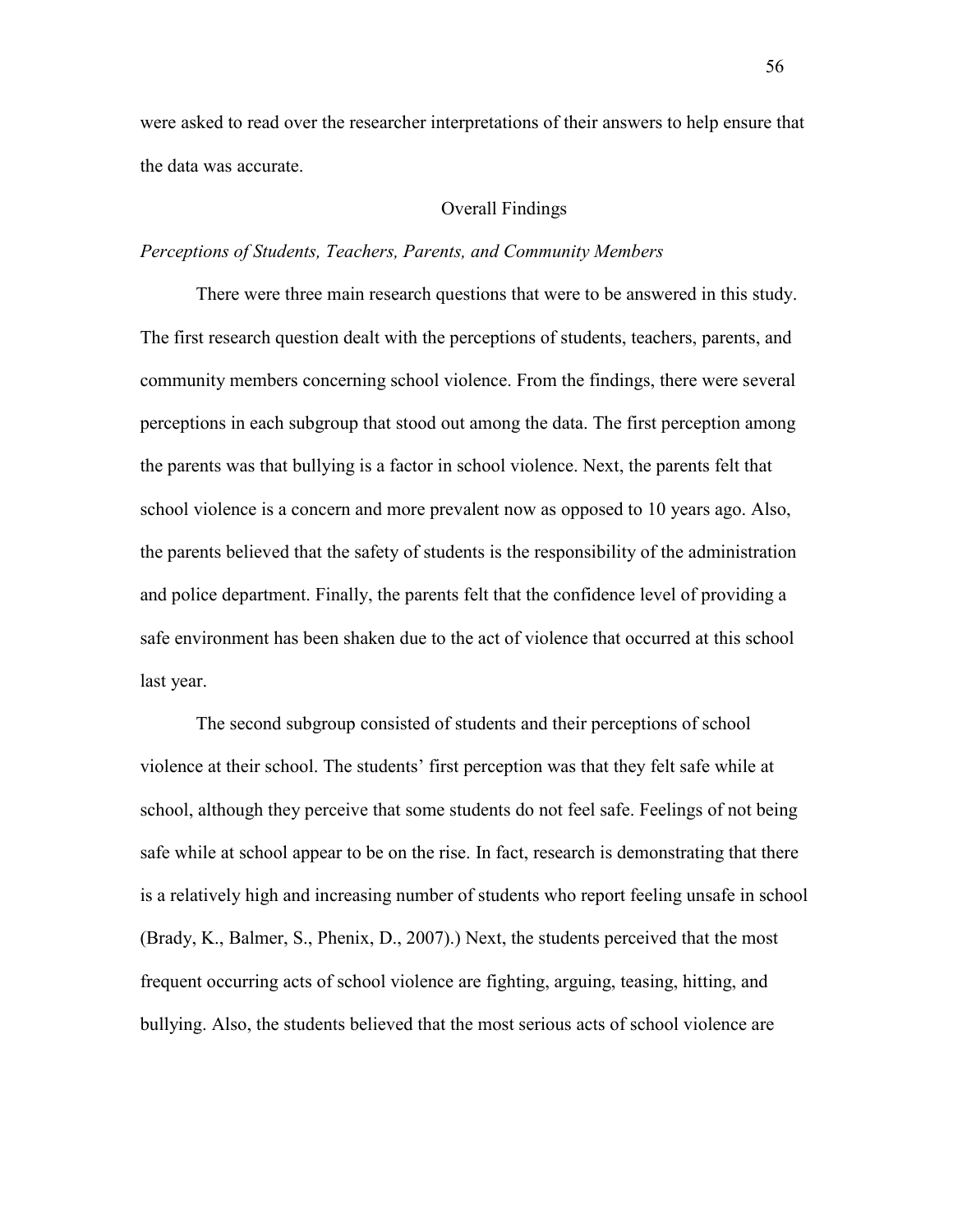were asked to read over the researcher interpretations of their answers to help ensure that the data was accurate.

## Overall Findings

### *Perceptions of Students, Teachers, Parents, and Community Members*

There were three main research questions that were to be answered in this study. The first research question dealt with the perceptions of students, teachers, parents, and community members concerning school violence. From the findings, there were several perceptions in each subgroup that stood out among the data. The first perception among the parents was that bullying is a factor in school violence. Next, the parents felt that school violence is a concern and more prevalent now as opposed to 10 years ago. Also, the parents believed that the safety of students is the responsibility of the administration and police department. Finally, the parents felt that the confidence level of providing a safe environment has been shaken due to the act of violence that occurred at this school last year.

The second subgroup consisted of students and their perceptions of school violence at their school. The students' first perception was that they felt safe while at school, although they perceive that some students do not feel safe. Feelings of not being safe while at school appear to be on the rise. In fact, research is demonstrating that there is a relatively high and increasing number of students who report feeling unsafe in school (Brady, K., Balmer, S., Phenix, D., 2007).) Next, the students perceived that the most frequent occurring acts of school violence are fighting, arguing, teasing, hitting, and bullying. Also, the students believed that the most serious acts of school violence are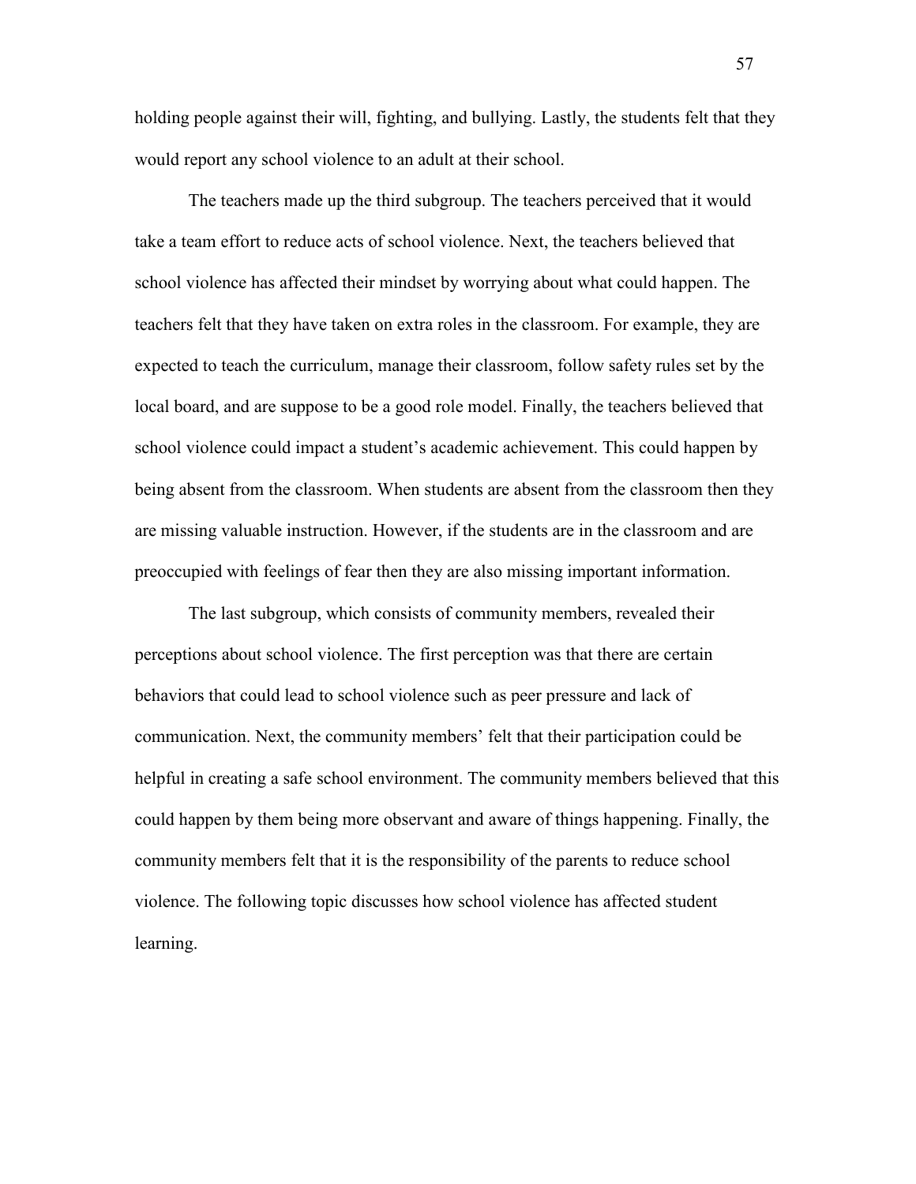holding people against their will, fighting, and bullying. Lastly, the students felt that they would report any school violence to an adult at their school.

The teachers made up the third subgroup. The teachers perceived that it would take a team effort to reduce acts of school violence. Next, the teachers believed that school violence has affected their mindset by worrying about what could happen. The teachers felt that they have taken on extra roles in the classroom. For example, they are expected to teach the curriculum, manage their classroom, follow safety rules set by the local board, and are suppose to be a good role model. Finally, the teachers believed that school violence could impact a student's academic achievement. This could happen by being absent from the classroom. When students are absent from the classroom then they are missing valuable instruction. However, if the students are in the classroom and are preoccupied with feelings of fear then they are also missing important information.

The last subgroup, which consists of community members, revealed their perceptions about school violence. The first perception was that there are certain behaviors that could lead to school violence such as peer pressure and lack of communication. Next, the community members' felt that their participation could be helpful in creating a safe school environment. The community members believed that this could happen by them being more observant and aware of things happening. Finally, the community members felt that it is the responsibility of the parents to reduce school violence. The following topic discusses how school violence has affected student learning.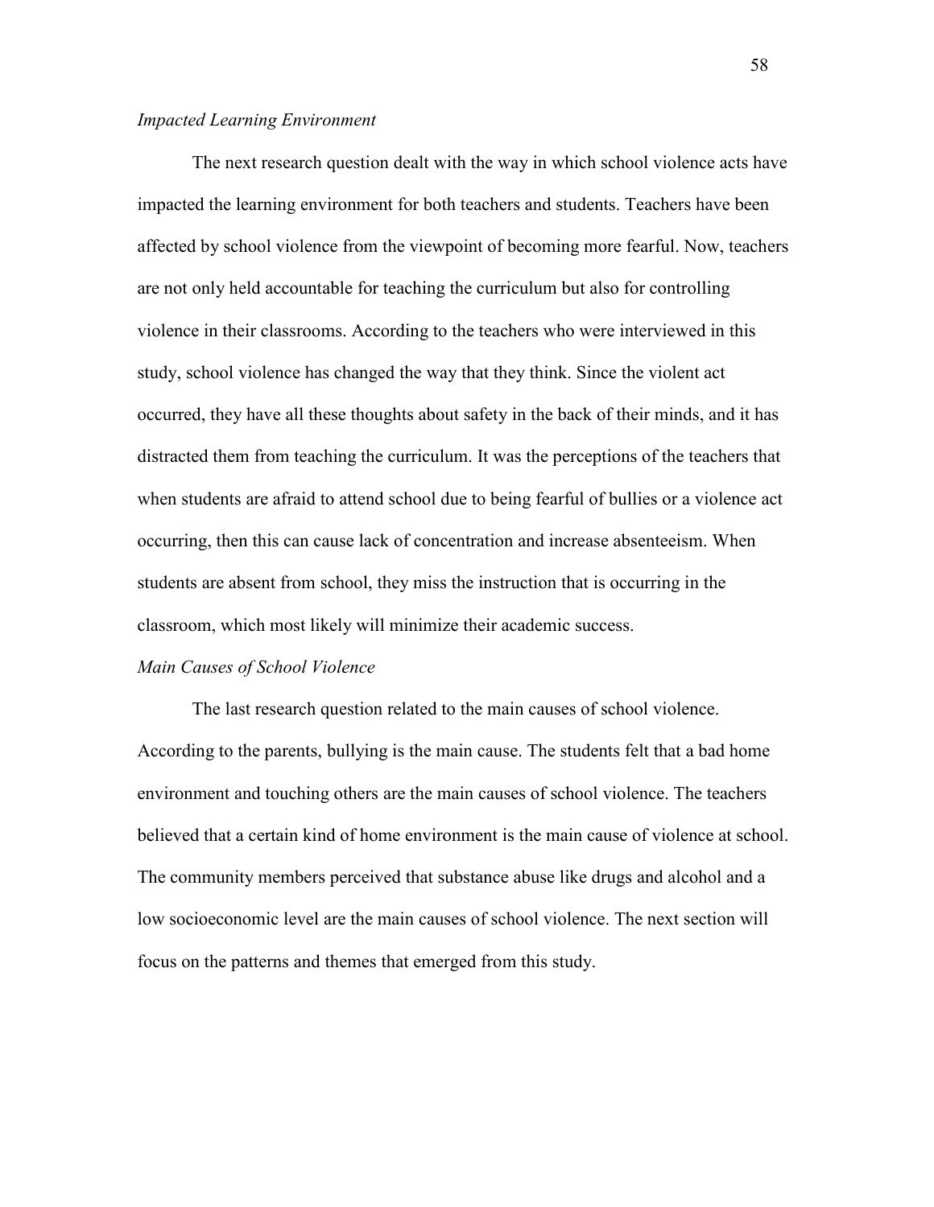*Impacted Learning Environment*

The next research question dealt with the way in which school violence acts have impacted the learning environment for both teachers and students. Teachers have been affected by school violence from the viewpoint of becoming more fearful. Now, teachers are not only held accountable for teaching the curriculum but also for controlling violence in their classrooms. According to the teachers who were interviewed in this study, school violence has changed the way that they think. Since the violent act occurred, they have all these thoughts about safety in the back of their minds, and it has distracted them from teaching the curriculum. It was the perceptions of the teachers that when students are afraid to attend school due to being fearful of bullies or a violence act occurring, then this can cause lack of concentration and increase absenteeism. When students are absent from school, they miss the instruction that is occurring in the classroom, which most likely will minimize their academic success.

*Main Causes of School Violence*

The last research question related to the main causes of school violence. According to the parents, bullying is the main cause. The students felt that a bad home environment and touching others are the main causes of school violence. The teachers believed that a certain kind of home environment is the main cause of violence at school. The community members perceived that substance abuse like drugs and alcohol and a low socioeconomic level are the main causes of school violence. The next section will focus on the patterns and themes that emerged from this study.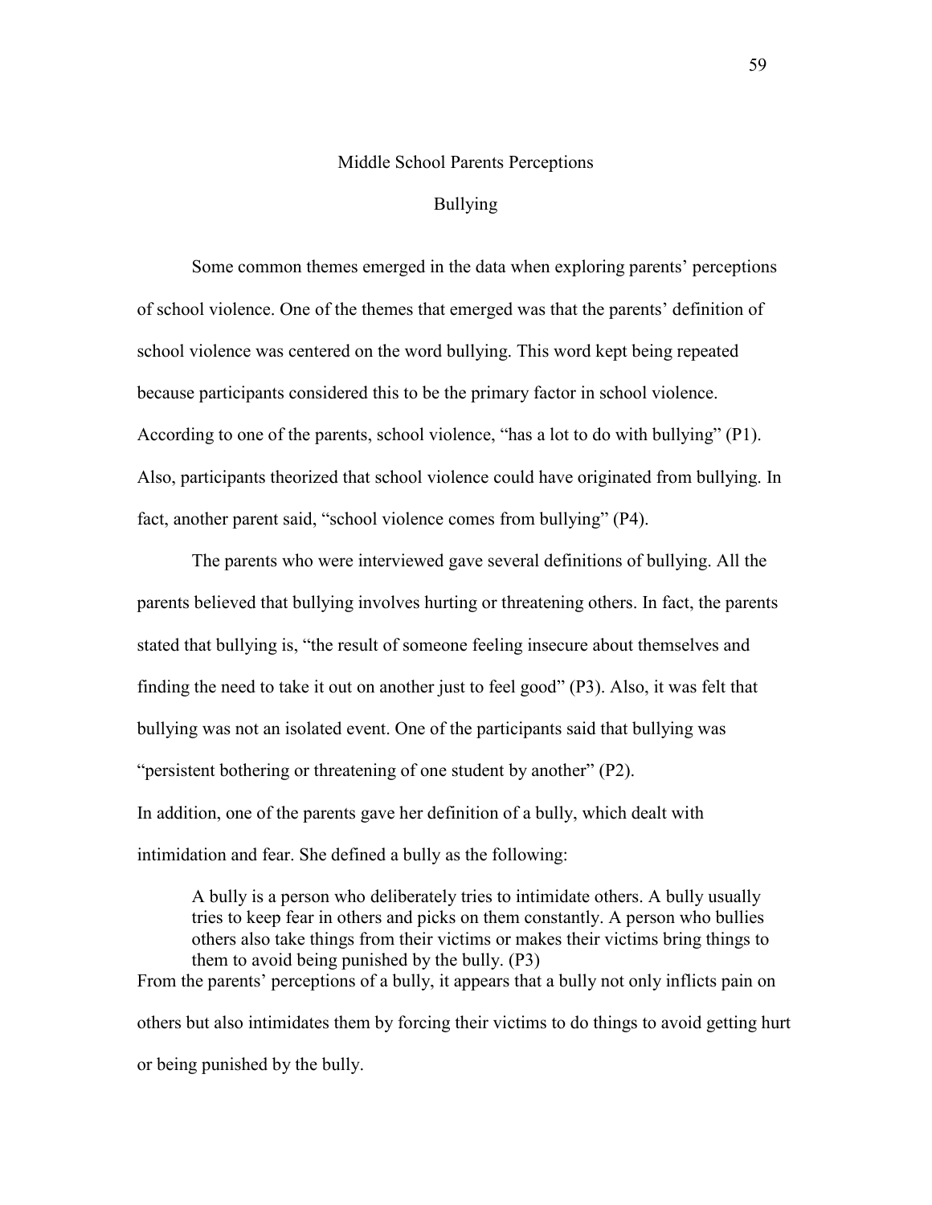## Middle School Parents Perceptions

### Bullying

Some common themes emerged in the data when exploring parents' perceptions of school violence. One of the themes that emerged was that the parents' definition of school violence was centered on the word bullying. This word kept being repeated because participants considered this to be the primary factor in school violence. According to one of the parents, school violence, "has a lot to do with bullying" (P1). Also, participants theorized that school violence could have originated from bullying. In fact, another parent said, "school violence comes from bullying" (P4).

The parents who were interviewed gave several definitions of bullying. All the parents believed that bullying involves hurting or threatening others. In fact, the parents stated that bullying is, "the result of someone feeling insecure about themselves and finding the need to take it out on another just to feel good" (P3). Also, it was felt that bullying was not an isolated event. One of the participants said that bullying was "persistent bothering or threatening of one student by another" (P2).

In addition, one of the parents gave her definition of a bully, which dealt with intimidation and fear. She defined a bully as the following:

> A bully is a person who deliberately tries to intimidate others. A bully usually tries to keep fear in others and picks on them constantly. A person who bullies others also take things from their victims or makes their victims bring things to them to avoid being punished by the bully. (P3)

From the parents' perceptions of a bully, it appears that a bully not only inflicts pain on others but also intimidates them by forcing their victims to do things to avoid getting hurt or being punished by the bully.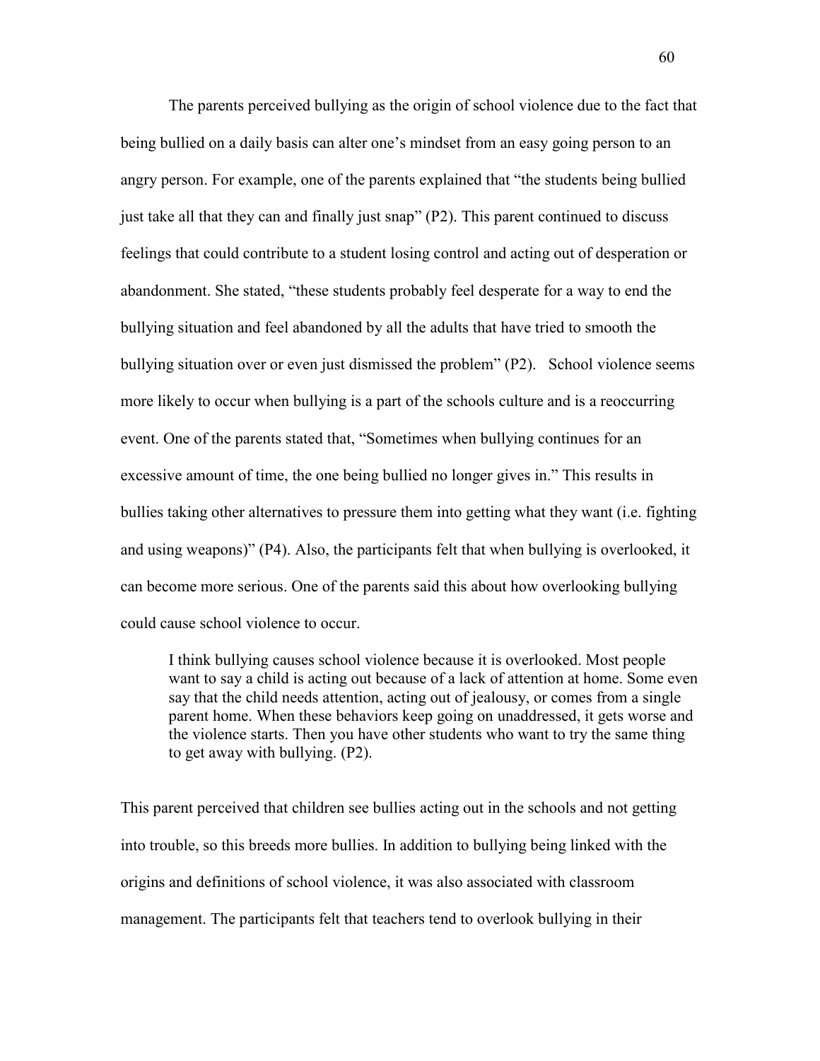The parents perceived bullying as the origin of school violence due to the fact that being bullied on a daily basis can alter one's mindset from an easy going person to an angry person. For example, one of the parents explained that "the students being bullied just take all that they can and finally just snap" (P2). This parent continued to discuss feelings that could contribute to a student losing control and acting out of desperation or abandonment. She stated, "these students probably feel desperate for a way to end the bullying situation and feel abandoned by all the adults that have tried to smooth the bullying situation over or even just dismissed the problem" (P2). School violence seems more likely to occur when bullying is a part of the schools culture and is a reoccurring event. One of the parents stated that, "Sometimes when bullying continues for an excessive amount of time, the one being bullied no longer gives in." This results in bullies taking other alternatives to pressure them into getting what they want (i.e. fighting and using weapons)" (P4). Also, the participants felt that when bullying is overlooked, it can become more serious. One of the parents said this about how overlooking bullying could cause school violence to occur.

> I think bullying causes school violence because it is overlooked. Most people want to say a child is acting out because of a lack of attention at home. Some even say that the child needs attention, acting out of jealousy, or comes from a single parent home. When these behaviors keep going on unaddressed, it gets worse and the violence starts. Then you have other students who want to try the same thing to get away with bullying. (P2).

This parent perceived that children see bullies acting out in the schools and not getting into trouble, so this breeds more bullies. In addition to bullying being linked with the origins and definitions of school violence, it was also associated with classroom management. The participants felt that teachers tend to overlook bullying in their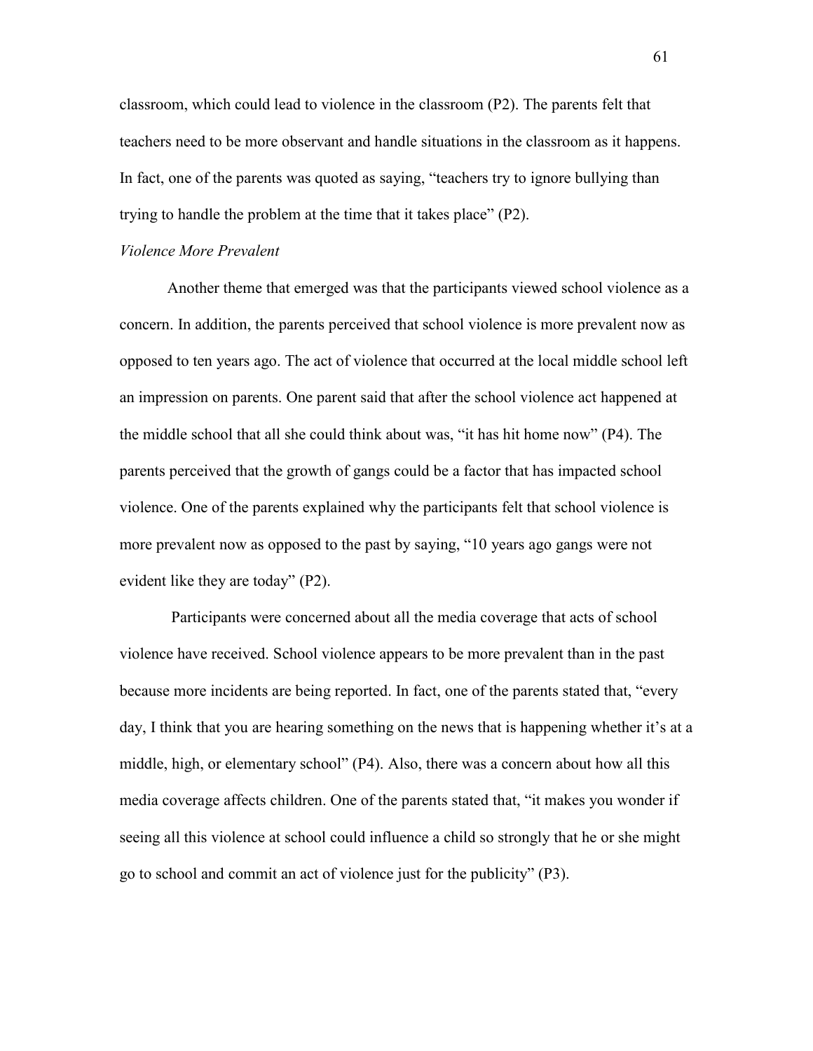classroom, which could lead to violence in the classroom (P2). The parents felt that teachers need to be more observant and handle situations in the classroom as it happens. In fact, one of the parents was quoted as saying, "teachers try to ignore bullying than trying to handle the problem at the time that it takes place" (P2).

*Violence More Prevalent*

Another theme that emerged was that the participants viewed school violence as a concern. In addition, the parents perceived that school violence is more prevalent now as opposed to ten years ago. The act of violence that occurred at the local middle school left an impression on parents. One parent said that after the school violence act happened at the middle school that all she could think about was, "it has hit home now" (P4). The parents perceived that the growth of gangs could be a factor that has impacted school violence. One of the parents explained why the participants felt that school violence is more prevalent now as opposed to the past by saying, "10 years ago gangs were not evident like they are today" (P2).

Participants were concerned about all the media coverage that acts of school violence have received. School violence appears to be more prevalent than in the past because more incidents are being reported. In fact, one of the parents stated that, "every day, I think that you are hearing something on the news that is happening whether it's at a middle, high, or elementary school" (P4). Also, there was a concern about how all this media coverage affects children. One of the parents stated that, "it makes you wonder if seeing all this violence at school could influence a child so strongly that he or she might go to school and commit an act of violence just for the publicity" (P3).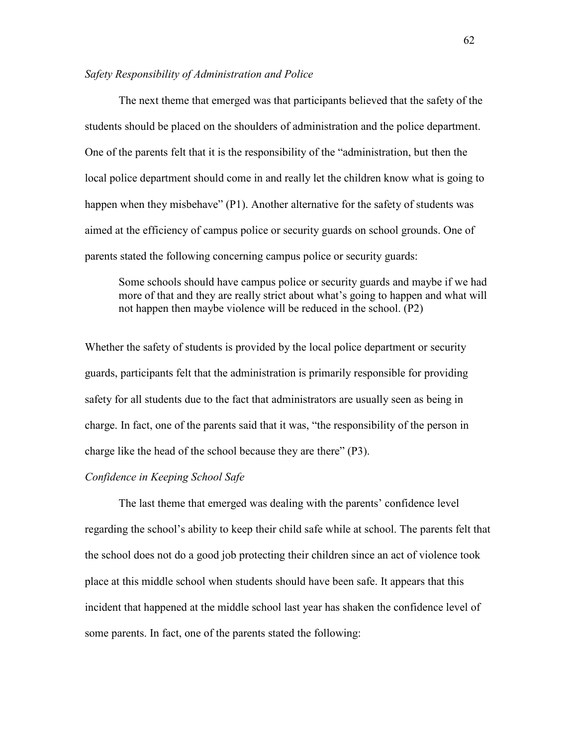*Safety Responsibility of Administration and Police*

The next theme that emerged was that participants believed that the safety of the students should be placed on the shoulders of administration and the police department. One of the parents felt that it is the responsibility of the "administration, but then the local police department should come in and really let the children know what is going to happen when they misbehave" (P1). Another alternative for the safety of students was aimed at the efficiency of campus police or security guards on school grounds. One of parents stated the following concerning campus police or security guards:

> Some schools should have campus police or security guards and maybe if we had more of that and they are really strict about what's going to happen and what will not happen then maybe violence will be reduced in the school. (P2)

Whether the safety of students is provided by the local police department or security guards, participants felt that the administration is primarily responsible for providing safety for all students due to the fact that administrators are usually seen as being in charge. In fact, one of the parents said that it was, "the responsibility of the person in charge like the head of the school because they are there" (P3).

*Confidence in Keeping School Safe*

The last theme that emerged was dealing with the parents' confidence level regarding the school's ability to keep their child safe while at school. The parents felt that the school does not do a good job protecting their children since an act of violence took place at this middle school when students should have been safe. It appears that this incident that happened at the middle school last year has shaken the confidence level of some parents. In fact, one of the parents stated the following: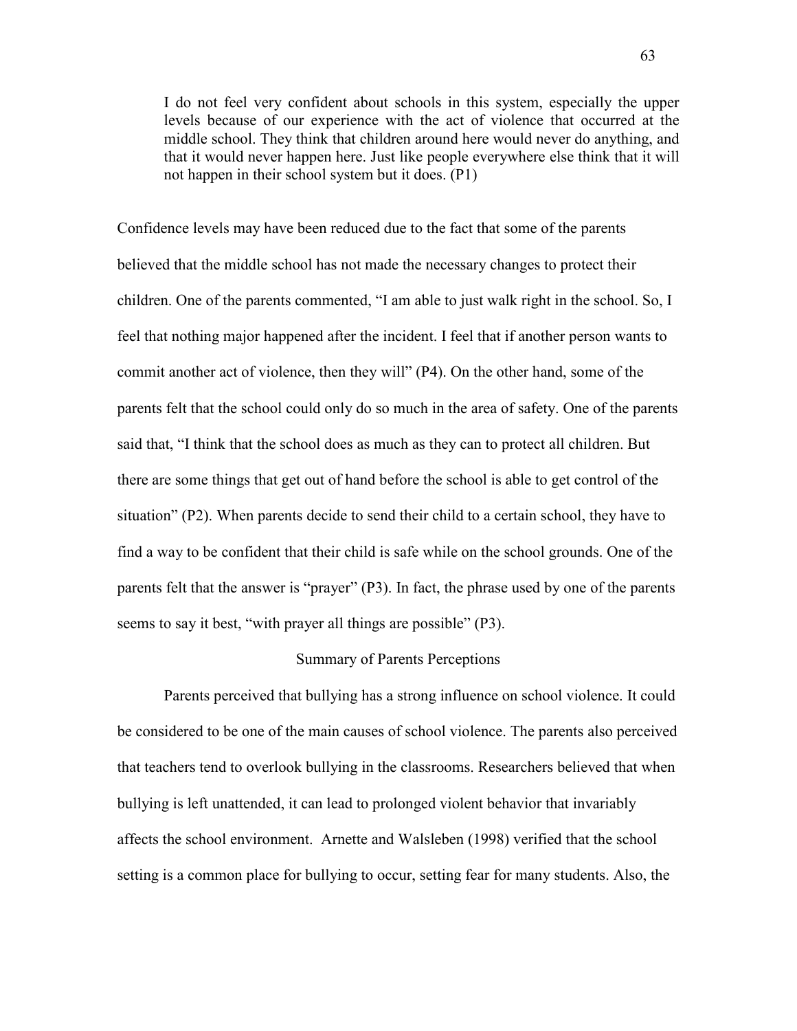> I do not feel very confident about schools in this system, especially the upper levels because of our experience with the act of violence that occurred at the middle school. They think that children around here would never do anything, and that it would never happen here. Just like people everywhere else think that it will not happen in their school system but it does. (P1)

Confidence levels may have been reduced due to the fact that some of the parents believed that the middle school has not made the necessary changes to protect their children. One of the parents commented, "I am able to just walk right in the school. So, I feel that nothing major happened after the incident. I feel that if another person wants to commit another act of violence, then they will" (P4). On the other hand, some of the parents felt that the school could only do so much in the area of safety. One of the parents said that, "I think that the school does as much as they can to protect all children. But there are some things that get out of hand before the school is able to get control of the situation" (P2). When parents decide to send their child to a certain school, they have to find a way to be confident that their child is safe while on the school grounds. One of the parents felt that the answer is "prayer" (P3). In fact, the phrase used by one of the parents seems to say it best, "with prayer all things are possible" (P3).

## Summary of Parents Perceptions

Parents perceived that bullying has a strong influence on school violence. It could be considered to be one of the main causes of school violence. The parents also perceived that teachers tend to overlook bullying in the classrooms. Researchers believed that when bullying is left unattended, it can lead to prolonged violent behavior that invariably affects the school environment. Arnette and Walsleben (1998) verified that the school setting is a common place for bullying to occur, setting fear for many students. Also, the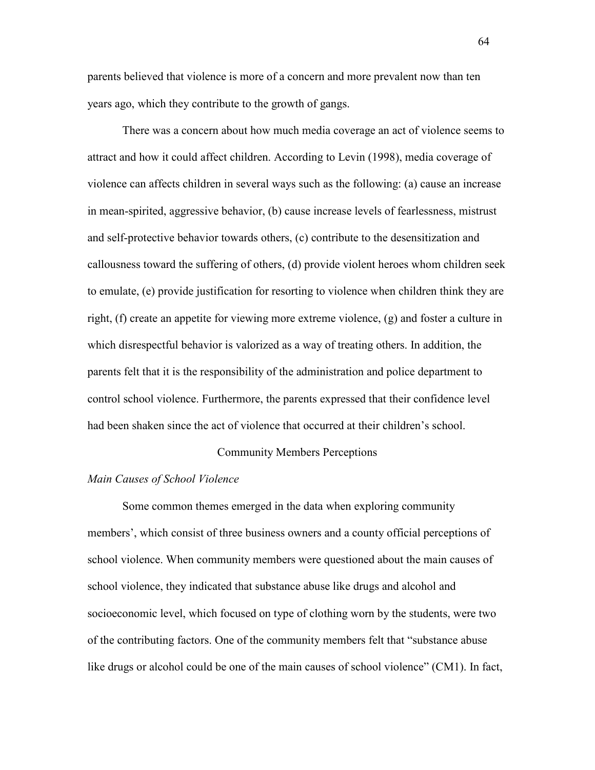parents believed that violence is more of a concern and more prevalent now than ten years ago, which they contribute to the growth of gangs.

There was a concern about how much media coverage an act of violence seems to attract and how it could affect children. According to Levin (1998), media coverage of violence can affects children in several ways such as the following: (a) cause an increase in mean-spirited, aggressive behavior, (b) cause increase levels of fearlessness, mistrust and self-protective behavior towards others, (c) contribute to the desensitization and callousness toward the suffering of others, (d) provide violent heroes whom children seek to emulate, (e) provide justification for resorting to violence when children think they are right, (f) create an appetite for viewing more extreme violence, (g) and foster a culture in which disrespectful behavior is valorized as a way of treating others. In addition, the parents felt that it is the responsibility of the administration and police department to control school violence. Furthermore, the parents expressed that their confidence level had been shaken since the act of violence that occurred at their children's school.

## Community Members Perceptions

### *Main Causes of School Violence*

Some common themes emerged in the data when exploring community members', which consist of three business owners and a county official perceptions of school violence. When community members were questioned about the main causes of school violence, they indicated that substance abuse like drugs and alcohol and socioeconomic level, which focused on type of clothing worn by the students, were two of the contributing factors. One of the community members felt that "substance abuse like drugs or alcohol could be one of the main causes of school violence" (CM1). In fact,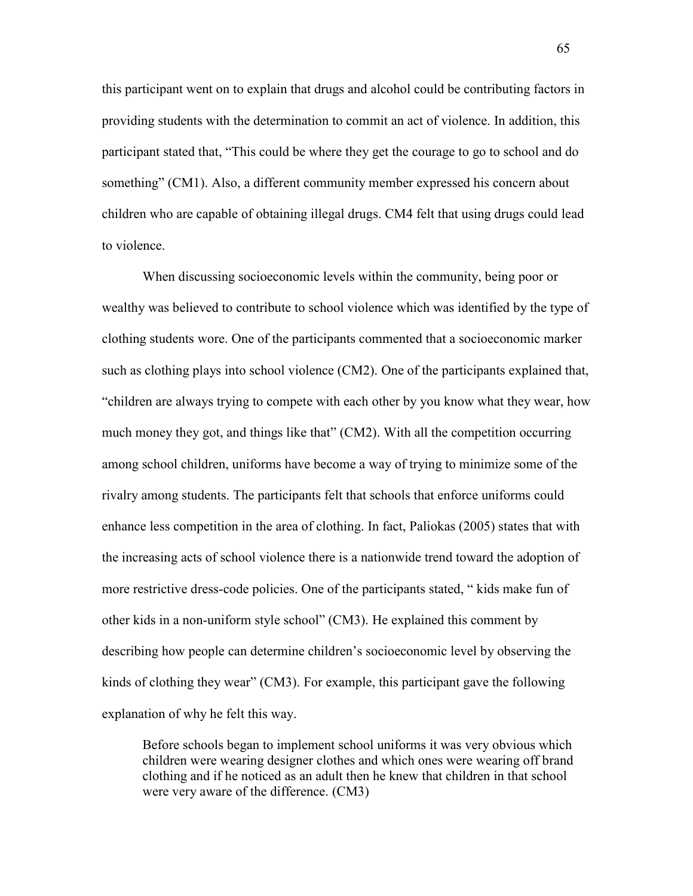this participant went on to explain that drugs and alcohol could be contributing factors in providing students with the determination to commit an act of violence. In addition, this participant stated that, "This could be where they get the courage to go to school and do something" (CM1). Also, a different community member expressed his concern about children who are capable of obtaining illegal drugs. CM4 felt that using drugs could lead to violence.

When discussing socioeconomic levels within the community, being poor or wealthy was believed to contribute to school violence which was identified by the type of clothing students wore. One of the participants commented that a socioeconomic marker such as clothing plays into school violence (CM2). One of the participants explained that, "children are always trying to compete with each other by you know what they wear, how much money they got, and things like that" (CM2). With all the competition occurring among school children, uniforms have become a way of trying to minimize some of the rivalry among students. The participants felt that schools that enforce uniforms could enhance less competition in the area of clothing. In fact, Paliokas (2005) states that with the increasing acts of school violence there is a nationwide trend toward the adoption of more restrictive dress-code policies. One of the participants stated, " kids make fun of other kids in a non-uniform style school" (CM3). He explained this comment by describing how people can determine children's socioeconomic level by observing the kinds of clothing they wear" (CM3). For example, this participant gave the following explanation of why he felt this way.

> Before schools began to implement school uniforms it was very obvious which children were wearing designer clothes and which ones were wearing off brand clothing and if he noticed as an adult then he knew that children in that school were very aware of the difference. (CM3)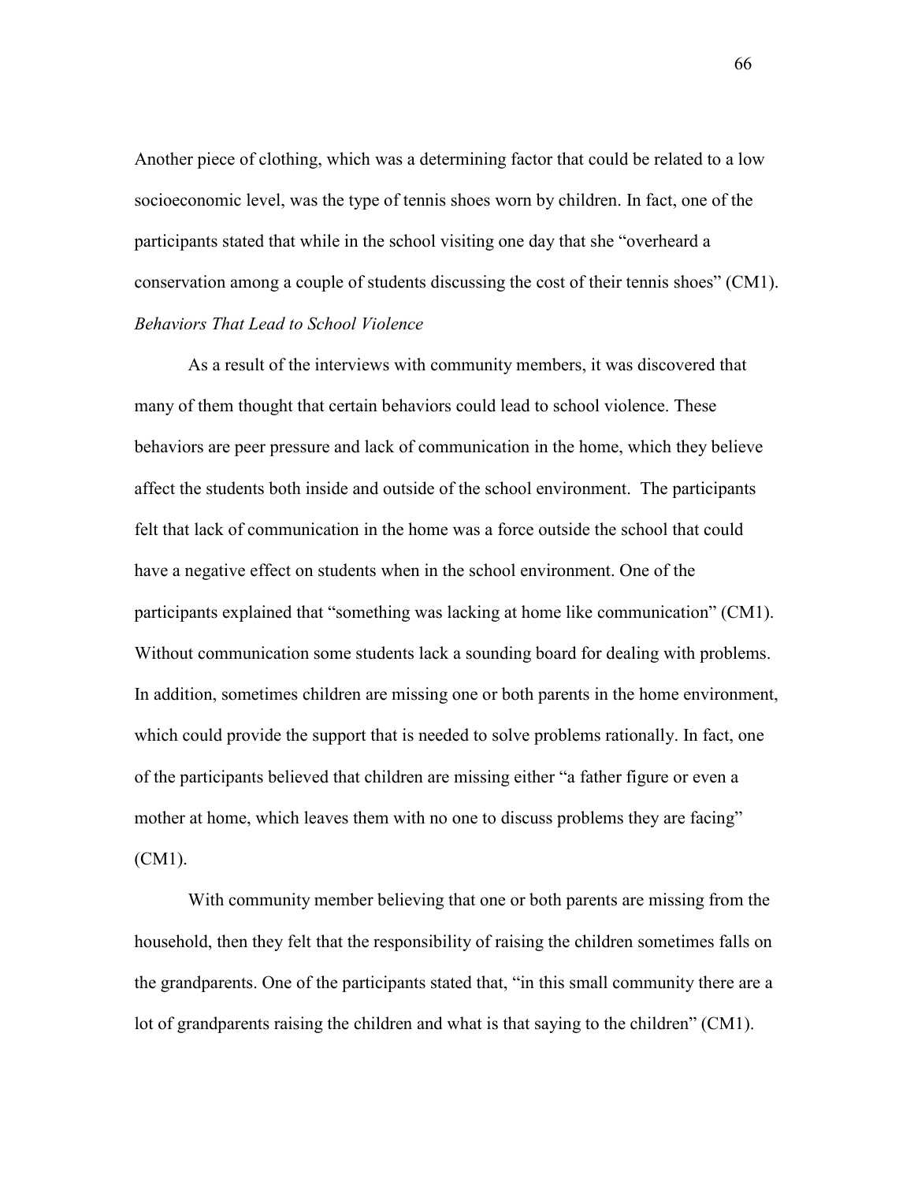Another piece of clothing, which was a determining factor that could be related to a low socioeconomic level, was the type of tennis shoes worn by children. In fact, one of the participants stated that while in the school visiting one day that she "overheard a conservation among a couple of students discussing the cost of their tennis shoes" (CM1).

*Behaviors That Lead to School Violence*

As a result of the interviews with community members, it was discovered that many of them thought that certain behaviors could lead to school violence. These behaviors are peer pressure and lack of communication in the home, which they believe affect the students both inside and outside of the school environment. The participants felt that lack of communication in the home was a force outside the school that could have a negative effect on students when in the school environment. One of the participants explained that "something was lacking at home like communication" (CM1). Without communication some students lack a sounding board for dealing with problems. In addition, sometimes children are missing one or both parents in the home environment, which could provide the support that is needed to solve problems rationally. In fact, one of the participants believed that children are missing either "a father figure or even a mother at home, which leaves them with no one to discuss problems they are facing" (CM1).

With community member believing that one or both parents are missing from the household, then they felt that the responsibility of raising the children sometimes falls on the grandparents. One of the participants stated that, "in this small community there are a lot of grandparents raising the children and what is that saying to the children" (CM1).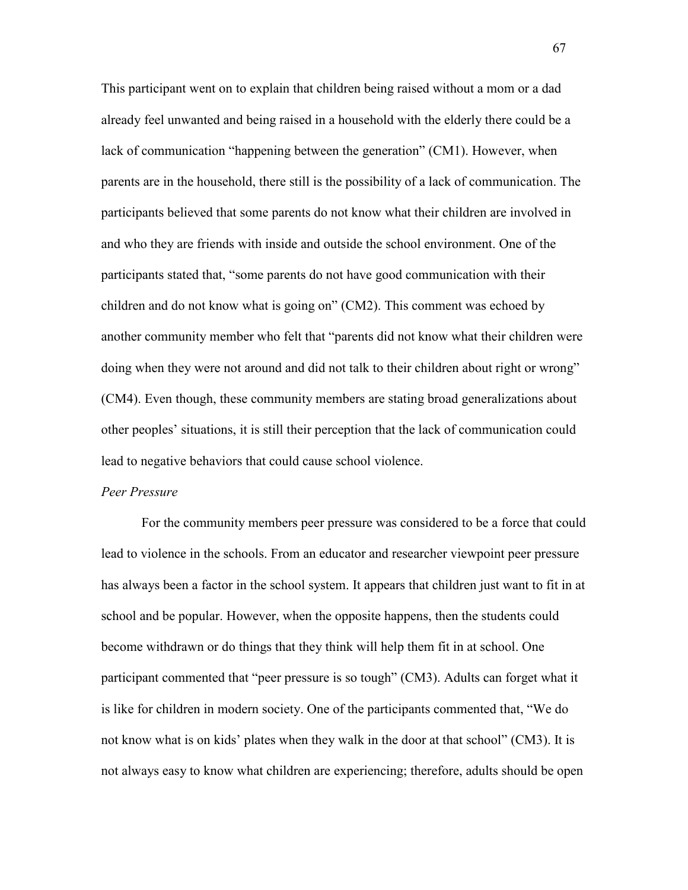This participant went on to explain that children being raised without a mom or a dad already feel unwanted and being raised in a household with the elderly there could be a lack of communication "happening between the generation" (CM1). However, when parents are in the household, there still is the possibility of a lack of communication. The participants believed that some parents do not know what their children are involved in and who they are friends with inside and outside the school environment. One of the participants stated that, "some parents do not have good communication with their children and do not know what is going on" (CM2). This comment was echoed by another community member who felt that "parents did not know what their children were doing when they were not around and did not talk to their children about right or wrong" (CM4). Even though, these community members are stating broad generalizations about other peoples' situations, it is still their perception that the lack of communication could lead to negative behaviors that could cause school violence.

*Peer Pressure*

For the community members peer pressure was considered to be a force that could lead to violence in the schools. From an educator and researcher viewpoint peer pressure has always been a factor in the school system. It appears that children just want to fit in at school and be popular. However, when the opposite happens, then the students could become withdrawn or do things that they think will help them fit in at school. One participant commented that "peer pressure is so tough" (CM3). Adults can forget what it is like for children in modern society. One of the participants commented that, "We do not know what is on kids' plates when they walk in the door at that school" (CM3). It is not always easy to know what children are experiencing; therefore, adults should be open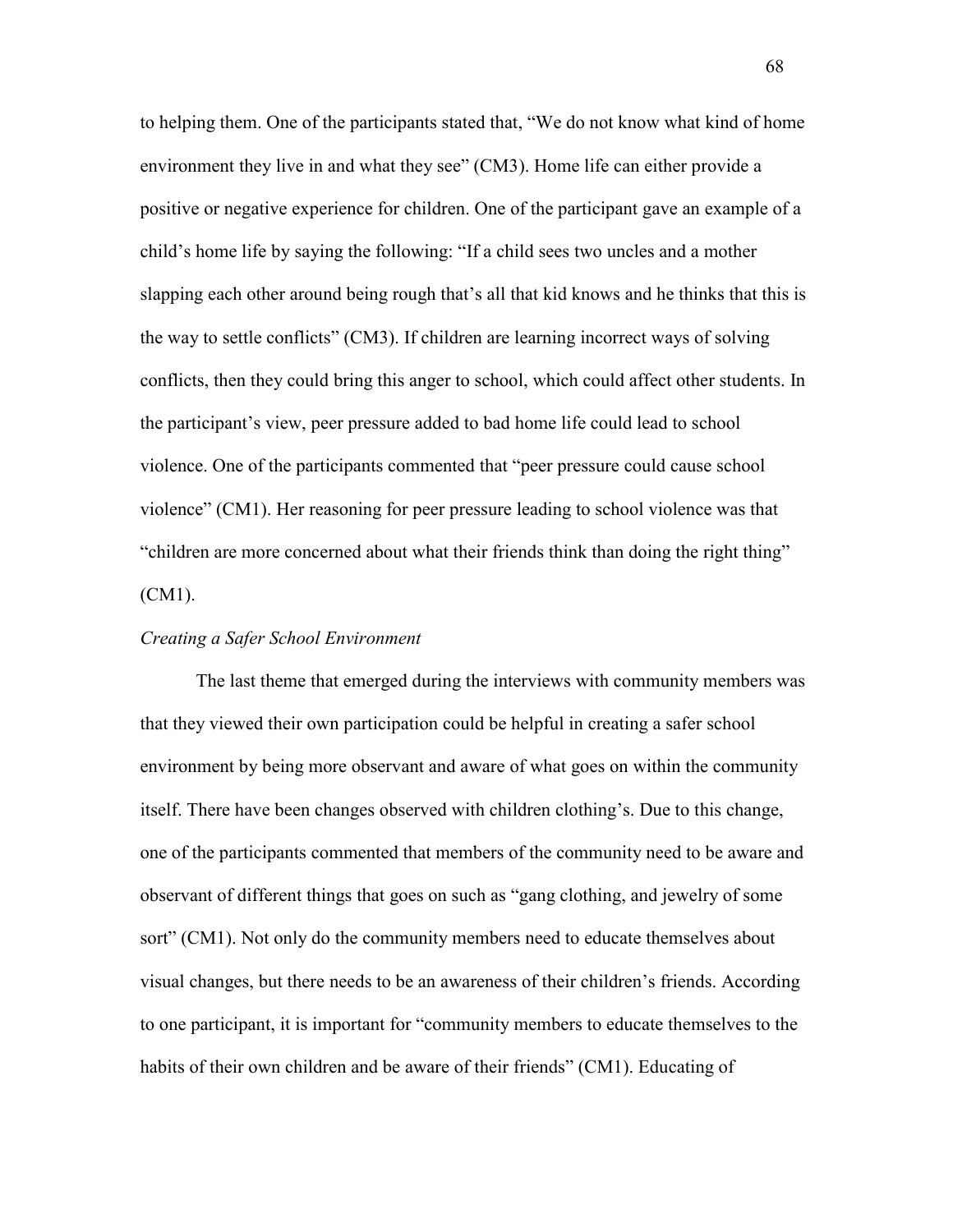to helping them. One of the participants stated that, "We do not know what kind of home environment they live in and what they see" (CM3). Home life can either provide a positive or negative experience for children. One of the participant gave an example of a child's home life by saying the following: "If a child sees two uncles and a mother slapping each other around being rough that's all that kid knows and he thinks that this is the way to settle conflicts" (CM3). If children are learning incorrect ways of solving conflicts, then they could bring this anger to school, which could affect other students. In the participant's view, peer pressure added to bad home life could lead to school violence. One of the participants commented that "peer pressure could cause school violence" (CM1). Her reasoning for peer pressure leading to school violence was that "children are more concerned about what their friends think than doing the right thing" (CM1).

*Creating a Safer School Environment*

The last theme that emerged during the interviews with community members was that they viewed their own participation could be helpful in creating a safer school environment by being more observant and aware of what goes on within the community itself. There have been changes observed with children clothing's. Due to this change, one of the participants commented that members of the community need to be aware and observant of different things that goes on such as "gang clothing, and jewelry of some sort" (CM1). Not only do the community members need to educate themselves about visual changes, but there needs to be an awareness of their children's friends. According to one participant, it is important for "community members to educate themselves to the habits of their own children and be aware of their friends" (CM1). Educating of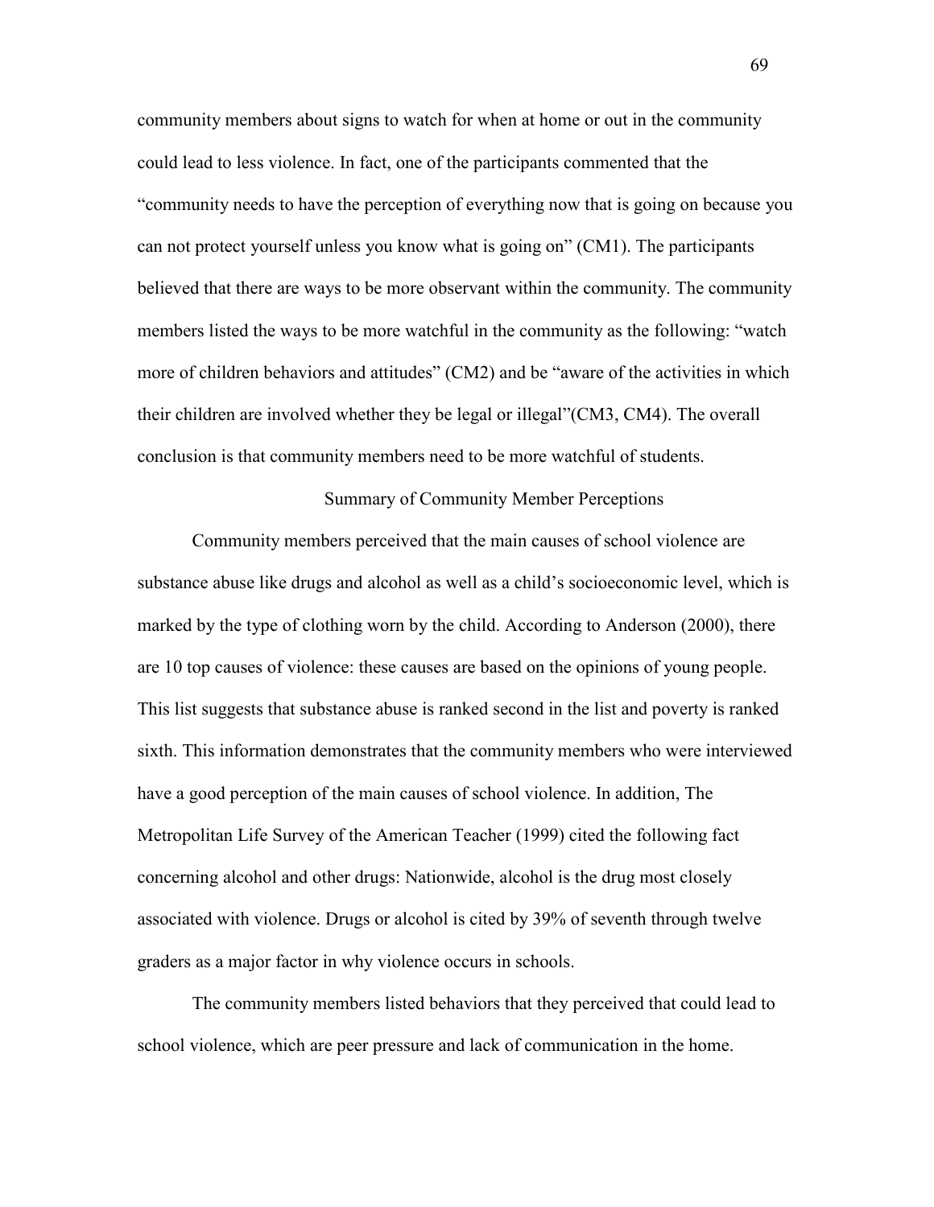community members about signs to watch for when at home or out in the community could lead to less violence. In fact, one of the participants commented that the "community needs to have the perception of everything now that is going on because you can not protect yourself unless you know what is going on" (CM1). The participants believed that there are ways to be more observant within the community. The community members listed the ways to be more watchful in the community as the following: "watch more of children behaviors and attitudes" (CM2) and be "aware of the activities in which their children are involved whether they be legal or illegal"(CM3, CM4). The overall conclusion is that community members need to be more watchful of students.

## Summary of Community Member Perceptions

Community members perceived that the main causes of school violence are substance abuse like drugs and alcohol as well as a child's socioeconomic level, which is marked by the type of clothing worn by the child. According to Anderson (2000), there are 10 top causes of violence: these causes are based on the opinions of young people. This list suggests that substance abuse is ranked second in the list and poverty is ranked sixth. This information demonstrates that the community members who were interviewed have a good perception of the main causes of school violence. In addition, The Metropolitan Life Survey of the American Teacher (1999) cited the following fact concerning alcohol and other drugs: Nationwide, alcohol is the drug most closely associated with violence. Drugs or alcohol is cited by 39% of seventh through twelve graders as a major factor in why violence occurs in schools.

The community members listed behaviors that they perceived that could lead to school violence, which are peer pressure and lack of communication in the home.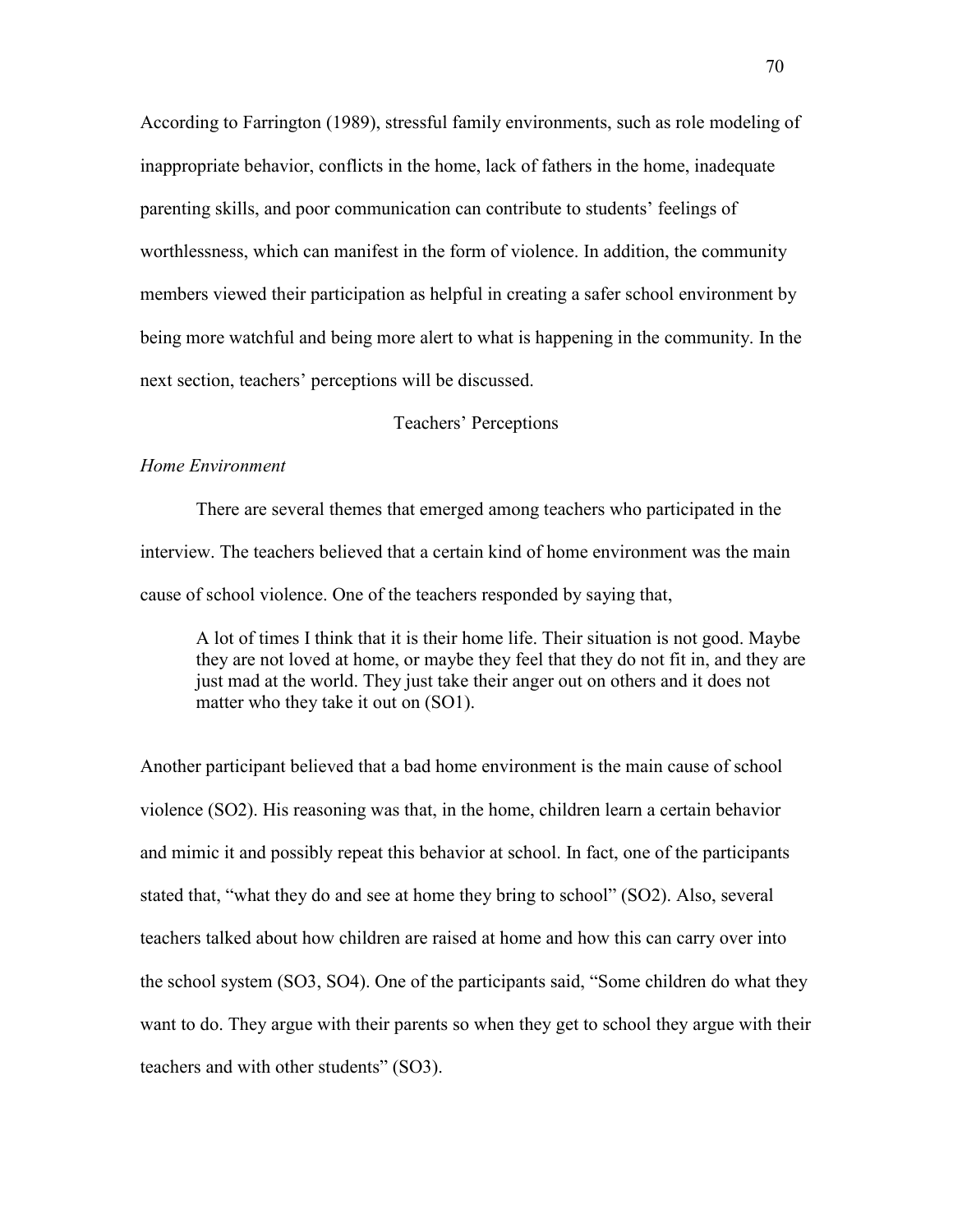According to Farrington (1989), stressful family environments, such as role modeling of inappropriate behavior, conflicts in the home, lack of fathers in the home, inadequate parenting skills, and poor communication can contribute to students' feelings of worthlessness, which can manifest in the form of violence. In addition, the community members viewed their participation as helpful in creating a safer school environment by being more watchful and being more alert to what is happening in the community. In the next section, teachers' perceptions will be discussed.

## Teachers' Perceptions

### *Home Environment*

There are several themes that emerged among teachers who participated in the interview. The teachers believed that a certain kind of home environment was the main cause of school violence. One of the teachers responded by saying that,

> A lot of times I think that it is their home life. Their situation is not good. Maybe they are not loved at home, or maybe they feel that they do not fit in, and they are just mad at the world. They just take their anger out on others and it does not matter who they take it out on (SO1).

Another participant believed that a bad home environment is the main cause of school violence (SO2). His reasoning was that, in the home, children learn a certain behavior and mimic it and possibly repeat this behavior at school. In fact, one of the participants stated that, "what they do and see at home they bring to school" (SO2). Also, several teachers talked about how children are raised at home and how this can carry over into the school system (SO3, SO4). One of the participants said, "Some children do what they want to do. They argue with their parents so when they get to school they argue with their teachers and with other students" (SO3).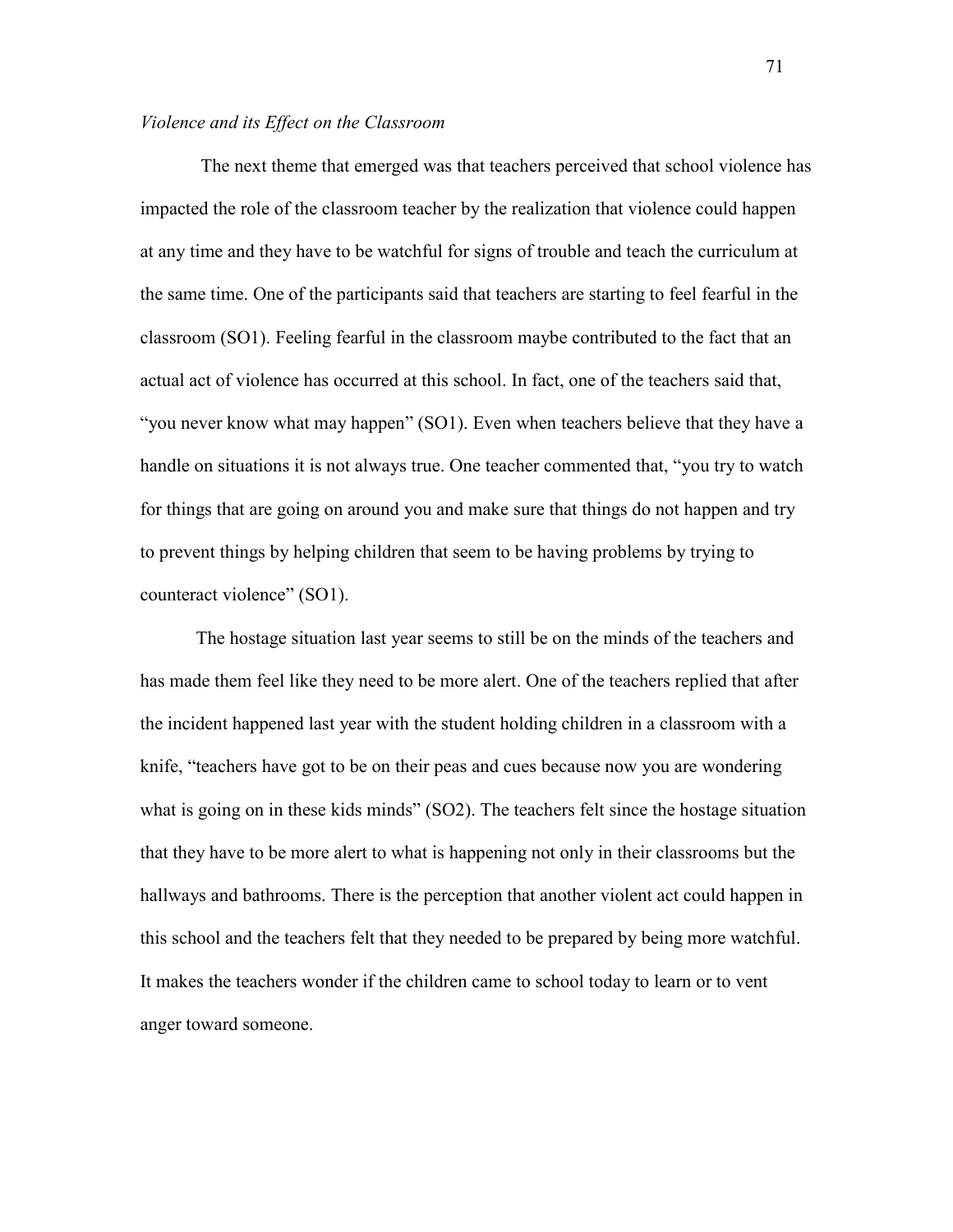*Violence and its Effect on the Classroom*

The next theme that emerged was that teachers perceived that school violence has impacted the role of the classroom teacher by the realization that violence could happen at any time and they have to be watchful for signs of trouble and teach the curriculum at the same time. One of the participants said that teachers are starting to feel fearful in the classroom (SO1). Feeling fearful in the classroom maybe contributed to the fact that an actual act of violence has occurred at this school. In fact, one of the teachers said that, "you never know what may happen" (SO1). Even when teachers believe that they have a handle on situations it is not always true. One teacher commented that, "you try to watch for things that are going on around you and make sure that things do not happen and try to prevent things by helping children that seem to be having problems by trying to counteract violence" (SO1).

The hostage situation last year seems to still be on the minds of the teachers and has made them feel like they need to be more alert. One of the teachers replied that after the incident happened last year with the student holding children in a classroom with a knife, "teachers have got to be on their peas and cues because now you are wondering what is going on in these kids minds" (SO2). The teachers felt since the hostage situation that they have to be more alert to what is happening not only in their classrooms but the hallways and bathrooms. There is the perception that another violent act could happen in this school and the teachers felt that they needed to be prepared by being more watchful. It makes the teachers wonder if the children came to school today to learn or to vent anger toward someone.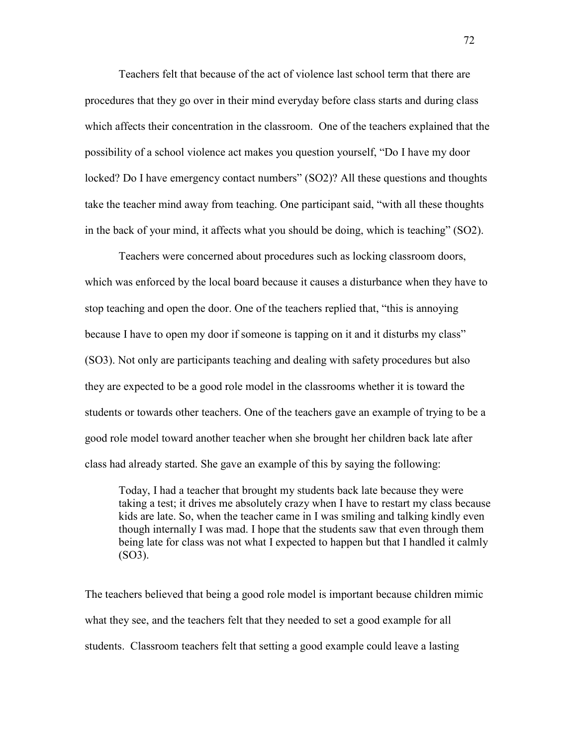Teachers felt that because of the act of violence last school term that there are procedures that they go over in their mind everyday before class starts and during class which affects their concentration in the classroom. One of the teachers explained that the possibility of a school violence act makes you question yourself, "Do I have my door locked? Do I have emergency contact numbers" (SO2)? All these questions and thoughts take the teacher mind away from teaching. One participant said, "with all these thoughts in the back of your mind, it affects what you should be doing, which is teaching" (SO2).

Teachers were concerned about procedures such as locking classroom doors, which was enforced by the local board because it causes a disturbance when they have to stop teaching and open the door. One of the teachers replied that, "this is annoying because I have to open my door if someone is tapping on it and it disturbs my class" (SO3). Not only are participants teaching and dealing with safety procedures but also they are expected to be a good role model in the classrooms whether it is toward the students or towards other teachers. One of the teachers gave an example of trying to be a good role model toward another teacher when she brought her children back late after class had already started. She gave an example of this by saying the following:

> Today, I had a teacher that brought my students back late because they were taking a test; it drives me absolutely crazy when I have to restart my class because kids are late. So, when the teacher came in I was smiling and talking kindly even though internally I was mad. I hope that the students saw that even through them being late for class was not what I expected to happen but that I handled it calmly (SO3).

The teachers believed that being a good role model is important because children mimic what they see, and the teachers felt that they needed to set a good example for all students. Classroom teachers felt that setting a good example could leave a lasting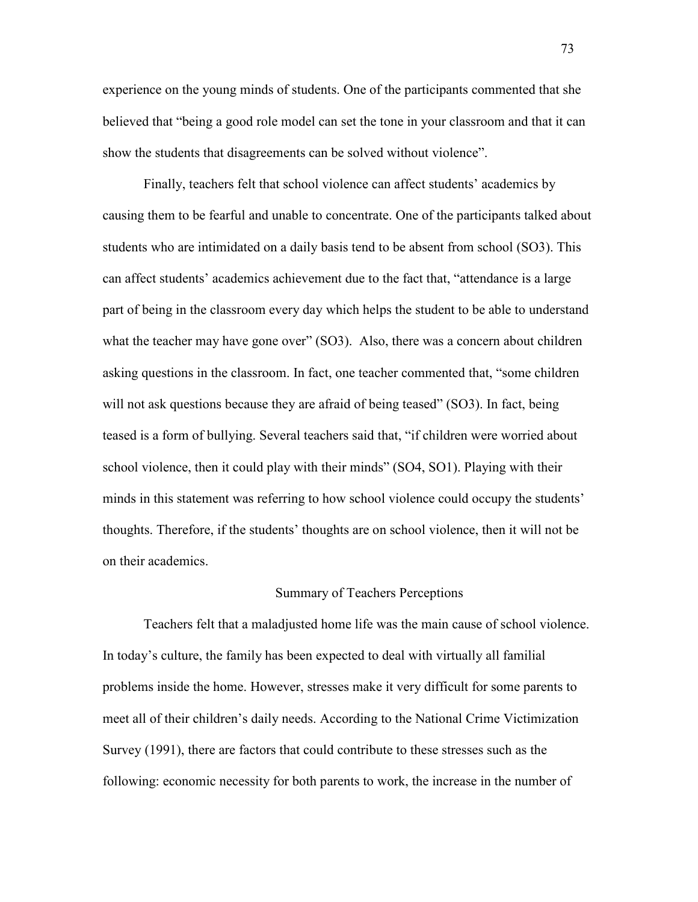experience on the young minds of students. One of the participants commented that she believed that "being a good role model can set the tone in your classroom and that it can show the students that disagreements can be solved without violence".

Finally, teachers felt that school violence can affect students' academics by causing them to be fearful and unable to concentrate. One of the participants talked about students who are intimidated on a daily basis tend to be absent from school (SO3). This can affect students' academics achievement due to the fact that, "attendance is a large part of being in the classroom every day which helps the student to be able to understand what the teacher may have gone over" (SO3). Also, there was a concern about children asking questions in the classroom. In fact, one teacher commented that, "some children will not ask questions because they are afraid of being teased" (SO3). In fact, being teased is a form of bullying. Several teachers said that, "if children were worried about school violence, then it could play with their minds" (SO4, SO1). Playing with their minds in this statement was referring to how school violence could occupy the students' thoughts. Therefore, if the students' thoughts are on school violence, then it will not be on their academics.

## Summary of Teachers Perceptions

Teachers felt that a maladjusted home life was the main cause of school violence. In today's culture, the family has been expected to deal with virtually all familial problems inside the home. However, stresses make it very difficult for some parents to meet all of their children's daily needs. According to the National Crime Victimization Survey (1991), there are factors that could contribute to these stresses such as the following: economic necessity for both parents to work, the increase in the number of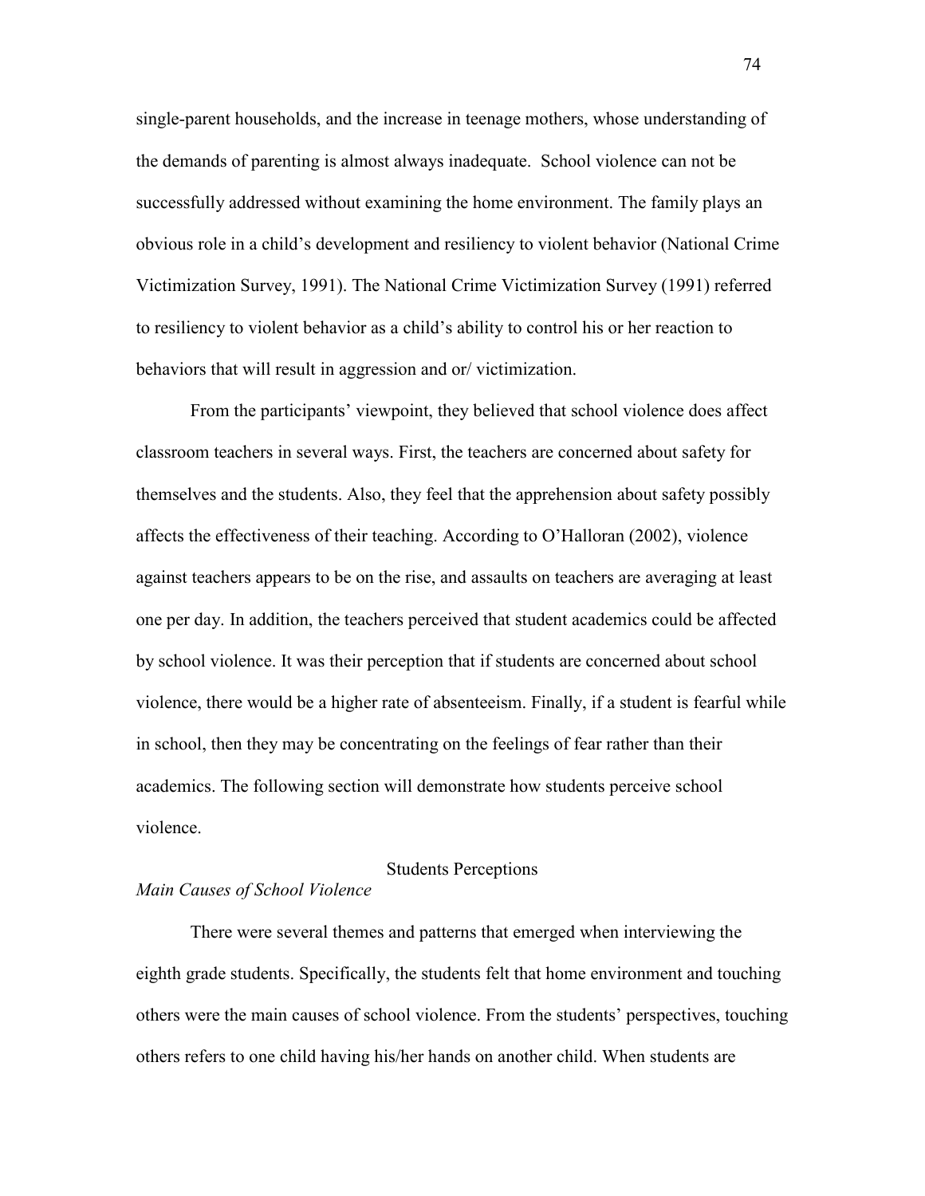single-parent households, and the increase in teenage mothers, whose understanding of the demands of parenting is almost always inadequate.  School violence can not be successfully addressed without examining the home environment. The family plays an obvious role in a child's development and resiliency to violent behavior (National Crime Victimization Survey, 1991). The National Crime Victimization Survey (1991) referred to resiliency to violent behavior as a child's ability to control his or her reaction to behaviors that will result in aggression and or/ victimization.

From the participants' viewpoint, they believed that school violence does affect classroom teachers in several ways. First, the teachers are concerned about safety for themselves and the students. Also, they feel that the apprehension about safety possibly affects the effectiveness of their teaching. According to O'Halloran (2002), violence against teachers appears to be on the rise, and assaults on teachers are averaging at least one per day. In addition, the teachers perceived that student academics could be affected by school violence. It was their perception that if students are concerned about school violence, there would be a higher rate of absenteeism. Finally, if a student is fearful while in school, then they may be concentrating on the feelings of fear rather than their academics. The following section will demonstrate how students perceive school violence.

## Students Perceptions

### *Main Causes of School Violence*

There were several themes and patterns that emerged when interviewing the eighth grade students. Specifically, the students felt that home environment and touching others were the main causes of school violence. From the students' perspectives, touching others refers to one child having his/her hands on another child. When students are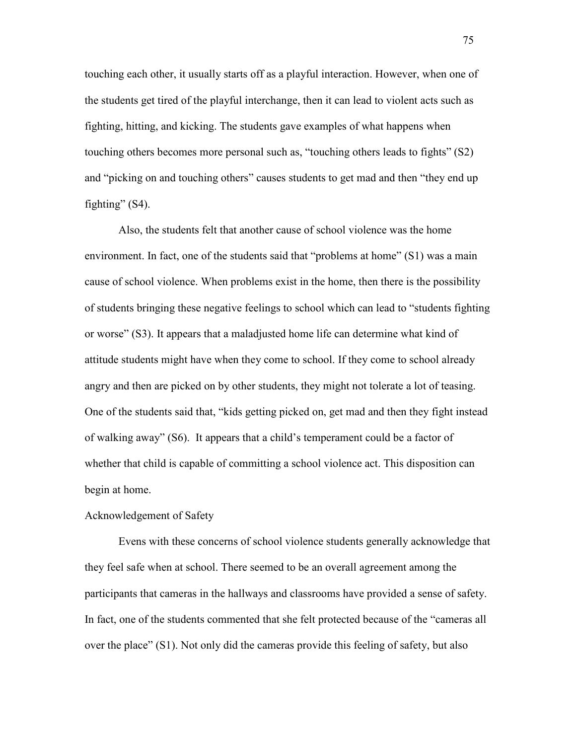touching each other, it usually starts off as a playful interaction. However, when one of the students get tired of the playful interchange, then it can lead to violent acts such as fighting, hitting, and kicking. The students gave examples of what happens when touching others becomes more personal such as, "touching others leads to fights" (S2) and "picking on and touching others" causes students to get mad and then "they end up fighting" (S4).

Also, the students felt that another cause of school violence was the home environment. In fact, one of the students said that "problems at home" (S1) was a main cause of school violence. When problems exist in the home, then there is the possibility of students bringing these negative feelings to school which can lead to "students fighting or worse" (S3). It appears that a maladjusted home life can determine what kind of attitude students might have when they come to school. If they come to school already angry and then are picked on by other students, they might not tolerate a lot of teasing. One of the students said that, "kids getting picked on, get mad and then they fight instead of walking away" (S6). It appears that a child's temperament could be a factor of whether that child is capable of committing a school violence act. This disposition can begin at home.

### Acknowledgement of Safety

Evens with these concerns of school violence students generally acknowledge that they feel safe when at school. There seemed to be an overall agreement among the participants that cameras in the hallways and classrooms have provided a sense of safety. In fact, one of the students commented that she felt protected because of the "cameras all over the place" (S1). Not only did the cameras provide this feeling of safety, but also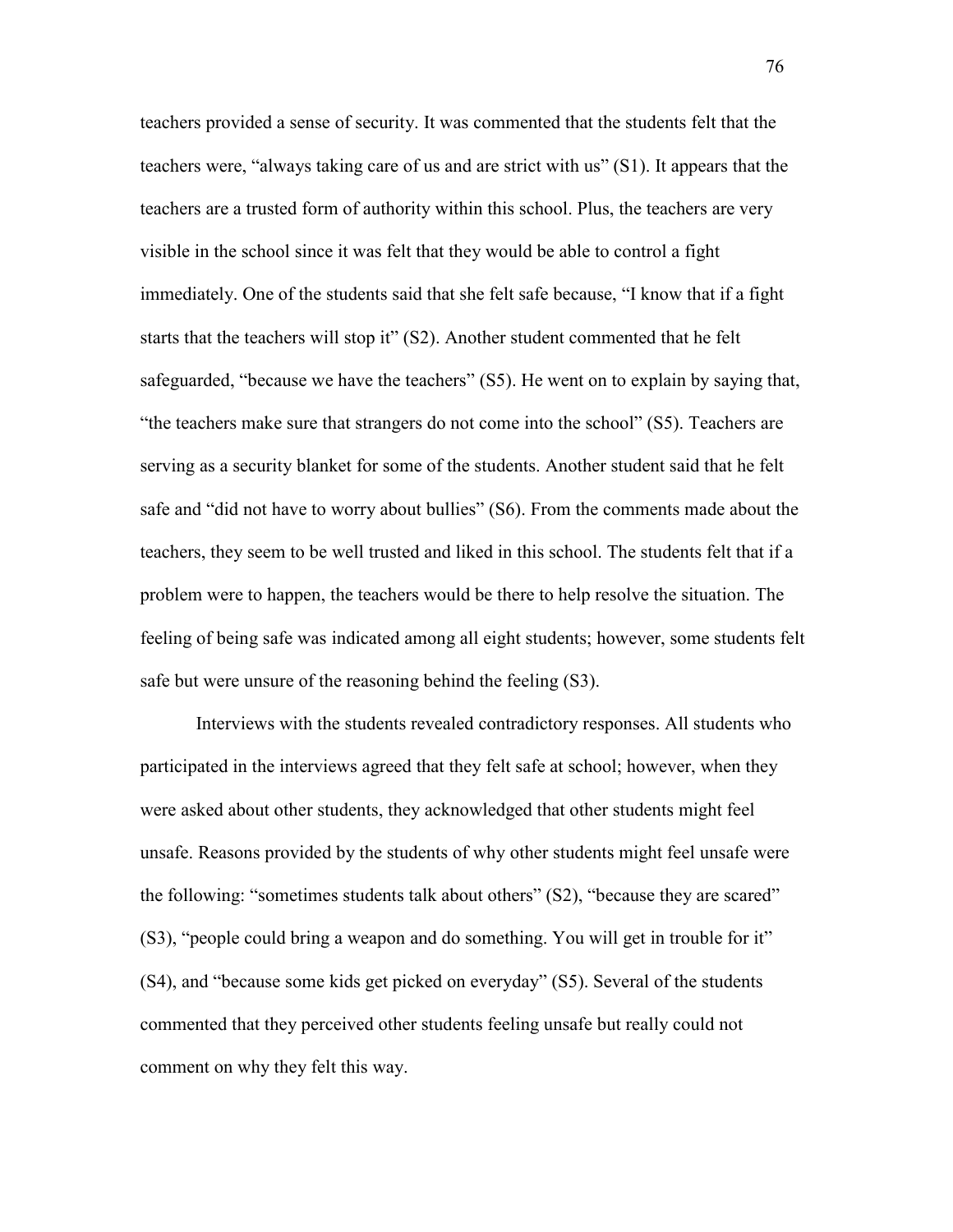teachers provided a sense of security. It was commented that the students felt that the teachers were, "always taking care of us and are strict with us" (S1). It appears that the teachers are a trusted form of authority within this school. Plus, the teachers are very visible in the school since it was felt that they would be able to control a fight immediately. One of the students said that she felt safe because, "I know that if a fight starts that the teachers will stop it" (S2). Another student commented that he felt safeguarded, "because we have the teachers" (S5). He went on to explain by saying that, "the teachers make sure that strangers do not come into the school" (S5). Teachers are serving as a security blanket for some of the students. Another student said that he felt safe and "did not have to worry about bullies" (S6). From the comments made about the teachers, they seem to be well trusted and liked in this school. The students felt that if a problem were to happen, the teachers would be there to help resolve the situation. The feeling of being safe was indicated among all eight students; however, some students felt safe but were unsure of the reasoning behind the feeling (S3).

Interviews with the students revealed contradictory responses. All students who participated in the interviews agreed that they felt safe at school; however, when they were asked about other students, they acknowledged that other students might feel unsafe. Reasons provided by the students of why other students might feel unsafe were the following: "sometimes students talk about others" (S2), "because they are scared" (S3), "people could bring a weapon and do something. You will get in trouble for it" (S4), and "because some kids get picked on everyday" (S5). Several of the students commented that they perceived other students feeling unsafe but really could not comment on why they felt this way.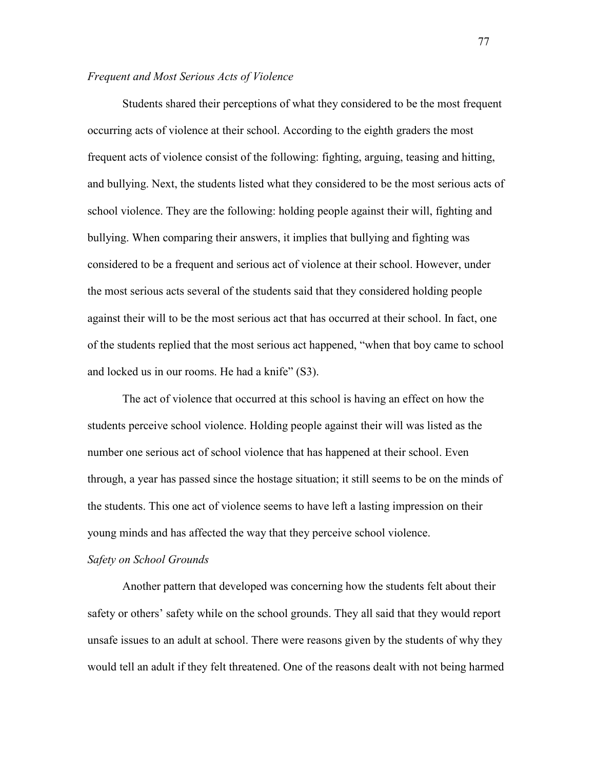*Frequent and Most Serious Acts of Violence*

Students shared their perceptions of what they considered to be the most frequent occurring acts of violence at their school. According to the eighth graders the most frequent acts of violence consist of the following: fighting, arguing, teasing and hitting, and bullying. Next, the students listed what they considered to be the most serious acts of school violence. They are the following: holding people against their will, fighting and bullying. When comparing their answers, it implies that bullying and fighting was considered to be a frequent and serious act of violence at their school. However, under the most serious acts several of the students said that they considered holding people against their will to be the most serious act that has occurred at their school. In fact, one of the students replied that the most serious act happened, "when that boy came to school and locked us in our rooms. He had a knife" (S3).

The act of violence that occurred at this school is having an effect on how the students perceive school violence. Holding people against their will was listed as the number one serious act of school violence that has happened at their school. Even through, a year has passed since the hostage situation; it still seems to be on the minds of the students. This one act of violence seems to have left a lasting impression on their young minds and has affected the way that they perceive school violence.

*Safety on School Grounds*

Another pattern that developed was concerning how the students felt about their safety or others' safety while on the school grounds. They all said that they would report unsafe issues to an adult at school. There were reasons given by the students of why they would tell an adult if they felt threatened. One of the reasons dealt with not being harmed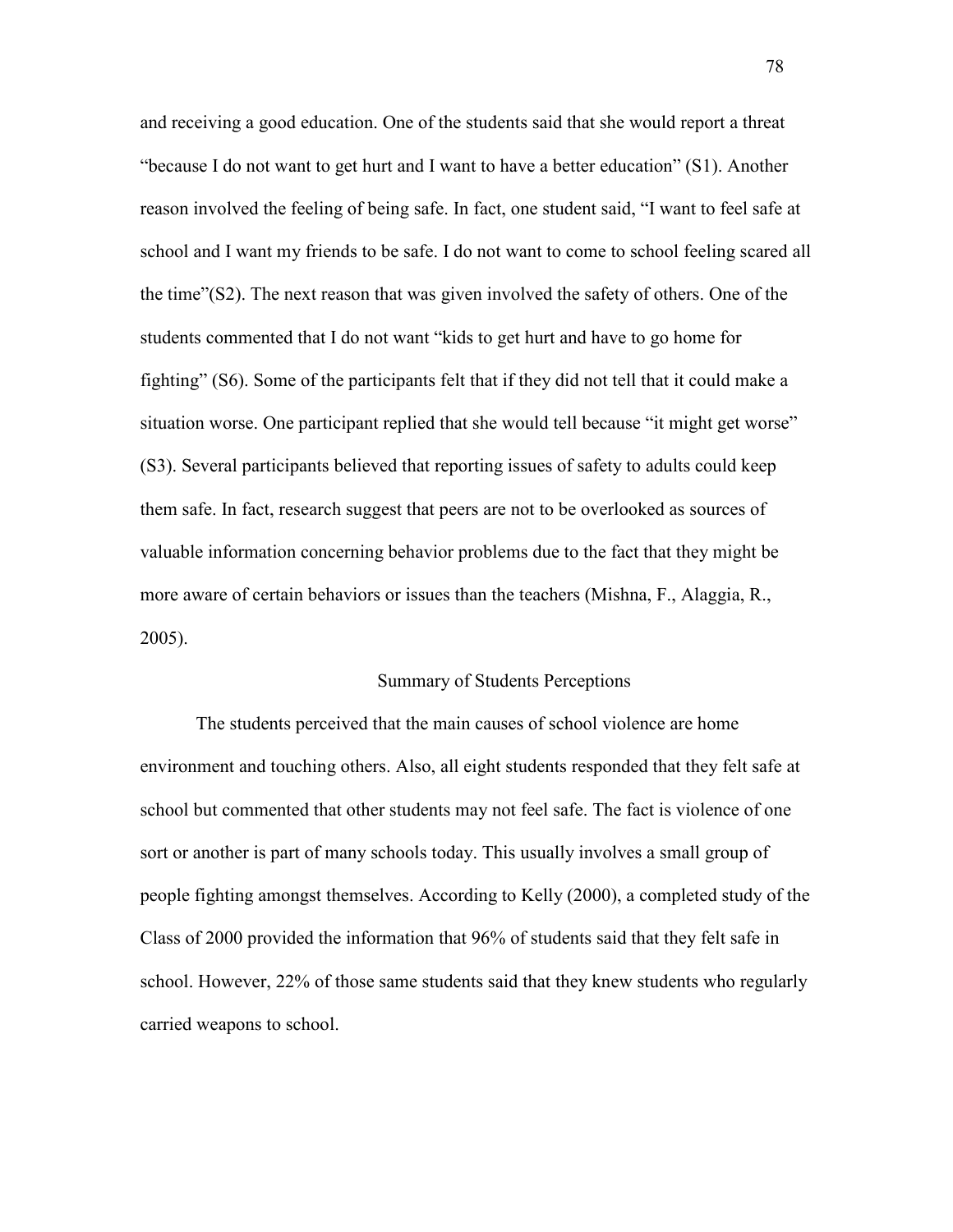and receiving a good education. One of the students said that she would report a threat "because I do not want to get hurt and I want to have a better education" (S1). Another reason involved the feeling of being safe. In fact, one student said, "I want to feel safe at school and I want my friends to be safe. I do not want to come to school feeling scared all the time"(S2). The next reason that was given involved the safety of others. One of the students commented that I do not want "kids to get hurt and have to go home for fighting" (S6). Some of the participants felt that if they did not tell that it could make a situation worse. One participant replied that she would tell because "it might get worse" (S3). Several participants believed that reporting issues of safety to adults could keep them safe. In fact, research suggest that peers are not to be overlooked as sources of valuable information concerning behavior problems due to the fact that they might be more aware of certain behaviors or issues than the teachers (Mishna, F., Alaggia, R., 2005).

## Summary of Students Perceptions

The students perceived that the main causes of school violence are home environment and touching others. Also, all eight students responded that they felt safe at school but commented that other students may not feel safe. The fact is violence of one sort or another is part of many schools today. This usually involves a small group of people fighting amongst themselves. According to Kelly (2000), a completed study of the Class of 2000 provided the information that 96% of students said that they felt safe in school. However, 22% of those same students said that they knew students who regularly carried weapons to school.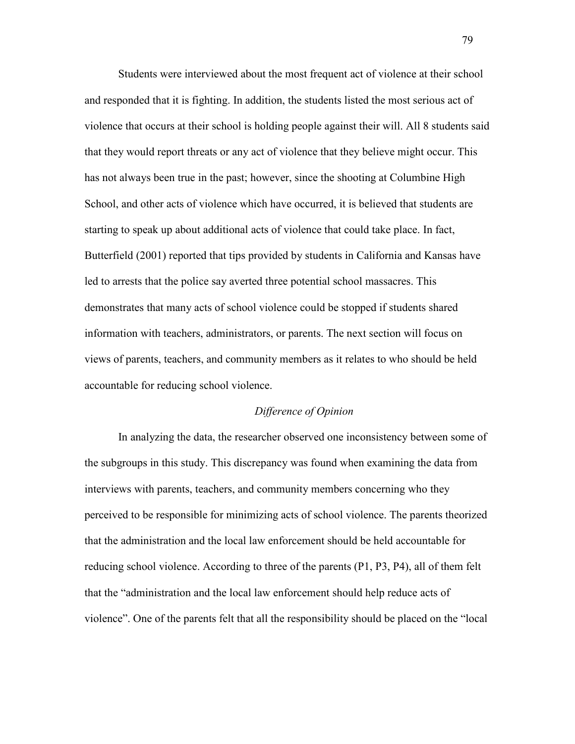Students were interviewed about the most frequent act of violence at their school and responded that it is fighting. In addition, the students listed the most serious act of violence that occurs at their school is holding people against their will. All 8 students said that they would report threats or any act of violence that they believe might occur. This has not always been true in the past; however, since the shooting at Columbine High School, and other acts of violence which have occurred, it is believed that students are starting to speak up about additional acts of violence that could take place. In fact, Butterfield (2001) reported that tips provided by students in California and Kansas have led to arrests that the police say averted three potential school massacres. This demonstrates that many acts of school violence could be stopped if students shared information with teachers, administrators, or parents. The next section will focus on views of parents, teachers, and community members as it relates to who should be held accountable for reducing school violence.

### *Difference of Opinion*

In analyzing the data, the researcher observed one inconsistency between some of the subgroups in this study. This discrepancy was found when examining the data from interviews with parents, teachers, and community members concerning who they perceived to be responsible for minimizing acts of school violence. The parents theorized that the administration and the local law enforcement should be held accountable for reducing school violence. According to three of the parents (P1, P3, P4), all of them felt that the "administration and the local law enforcement should help reduce acts of violence". One of the parents felt that all the responsibility should be placed on the "local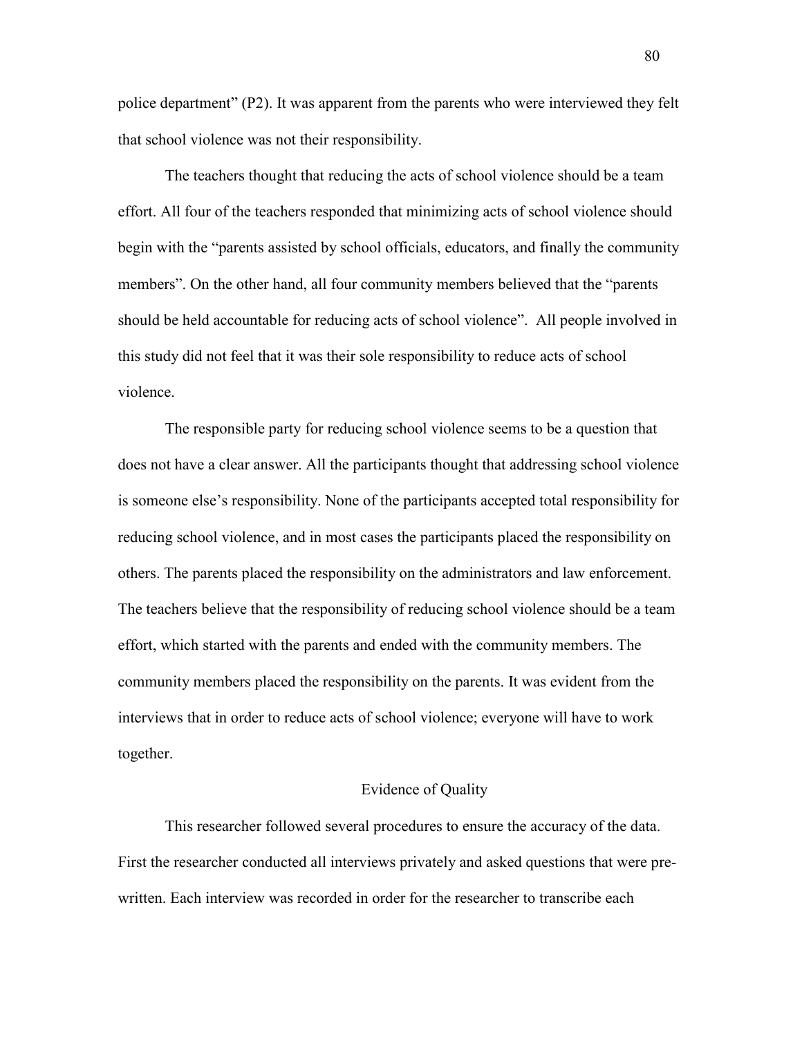police department" (P2). It was apparent from the parents who were interviewed they felt that school violence was not their responsibility.

The teachers thought that reducing the acts of school violence should be a team effort. All four of the teachers responded that minimizing acts of school violence should begin with the "parents assisted by school officials, educators, and finally the community members". On the other hand, all four community members believed that the "parents should be held accountable for reducing acts of school violence". All people involved in this study did not feel that it was their sole responsibility to reduce acts of school violence.

The responsible party for reducing school violence seems to be a question that does not have a clear answer. All the participants thought that addressing school violence is someone else's responsibility. None of the participants accepted total responsibility for reducing school violence, and in most cases the participants placed the responsibility on others. The parents placed the responsibility on the administrators and law enforcement. The teachers believe that the responsibility of reducing school violence should be a team effort, which started with the parents and ended with the community members. The community members placed the responsibility on the parents. It was evident from the interviews that in order to reduce acts of school violence; everyone will have to work together.

## Evidence of Quality

This researcher followed several procedures to ensure the accuracy of the data. First the researcher conducted all interviews privately and asked questions that were pre-written. Each interview was recorded in order for the researcher to transcribe each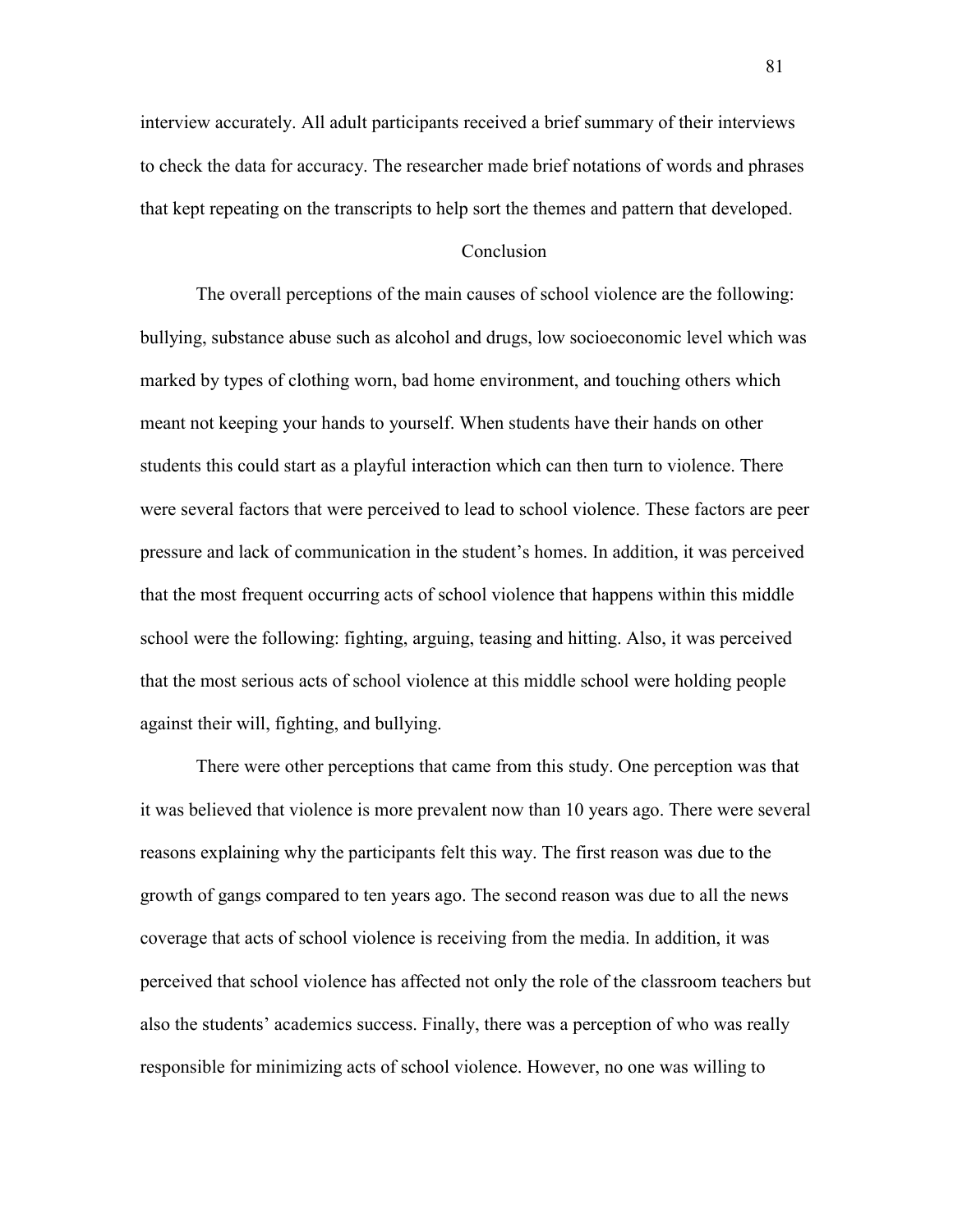interview accurately. All adult participants received a brief summary of their interviews to check the data for accuracy. The researcher made brief notations of words and phrases that kept repeating on the transcripts to help sort the themes and pattern that developed.

## Conclusion

The overall perceptions of the main causes of school violence are the following: bullying, substance abuse such as alcohol and drugs, low socioeconomic level which was marked by types of clothing worn, bad home environment, and touching others which meant not keeping your hands to yourself. When students have their hands on other students this could start as a playful interaction which can then turn to violence. There were several factors that were perceived to lead to school violence. These factors are peer pressure and lack of communication in the student's homes. In addition, it was perceived that the most frequent occurring acts of school violence that happens within this middle school were the following: fighting, arguing, teasing and hitting. Also, it was perceived that the most serious acts of school violence at this middle school were holding people against their will, fighting, and bullying.

There were other perceptions that came from this study. One perception was that it was believed that violence is more prevalent now than 10 years ago. There were several reasons explaining why the participants felt this way. The first reason was due to the growth of gangs compared to ten years ago. The second reason was due to all the news coverage that acts of school violence is receiving from the media. In addition, it was perceived that school violence has affected not only the role of the classroom teachers but also the students' academics success. Finally, there was a perception of who was really responsible for minimizing acts of school violence. However, no one was willing to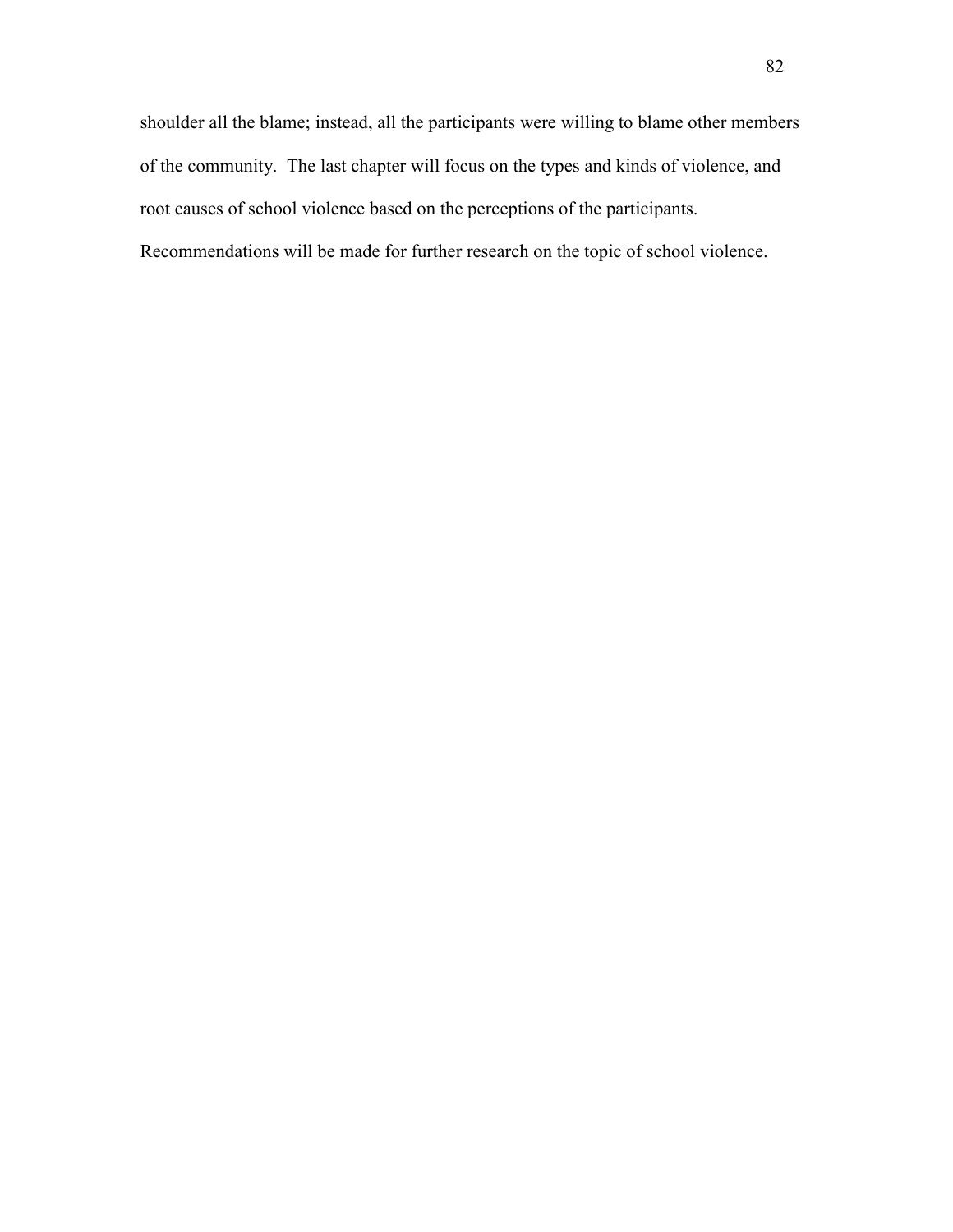shoulder all the blame; instead, all the participants were willing to blame other members of the community. The last chapter will focus on the types and kinds of violence, and root causes of school violence based on the perceptions of the participants. Recommendations will be made for further research on the topic of school violence.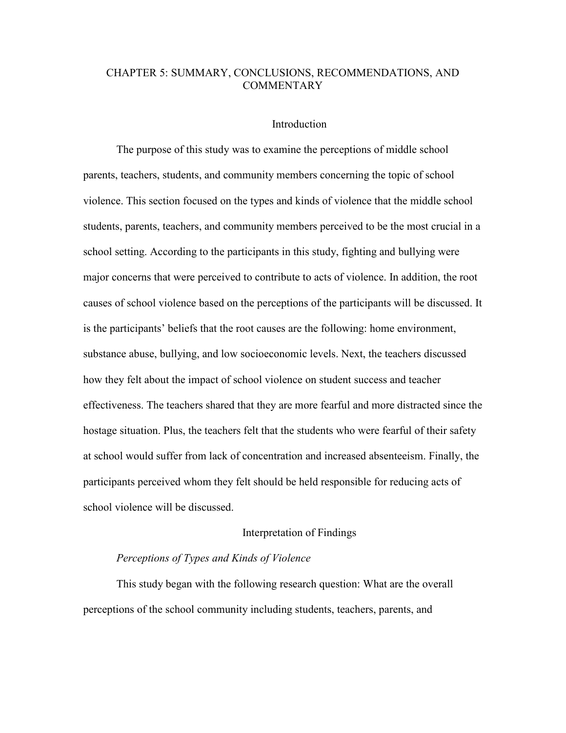# CHAPTER 5: SUMMARY, CONCLUSIONS, RECOMMENDATIONS, AND COMMENTARY

## Introduction

The purpose of this study was to examine the perceptions of middle school parents, teachers, students, and community members concerning the topic of school violence. This section focused on the types and kinds of violence that the middle school students, parents, teachers, and community members perceived to be the most crucial in a school setting. According to the participants in this study, fighting and bullying were major concerns that were perceived to contribute to acts of violence. In addition, the root causes of school violence based on the perceptions of the participants will be discussed. It is the participants' beliefs that the root causes are the following: home environment, substance abuse, bullying, and low socioeconomic levels. Next, the teachers discussed how they felt about the impact of school violence on student success and teacher effectiveness. The teachers shared that they are more fearful and more distracted since the hostage situation. Plus, the teachers felt that the students who were fearful of their safety at school would suffer from lack of concentration and increased absenteeism. Finally, the participants perceived whom they felt should be held responsible for reducing acts of school violence will be discussed.

## Interpretation of Findings

### *Perceptions of Types and Kinds of Violence*

This study began with the following research question: What are the overall perceptions of the school community including students, teachers, parents, and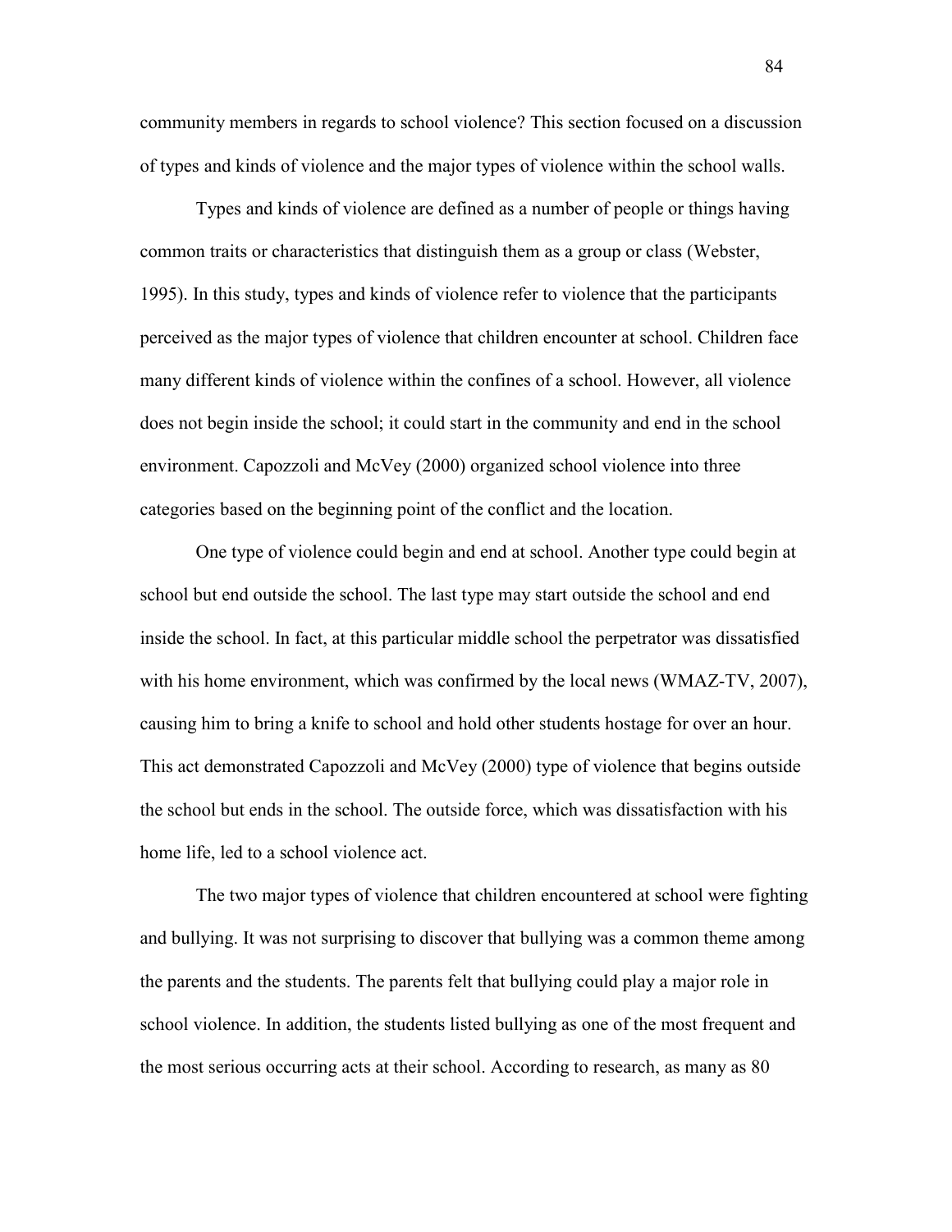community members in regards to school violence? This section focused on a discussion of types and kinds of violence and the major types of violence within the school walls.

Types and kinds of violence are defined as a number of people or things having common traits or characteristics that distinguish them as a group or class (Webster, 1995). In this study, types and kinds of violence refer to violence that the participants perceived as the major types of violence that children encounter at school. Children face many different kinds of violence within the confines of a school. However, all violence does not begin inside the school; it could start in the community and end in the school environment. Capozzoli and McVey (2000) organized school violence into three categories based on the beginning point of the conflict and the location.

One type of violence could begin and end at school. Another type could begin at school but end outside the school. The last type may start outside the school and end inside the school. In fact, at this particular middle school the perpetrator was dissatisfied with his home environment, which was confirmed by the local news (WMAZ-TV, 2007), causing him to bring a knife to school and hold other students hostage for over an hour. This act demonstrated Capozzoli and McVey (2000) type of violence that begins outside the school but ends in the school. The outside force, which was dissatisfaction with his home life, led to a school violence act.

The two major types of violence that children encountered at school were fighting and bullying. It was not surprising to discover that bullying was a common theme among the parents and the students. The parents felt that bullying could play a major role in school violence. In addition, the students listed bullying as one of the most frequent and the most serious occurring acts at their school. According to research, as many as 80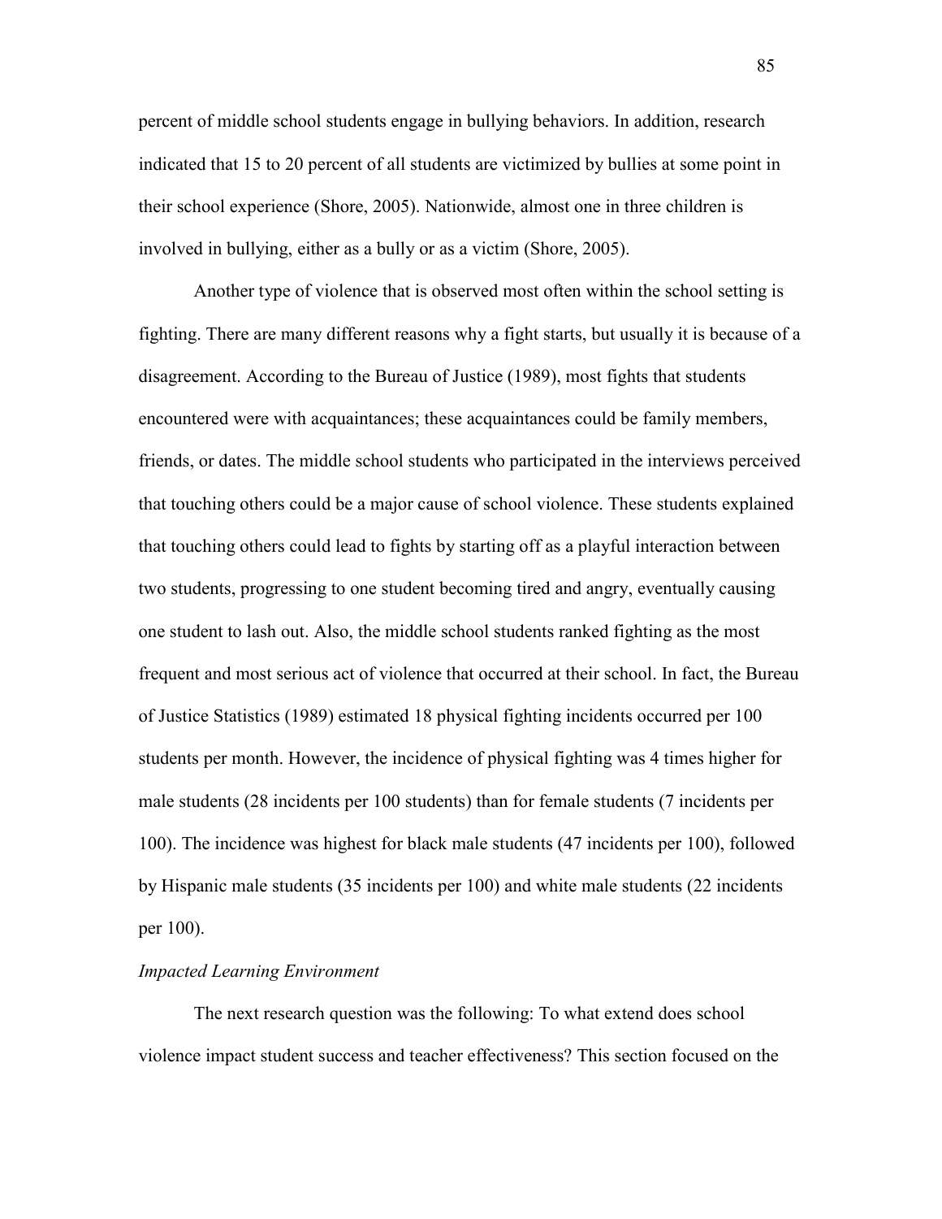percent of middle school students engage in bullying behaviors. In addition, research indicated that 15 to 20 percent of all students are victimized by bullies at some point in their school experience (Shore, 2005). Nationwide, almost one in three children is involved in bullying, either as a bully or as a victim (Shore, 2005).

Another type of violence that is observed most often within the school setting is fighting. There are many different reasons why a fight starts, but usually it is because of a disagreement. According to the Bureau of Justice (1989), most fights that students encountered were with acquaintances; these acquaintances could be family members, friends, or dates. The middle school students who participated in the interviews perceived that touching others could be a major cause of school violence. These students explained that touching others could lead to fights by starting off as a playful interaction between two students, progressing to one student becoming tired and angry, eventually causing one student to lash out. Also, the middle school students ranked fighting as the most frequent and most serious act of violence that occurred at their school. In fact, the Bureau of Justice Statistics (1989) estimated 18 physical fighting incidents occurred per 100 students per month. However, the incidence of physical fighting was 4 times higher for male students (28 incidents per 100 students) than for female students (7 incidents per 100). The incidence was highest for black male students (47 incidents per 100), followed by Hispanic male students (35 incidents per 100) and white male students (22 incidents per 100).

*Impacted Learning Environment*

The next research question was the following: To what extend does school violence impact student success and teacher effectiveness? This section focused on the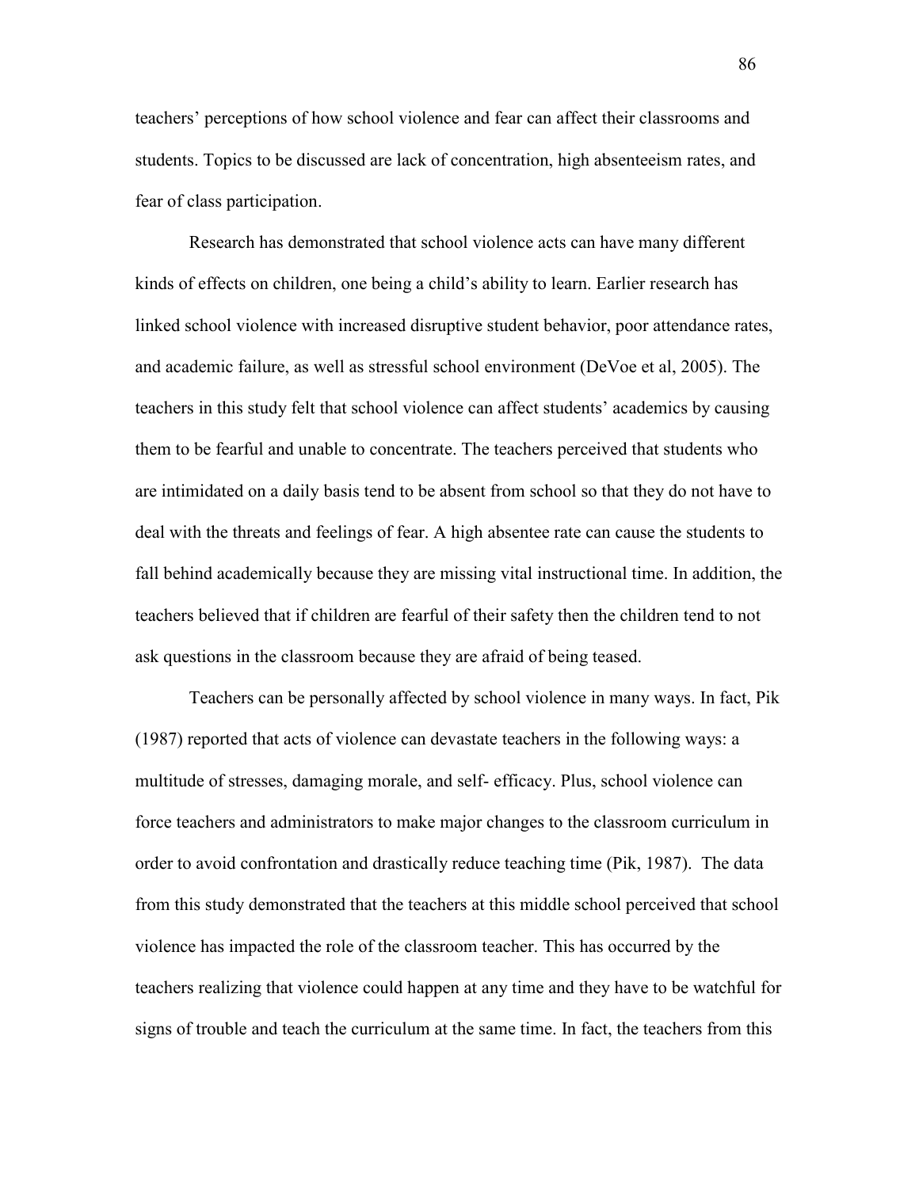teachers' perceptions of how school violence and fear can affect their classrooms and students. Topics to be discussed are lack of concentration, high absenteeism rates, and fear of class participation.

Research has demonstrated that school violence acts can have many different kinds of effects on children, one being a child's ability to learn. Earlier research has linked school violence with increased disruptive student behavior, poor attendance rates, and academic failure, as well as stressful school environment (DeVoe et al, 2005). The teachers in this study felt that school violence can affect students' academics by causing them to be fearful and unable to concentrate. The teachers perceived that students who are intimidated on a daily basis tend to be absent from school so that they do not have to deal with the threats and feelings of fear. A high absentee rate can cause the students to fall behind academically because they are missing vital instructional time. In addition, the teachers believed that if children are fearful of their safety then the children tend to not ask questions in the classroom because they are afraid of being teased.

Teachers can be personally affected by school violence in many ways. In fact, Pik (1987) reported that acts of violence can devastate teachers in the following ways: a multitude of stresses, damaging morale, and self- efficacy. Plus, school violence can force teachers and administrators to make major changes to the classroom curriculum in order to avoid confrontation and drastically reduce teaching time (Pik, 1987). The data from this study demonstrated that the teachers at this middle school perceived that school violence has impacted the role of the classroom teacher. This has occurred by the teachers realizing that violence could happen at any time and they have to be watchful for signs of trouble and teach the curriculum at the same time. In fact, the teachers from this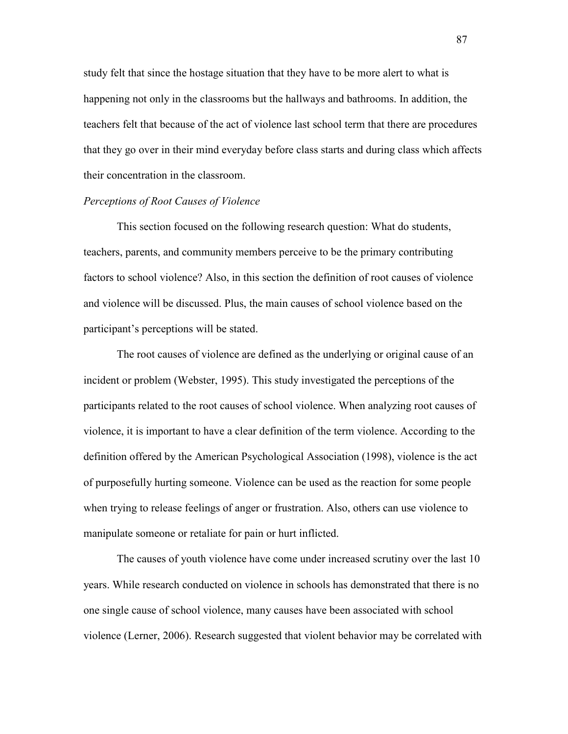study felt that since the hostage situation that they have to be more alert to what is happening not only in the classrooms but the hallways and bathrooms. In addition, the teachers felt that because of the act of violence last school term that there are procedures that they go over in their mind everyday before class starts and during class which affects their concentration in the classroom.

*Perceptions of Root Causes of Violence*

This section focused on the following research question: What do students, teachers, parents, and community members perceive to be the primary contributing factors to school violence? Also, in this section the definition of root causes of violence and violence will be discussed. Plus, the main causes of school violence based on the participant's perceptions will be stated.

The root causes of violence are defined as the underlying or original cause of an incident or problem (Webster, 1995). This study investigated the perceptions of the participants related to the root causes of school violence. When analyzing root causes of violence, it is important to have a clear definition of the term violence. According to the definition offered by the American Psychological Association (1998), violence is the act of purposefully hurting someone. Violence can be used as the reaction for some people when trying to release feelings of anger or frustration. Also, others can use violence to manipulate someone or retaliate for pain or hurt inflicted.

The causes of youth violence have come under increased scrutiny over the last 10 years. While research conducted on violence in schools has demonstrated that there is no one single cause of school violence, many causes have been associated with school violence (Lerner, 2006). Research suggested that violent behavior may be correlated with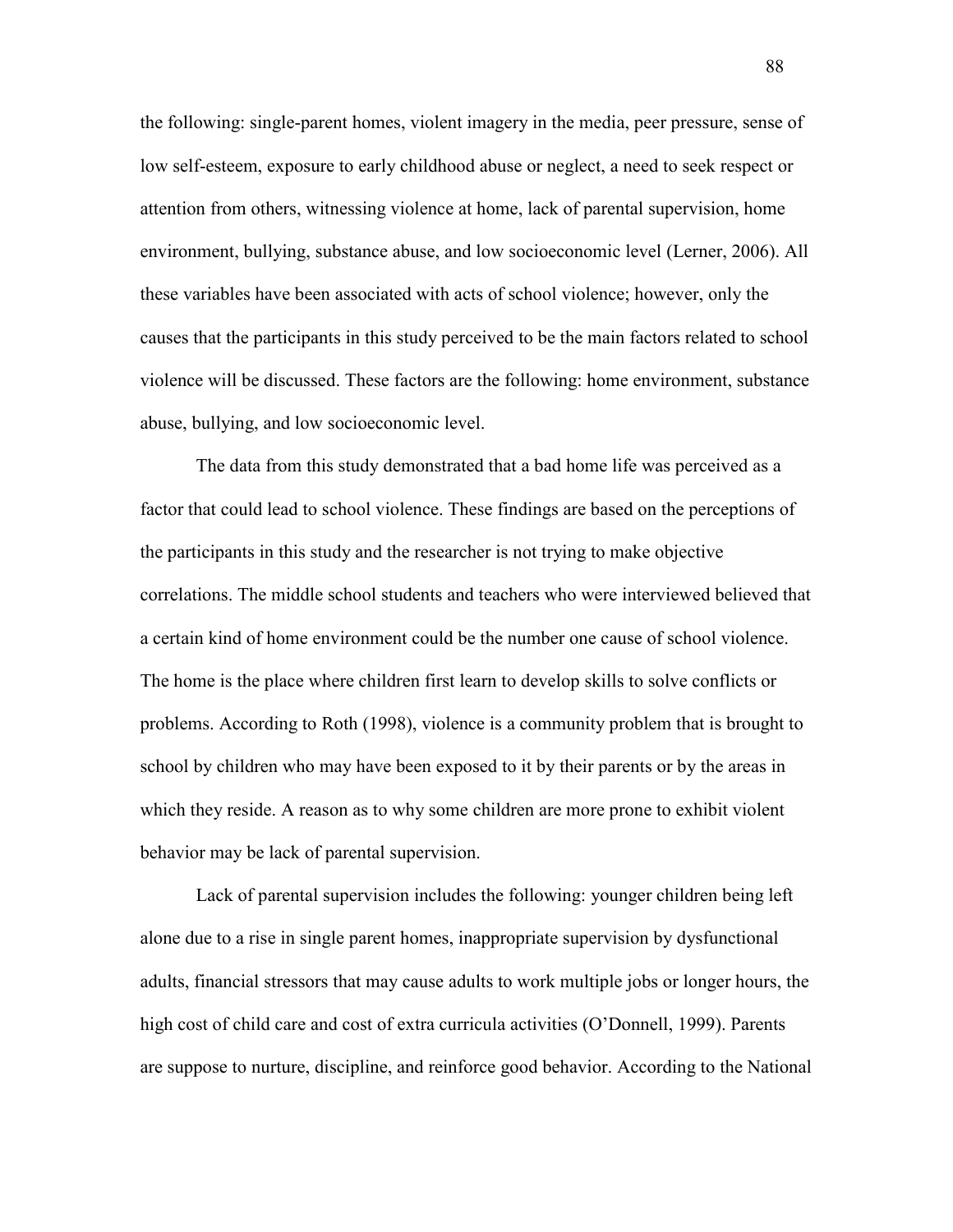the following: single-parent homes, violent imagery in the media, peer pressure, sense of low self-esteem, exposure to early childhood abuse or neglect, a need to seek respect or attention from others, witnessing violence at home, lack of parental supervision, home environment, bullying, substance abuse, and low socioeconomic level (Lerner, 2006). All these variables have been associated with acts of school violence; however, only the causes that the participants in this study perceived to be the main factors related to school violence will be discussed. These factors are the following: home environment, substance abuse, bullying, and low socioeconomic level.

The data from this study demonstrated that a bad home life was perceived as a factor that could lead to school violence. These findings are based on the perceptions of the participants in this study and the researcher is not trying to make objective correlations. The middle school students and teachers who were interviewed believed that a certain kind of home environment could be the number one cause of school violence. The home is the place where children first learn to develop skills to solve conflicts or problems. According to Roth (1998), violence is a community problem that is brought to school by children who may have been exposed to it by their parents or by the areas in which they reside. A reason as to why some children are more prone to exhibit violent behavior may be lack of parental supervision.

Lack of parental supervision includes the following: younger children being left alone due to a rise in single parent homes, inappropriate supervision by dysfunctional adults, financial stressors that may cause adults to work multiple jobs or longer hours, the high cost of child care and cost of extra curricula activities (O'Donnell, 1999). Parents are suppose to nurture, discipline, and reinforce good behavior. According to the National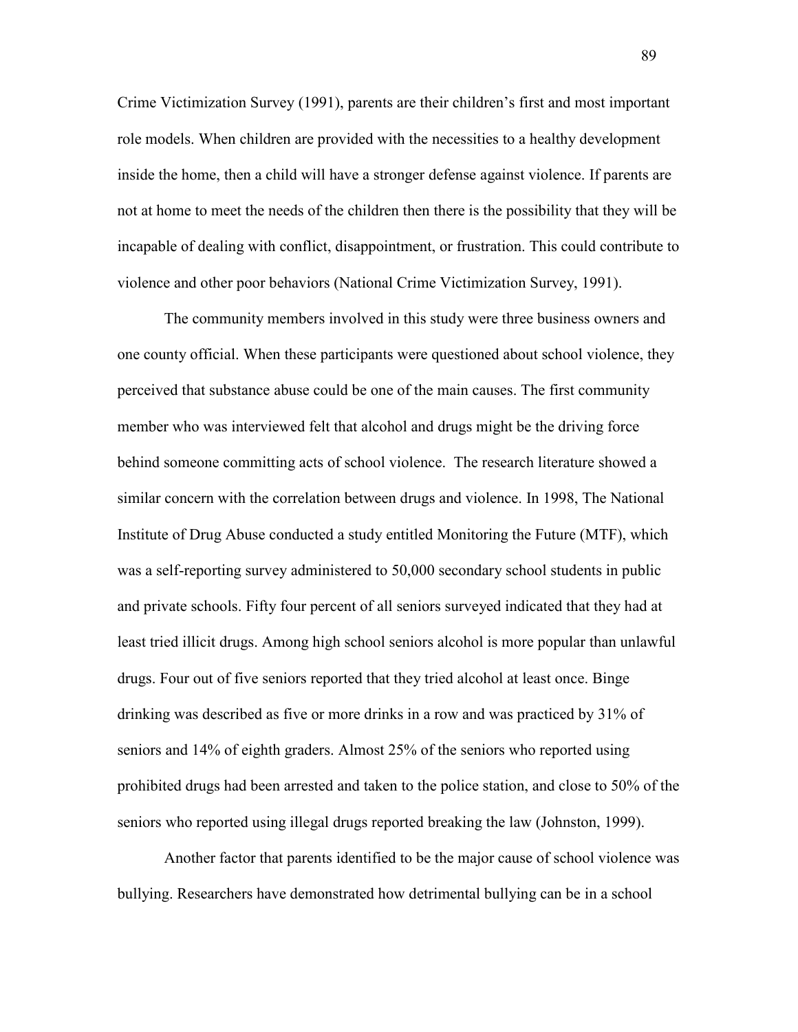Crime Victimization Survey (1991), parents are their children's first and most important role models. When children are provided with the necessities to a healthy development inside the home, then a child will have a stronger defense against violence. If parents are not at home to meet the needs of the children then there is the possibility that they will be incapable of dealing with conflict, disappointment, or frustration. This could contribute to violence and other poor behaviors (National Crime Victimization Survey, 1991).

The community members involved in this study were three business owners and one county official. When these participants were questioned about school violence, they perceived that substance abuse could be one of the main causes. The first community member who was interviewed felt that alcohol and drugs might be the driving force behind someone committing acts of school violence. The research literature showed a similar concern with the correlation between drugs and violence. In 1998, The National Institute of Drug Abuse conducted a study entitled Monitoring the Future (MTF), which was a self-reporting survey administered to 50,000 secondary school students in public and private schools. Fifty four percent of all seniors surveyed indicated that they had at least tried illicit drugs. Among high school seniors alcohol is more popular than unlawful drugs. Four out of five seniors reported that they tried alcohol at least once. Binge drinking was described as five or more drinks in a row and was practiced by 31% of seniors and 14% of eighth graders. Almost 25% of the seniors who reported using prohibited drugs had been arrested and taken to the police station, and close to 50% of the seniors who reported using illegal drugs reported breaking the law (Johnston, 1999).

Another factor that parents identified to be the major cause of school violence was bullying. Researchers have demonstrated how detrimental bullying can be in a school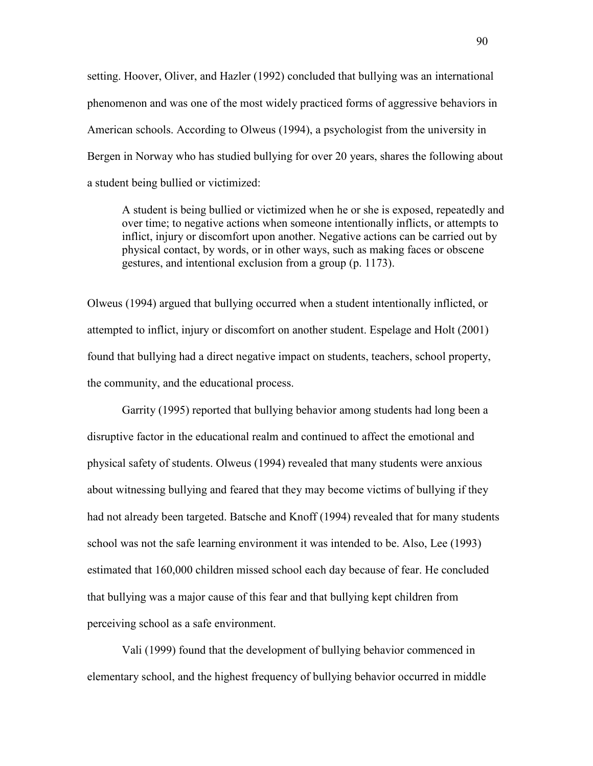setting. Hoover, Oliver, and Hazler (1992) concluded that bullying was an international phenomenon and was one of the most widely practiced forms of aggressive behaviors in American schools. According to Olweus (1994), a psychologist from the university in Bergen in Norway who has studied bullying for over 20 years, shares the following about a student being bullied or victimized:

> A student is being bullied or victimized when he or she is exposed, repeatedly and over time; to negative actions when someone intentionally inflicts, or attempts to inflict, injury or discomfort upon another. Negative actions can be carried out by physical contact, by words, or in other ways, such as making faces or obscene gestures, and intentional exclusion from a group (p. 1173).

Olweus (1994) argued that bullying occurred when a student intentionally inflicted, or attempted to inflict, injury or discomfort on another student. Espelage and Holt (2001) found that bullying had a direct negative impact on students, teachers, school property, the community, and the educational process.

Garrity (1995) reported that bullying behavior among students had long been a disruptive factor in the educational realm and continued to affect the emotional and physical safety of students. Olweus (1994) revealed that many students were anxious about witnessing bullying and feared that they may become victims of bullying if they had not already been targeted. Batsche and Knoff (1994) revealed that for many students school was not the safe learning environment it was intended to be. Also, Lee (1993) estimated that 160,000 children missed school each day because of fear. He concluded that bullying was a major cause of this fear and that bullying kept children from perceiving school as a safe environment.

Vali (1999) found that the development of bullying behavior commenced in elementary school, and the highest frequency of bullying behavior occurred in middle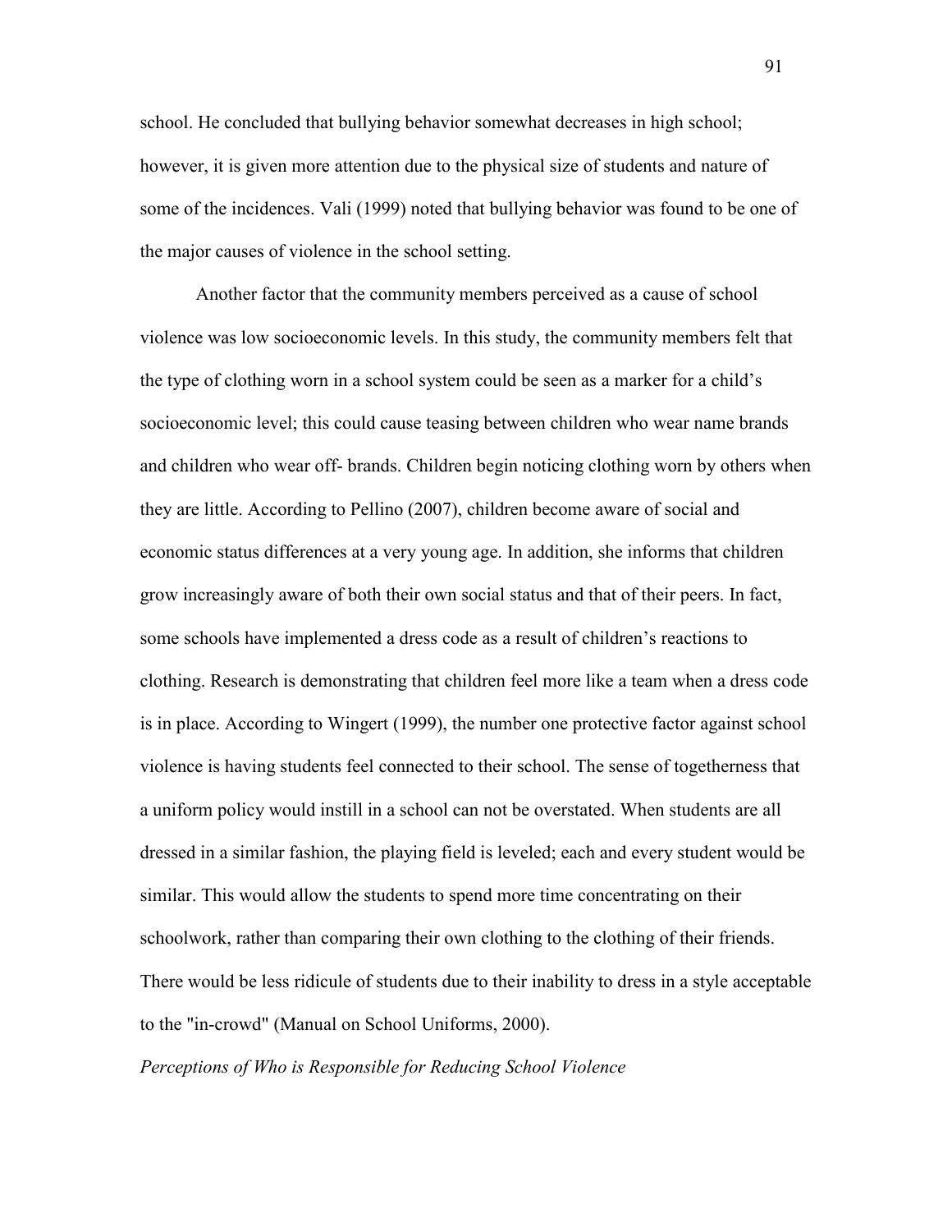school. He concluded that bullying behavior somewhat decreases in high school; however, it is given more attention due to the physical size of students and nature of some of the incidences. Vali (1999) noted that bullying behavior was found to be one of the major causes of violence in the school setting.

Another factor that the community members perceived as a cause of school violence was low socioeconomic levels. In this study, the community members felt that the type of clothing worn in a school system could be seen as a marker for a child's socioeconomic level; this could cause teasing between children who wear name brands and children who wear off- brands. Children begin noticing clothing worn by others when they are little. According to Pellino (2007), children become aware of social and economic status differences at a very young age. In addition, she informs that children grow increasingly aware of both their own social status and that of their peers. In fact, some schools have implemented a dress code as a result of children's reactions to clothing. Research is demonstrating that children feel more like a team when a dress code is in place. According to Wingert (1999), the number one protective factor against school violence is having students feel connected to their school. The sense of togetherness that a uniform policy would instill in a school can not be overstated. When students are all dressed in a similar fashion, the playing field is leveled; each and every student would be similar. This would allow the students to spend more time concentrating on their schoolwork, rather than comparing their own clothing to the clothing of their friends. There would be less ridicule of students due to their inability to dress in a style acceptable to the "in-crowd" (Manual on School Uniforms, 2000).

*Perceptions of Who is Responsible for Reducing School Violence*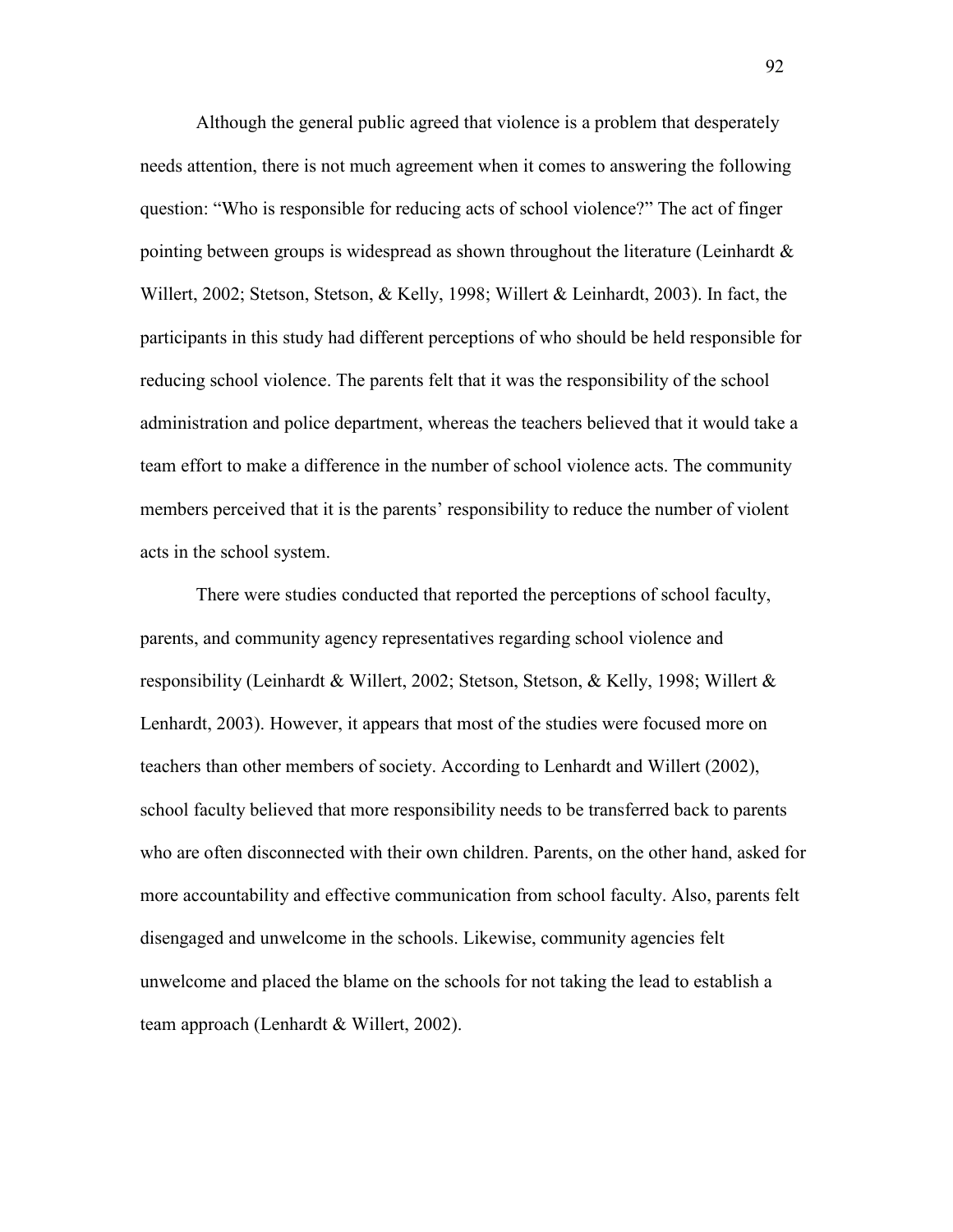Although the general public agreed that violence is a problem that desperately needs attention, there is not much agreement when it comes to answering the following question: "Who is responsible for reducing acts of school violence?" The act of finger pointing between groups is widespread as shown throughout the literature (Leinhardt & Willert, 2002; Stetson, Stetson, & Kelly, 1998; Willert & Leinhardt, 2003). In fact, the participants in this study had different perceptions of who should be held responsible for reducing school violence. The parents felt that it was the responsibility of the school administration and police department, whereas the teachers believed that it would take a team effort to make a difference in the number of school violence acts. The community members perceived that it is the parents' responsibility to reduce the number of violent acts in the school system.

There were studies conducted that reported the perceptions of school faculty, parents, and community agency representatives regarding school violence and responsibility (Leinhardt & Willert, 2002; Stetson, Stetson, & Kelly, 1998; Willert & Lenhardt, 2003). However, it appears that most of the studies were focused more on teachers than other members of society. According to Lenhardt and Willert (2002), school faculty believed that more responsibility needs to be transferred back to parents who are often disconnected with their own children. Parents, on the other hand, asked for more accountability and effective communication from school faculty. Also, parents felt disengaged and unwelcome in the schools. Likewise, community agencies felt unwelcome and placed the blame on the schools for not taking the lead to establish a team approach (Lenhardt & Willert, 2002).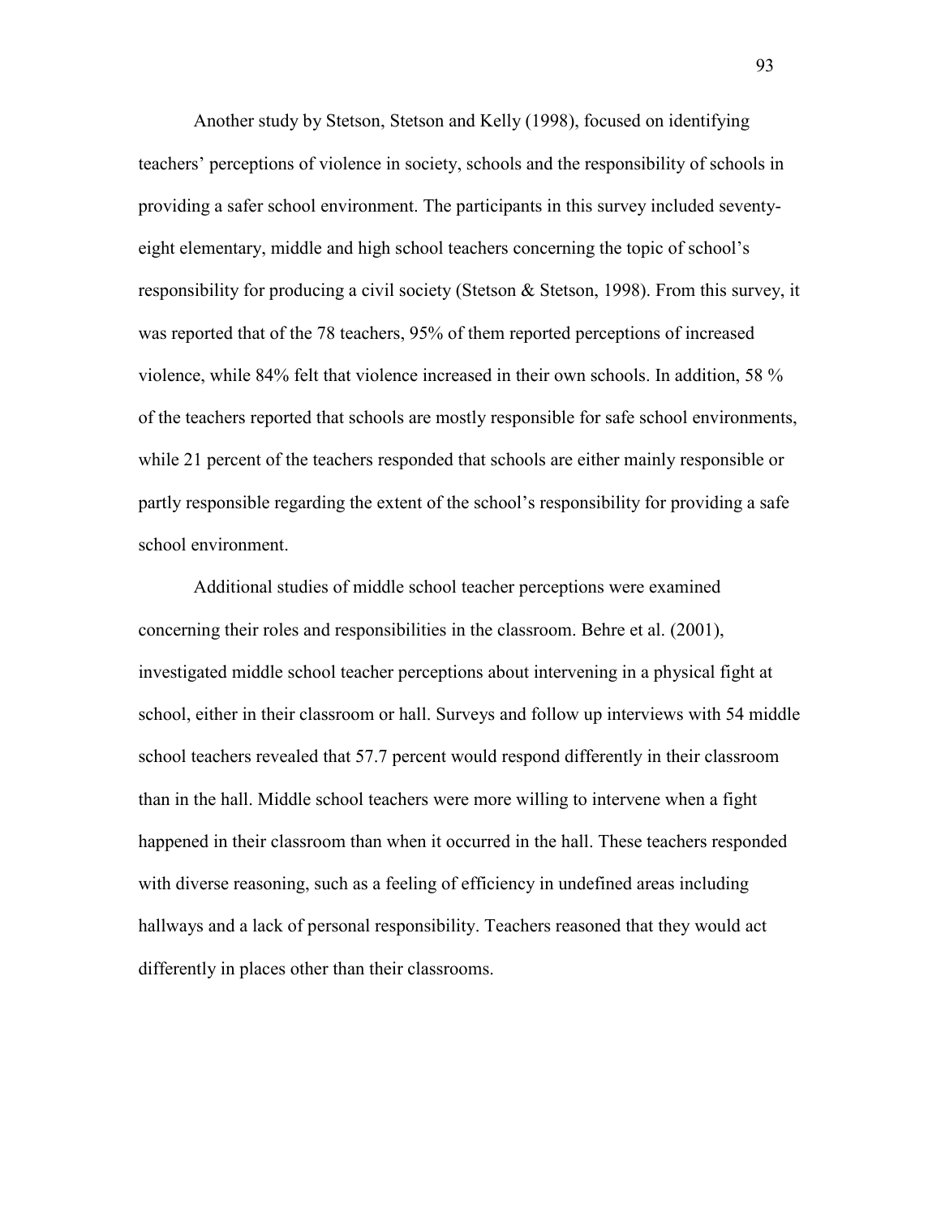Another study by Stetson, Stetson and Kelly (1998), focused on identifying teachers' perceptions of violence in society, schools and the responsibility of schools in providing a safer school environment. The participants in this survey included seventy-eight elementary, middle and high school teachers concerning the topic of school's responsibility for producing a civil society (Stetson & Stetson, 1998). From this survey, it was reported that of the 78 teachers, 95% of them reported perceptions of increased violence, while 84% felt that violence increased in their own schools. In addition, 58 % of the teachers reported that schools are mostly responsible for safe school environments, while 21 percent of the teachers responded that schools are either mainly responsible or partly responsible regarding the extent of the school's responsibility for providing a safe school environment.

Additional studies of middle school teacher perceptions were examined concerning their roles and responsibilities in the classroom. Behre et al. (2001), investigated middle school teacher perceptions about intervening in a physical fight at school, either in their classroom or hall. Surveys and follow up interviews with 54 middle school teachers revealed that 57.7 percent would respond differently in their classroom than in the hall. Middle school teachers were more willing to intervene when a fight happened in their classroom than when it occurred in the hall. These teachers responded with diverse reasoning, such as a feeling of efficiency in undefined areas including hallways and a lack of personal responsibility. Teachers reasoned that they would act differently in places other than their classrooms.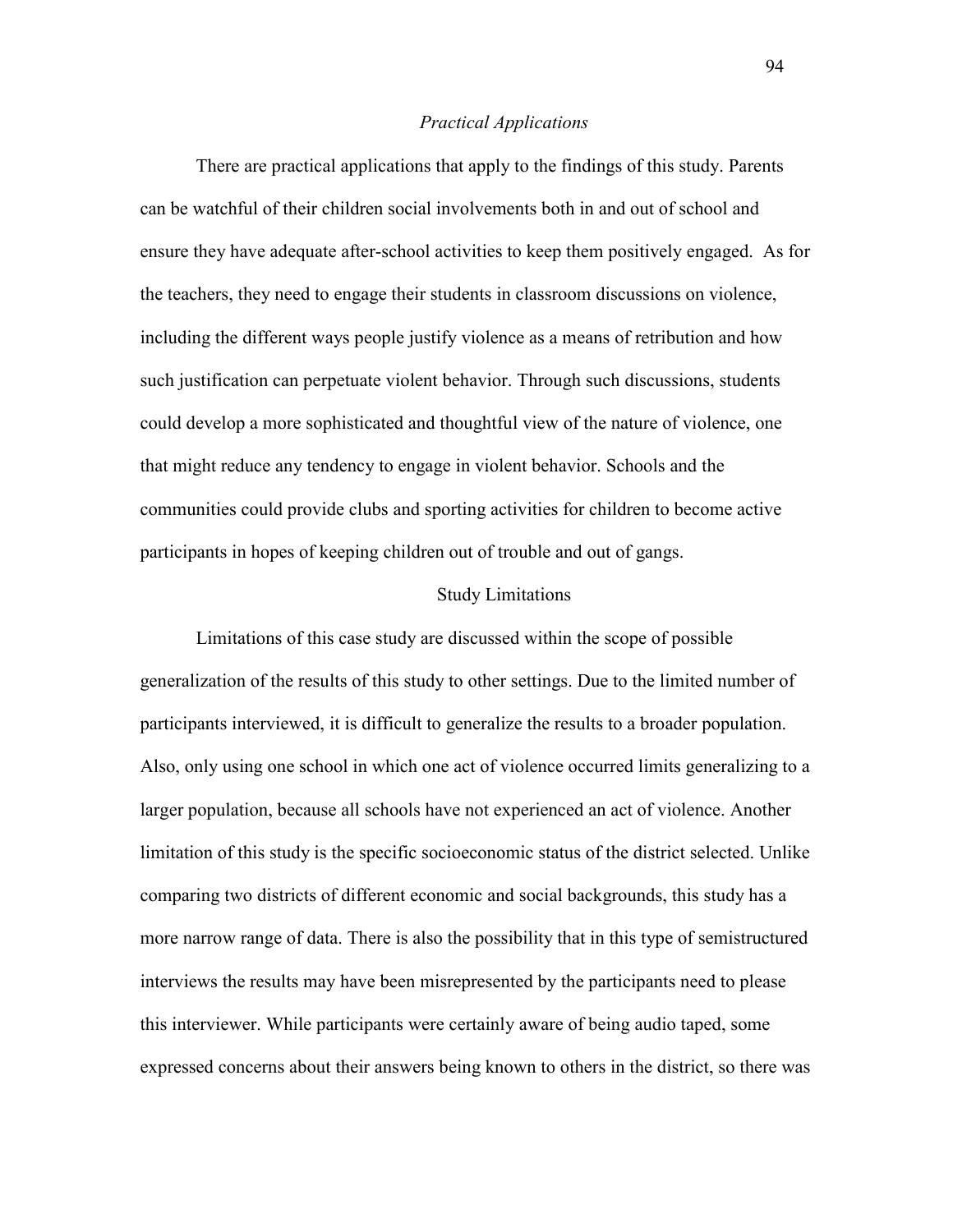*Practical Applications*

There are practical applications that apply to the findings of this study. Parents can be watchful of their children social involvements both in and out of school and ensure they have adequate after-school activities to keep them positively engaged. As for the teachers, they need to engage their students in classroom discussions on violence, including the different ways people justify violence as a means of retribution and how such justification can perpetuate violent behavior. Through such discussions, students could develop a more sophisticated and thoughtful view of the nature of violence, one that might reduce any tendency to engage in violent behavior. Schools and the communities could provide clubs and sporting activities for children to become active participants in hopes of keeping children out of trouble and out of gangs.

## Study Limitations

Limitations of this case study are discussed within the scope of possible generalization of the results of this study to other settings. Due to the limited number of participants interviewed, it is difficult to generalize the results to a broader population. Also, only using one school in which one act of violence occurred limits generalizing to a larger population, because all schools have not experienced an act of violence. Another limitation of this study is the specific socioeconomic status of the district selected. Unlike comparing two districts of different economic and social backgrounds, this study has a more narrow range of data. There is also the possibility that in this type of semistructured interviews the results may have been misrepresented by the participants need to please this interviewer. While participants were certainly aware of being audio taped, some expressed concerns about their answers being known to others in the district, so there was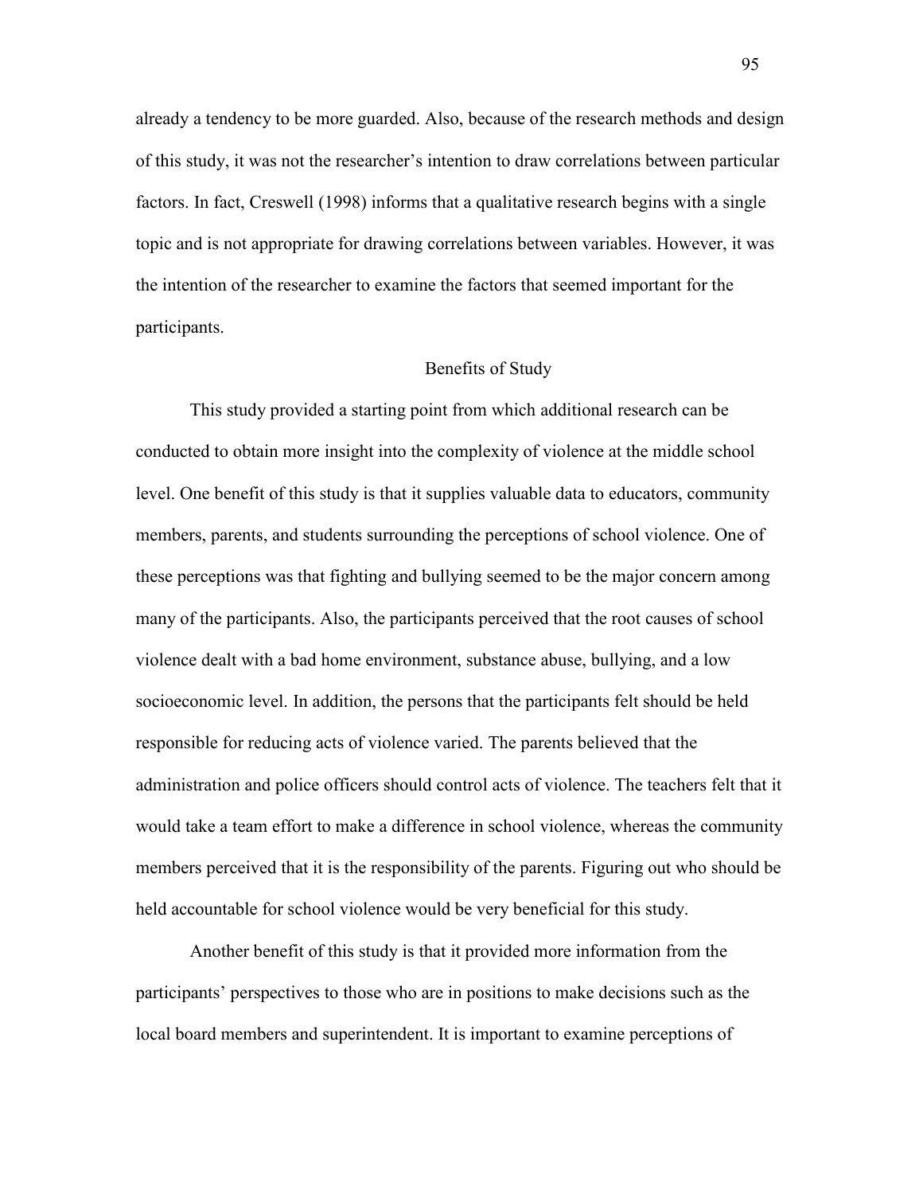already a tendency to be more guarded. Also, because of the research methods and design of this study, it was not the researcher's intention to draw correlations between particular factors. In fact, Creswell (1998) informs that a qualitative research begins with a single topic and is not appropriate for drawing correlations between variables. However, it was the intention of the researcher to examine the factors that seemed important for the participants.

## Benefits of Study

This study provided a starting point from which additional research can be conducted to obtain more insight into the complexity of violence at the middle school level. One benefit of this study is that it supplies valuable data to educators, community members, parents, and students surrounding the perceptions of school violence. One of these perceptions was that fighting and bullying seemed to be the major concern among many of the participants. Also, the participants perceived that the root causes of school violence dealt with a bad home environment, substance abuse, bullying, and a low socioeconomic level. In addition, the persons that the participants felt should be held responsible for reducing acts of violence varied. The parents believed that the administration and police officers should control acts of violence. The teachers felt that it would take a team effort to make a difference in school violence, whereas the community members perceived that it is the responsibility of the parents. Figuring out who should be held accountable for school violence would be very beneficial for this study.

Another benefit of this study is that it provided more information from the participants' perspectives to those who are in positions to make decisions such as the local board members and superintendent. It is important to examine perceptions of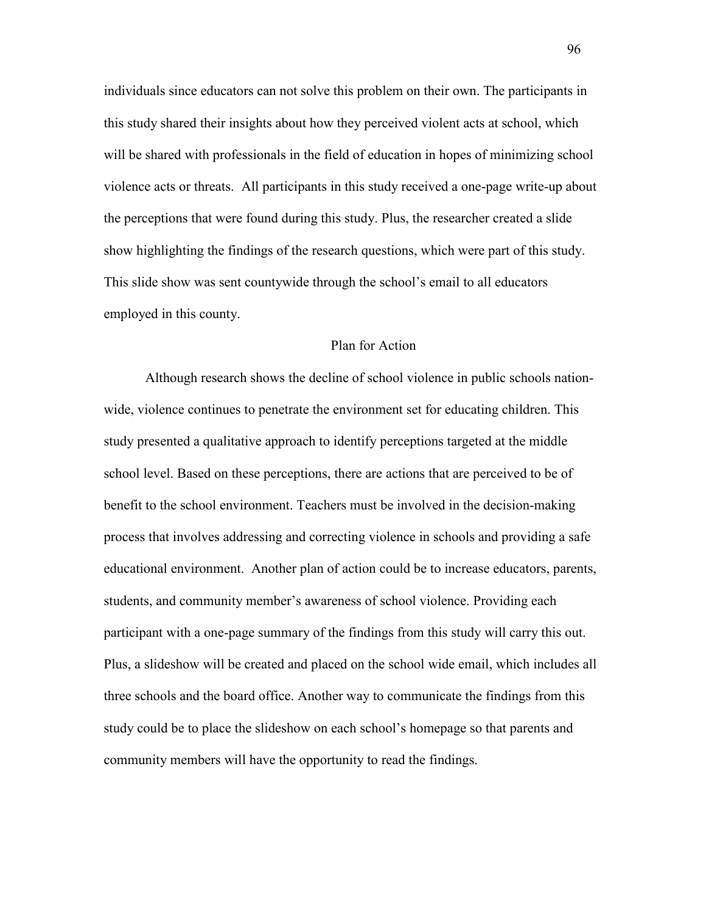individuals since educators can not solve this problem on their own. The participants in this study shared their insights about how they perceived violent acts at school, which will be shared with professionals in the field of education in hopes of minimizing school violence acts or threats. All participants in this study received a one-page write-up about the perceptions that were found during this study. Plus, the researcher created a slide show highlighting the findings of the research questions, which were part of this study. This slide show was sent countywide through the school's email to all educators employed in this county.

## Plan for Action

Although research shows the decline of school violence in public schools nation-wide, violence continues to penetrate the environment set for educating children. This study presented a qualitative approach to identify perceptions targeted at the middle school level. Based on these perceptions, there are actions that are perceived to be of benefit to the school environment. Teachers must be involved in the decision-making process that involves addressing and correcting violence in schools and providing a safe educational environment. Another plan of action could be to increase educators, parents, students, and community member's awareness of school violence. Providing each participant with a one-page summary of the findings from this study will carry this out. Plus, a slideshow will be created and placed on the school wide email, which includes all three schools and the board office. Another way to communicate the findings from this study could be to place the slideshow on each school's homepage so that parents and community members will have the opportunity to read the findings.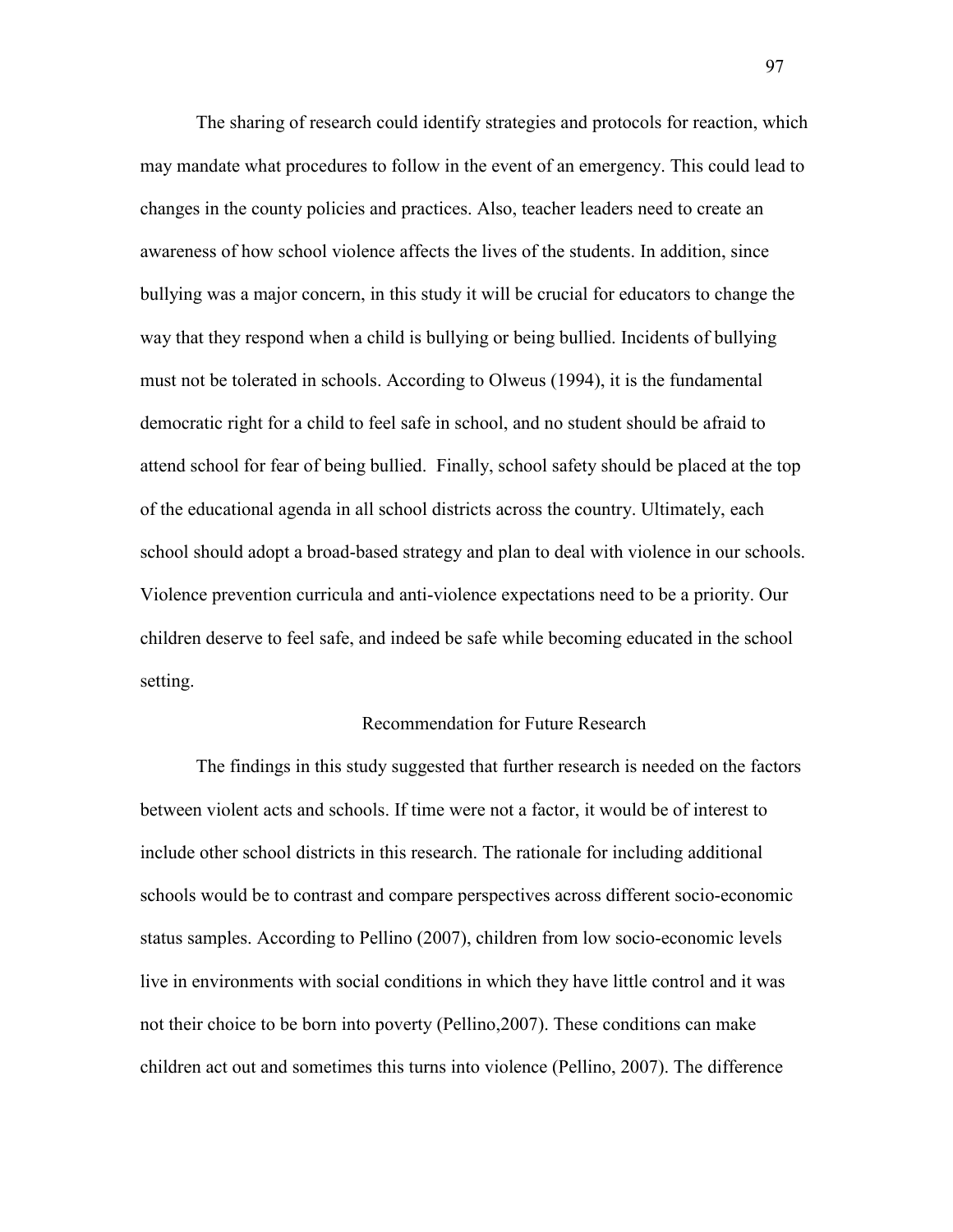The sharing of research could identify strategies and protocols for reaction, which may mandate what procedures to follow in the event of an emergency. This could lead to changes in the county policies and practices. Also, teacher leaders need to create an awareness of how school violence affects the lives of the students. In addition, since bullying was a major concern, in this study it will be crucial for educators to change the way that they respond when a child is bullying or being bullied. Incidents of bullying must not be tolerated in schools. According to Olweus (1994), it is the fundamental democratic right for a child to feel safe in school, and no student should be afraid to attend school for fear of being bullied. Finally, school safety should be placed at the top of the educational agenda in all school districts across the country. Ultimately, each school should adopt a broad-based strategy and plan to deal with violence in our schools. Violence prevention curricula and anti-violence expectations need to be a priority. Our children deserve to feel safe, and indeed be safe while becoming educated in the school setting.

## Recommendation for Future Research

The findings in this study suggested that further research is needed on the factors between violent acts and schools. If time were not a factor, it would be of interest to include other school districts in this research. The rationale for including additional schools would be to contrast and compare perspectives across different socio-economic status samples. According to Pellino (2007), children from low socio-economic levels live in environments with social conditions in which they have little control and it was not their choice to be born into poverty (Pellino,2007). These conditions can make children act out and sometimes this turns into violence (Pellino, 2007). The difference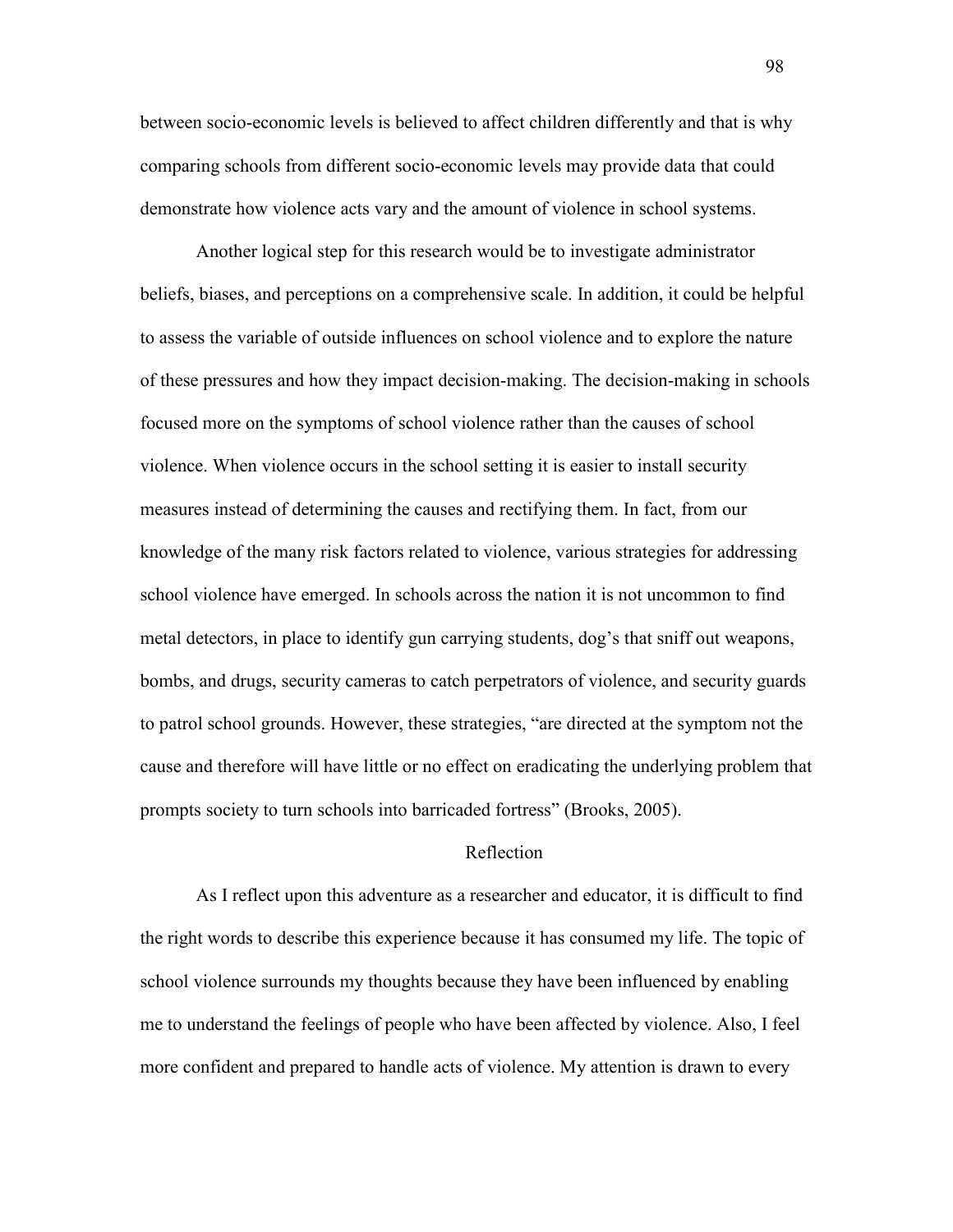between socio-economic levels is believed to affect children differently and that is why comparing schools from different socio-economic levels may provide data that could demonstrate how violence acts vary and the amount of violence in school systems.

Another logical step for this research would be to investigate administrator beliefs, biases, and perceptions on a comprehensive scale. In addition, it could be helpful to assess the variable of outside influences on school violence and to explore the nature of these pressures and how they impact decision-making. The decision-making in schools focused more on the symptoms of school violence rather than the causes of school violence. When violence occurs in the school setting it is easier to install security measures instead of determining the causes and rectifying them. In fact, from our knowledge of the many risk factors related to violence, various strategies for addressing school violence have emerged. In schools across the nation it is not uncommon to find metal detectors, in place to identify gun carrying students, dog's that sniff out weapons, bombs, and drugs, security cameras to catch perpetrators of violence, and security guards to patrol school grounds. However, these strategies, "are directed at the symptom not the cause and therefore will have little or no effect on eradicating the underlying problem that prompts society to turn schools into barricaded fortress" (Brooks, 2005).

## Reflection

As I reflect upon this adventure as a researcher and educator, it is difficult to find the right words to describe this experience because it has consumed my life. The topic of school violence surrounds my thoughts because they have been influenced by enabling me to understand the feelings of people who have been affected by violence. Also, I feel more confident and prepared to handle acts of violence. My attention is drawn to every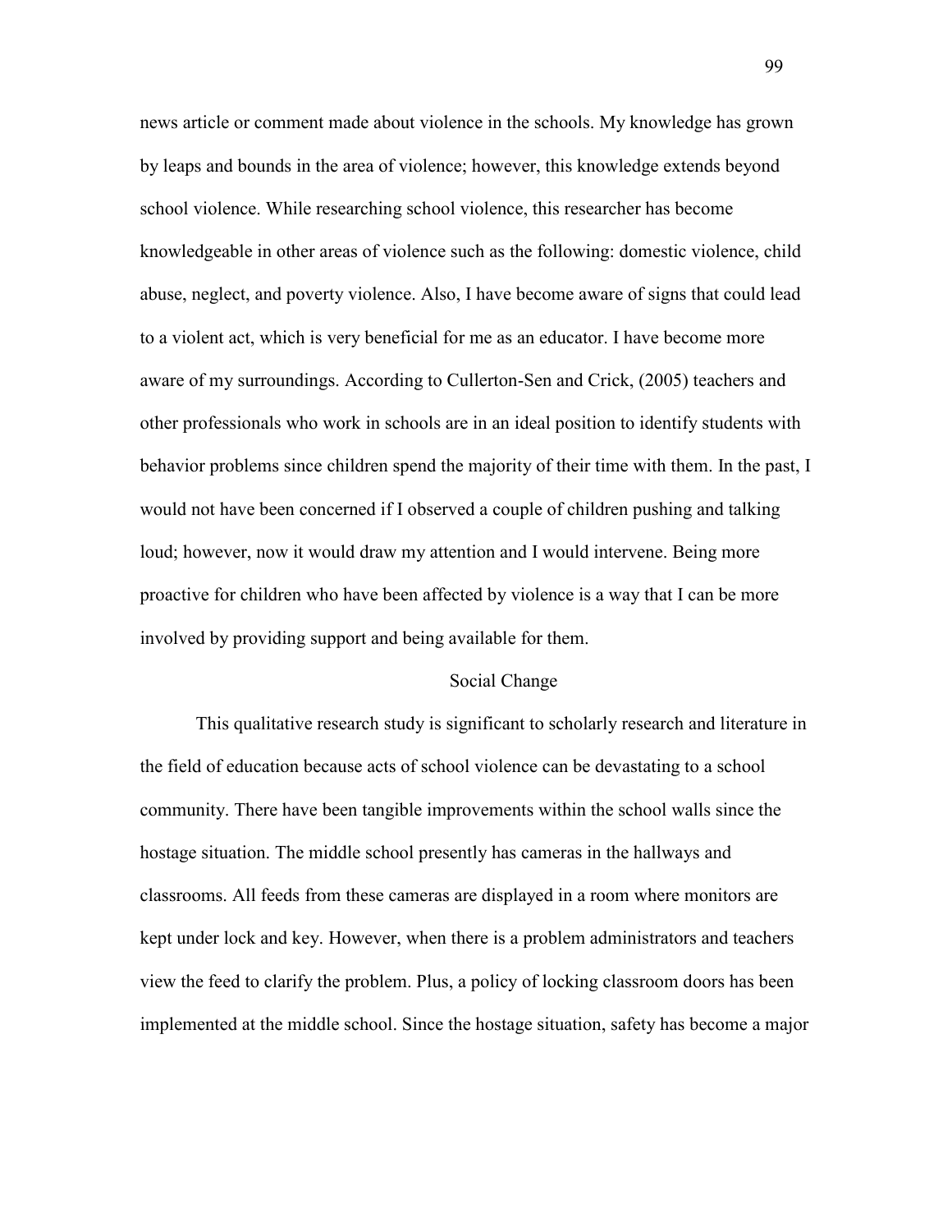news article or comment made about violence in the schools. My knowledge has grown by leaps and bounds in the area of violence; however, this knowledge extends beyond school violence. While researching school violence, this researcher has become knowledgeable in other areas of violence such as the following: domestic violence, child abuse, neglect, and poverty violence. Also, I have become aware of signs that could lead to a violent act, which is very beneficial for me as an educator. I have become more aware of my surroundings. According to Cullerton-Sen and Crick, (2005) teachers and other professionals who work in schools are in an ideal position to identify students with behavior problems since children spend the majority of their time with them. In the past, I would not have been concerned if I observed a couple of children pushing and talking loud; however, now it would draw my attention and I would intervene. Being more proactive for children who have been affected by violence is a way that I can be more involved by providing support and being available for them.

## Social Change

This qualitative research study is significant to scholarly research and literature in the field of education because acts of school violence can be devastating to a school community. There have been tangible improvements within the school walls since the hostage situation. The middle school presently has cameras in the hallways and classrooms. All feeds from these cameras are displayed in a room where monitors are kept under lock and key. However, when there is a problem administrators and teachers view the feed to clarify the problem. Plus, a policy of locking classroom doors has been implemented at the middle school. Since the hostage situation, safety has become a major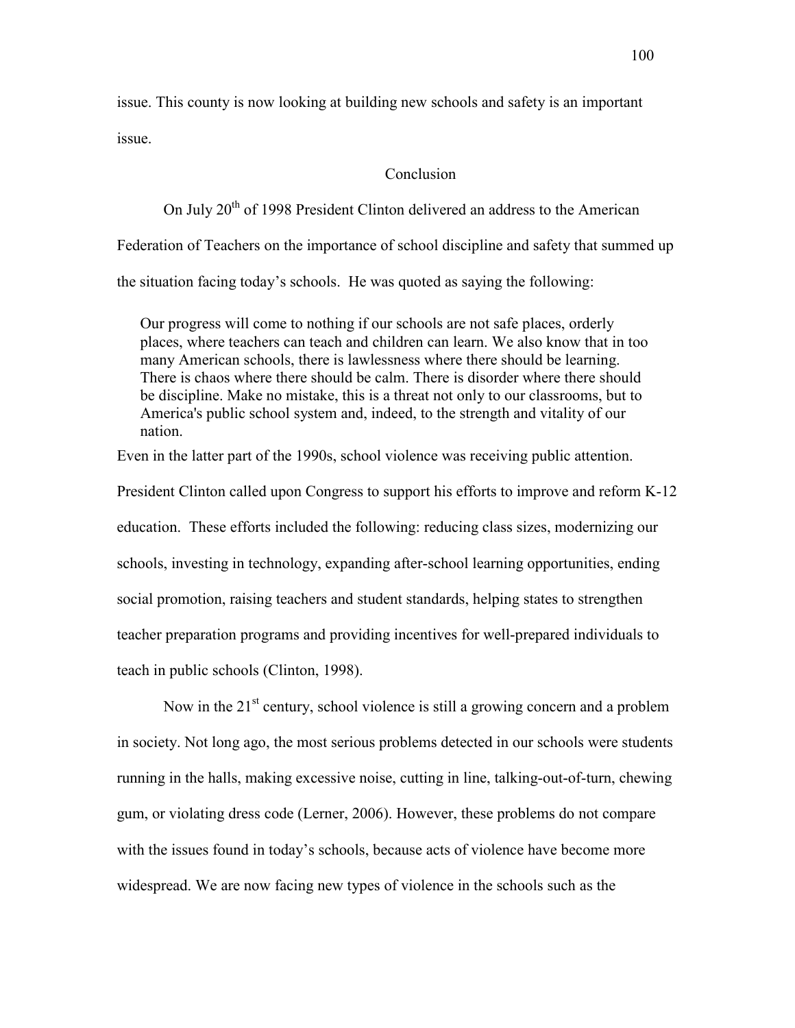issue. This county is now looking at building new schools and safety is an important issue.

## Conclusion

On July 20th of 1998 President Clinton delivered an address to the American Federation of Teachers on the importance of school discipline and safety that summed up the situation facing today's schools. He was quoted as saying the following:

> Our progress will come to nothing if our schools are not safe places, orderly places, where teachers can teach and children can learn. We also know that in too many American schools, there is lawlessness where there should be learning. There is chaos where there should be calm. There is disorder where there should be discipline. Make no mistake, this is a threat not only to our classrooms, but to America's public school system and, indeed, to the strength and vitality of our nation.

Even in the latter part of the 1990s, school violence was receiving public attention. President Clinton called upon Congress to support his efforts to improve and reform K-12 education. These efforts included the following: reducing class sizes, modernizing our schools, investing in technology, expanding after-school learning opportunities, ending social promotion, raising teachers and student standards, helping states to strengthen teacher preparation programs and providing incentives for well-prepared individuals to teach in public schools (Clinton, 1998).

Now in the 21st century, school violence is still a growing concern and a problem in society. Not long ago, the most serious problems detected in our schools were students running in the halls, making excessive noise, cutting in line, talking-out-of-turn, chewing gum, or violating dress code (Lerner, 2006). However, these problems do not compare with the issues found in today's schools, because acts of violence have become more widespread. We are now facing new types of violence in the schools such as the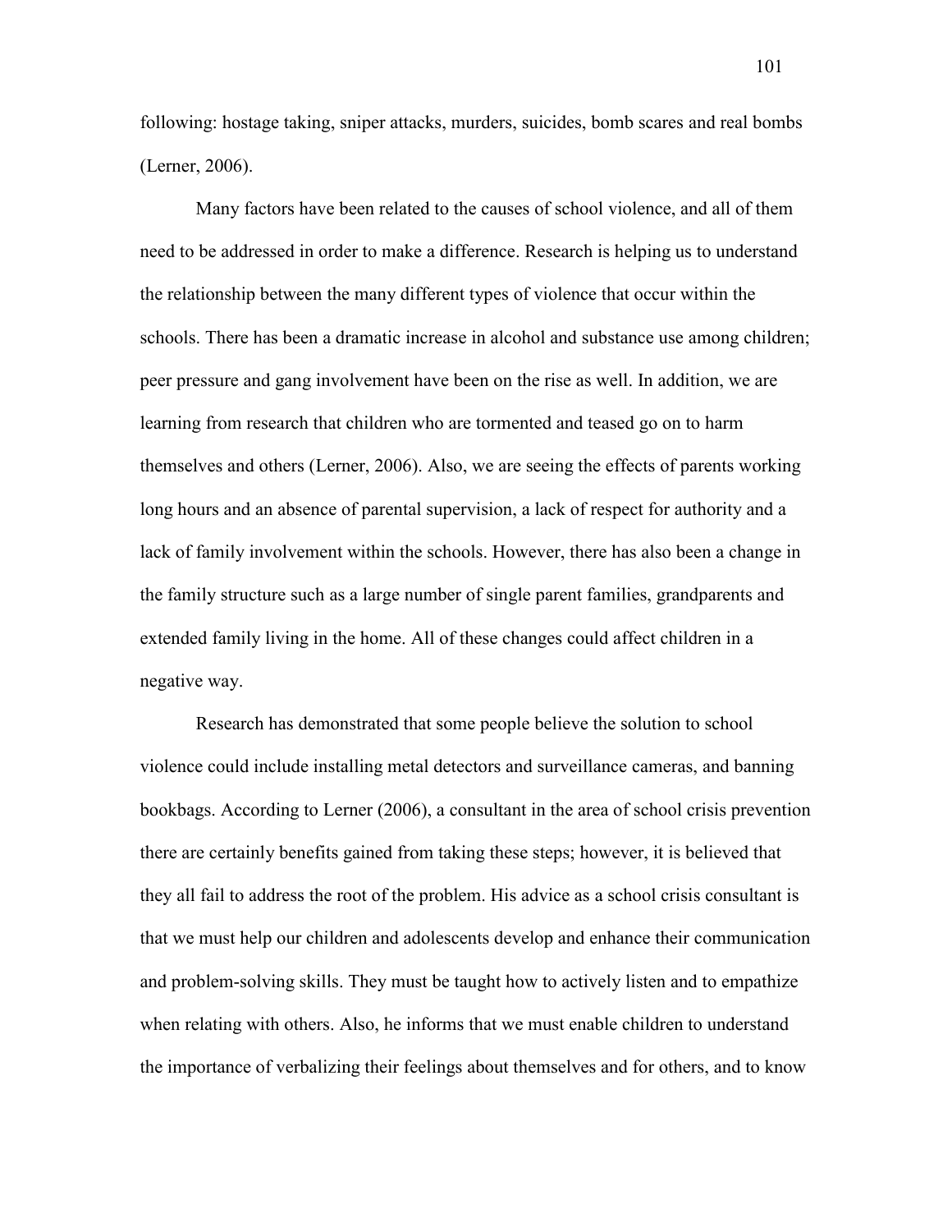following: hostage taking, sniper attacks, murders, suicides, bomb scares and real bombs (Lerner, 2006).

Many factors have been related to the causes of school violence, and all of them need to be addressed in order to make a difference. Research is helping us to understand the relationship between the many different types of violence that occur within the schools. There has been a dramatic increase in alcohol and substance use among children; peer pressure and gang involvement have been on the rise as well. In addition, we are learning from research that children who are tormented and teased go on to harm themselves and others (Lerner, 2006). Also, we are seeing the effects of parents working long hours and an absence of parental supervision, a lack of respect for authority and a lack of family involvement within the schools. However, there has also been a change in the family structure such as a large number of single parent families, grandparents and extended family living in the home. All of these changes could affect children in a negative way.

Research has demonstrated that some people believe the solution to school violence could include installing metal detectors and surveillance cameras, and banning bookbags. According to Lerner (2006), a consultant in the area of school crisis prevention there are certainly benefits gained from taking these steps; however, it is believed that they all fail to address the root of the problem. His advice as a school crisis consultant is that we must help our children and adolescents develop and enhance their communication and problem-solving skills. They must be taught how to actively listen and to empathize when relating with others. Also, he informs that we must enable children to understand the importance of verbalizing their feelings about themselves and for others, and to know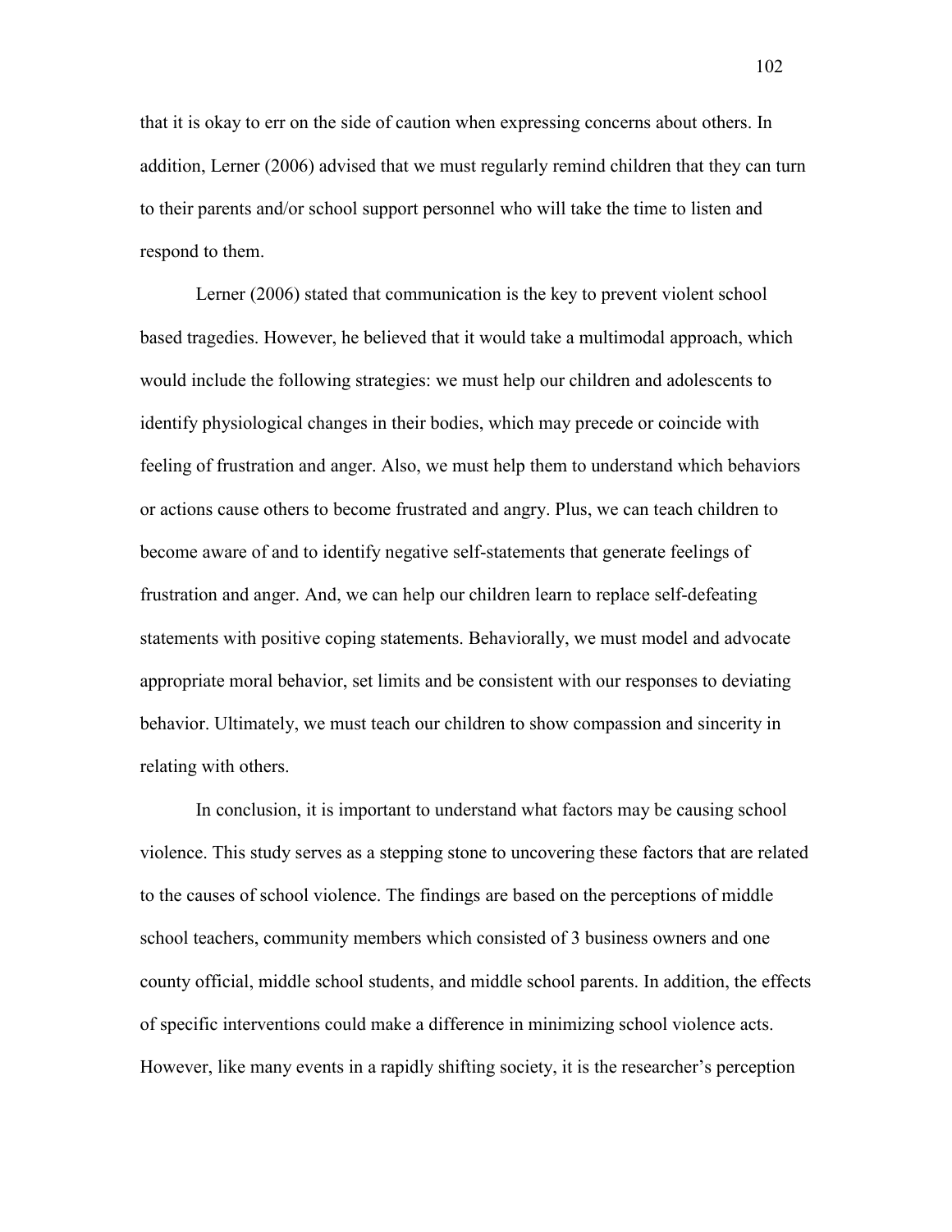that it is okay to err on the side of caution when expressing concerns about others. In addition, Lerner (2006) advised that we must regularly remind children that they can turn to their parents and/or school support personnel who will take the time to listen and respond to them.

Lerner (2006) stated that communication is the key to prevent violent school based tragedies. However, he believed that it would take a multimodal approach, which would include the following strategies: we must help our children and adolescents to identify physiological changes in their bodies, which may precede or coincide with feeling of frustration and anger. Also, we must help them to understand which behaviors or actions cause others to become frustrated and angry. Plus, we can teach children to become aware of and to identify negative self-statements that generate feelings of frustration and anger. And, we can help our children learn to replace self-defeating statements with positive coping statements. Behaviorally, we must model and advocate appropriate moral behavior, set limits and be consistent with our responses to deviating behavior. Ultimately, we must teach our children to show compassion and sincerity in relating with others.

In conclusion, it is important to understand what factors may be causing school violence. This study serves as a stepping stone to uncovering these factors that are related to the causes of school violence. The findings are based on the perceptions of middle school teachers, community members which consisted of 3 business owners and one county official, middle school students, and middle school parents. In addition, the effects of specific interventions could make a difference in minimizing school violence acts. However, like many events in a rapidly shifting society, it is the researcher's perception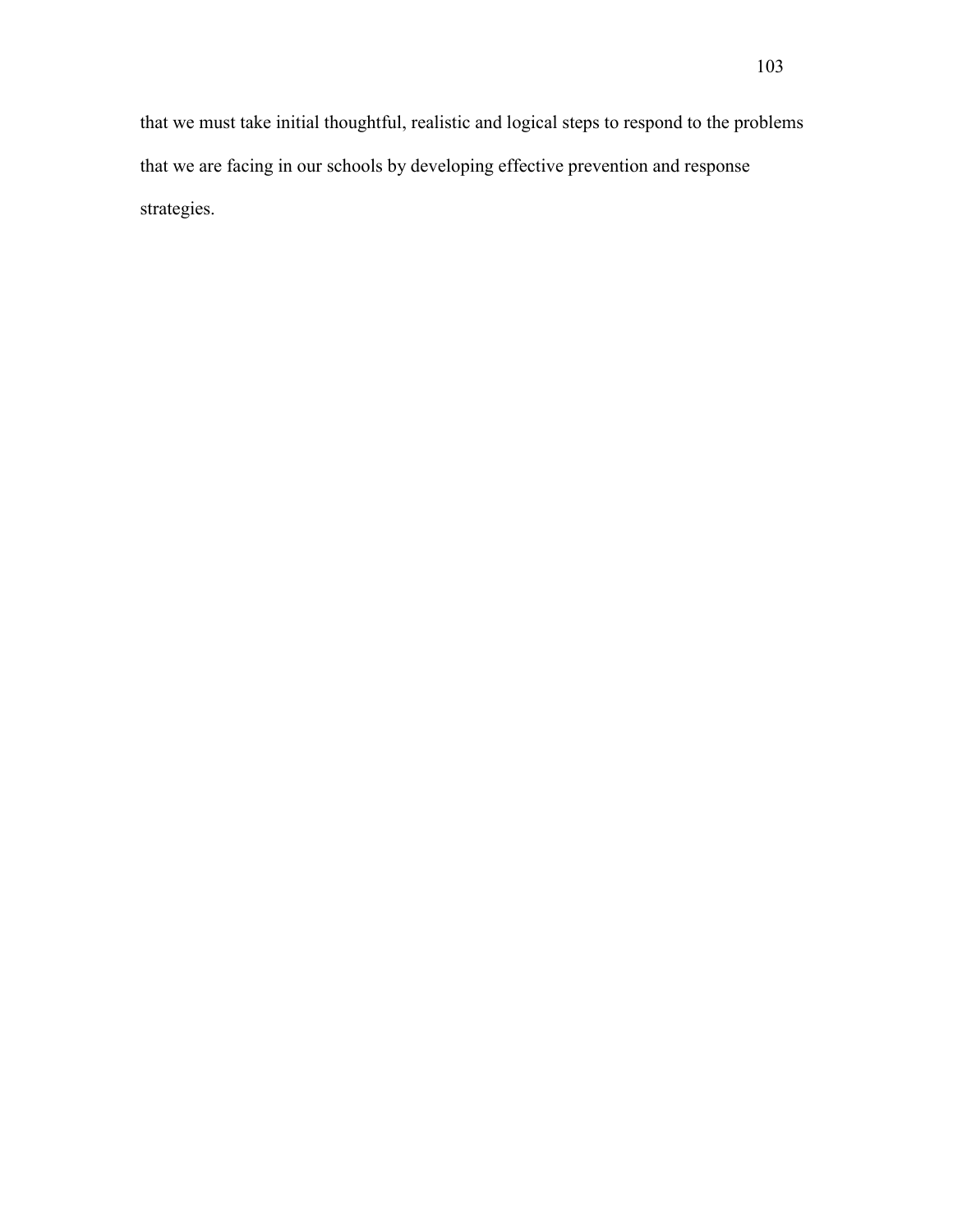that we must take initial thoughtful, realistic and logical steps to respond to the problems that we are facing in our schools by developing effective prevention and response strategies.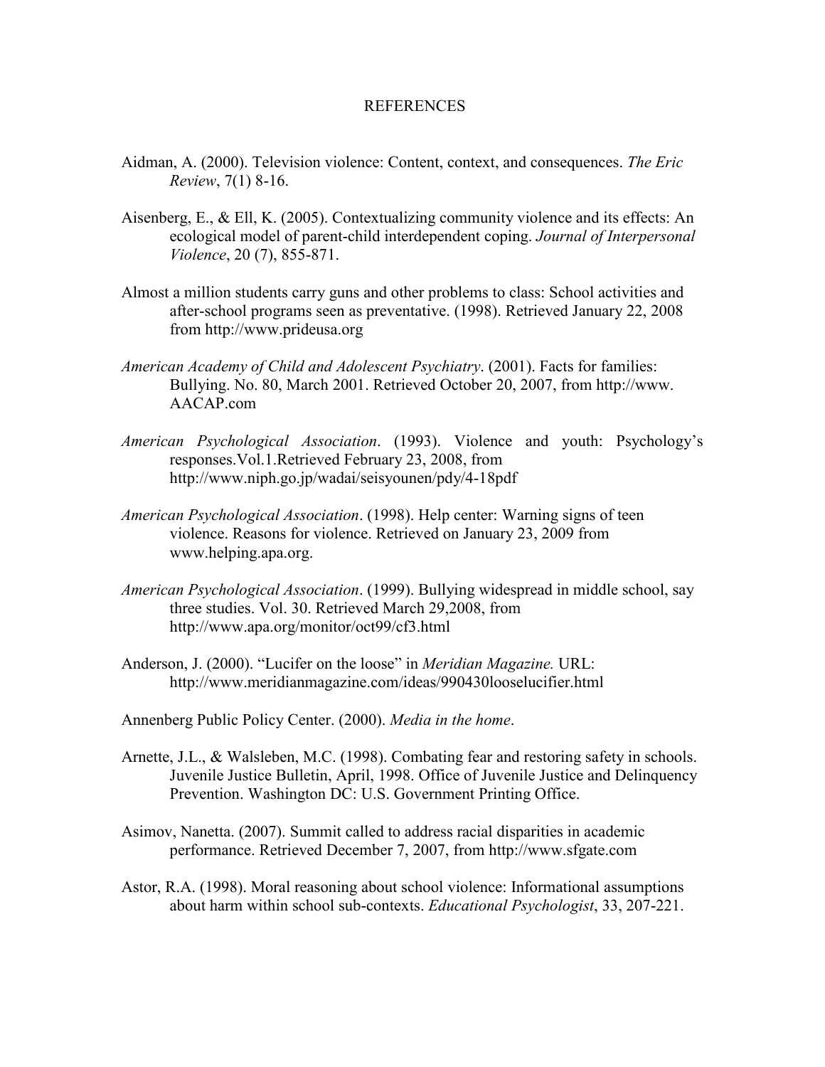# REFERENCES

Aidman, A. (2000). Television violence: Content, context, and consequences. *The Eric Review*, 7(1) 8-16.

Aisenberg, E., & Ell, K. (2005). Contextualizing community violence and its effects: An ecological model of parent-child interdependent coping. *Journal of Interpersonal Violence*, 20 (7), 855-871.

Almost a million students carry guns and other problems to class: School activities and after-school programs seen as preventative. (1998). Retrieved January 22, 2008 from http://www.prideusa.org

*American Academy of Child and Adolescent Psychiatry*. (2001). Facts for families: Bullying. No. 80, March 2001. Retrieved October 20, 2007, from http://www.AACAP.com

*American Psychological Association*. (1993). Violence and youth: Psychology's responses.Vol.1.Retrieved February 23, 2008, from http://www.niph.go.jp/wadai/seisyounen/pdy/4-18pdf

*American Psychological Association*. (1998). Help center: Warning signs of teen violence. Reasons for violence. Retrieved on January 23, 2009 from www.helping.apa.org.

*American Psychological Association*. (1999). Bullying widespread in middle school, say three studies. Vol. 30. Retrieved March 29,2008, from http://www.apa.org/monitor/oct99/cf3.html

Anderson, J. (2000). "Lucifer on the loose" in *Meridian Magazine.* URL: http://www.meridianmagazine.com/ideas/990430looselucifier.html

Annenberg Public Policy Center. (2000). *Media in the home*.

Arnette, J.L., & Walsleben, M.C. (1998). Combating fear and restoring safety in schools. Juvenile Justice Bulletin, April, 1998. Office of Juvenile Justice and Delinquency Prevention. Washington DC: U.S. Government Printing Office.

Asimov, Nanetta. (2007). Summit called to address racial disparities in academic performance. Retrieved December 7, 2007, from http://www.sfgate.com

Astor, R.A. (1998). Moral reasoning about school violence: Informational assumptions about harm within school sub-contexts. *Educational Psychologist*, 33, 207-221.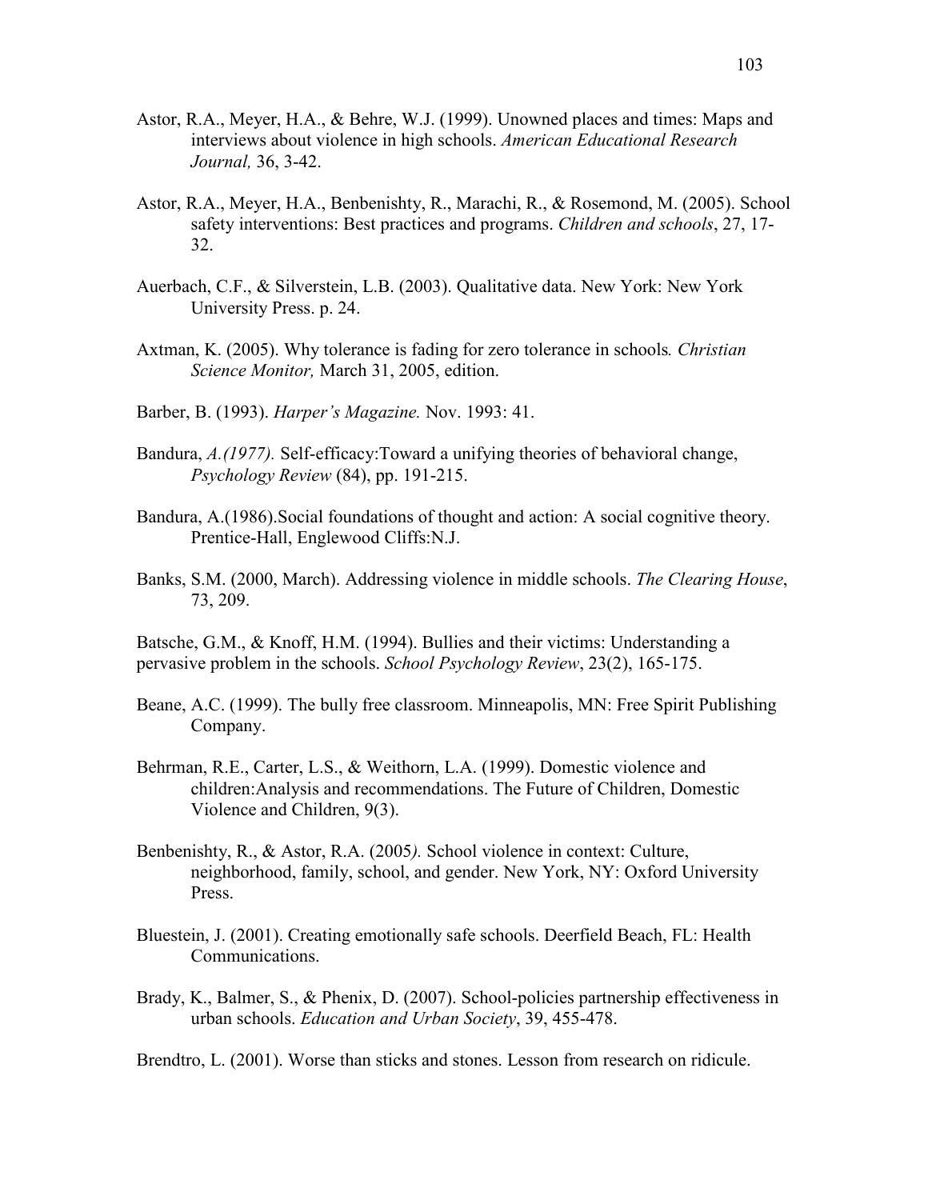Astor, R.A., Meyer, H.A., & Behre, W.J. (1999). Unowned places and times: Maps and interviews about violence in high schools. *American Educational Research Journal,* 36, 3-42.

Astor, R.A., Meyer, H.A., Benbenishty, R., Marachi, R., & Rosemond, M. (2005). School safety interventions: Best practices and programs. *Children and schools*, 27, 17-32.

Auerbach, C.F., & Silverstein, L.B. (2003). Qualitative data. New York: New York University Press. p. 24.

Axtman, K. (2005). Why tolerance is fading for zero tolerance in schools*. Christian Science Monitor,* March 31, 2005, edition.

Barber, B. (1993). *Harper's Magazine.* Nov. 1993: 41.

Bandura, *A.(1977).* Self-efficacy:Toward a unifying theories of behavioral change, *Psychology Review* (84), pp. 191-215.

Bandura, A.(1986).Social foundations of thought and action: A social cognitive theory. Prentice-Hall, Englewood Cliffs:N.J.

Banks, S.M. (2000, March). Addressing violence in middle schools. *The Clearing House*, 73, 209.

Batsche, G.M., & Knoff, H.M. (1994). Bullies and their victims: Understanding a pervasive problem in the schools. *School Psychology Review*, 23(2), 165-175.

Beane, A.C. (1999). The bully free classroom. Minneapolis, MN: Free Spirit Publishing Company.

Behrman, R.E., Carter, L.S., & Weithorn, L.A. (1999). Domestic violence and children:Analysis and recommendations. The Future of Children, Domestic Violence and Children, 9(3).

Benbenishty, R., & Astor, R.A. (2005*).* School violence in context: Culture, neighborhood, family, school, and gender. New York, NY: Oxford University Press.

Bluestein, J. (2001). Creating emotionally safe schools. Deerfield Beach, FL: Health Communications.

Brady, K., Balmer, S., & Phenix, D. (2007). School-policies partnership effectiveness in urban schools. *Education and Urban Society*, 39, 455-478.

Brendtro, L. (2001). Worse than sticks and stones. Lesson from research on ridicule.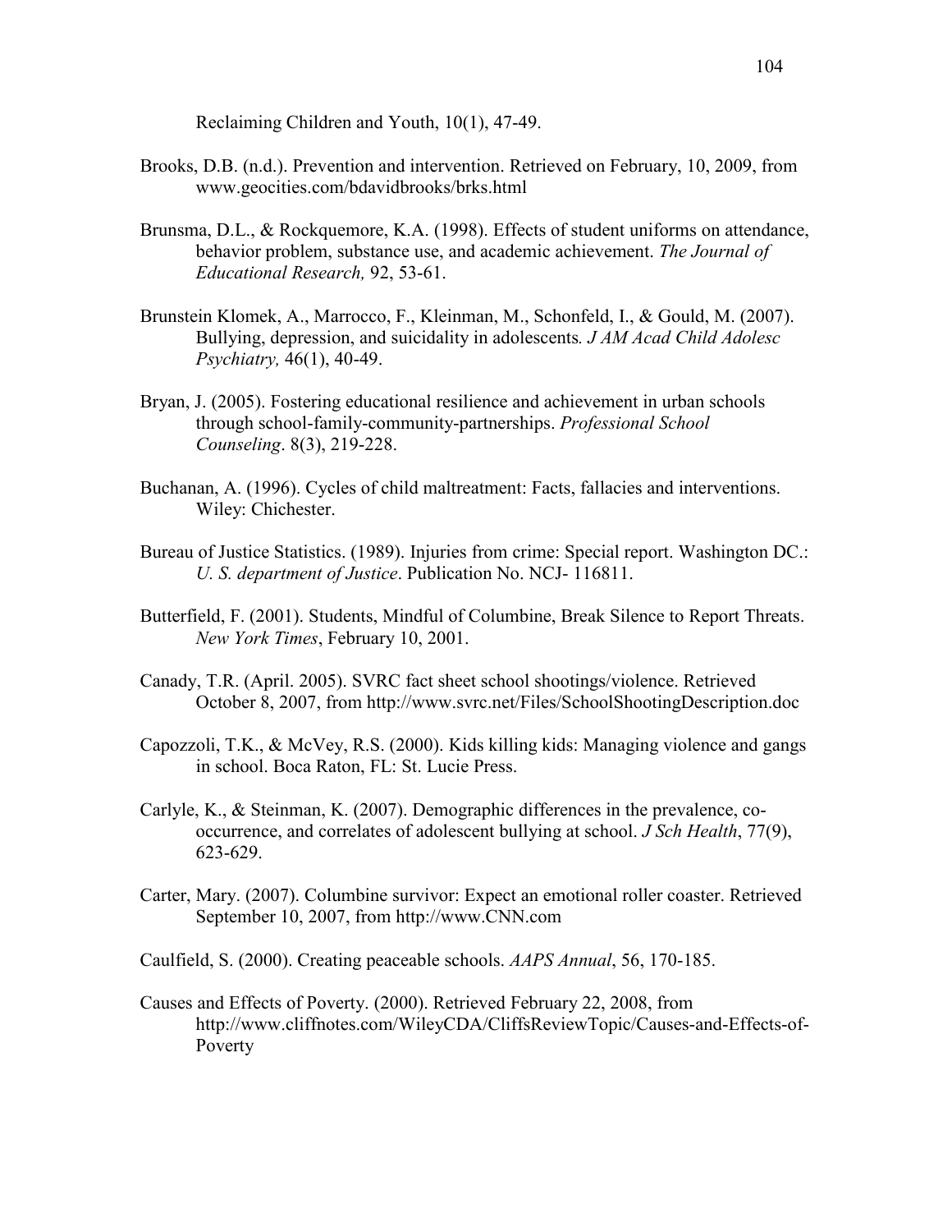Reclaiming Children and Youth, 10(1), 47-49.

Brooks, D.B. (n.d.). Prevention and intervention. Retrieved on February, 10, 2009, from www.geocities.com/bdavidbrooks/brks.html

Brunsma, D.L., & Rockquemore, K.A. (1998). Effects of student uniforms on attendance, behavior problem, substance use, and academic achievement. *The Journal of Educational Research,* 92, 53-61.

Brunstein Klomek, A., Marrocco, F., Kleinman, M., Schonfeld, I., & Gould, M. (2007). Bullying, depression, and suicidality in adolescents*. J AM Acad Child Adolesc Psychiatry,* 46(1), 40-49.

Bryan, J. (2005). Fostering educational resilience and achievement in urban schools through school-family-community-partnerships. *Professional School Counseling*. 8(3), 219-228.

Buchanan, A. (1996). Cycles of child maltreatment: Facts, fallacies and interventions. Wiley: Chichester.

Bureau of Justice Statistics. (1989). Injuries from crime: Special report. Washington DC.: *U. S. department of Justice*. Publication No. NCJ- 116811.

Butterfield, F. (2001). Students, Mindful of Columbine, Break Silence to Report Threats. *New York Times*, February 10, 2001.

Canady, T.R. (April. 2005). SVRC fact sheet school shootings/violence. Retrieved October 8, 2007, from http://www.svrc.net/Files/SchoolShootingDescription.doc

Capozzoli, T.K., & McVey, R.S. (2000). Kids killing kids: Managing violence and gangs in school. Boca Raton, FL: St. Lucie Press.

Carlyle, K., & Steinman, K. (2007). Demographic differences in the prevalence, co-occurrence, and correlates of adolescent bullying at school. *J Sch Health*, 77(9), 623-629.

Carter, Mary. (2007). Columbine survivor: Expect an emotional roller coaster. Retrieved September 10, 2007, from http://www.CNN.com

Caulfield, S. (2000). Creating peaceable schools. *AAPS Annual*, 56, 170-185.

Causes and Effects of Poverty. (2000). Retrieved February 22, 2008, from http://www.cliffnotes.com/WileyCDA/CliffsReviewTopic/Causes-and-Effects-of-Poverty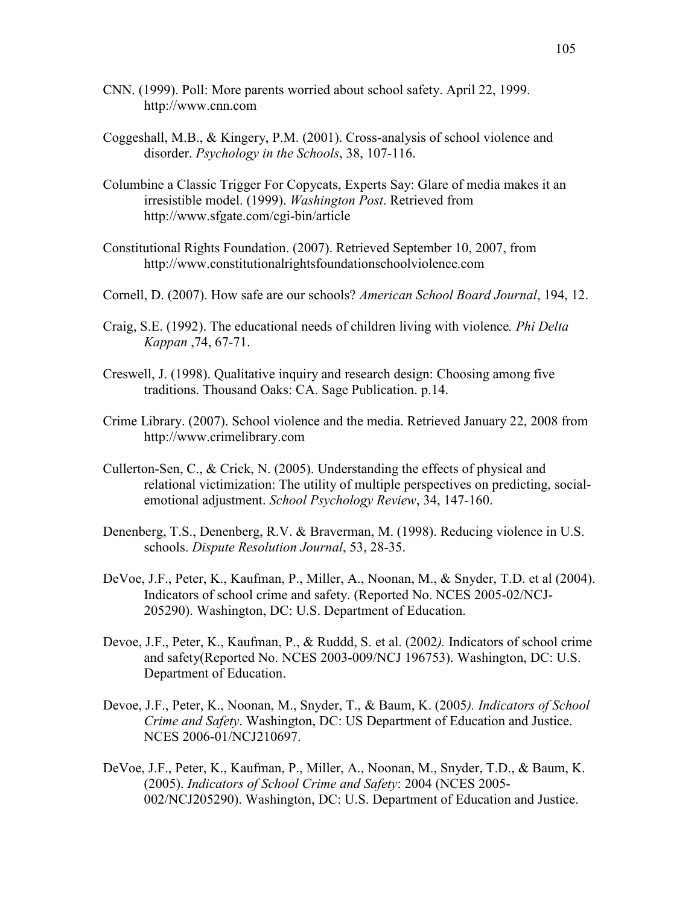CNN. (1999). Poll: More parents worried about school safety. April 22, 1999. http://www.cnn.com

Coggeshall, M.B., & Kingery, P.M. (2001). Cross-analysis of school violence and disorder. *Psychology in the Schools*, 38, 107-116.

Columbine a Classic Trigger For Copycats, Experts Say: Glare of media makes it an irresistible model. (1999). *Washington Post*. Retrieved from http://www.sfgate.com/cgi-bin/article

Constitutional Rights Foundation. (2007). Retrieved September 10, 2007, from http://www.constitutionalrightsfoundationschoolviolence.com

Cornell, D. (2007). How safe are our schools? *American School Board Journal*, 194, 12.

Craig, S.E. (1992). The educational needs of children living with violence*. Phi Delta Kappan* ,74, 67-71.

Creswell, J. (1998). Qualitative inquiry and research design: Choosing among five traditions. Thousand Oaks: CA. Sage Publication. p.14.

Crime Library. (2007). School violence and the media. Retrieved January 22, 2008 from http://www.crimelibrary.com

Cullerton-Sen, C., & Crick, N. (2005). Understanding the effects of physical and relational victimization: The utility of multiple perspectives on predicting, social-emotional adjustment. *School Psychology Review*, 34, 147-160.

Denenberg, T.S., Denenberg, R.V. & Braverman, M. (1998). Reducing violence in U.S. schools. *Dispute Resolution Journal*, 53, 28-35.

DeVoe, J.F., Peter, K., Kaufman, P., Miller, A., Noonan, M., & Snyder, T.D. et al (2004). Indicators of school crime and safety. (Reported No. NCES 2005-02/NCJ-205290). Washington, DC: U.S. Department of Education.

Devoe, J.F., Peter, K., Kaufman, P., & Ruddd, S. et al. (2002*).* Indicators of school crime and safety(Reported No. NCES 2003-009/NCJ 196753). Washington, DC: U.S. Department of Education.

Devoe, J.F., Peter, K., Noonan, M., Snyder, T., & Baum, K. (2005*). Indicators of School Crime and Safety*. Washington, DC: US Department of Education and Justice. NCES 2006-01/NCJ210697.

DeVoe, J.F., Peter, K., Kaufman, P., Miller, A., Noonan, M., Snyder, T.D., & Baum, K. (2005). *Indicators of School Crime and Safety*: 2004 (NCES 2005-002/NCJ205290). Washington, DC: U.S. Department of Education and Justice.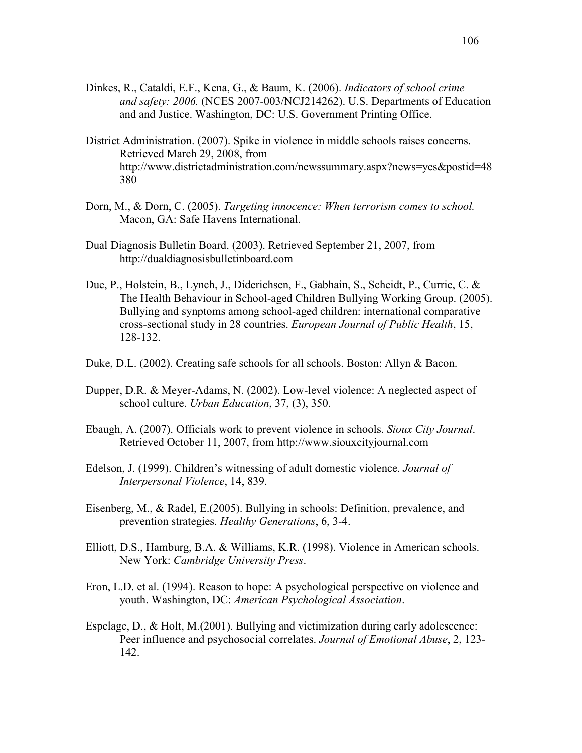Dinkes, R., Cataldi, E.F., Kena, G., & Baum, K. (2006). *Indicators of school crime and safety: 2006.* (NCES 2007-003/NCJ214262). U.S. Departments of Education and and Justice. Washington, DC: U.S. Government Printing Office.

District Administration. (2007). Spike in violence in middle schools raises concerns. Retrieved March 29, 2008, from http://www.districtadministration.com/newssummary.aspx?news=yes&postid=48380

Dorn, M., & Dorn, C. (2005). *Targeting innocence: When terrorism comes to school.* Macon, GA: Safe Havens International.

Dual Diagnosis Bulletin Board. (2003). Retrieved September 21, 2007, from http://dualdiagnosisbulletinboard.com

Due, P., Holstein, B., Lynch, J., Diderichsen, F., Gabhain, S., Scheidt, P., Currie, C. & The Health Behaviour in School-aged Children Bullying Working Group. (2005). Bullying and synptoms among school-aged children: international comparative cross-sectional study in 28 countries. *European Journal of Public Health*, 15, 128-132.

Duke, D.L. (2002). Creating safe schools for all schools. Boston: Allyn & Bacon.

Dupper, D.R. & Meyer-Adams, N. (2002). Low-level violence: A neglected aspect of school culture. *Urban Education*, 37, (3), 350.

Ebaugh, A. (2007). Officials work to prevent violence in schools. *Sioux City Journal*. Retrieved October 11, 2007, from http://www.siouxcityjournal.com

Edelson, J. (1999). Children's witnessing of adult domestic violence. *Journal of Interpersonal Violence*, 14, 839.

Eisenberg, M., & Radel, E.(2005). Bullying in schools: Definition, prevalence, and prevention strategies. *Healthy Generations*, 6, 3-4.

Elliott, D.S., Hamburg, B.A. & Williams, K.R. (1998). Violence in American schools. New York: *Cambridge University Press*.

Eron, L.D. et al. (1994). Reason to hope: A psychological perspective on violence and youth. Washington, DC: *American Psychological Association*.

Espelage, D., & Holt, M.(2001). Bullying and victimization during early adolescence: Peer influence and psychosocial correlates. *Journal of Emotional Abuse*, 2, 123-142.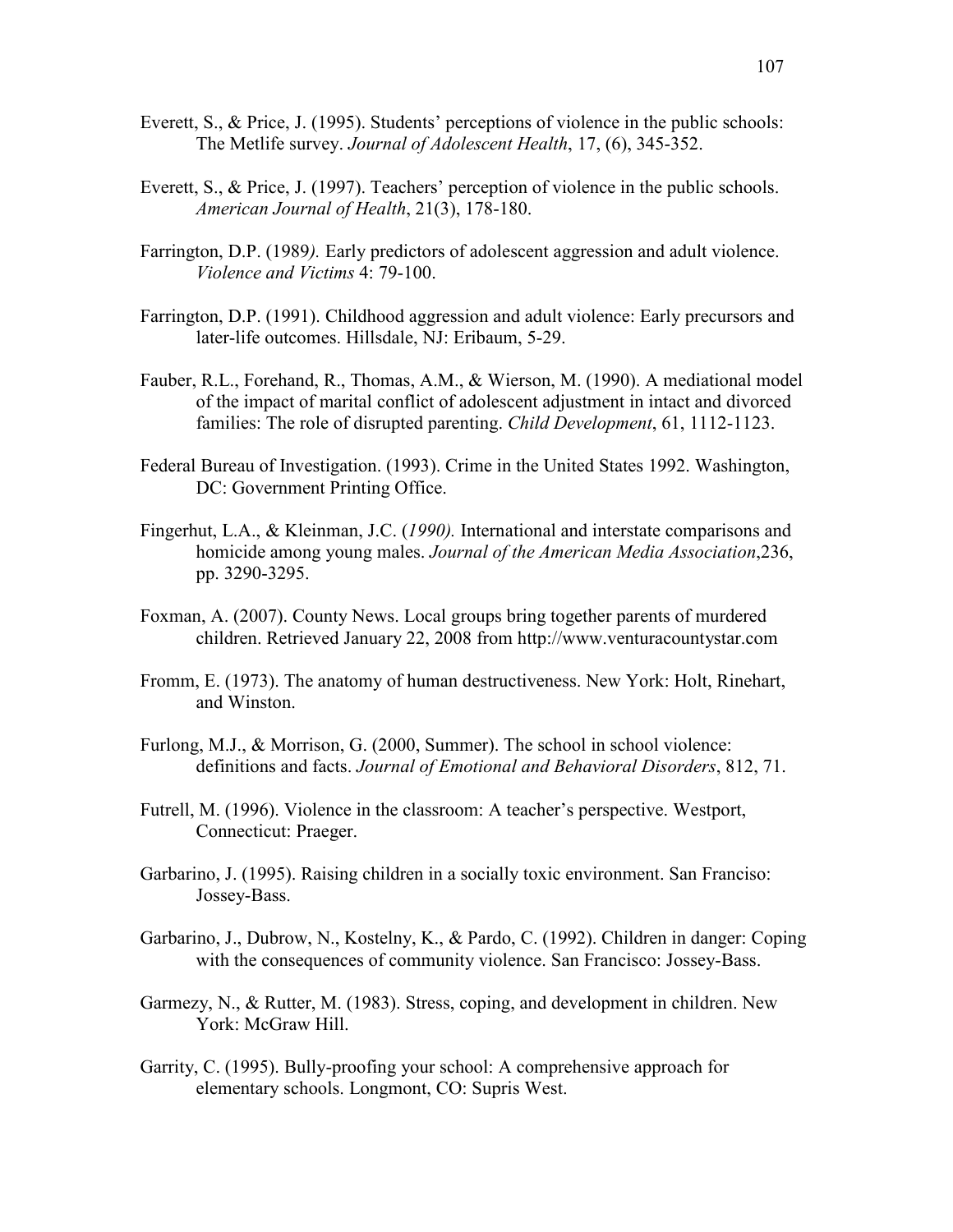Everett, S., & Price, J. (1995). Students' perceptions of violence in the public schools: The Metlife survey. *Journal of Adolescent Health*, 17, (6), 345-352.

Everett, S., & Price, J. (1997). Teachers' perception of violence in the public schools. *American Journal of Health*, 21(3), 178-180.

Farrington, D.P. (1989*).* Early predictors of adolescent aggression and adult violence. *Violence and Victims* 4: 79-100.

Farrington, D.P. (1991). Childhood aggression and adult violence: Early precursors and later-life outcomes. Hillsdale, NJ: Eribaum, 5-29.

Fauber, R.L., Forehand, R., Thomas, A.M., & Wierson, M. (1990). A mediational model of the impact of marital conflict of adolescent adjustment in intact and divorced families: The role of disrupted parenting. *Child Development*, 61, 1112-1123.

Federal Bureau of Investigation. (1993). Crime in the United States 1992. Washington, DC: Government Printing Office.

Fingerhut, L.A., & Kleinman, J.C. (*1990).* International and interstate comparisons and homicide among young males. *Journal of the American Media Association*,236, pp. 3290-3295.

Foxman, A. (2007). County News. Local groups bring together parents of murdered children. Retrieved January 22, 2008 from http://www.venturacountystar.com

Fromm, E. (1973). The anatomy of human destructiveness. New York: Holt, Rinehart, and Winston.

Furlong, M.J., & Morrison, G. (2000, Summer). The school in school violence: definitions and facts. *Journal of Emotional and Behavioral Disorders*, 812, 71.

Futrell, M. (1996). Violence in the classroom: A teacher's perspective. Westport, Connecticut: Praeger.

Garbarino, J. (1995). Raising children in a socially toxic environment. San Franciso: Jossey-Bass.

Garbarino, J., Dubrow, N., Kostelny, K., & Pardo, C. (1992). Children in danger: Coping with the consequences of community violence. San Francisco: Jossey-Bass.

Garmezy, N., & Rutter, M. (1983). Stress, coping, and development in children. New York: McGraw Hill.

Garrity, C. (1995). Bully-proofing your school: A comprehensive approach for elementary schools. Longmont, CO: Supris West.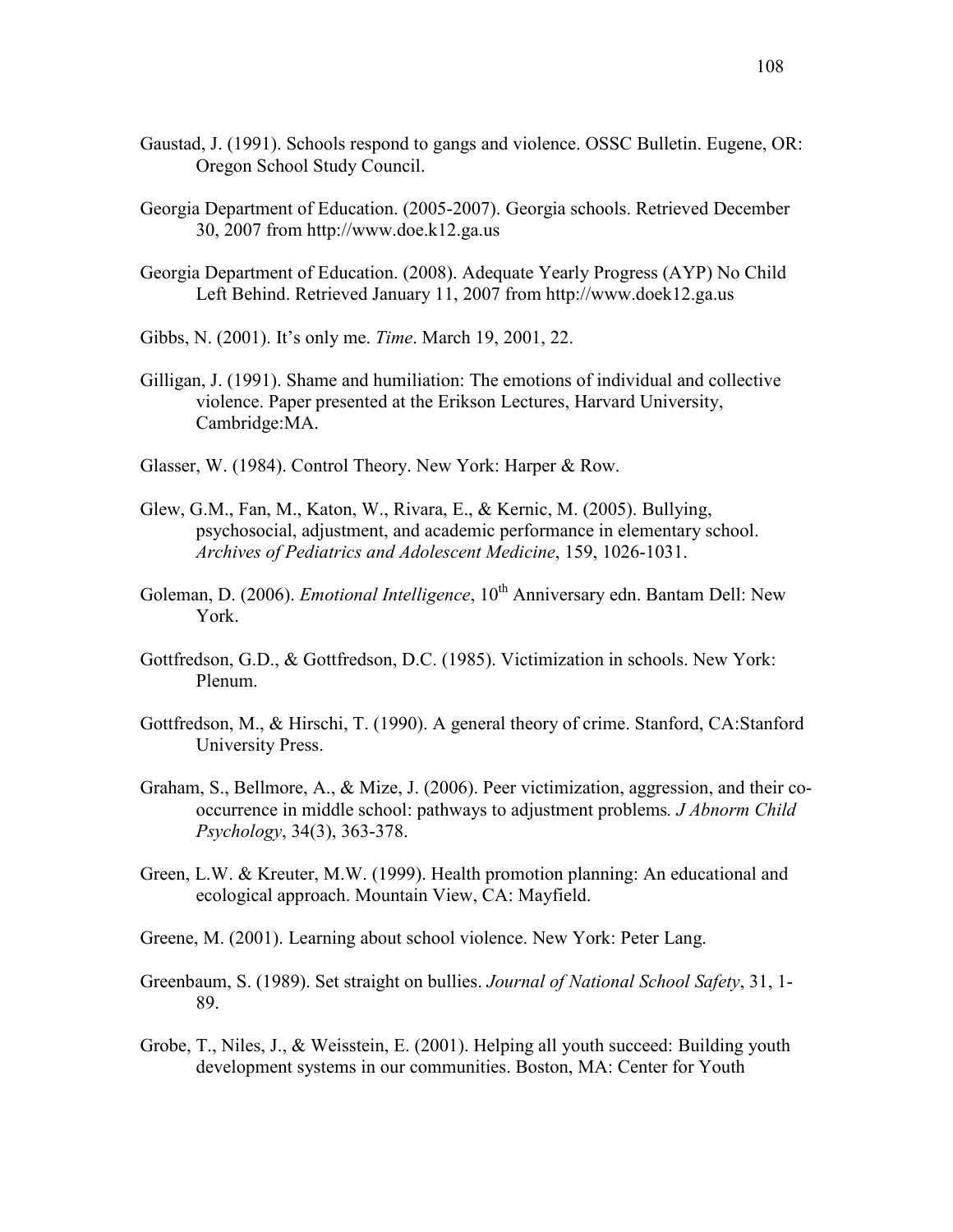Gaustad, J. (1991). Schools respond to gangs and violence. OSSC Bulletin. Eugene, OR: Oregon School Study Council.

Georgia Department of Education. (2005-2007). Georgia schools. Retrieved December 30, 2007 from http://www.doe.k12.ga.us

Georgia Department of Education. (2008). Adequate Yearly Progress (AYP) No Child Left Behind. Retrieved January 11, 2007 from http://www.doek12.ga.us

Gibbs, N. (2001). It's only me. *Time*. March 19, 2001, 22.

Gilligan, J. (1991). Shame and humiliation: The emotions of individual and collective violence. Paper presented at the Erikson Lectures, Harvard University, Cambridge:MA.

Glasser, W. (1984). Control Theory. New York: Harper & Row.

Glew, G.M., Fan, M., Katon, W., Rivara, E., & Kernic, M. (2005). Bullying, psychosocial, adjustment, and academic performance in elementary school. *Archives of Pediatrics and Adolescent Medicine*, 159, 1026-1031.

Goleman, D. (2006). *Emotional Intelligence*, 10th Anniversary edn. Bantam Dell: New York.

Gottfredson, G.D., & Gottfredson, D.C. (1985). Victimization in schools. New York: Plenum.

Gottfredson, M., & Hirschi, T. (1990). A general theory of crime. Stanford, CA:Stanford University Press.

Graham, S., Bellmore, A., & Mize, J. (2006). Peer victimization, aggression, and their co-occurrence in middle school: pathways to adjustment problems. *J Abnorm Child Psychology*, 34(3), 363-378.

Green, L.W. & Kreuter, M.W. (1999). Health promotion planning: An educational and ecological approach. Mountain View, CA: Mayfield.

Greene, M. (2001). Learning about school violence. New York: Peter Lang.

Greenbaum, S. (1989). Set straight on bullies. *Journal of National School Safety*, 31, 1-89.

Grobe, T., Niles, J., & Weisstein, E. (2001). Helping all youth succeed: Building youth development systems in our communities. Boston, MA: Center for Youth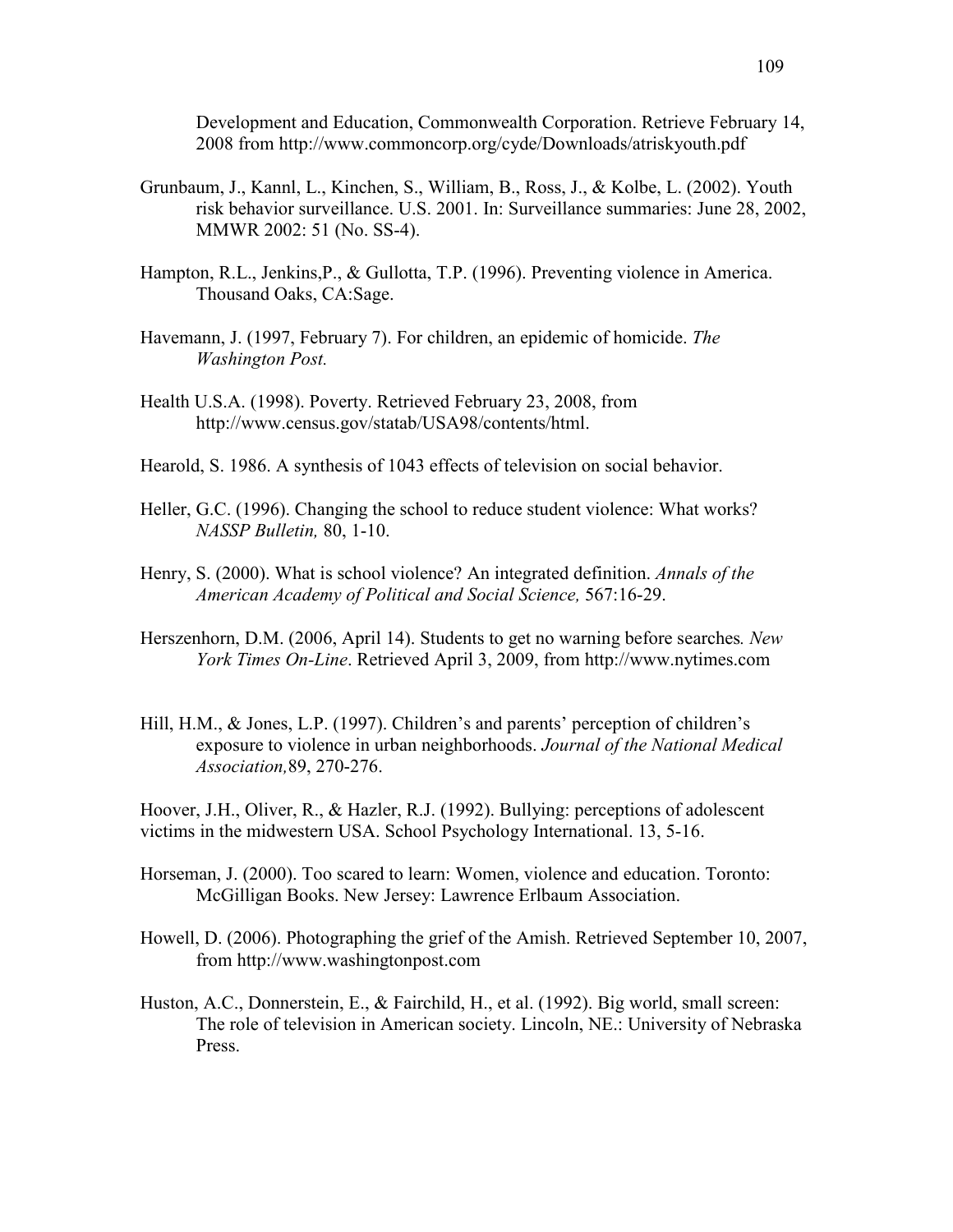Development and Education, Commonwealth Corporation. Retrieve February 14, 2008 from http://www.commoncorp.org/cyde/Downloads/atriskyouth.pdf

Grunbaum, J., Kannl, L., Kinchen, S., William, B., Ross, J., & Kolbe, L. (2002). Youth risk behavior surveillance. U.S. 2001. In: Surveillance summaries: June 28, 2002, MMWR 2002: 51 (No. SS-4).

Hampton, R.L., Jenkins,P., & Gullotta, T.P. (1996). Preventing violence in America. Thousand Oaks, CA:Sage.

Havemann, J. (1997, February 7). For children, an epidemic of homicide. *The Washington Post.*

Health U.S.A. (1998). Poverty. Retrieved February 23, 2008, from http://www.census.gov/statab/USA98/contents/html.

Hearold, S. 1986. A synthesis of 1043 effects of television on social behavior.

Heller, G.C. (1996). Changing the school to reduce student violence: What works? *NASSP Bulletin,* 80, 1-10.

Henry, S. (2000). What is school violence? An integrated definition. *Annals of the American Academy of Political and Social Science,* 567:16-29.

Herszenhorn, D.M. (2006, April 14). Students to get no warning before searches*. New York Times On-Line*. Retrieved April 3, 2009, from http://www.nytimes.com

Hill, H.M., & Jones, L.P. (1997). Children's and parents' perception of children's exposure to violence in urban neighborhoods. *Journal of the National Medical Association,*89, 270-276.

Hoover, J.H., Oliver, R., & Hazler, R.J. (1992). Bullying: perceptions of adolescent victims in the midwestern USA. School Psychology International. 13, 5-16.

Horseman, J. (2000). Too scared to learn: Women, violence and education. Toronto: McGilligan Books. New Jersey: Lawrence Erlbaum Association.

Howell, D. (2006). Photographing the grief of the Amish. Retrieved September 10, 2007, from http://www.washingtonpost.com

Huston, A.C., Donnerstein, E., & Fairchild, H., et al. (1992). Big world, small screen: The role of television in American society. Lincoln, NE.: University of Nebraska Press.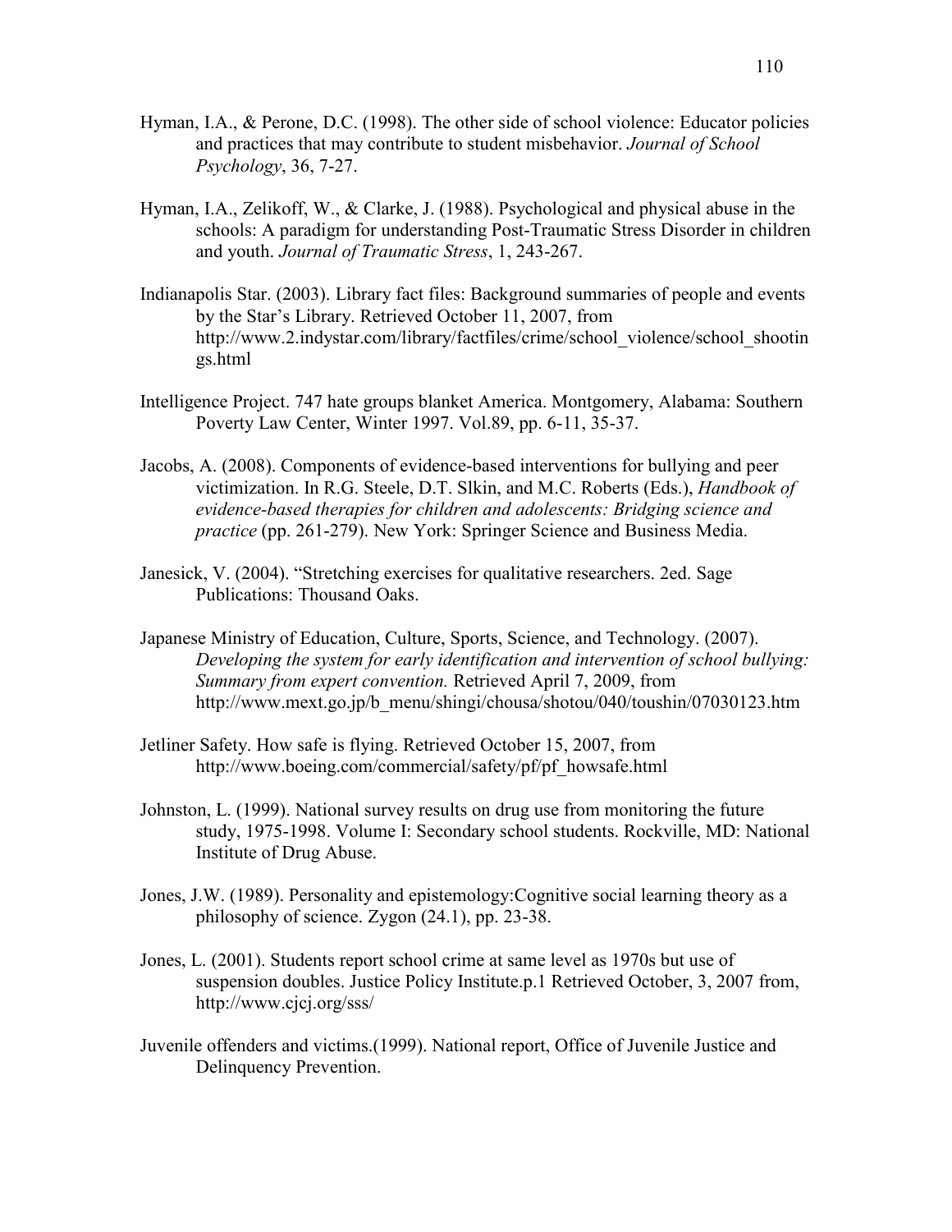Hyman, I.A., & Perone, D.C. (1998). The other side of school violence: Educator policies and practices that may contribute to student misbehavior. *Journal of School Psychology*, 36, 7-27.

Hyman, I.A., Zelikoff, W., & Clarke, J. (1988). Psychological and physical abuse in the schools: A paradigm for understanding Post-Traumatic Stress Disorder in children and youth. *Journal of Traumatic Stress*, 1, 243-267.

Indianapolis Star. (2003). Library fact files: Background summaries of people and events by the Star's Library. Retrieved October 11, 2007, from http://www.2.indystar.com/library/factfiles/crime/school_violence/school_shootings.html

Intelligence Project. 747 hate groups blanket America. Montgomery, Alabama: Southern Poverty Law Center, Winter 1997. Vol.89, pp. 6-11, 35-37.

Jacobs, A. (2008). Components of evidence-based interventions for bullying and peer victimization. In R.G. Steele, D.T. Slkin, and M.C. Roberts (Eds.), *Handbook of evidence-based therapies for children and adolescents: Bridging science and practice* (pp. 261-279). New York: Springer Science and Business Media.

Janesick, V. (2004). "Stretching exercises for qualitative researchers. 2ed. Sage Publications: Thousand Oaks.

Japanese Ministry of Education, Culture, Sports, Science, and Technology. (2007). *Developing the system for early identification and intervention of school bullying: Summary from expert convention.* Retrieved April 7, 2009, from http://www.mext.go.jp/b_menu/shingi/chousa/shotou/040/toushin/07030123.htm

Jetliner Safety. How safe is flying. Retrieved October 15, 2007, from http://www.boeing.com/commercial/safety/pf/pf_howsafe.html

Johnston, L. (1999). National survey results on drug use from monitoring the future study, 1975-1998. Volume I: Secondary school students. Rockville, MD: National Institute of Drug Abuse.

Jones, J.W. (1989). Personality and epistemology:Cognitive social learning theory as a philosophy of science. Zygon (24.1), pp. 23-38.

Jones, L. (2001). Students report school crime at same level as 1970s but use of suspension doubles. Justice Policy Institute.p.1 Retrieved October, 3, 2007 from, http://www.cjcj.org/sss/

Juvenile offenders and victims.(1999). National report, Office of Juvenile Justice and Delinquency Prevention.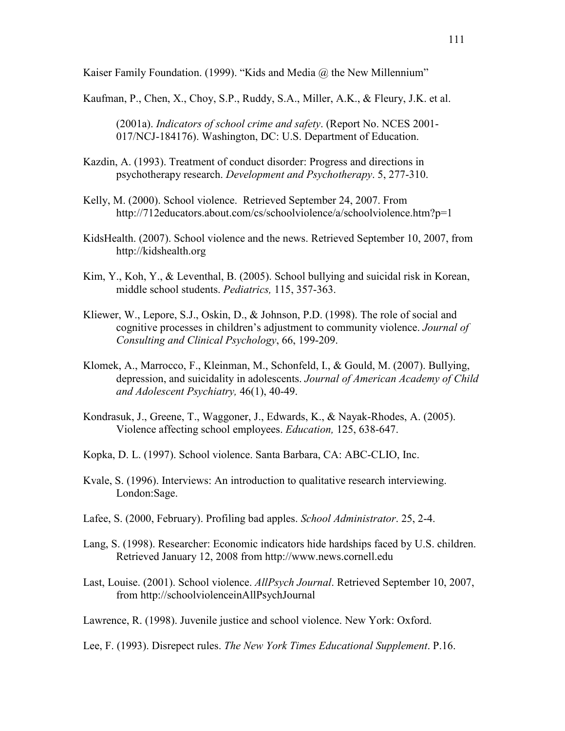Kaiser Family Foundation. (1999). "Kids and Media @ the New Millennium"

Kaufman, P., Chen, X., Choy, S.P., Ruddy, S.A., Miller, A.K., & Fleury, J.K. et al.

(2001a). *Indicators of school crime and safety*. (Report No. NCES 2001-017/NCJ-184176). Washington, DC: U.S. Department of Education.

Kazdin, A. (1993). Treatment of conduct disorder: Progress and directions in psychotherapy research. *Development and Psychotherapy*. 5, 277-310.

Kelly, M. (2000). School violence. Retrieved September 24, 2007. From http://712educators.about.com/cs/schoolviolence/a/schoolviolence.htm?p=1

KidsHealth. (2007). School violence and the news. Retrieved September 10, 2007, from http://kidshealth.org

Kim, Y., Koh, Y., & Leventhal, B. (2005). School bullying and suicidal risk in Korean, middle school students. *Pediatrics,* 115, 357-363.

Kliewer, W., Lepore, S.J., Oskin, D., & Johnson, P.D. (1998). The role of social and cognitive processes in children's adjustment to community violence. *Journal of Consulting and Clinical Psychology*, 66, 199-209.

Klomek, A., Marrocco, F., Kleinman, M., Schonfeld, I., & Gould, M. (2007). Bullying, depression, and suicidality in adolescents. *Journal of American Academy of Child and Adolescent Psychiatry,* 46(1), 40-49.

Kondrasuk, J., Greene, T., Waggoner, J., Edwards, K., & Nayak-Rhodes, A. (2005). Violence affecting school employees. *Education,* 125, 638-647.

Kopka, D. L. (1997). School violence. Santa Barbara, CA: ABC-CLIO, Inc.

Kvale, S. (1996). Interviews: An introduction to qualitative research interviewing. London:Sage.

Lafee, S. (2000, February). Profiling bad apples. *School Administrator*. 25, 2-4.

Lang, S. (1998). Researcher: Economic indicators hide hardships faced by U.S. children. Retrieved January 12, 2008 from http://www.news.cornell.edu

Last, Louise. (2001). School violence. *AllPsych Journal*. Retrieved September 10, 2007, from http://schoolviolenceinAllPsychJournal

Lawrence, R. (1998). Juvenile justice and school violence. New York: Oxford.

Lee, F. (1993). Disrepect rules. *The New York Times Educational Supplement*. P.16.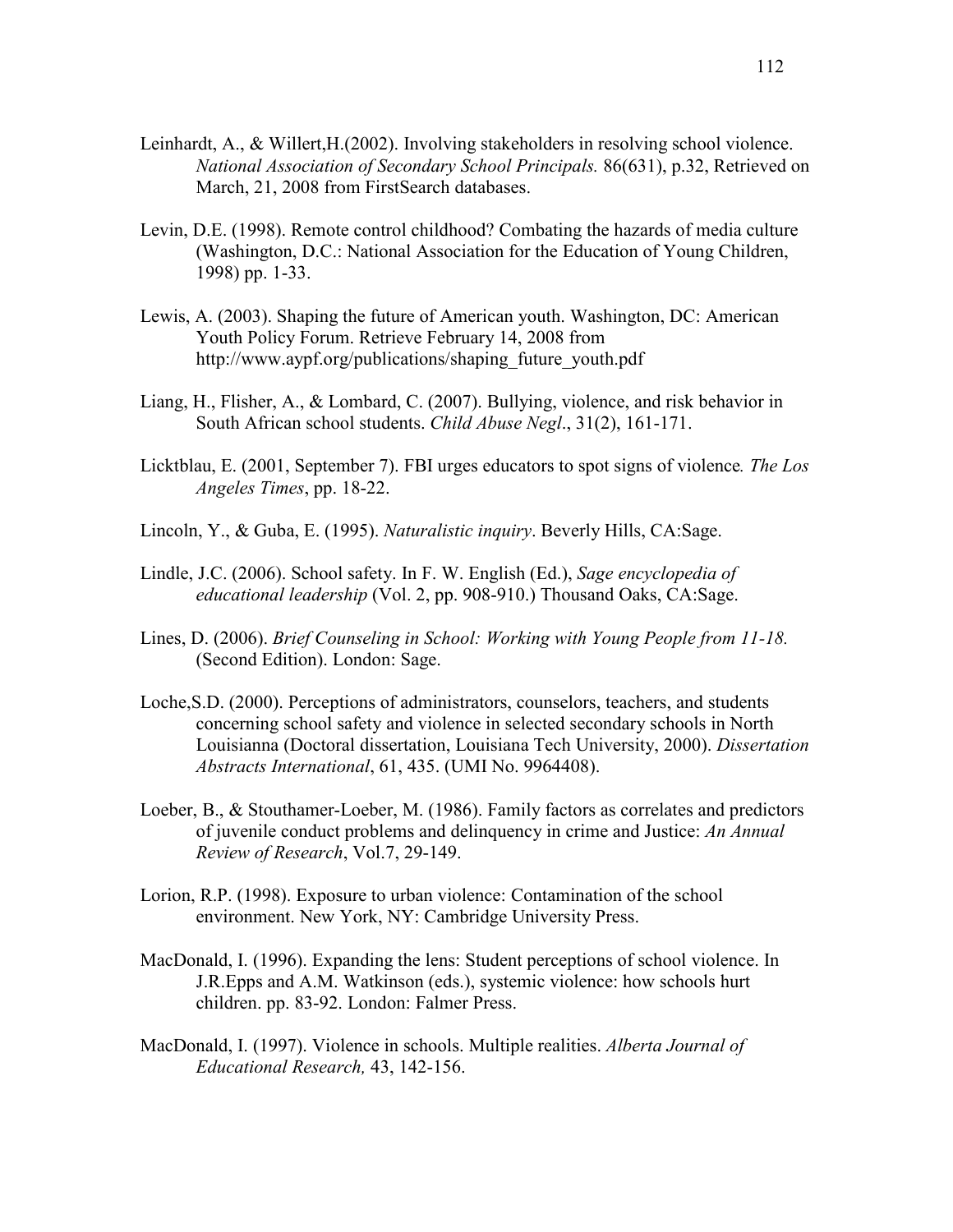Leinhardt, A., & Willert,H.(2002). Involving stakeholders in resolving school violence. *National Association of Secondary School Principals.* 86(631), p.32, Retrieved on March, 21, 2008 from FirstSearch databases.

Levin, D.E. (1998). Remote control childhood? Combating the hazards of media culture (Washington, D.C.: National Association for the Education of Young Children, 1998) pp. 1-33.

Lewis, A. (2003). Shaping the future of American youth. Washington, DC: American Youth Policy Forum. Retrieve February 14, 2008 from http://www.aypf.org/publications/shaping_future_youth.pdf

Liang, H., Flisher, A., & Lombard, C. (2007). Bullying, violence, and risk behavior in South African school students. *Child Abuse Negl*., 31(2), 161-171.

Licktblau, E. (2001, September 7). FBI urges educators to spot signs of violence*. The Los Angeles Times*, pp. 18-22.

Lincoln, Y., & Guba, E. (1995). *Naturalistic inquiry*. Beverly Hills, CA:Sage.

Lindle, J.C. (2006). School safety. In F. W. English (Ed.), *Sage encyclopedia of educational leadership* (Vol. 2, pp. 908-910.) Thousand Oaks, CA:Sage.

Lines, D. (2006). *Brief Counseling in School: Working with Young People from 11-18.* (Second Edition). London: Sage.

Loche,S.D. (2000). Perceptions of administrators, counselors, teachers, and students concerning school safety and violence in selected secondary schools in North Louisianna (Doctoral dissertation, Louisiana Tech University, 2000). *Dissertation Abstracts International*, 61, 435. (UMI No. 9964408).

Loeber, B., & Stouthamer-Loeber, M. (1986). Family factors as correlates and predictors of juvenile conduct problems and delinquency in crime and Justice: *An Annual Review of Research*, Vol.7, 29-149.

Lorion, R.P. (1998). Exposure to urban violence: Contamination of the school environment. New York, NY: Cambridge University Press.

MacDonald, I. (1996). Expanding the lens: Student perceptions of school violence. In J.R.Epps and A.M. Watkinson (eds.), systemic violence: how schools hurt children. pp. 83-92. London: Falmer Press.

MacDonald, I. (1997). Violence in schools. Multiple realities. *Alberta Journal of Educational Research,* 43, 142-156.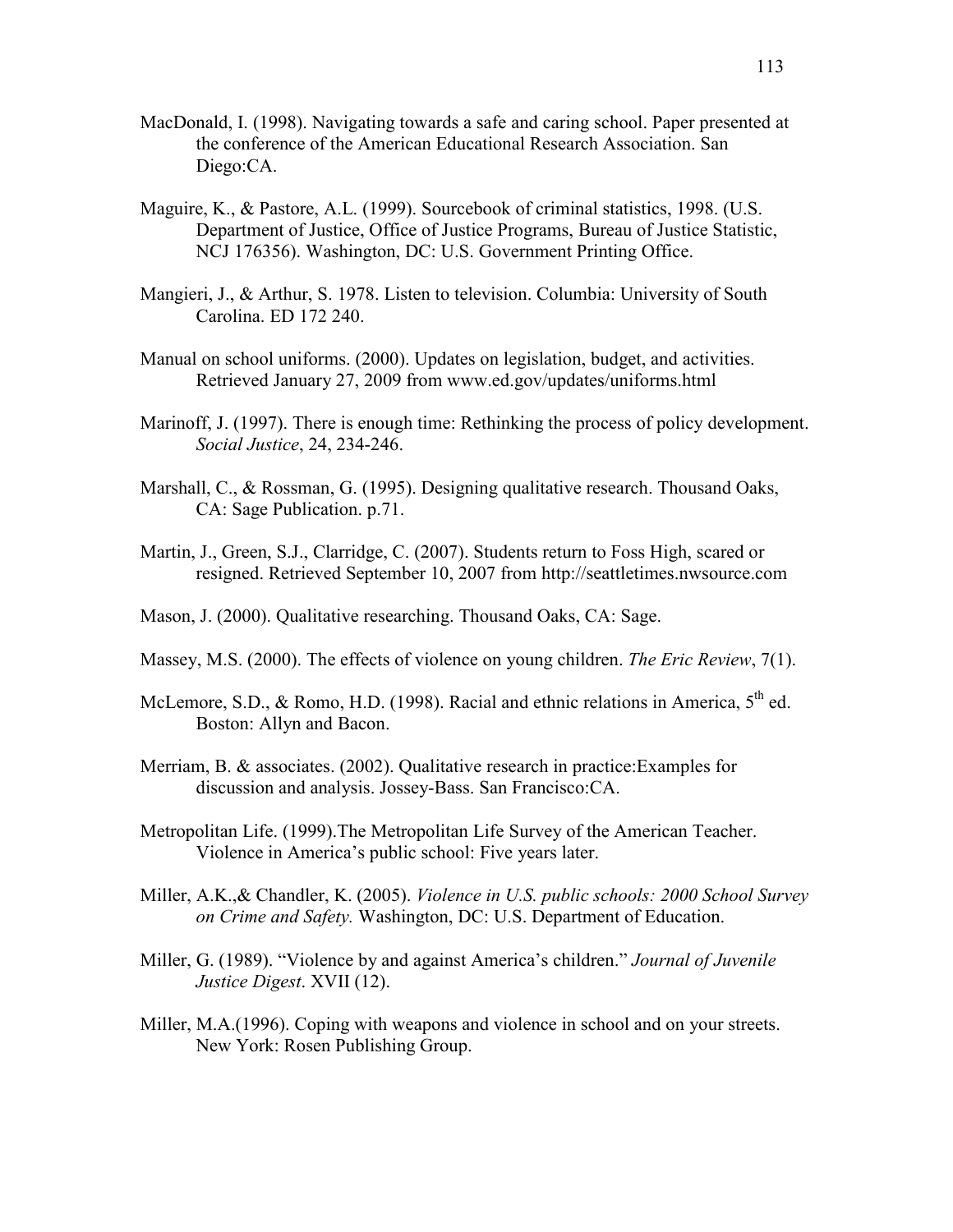MacDonald, I. (1998). Navigating towards a safe and caring school. Paper presented at the conference of the American Educational Research Association. San Diego:CA.

Maguire, K., & Pastore, A.L. (1999). Sourcebook of criminal statistics, 1998. (U.S. Department of Justice, Office of Justice Programs, Bureau of Justice Statistic, NCJ 176356). Washington, DC: U.S. Government Printing Office.

Mangieri, J., & Arthur, S. 1978. Listen to television. Columbia: University of South Carolina. ED 172 240.

Manual on school uniforms. (2000). Updates on legislation, budget, and activities. Retrieved January 27, 2009 from www.ed.gov/updates/uniforms.html

Marinoff, J. (1997). There is enough time: Rethinking the process of policy development. *Social Justice*, 24, 234-246.

Marshall, C., & Rossman, G. (1995). Designing qualitative research. Thousand Oaks, CA: Sage Publication. p.71.

Martin, J., Green, S.J., Clarridge, C. (2007). Students return to Foss High, scared or resigned. Retrieved September 10, 2007 from http://seattletimes.nwsource.com

Mason, J. (2000). Qualitative researching. Thousand Oaks, CA: Sage.

Massey, M.S. (2000). The effects of violence on young children. *The Eric Review*, 7(1).

McLemore, S.D., & Romo, H.D. (1998). Racial and ethnic relations in America, 5th ed. Boston: Allyn and Bacon.

Merriam, B. & associates. (2002). Qualitative research in practice:Examples for discussion and analysis. Jossey-Bass. San Francisco:CA.

Metropolitan Life. (1999).The Metropolitan Life Survey of the American Teacher. Violence in America's public school: Five years later.

Miller, A.K.,& Chandler, K. (2005). *Violence in U.S. public schools: 2000 School Survey on Crime and Safety.* Washington, DC: U.S. Department of Education.

Miller, G. (1989). "Violence by and against America's children." *Journal of Juvenile Justice Digest*. XVII (12).

Miller, M.A.(1996). Coping with weapons and violence in school and on your streets. New York: Rosen Publishing Group.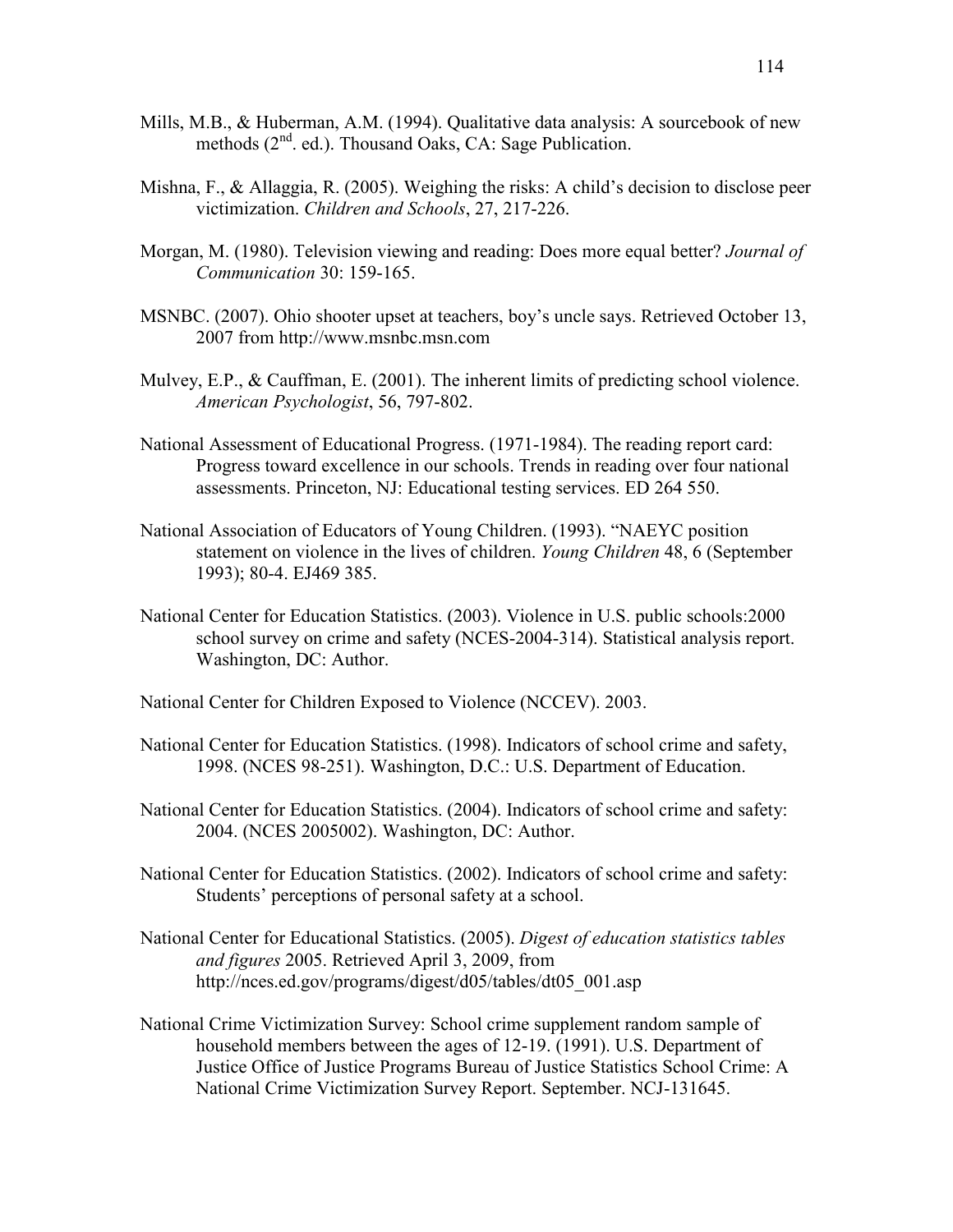Mills, M.B., & Huberman, A.M. (1994). Qualitative data analysis: A sourcebook of new methods ($2^{nd}$. ed.). Thousand Oaks, CA: Sage Publication.

Mishna, F., & Allaggia, R. (2005). Weighing the risks: A child's decision to disclose peer victimization. *Children and Schools*, 27, 217-226.

Morgan, M. (1980). Television viewing and reading: Does more equal better? *Journal of Communication* 30: 159-165.

MSNBC. (2007). Ohio shooter upset at teachers, boy's uncle says. Retrieved October 13, 2007 from http://www.msnbc.msn.com

Mulvey, E.P., & Cauffman, E. (2001). The inherent limits of predicting school violence. *American Psychologist*, 56, 797-802.

National Assessment of Educational Progress. (1971-1984). The reading report card: Progress toward excellence in our schools. Trends in reading over four national assessments. Princeton, NJ: Educational testing services. ED 264 550.

National Association of Educators of Young Children. (1993). "NAEYC position statement on violence in the lives of children. *Young Children* 48, 6 (September 1993); 80-4. EJ469 385.

National Center for Education Statistics. (2003). Violence in U.S. public schools:2000 school survey on crime and safety (NCES-2004-314). Statistical analysis report. Washington, DC: Author.

National Center for Children Exposed to Violence (NCCEV). 2003.

National Center for Education Statistics. (1998). Indicators of school crime and safety, 1998. (NCES 98-251). Washington, D.C.: U.S. Department of Education.

National Center for Education Statistics. (2004). Indicators of school crime and safety: 2004. (NCES 2005002). Washington, DC: Author.

National Center for Education Statistics. (2002). Indicators of school crime and safety: Students' perceptions of personal safety at a school.

National Center for Educational Statistics. (2005). *Digest of education statistics tables and figures* 2005. Retrieved April 3, 2009, from http://nces.ed.gov/programs/digest/d05/tables/dt05_001.asp

National Crime Victimization Survey: School crime supplement random sample of household members between the ages of 12-19. (1991). U.S. Department of Justice Office of Justice Programs Bureau of Justice Statistics School Crime: A National Crime Victimization Survey Report. September. NCJ-131645.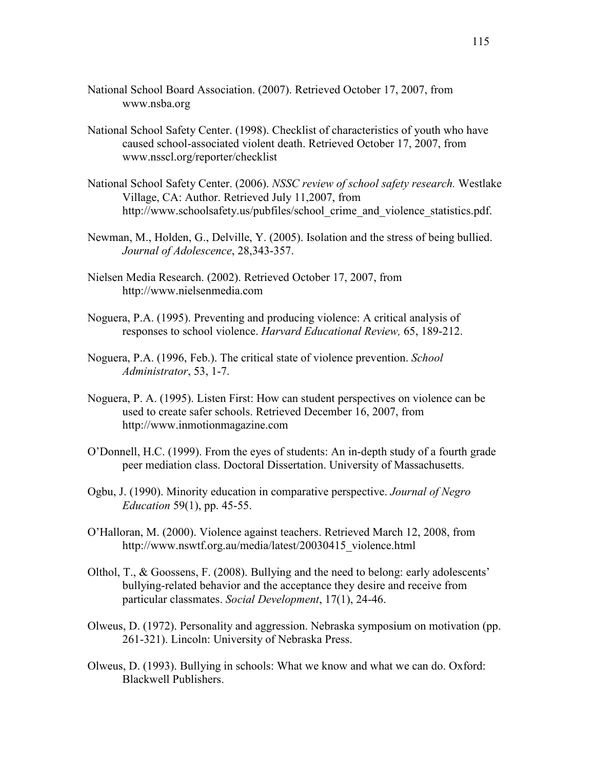National School Board Association. (2007). Retrieved October 17, 2007, from www.nsba.org

National School Safety Center. (1998). Checklist of characteristics of youth who have caused school-associated violent death. Retrieved October 17, 2007, from www.nsscl.org/reporter/checklist

National School Safety Center. (2006). *NSSC review of school safety research.* Westlake Village, CA: Author. Retrieved July 11,2007, from http://www.schoolsafety.us/pubfiles/school_crime_and_violence_statistics.pdf.

Newman, M., Holden, G., Delville, Y. (2005). Isolation and the stress of being bullied. *Journal of Adolescence*, 28,343-357.

Nielsen Media Research. (2002). Retrieved October 17, 2007, from http://www.nielsenmedia.com

Noguera, P.A. (1995). Preventing and producing violence: A critical analysis of responses to school violence. *Harvard Educational Review,* 65, 189-212.

Noguera, P.A. (1996, Feb.). The critical state of violence prevention. *School Administrator*, 53, 1-7.

Noguera, P. A. (1995). Listen First: How can student perspectives on violence can be used to create safer schools. Retrieved December 16, 2007, from http://www.inmotionmagazine.com

O'Donnell, H.C. (1999). From the eyes of students: An in-depth study of a fourth grade peer mediation class. Doctoral Dissertation. University of Massachusetts.

Ogbu, J. (1990). Minority education in comparative perspective. *Journal of Negro Education* 59(1), pp. 45-55.

O'Halloran, M. (2000). Violence against teachers. Retrieved March 12, 2008, from http://www.nswtf.org.au/media/latest/20030415_violence.html

Olthol, T., & Goossens, F. (2008). Bullying and the need to belong: early adolescents' bullying-related behavior and the acceptance they desire and receive from particular classmates. *Social Development*, 17(1), 24-46.

Olweus, D. (1972). Personality and aggression. Nebraska symposium on motivation (pp. 261-321). Lincoln: University of Nebraska Press.

Olweus, D. (1993). Bullying in schools: What we know and what we can do. Oxford: Blackwell Publishers.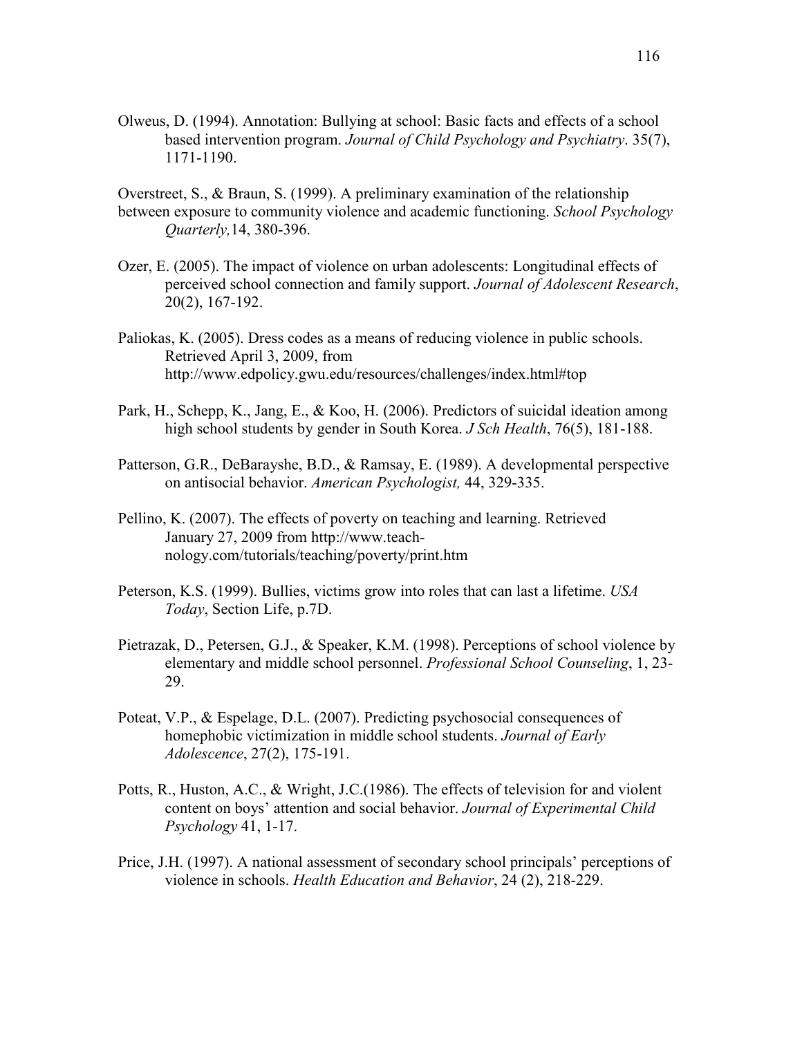Olweus, D. (1994). Annotation: Bullying at school: Basic facts and effects of a school based intervention program. *Journal of Child Psychology and Psychiatry*. 35(7), 1171-1190.

Overstreet, S., & Braun, S. (1999). A preliminary examination of the relationship between exposure to community violence and academic functioning. *School Psychology Quarterly,*14, 380-396.

Ozer, E. (2005). The impact of violence on urban adolescents: Longitudinal effects of perceived school connection and family support. *Journal of Adolescent Research*, 20(2), 167-192.

Paliokas, K. (2005). Dress codes as a means of reducing violence in public schools. Retrieved April 3, 2009, from http://www.edpolicy.gwu.edu/resources/challenges/index.html#top

Park, H., Schepp, K., Jang, E., & Koo, H. (2006). Predictors of suicidal ideation among high school students by gender in South Korea. *J Sch Health*, 76(5), 181-188.

Patterson, G.R., DeBarayshe, B.D., & Ramsay, E. (1989). A developmental perspective on antisocial behavior. *American Psychologist,* 44, 329-335.

Pellino, K. (2007). The effects of poverty on teaching and learning. Retrieved January 27, 2009 from http://www.teach-nology.com/tutorials/teaching/poverty/print.htm

Peterson, K.S. (1999). Bullies, victims grow into roles that can last a lifetime. *USA Today*, Section Life, p.7D.

Pietrazak, D., Petersen, G.J., & Speaker, K.M. (1998). Perceptions of school violence by elementary and middle school personnel. *Professional School Counseling*, 1, 23-29.

Poteat, V.P., & Espelage, D.L. (2007). Predicting psychosocial consequences of homephobic victimization in middle school students. *Journal of Early Adolescence*, 27(2), 175-191.

Potts, R., Huston, A.C., & Wright, J.C.(1986). The effects of television for and violent content on boys' attention and social behavior. *Journal of Experimental Child Psychology* 41, 1-17.

Price, J.H. (1997). A national assessment of secondary school principals' perceptions of violence in schools. *Health Education and Behavior*, 24 (2), 218-229.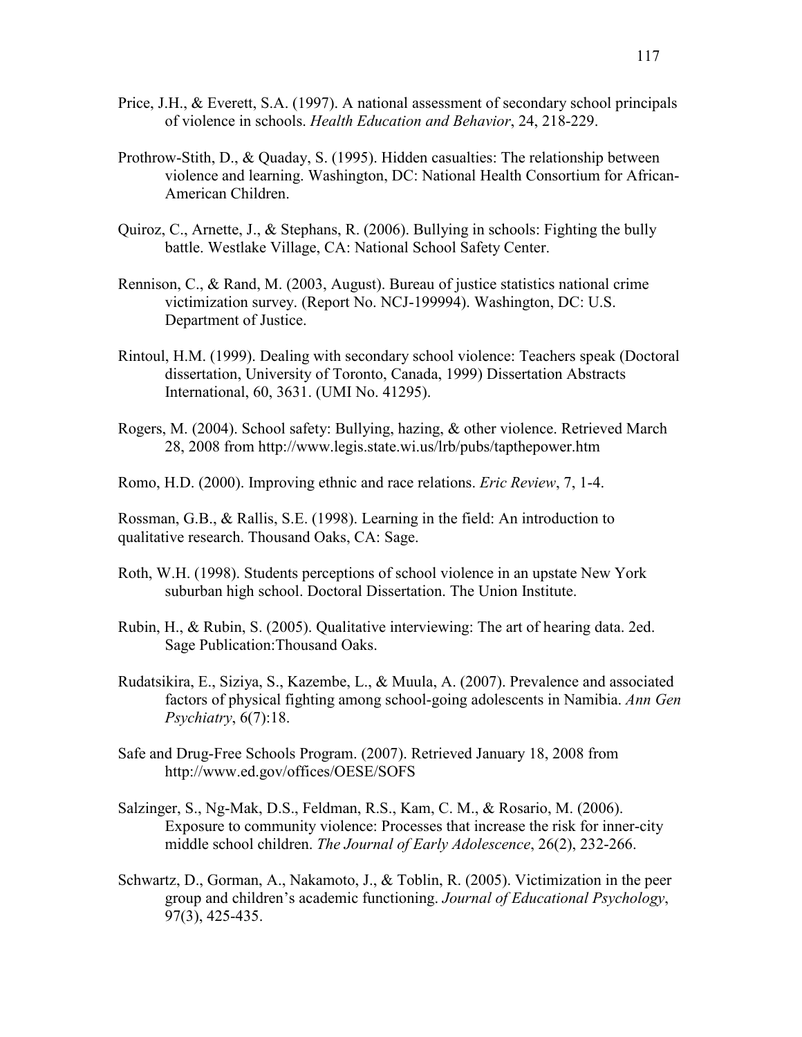Price, J.H., & Everett, S.A. (1997). A national assessment of secondary school principals of violence in schools. *Health Education and Behavior*, 24, 218-229.

Prothrow-Stith, D., & Quaday, S. (1995). Hidden casualties: The relationship between violence and learning. Washington, DC: National Health Consortium for African-American Children.

Quiroz, C., Arnette, J., & Stephans, R. (2006). Bullying in schools: Fighting the bully battle. Westlake Village, CA: National School Safety Center.

Rennison, C., & Rand, M. (2003, August). Bureau of justice statistics national crime victimization survey. (Report No. NCJ-199994). Washington, DC: U.S. Department of Justice.

Rintoul, H.M. (1999). Dealing with secondary school violence: Teachers speak (Doctoral dissertation, University of Toronto, Canada, 1999) Dissertation Abstracts International, 60, 3631. (UMI No. 41295).

Rogers, M. (2004). School safety: Bullying, hazing, & other violence. Retrieved March 28, 2008 from http://www.legis.state.wi.us/lrb/pubs/tapthepower.htm

Romo, H.D. (2000). Improving ethnic and race relations. *Eric Review*, 7, 1-4.

Rossman, G.B., & Rallis, S.E. (1998). Learning in the field: An introduction to qualitative research. Thousand Oaks, CA: Sage.

Roth, W.H. (1998). Students perceptions of school violence in an upstate New York suburban high school. Doctoral Dissertation. The Union Institute.

Rubin, H., & Rubin, S. (2005). Qualitative interviewing: The art of hearing data. 2ed. Sage Publication:Thousand Oaks.

Rudatsikira, E., Siziya, S., Kazembe, L., & Muula, A. (2007). Prevalence and associated factors of physical fighting among school-going adolescents in Namibia. *Ann Gen Psychiatry*, 6(7):18.

Safe and Drug-Free Schools Program. (2007). Retrieved January 18, 2008 from http://www.ed.gov/offices/OESE/SOFS

Salzinger, S., Ng-Mak, D.S., Feldman, R.S., Kam, C. M., & Rosario, M. (2006). Exposure to community violence: Processes that increase the risk for inner-city middle school children. *The Journal of Early Adolescence*, 26(2), 232-266.

Schwartz, D., Gorman, A., Nakamoto, J., & Toblin, R. (2005). Victimization in the peer group and children's academic functioning. *Journal of Educational Psychology*, 97(3), 425-435.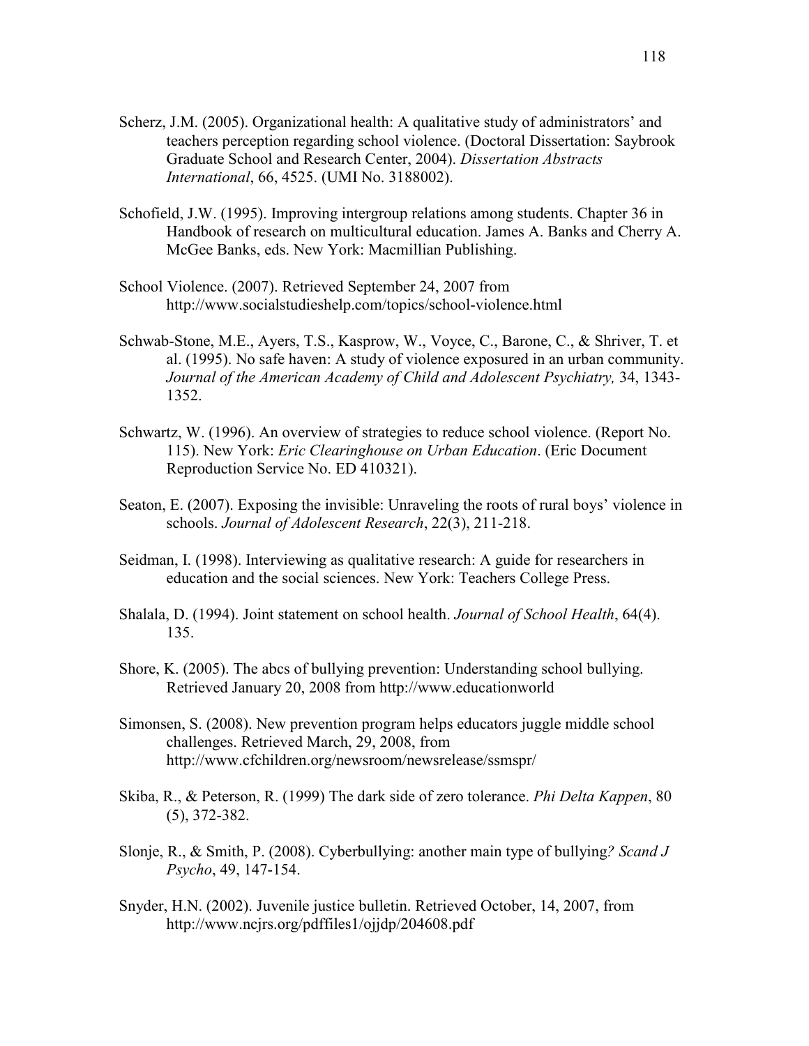Scherz, J.M. (2005). Organizational health: A qualitative study of administrators' and teachers perception regarding school violence. (Doctoral Dissertation: Saybrook Graduate School and Research Center, 2004). *Dissertation Abstracts International*, 66, 4525. (UMI No. 3188002).

Schofield, J.W. (1995). Improving intergroup relations among students. Chapter 36 in Handbook of research on multicultural education. James A. Banks and Cherry A. McGee Banks, eds. New York: Macmillian Publishing.

School Violence. (2007). Retrieved September 24, 2007 from http://www.socialstudieshelp.com/topics/school-violence.html

Schwab-Stone, M.E., Ayers, T.S., Kasprow, W., Voyce, C., Barone, C., & Shriver, T. et al. (1995). No safe haven: A study of violence exposured in an urban community. *Journal of the American Academy of Child and Adolescent Psychiatry,* 34, 1343-1352.

Schwartz, W. (1996). An overview of strategies to reduce school violence. (Report No. 115). New York: *Eric Clearinghouse on Urban Education*. (Eric Document Reproduction Service No. ED 410321).

Seaton, E. (2007). Exposing the invisible: Unraveling the roots of rural boys' violence in schools. *Journal of Adolescent Research*, 22(3), 211-218.

Seidman, I. (1998). Interviewing as qualitative research: A guide for researchers in education and the social sciences. New York: Teachers College Press.

Shalala, D. (1994). Joint statement on school health. *Journal of School Health*, 64(4). 135.

Shore, K. (2005). The abcs of bullying prevention: Understanding school bullying. Retrieved January 20, 2008 from http://www.educationworld

Simonsen, S. (2008). New prevention program helps educators juggle middle school challenges. Retrieved March, 29, 2008, from http://www.cfchildren.org/newsroom/newsrelease/ssmspr/

Skiba, R., & Peterson, R. (1999) The dark side of zero tolerance. *Phi Delta Kappen*, 80 (5), 372-382.

Slonje, R., & Smith, P. (2008). Cyberbullying: another main type of bullying*? Scand J Psycho*, 49, 147-154.

Snyder, H.N. (2002). Juvenile justice bulletin. Retrieved October, 14, 2007, from http://www.ncjrs.org/pdffiles1/ojjdp/204608.pdf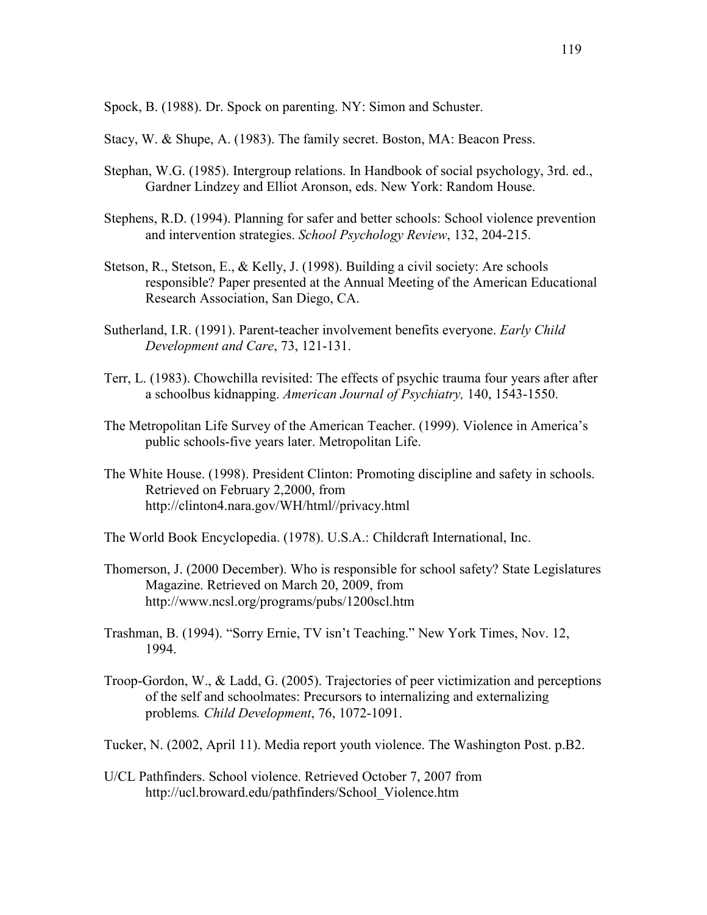Spock, B. (1988). Dr. Spock on parenting. NY: Simon and Schuster.

Stacy, W. & Shupe, A. (1983). The family secret. Boston, MA: Beacon Press.

Stephan, W.G. (1985). Intergroup relations. In Handbook of social psychology, 3rd. ed., Gardner Lindzey and Elliot Aronson, eds. New York: Random House.

Stephens, R.D. (1994). Planning for safer and better schools: School violence prevention and intervention strategies. *School Psychology Review*, 132, 204-215.

Stetson, R., Stetson, E., & Kelly, J. (1998). Building a civil society: Are schools responsible? Paper presented at the Annual Meeting of the American Educational Research Association, San Diego, CA.

Sutherland, I.R. (1991). Parent-teacher involvement benefits everyone. *Early Child Development and Care*, 73, 121-131.

Terr, L. (1983). Chowchilla revisited: The effects of psychic trauma four years after after a schoolbus kidnapping. *American Journal of Psychiatry,* 140, 1543-1550.

The Metropolitan Life Survey of the American Teacher. (1999). Violence in America's public schools-five years later. Metropolitan Life.

The White House. (1998). President Clinton: Promoting discipline and safety in schools. Retrieved on February 2,2000, from http://clinton4.nara.gov/WH/html//privacy.html

The World Book Encyclopedia. (1978). U.S.A.: Childcraft International, Inc.

Thomerson, J. (2000 December). Who is responsible for school safety? State Legislatures Magazine. Retrieved on March 20, 2009, from http://www.ncsl.org/programs/pubs/1200scl.htm

Trashman, B. (1994). "Sorry Ernie, TV isn't Teaching." New York Times, Nov. 12, 1994.

Troop-Gordon, W., & Ladd, G. (2005). Trajectories of peer victimization and perceptions of the self and schoolmates: Precursors to internalizing and externalizing problems*. Child Development*, 76, 1072-1091.

Tucker, N. (2002, April 11). Media report youth violence. The Washington Post. p.B2.

U/CL Pathfinders. School violence. Retrieved October 7, 2007 from http://ucl.broward.edu/pathfinders/School_Violence.htm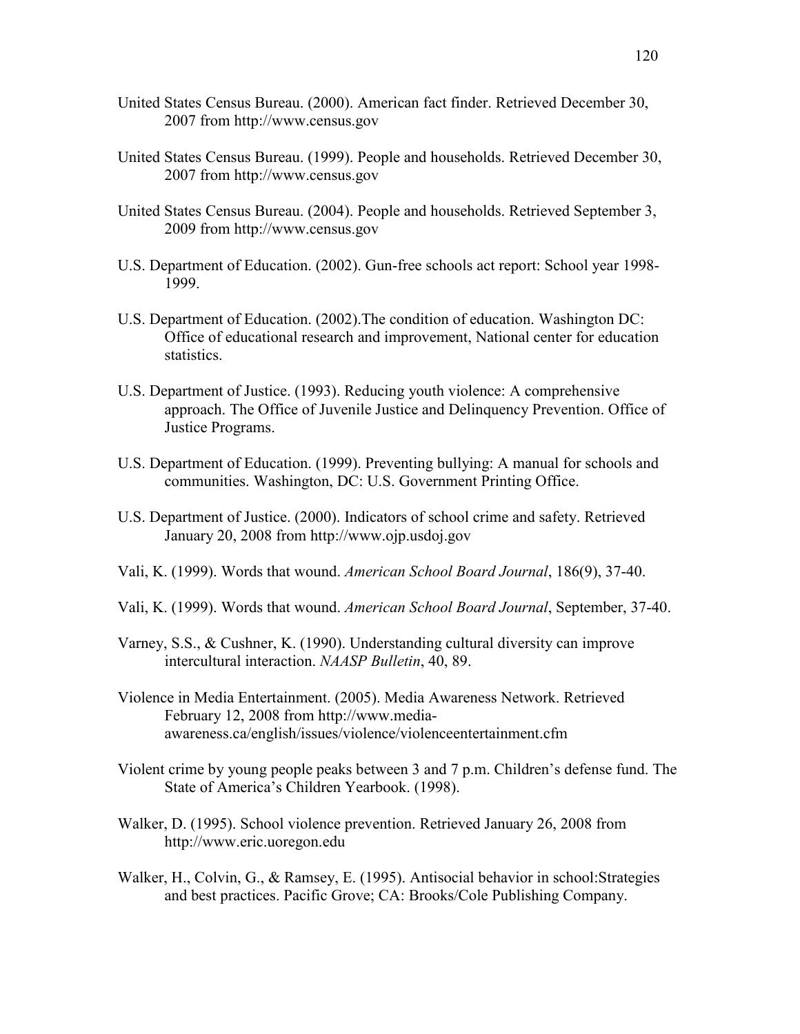United States Census Bureau. (2000). American fact finder. Retrieved December 30, 2007 from http://www.census.gov

United States Census Bureau. (1999). People and households. Retrieved December 30, 2007 from http://www.census.gov

United States Census Bureau. (2004). People and households. Retrieved September 3, 2009 from http://www.census.gov

U.S. Department of Education. (2002). Gun-free schools act report: School year 1998-1999.

U.S. Department of Education. (2002).The condition of education. Washington DC: Office of educational research and improvement, National center for education statistics.

U.S. Department of Justice. (1993). Reducing youth violence: A comprehensive approach. The Office of Juvenile Justice and Delinquency Prevention. Office of Justice Programs.

U.S. Department of Education. (1999). Preventing bullying: A manual for schools and communities. Washington, DC: U.S. Government Printing Office.

U.S. Department of Justice. (2000). Indicators of school crime and safety. Retrieved January 20, 2008 from http://www.ojp.usdoj.gov

Vali, K. (1999). Words that wound. *American School Board Journal*, 186(9), 37-40.

Vali, K. (1999). Words that wound. *American School Board Journal*, September, 37-40.

Varney, S.S., & Cushner, K. (1990). Understanding cultural diversity can improve intercultural interaction. *NAASP Bulletin*, 40, 89.

Violence in Media Entertainment. (2005). Media Awareness Network. Retrieved February 12, 2008 from http://www.media-awareness.ca/english/issues/violence/violenceentertainment.cfm

Violent crime by young people peaks between 3 and 7 p.m. Children's defense fund. The State of America's Children Yearbook. (1998).

Walker, D. (1995). School violence prevention. Retrieved January 26, 2008 from http://www.eric.uoregon.edu

Walker, H., Colvin, G., & Ramsey, E. (1995). Antisocial behavior in school:Strategies and best practices. Pacific Grove; CA: Brooks/Cole Publishing Company.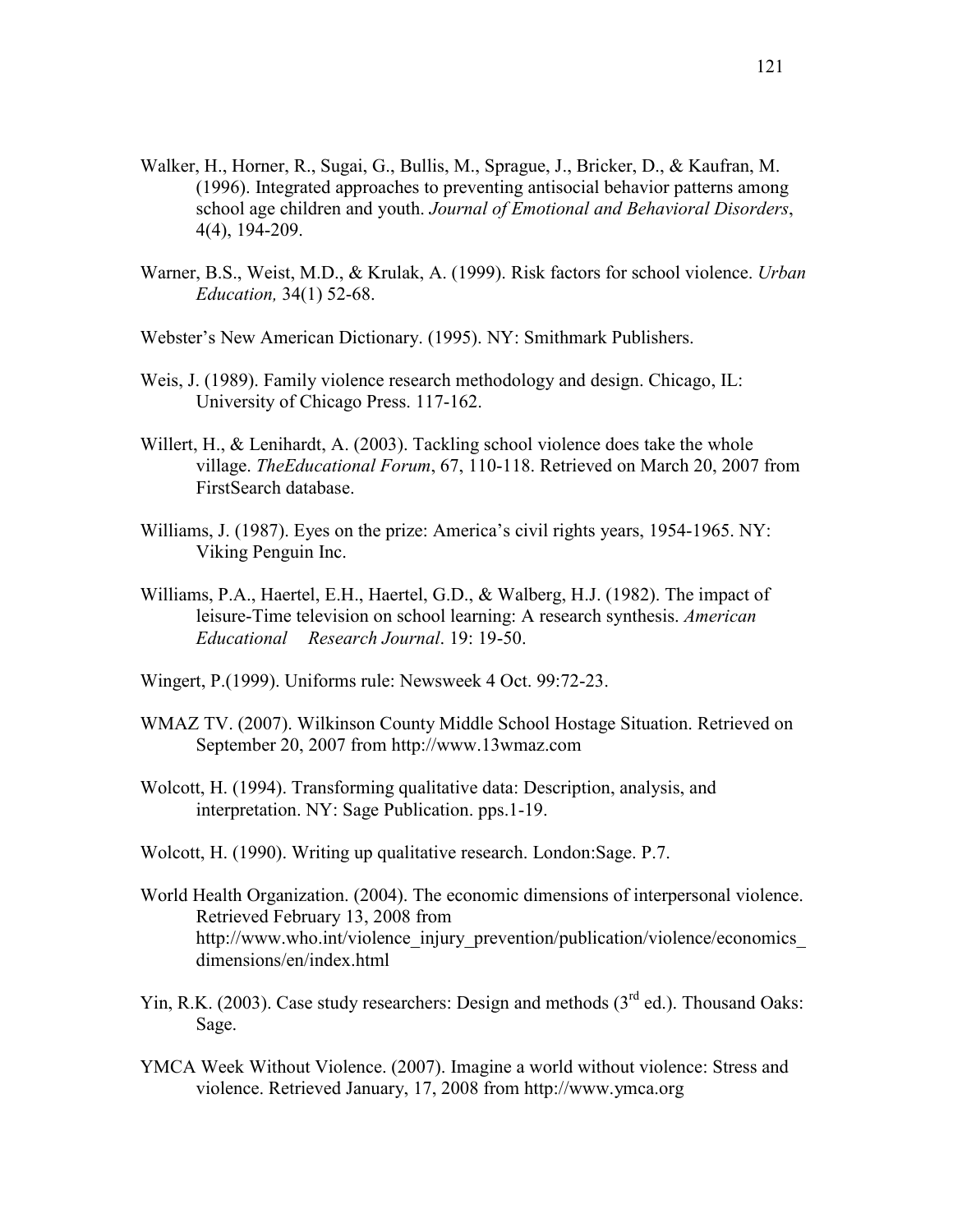Walker, H., Horner, R., Sugai, G., Bullis, M., Sprague, J., Bricker, D., & Kaufran, M. (1996). Integrated approaches to preventing antisocial behavior patterns among school age children and youth. *Journal of Emotional and Behavioral Disorders*, 4(4), 194-209.

Warner, B.S., Weist, M.D., & Krulak, A. (1999). Risk factors for school violence. *Urban Education,* 34(1) 52-68.

Webster's New American Dictionary. (1995). NY: Smithmark Publishers.

Weis, J. (1989). Family violence research methodology and design. Chicago, IL: University of Chicago Press. 117-162.

Willert, H., & Lenihardt, A. (2003). Tackling school violence does take the whole village. *TheEducational Forum*, 67, 110-118. Retrieved on March 20, 2007 from FirstSearch database.

Williams, J. (1987). Eyes on the prize: America's civil rights years, 1954-1965. NY: Viking Penguin Inc.

Williams, P.A., Haertel, E.H., Haertel, G.D., & Walberg, H.J. (1982). The impact of leisure-Time television on school learning: A research synthesis. *American Educational Research Journal*. 19: 19-50.

Wingert, P.(1999). Uniforms rule: Newsweek 4 Oct. 99:72-23.

WMAZ TV. (2007). Wilkinson County Middle School Hostage Situation. Retrieved on September 20, 2007 from http://www.13wmaz.com

Wolcott, H. (1994). Transforming qualitative data: Description, analysis, and interpretation. NY: Sage Publication. pps.1-19.

Wolcott, H. (1990). Writing up qualitative research. London:Sage. P.7.

World Health Organization. (2004). The economic dimensions of interpersonal violence. Retrieved February 13, 2008 from http://www.who.int/violence_injury_prevention/publication/violence/economics_dimensions/en/index.html

Yin, R.K. (2003). Case study researchers: Design and methods (3rd ed.). Thousand Oaks: Sage.

YMCA Week Without Violence. (2007). Imagine a world without violence: Stress and violence. Retrieved January, 17, 2008 from http://www.ymca.org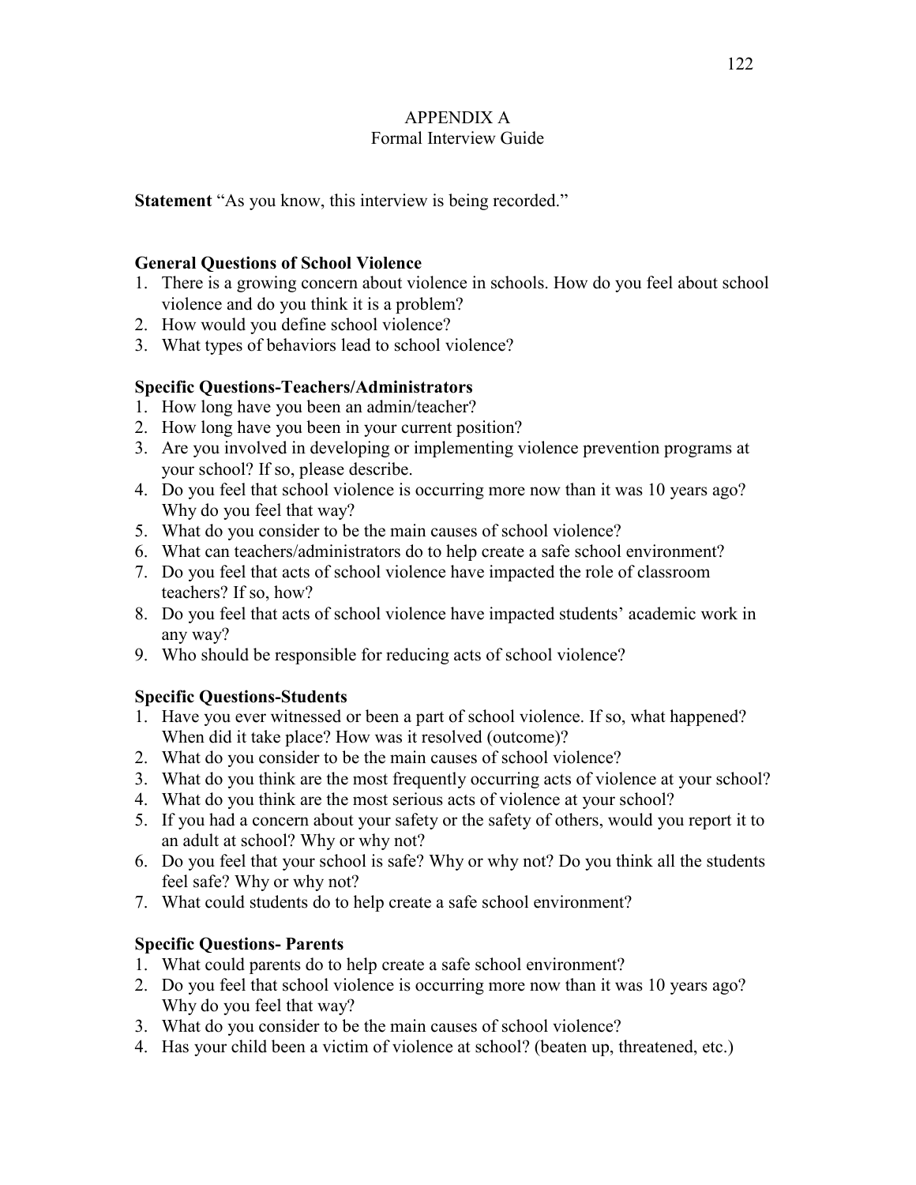# APPENDIX A
## Formal Interview Guide

**Statement** "As you know, this interview is being recorded."

**General Questions of School Violence**

1. There is a growing concern about violence in schools. How do you feel about school violence and do you think it is a problem?
2. How would you define school violence?
3. What types of behaviors lead to school violence?

**Specific Questions-Teachers/Administrators**

1. How long have you been an admin/teacher?
2. How long have you been in your current position?
3. Are you involved in developing or implementing violence prevention programs at your school? If so, please describe.
4. Do you feel that school violence is occurring more now than it was 10 years ago? Why do you feel that way?
5. What do you consider to be the main causes of school violence?
6. What can teachers/administrators do to help create a safe school environment?
7. Do you feel that acts of school violence have impacted the role of classroom teachers? If so, how?
8. Do you feel that acts of school violence have impacted students' academic work in any way?
9. Who should be responsible for reducing acts of school violence?

**Specific Questions-Students**

1. Have you ever witnessed or been a part of school violence. If so, what happened? When did it take place? How was it resolved (outcome)?
2. What do you consider to be the main causes of school violence?
3. What do you think are the most frequently occurring acts of violence at your school?
4. What do you think are the most serious acts of violence at your school?
5. If you had a concern about your safety or the safety of others, would you report it to an adult at school? Why or why not?
6. Do you feel that your school is safe? Why or why not? Do you think all the students feel safe? Why or why not?
7. What could students do to help create a safe school environment?

**Specific Questions- Parents**

1. What could parents do to help create a safe school environment?
2. Do you feel that school violence is occurring more now than it was 10 years ago? Why do you feel that way?
3. What do you consider to be the main causes of school violence?
4. Has your child been a victim of violence at school? (beaten up, threatened, etc.)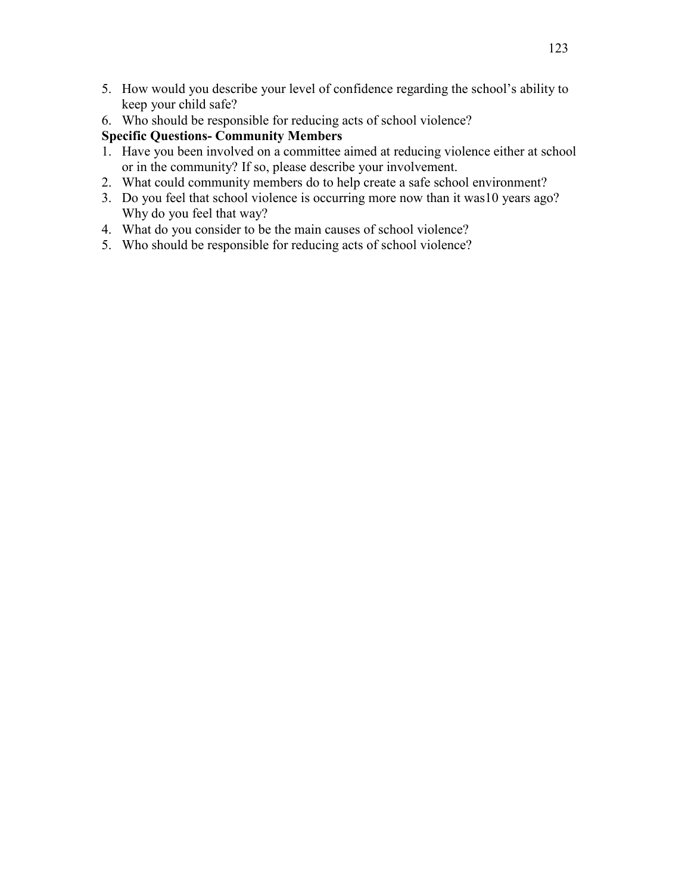5. How would you describe your level of confidence regarding the school's ability to keep your child safe?
6. Who should be responsible for reducing acts of school violence?

**Specific Questions- Community Members**

1. Have you been involved on a committee aimed at reducing violence either at school or in the community? If so, please describe your involvement.
2. What could community members do to help create a safe school environment?
3. Do you feel that school violence is occurring more now than it was10 years ago? Why do you feel that way?
4. What do you consider to be the main causes of school violence?
5. Who should be responsible for reducing acts of school violence?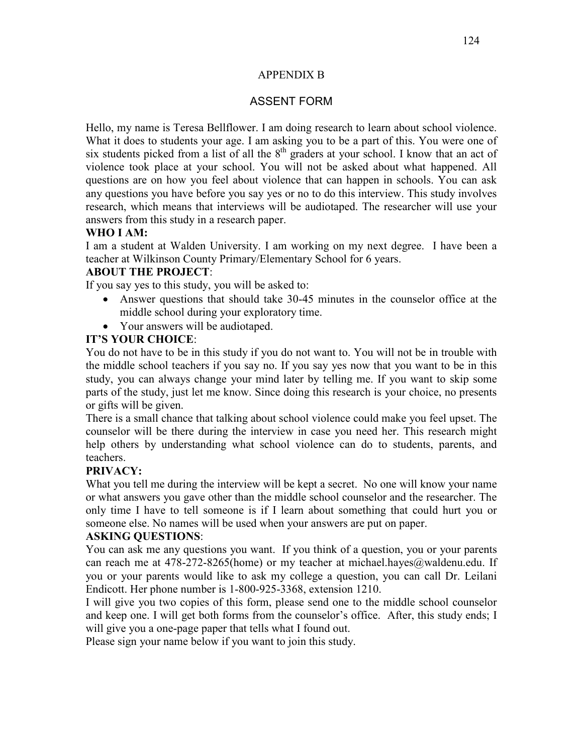## APPENDIX B

## ASSENT FORM

Hello, my name is Teresa Bellflower. I am doing research to learn about school violence. What it does to students your age. I am asking you to be a part of this. You were one of six students picked from a list of all the 8th graders at your school. I know that an act of violence took place at your school. You will not be asked about what happened. All questions are on how you feel about violence that can happen in schools. You can ask any questions you have before you say yes or no to do this interview. This study involves research, which means that interviews will be audiotaped. The researcher will use your answers from this study in a research paper.

**WHO I AM:**

I am a student at Walden University. I am working on my next degree. I have been a teacher at Wilkinson County Primary/Elementary School for 6 years.

**ABOUT THE PROJECT**:

If you say yes to this study, you will be asked to:

- Answer questions that should take 30-45 minutes in the counselor office at the middle school during your exploratory time.
- Your answers will be audiotaped.

**IT'S YOUR CHOICE**:

You do not have to be in this study if you do not want to. You will not be in trouble with the middle school teachers if you say no. If you say yes now that you want to be in this study, you can always change your mind later by telling me. If you want to skip some parts of the study, just let me know. Since doing this research is your choice, no presents or gifts will be given.

There is a small chance that talking about school violence could make you feel upset. The counselor will be there during the interview in case you need her. This research might help others by understanding what school violence can do to students, parents, and teachers.

**PRIVACY:**

What you tell me during the interview will be kept a secret. No one will know your name or what answers you gave other than the middle school counselor and the researcher. The only time I have to tell someone is if I learn about something that could hurt you or someone else. No names will be used when your answers are put on paper.

**ASKING QUESTIONS**:

You can ask me any questions you want. If you think of a question, you or your parents can reach me at 478-272-8265(home) or my teacher at michael.hayes@waldenu.edu. If you or your parents would like to ask my college a question, you can call Dr. Leilani Endicott. Her phone number is 1-800-925-3368, extension 1210.

I will give you two copies of this form, please send one to the middle school counselor and keep one. I will get both forms from the counselor's office. After, this study ends; I will give you a one-page paper that tells what I found out.

Please sign your name below if you want to join this study.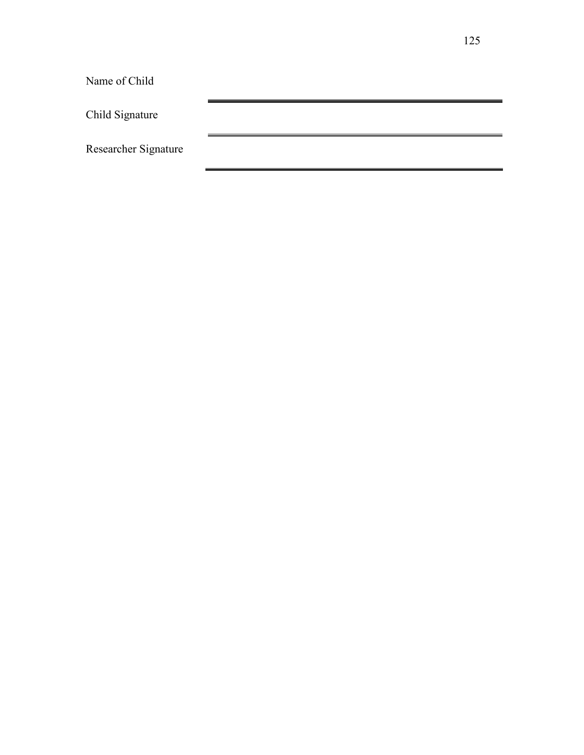Name of Child ______________________________

Child Signature ______________________________

Researcher Signature ______________________________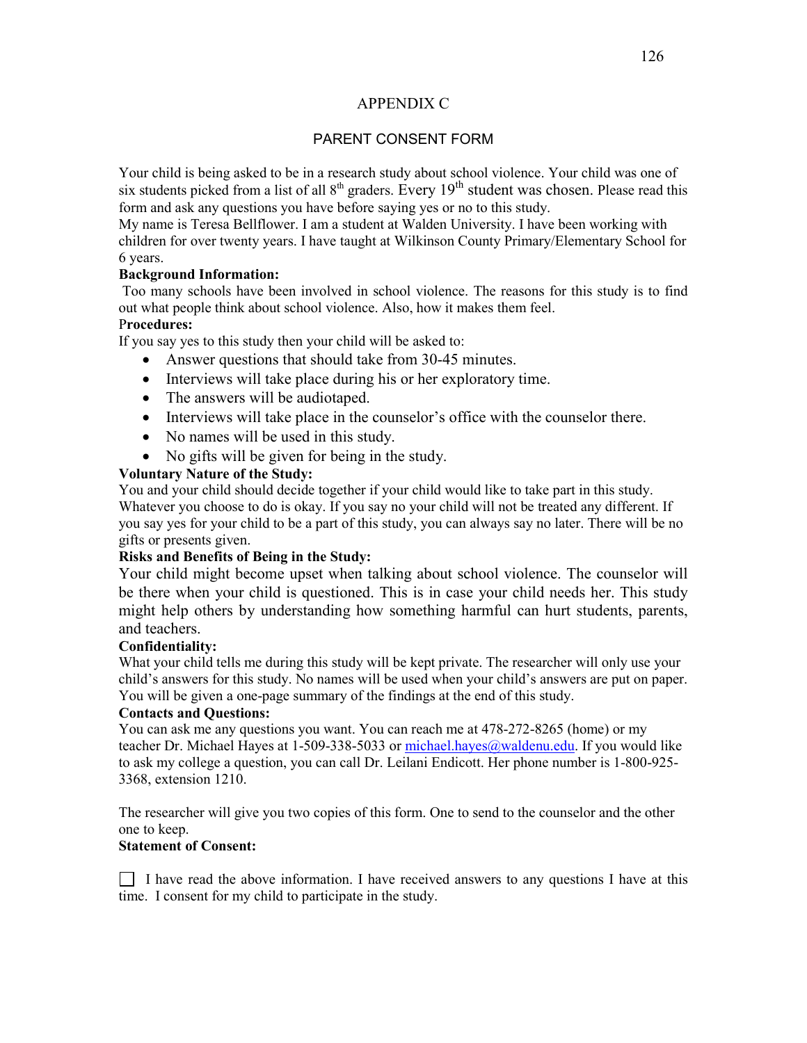# APPENDIX C

## PARENT CONSENT FORM

Your child is being asked to be in a research study about school violence. Your child was one of six students picked from a list of all 8th graders. Every 19th student was chosen. Please read this form and ask any questions you have before saying yes or no to this study.

My name is Teresa Bellflower. I am a student at Walden University. I have been working with children for over twenty years. I have taught at Wilkinson County Primary/Elementary School for 6 years.

**Background Information:**

Too many schools have been involved in school violence. The reasons for this study is to find out what people think about school violence. Also, how it makes them feel.

**Procedures:**

If you say yes to this study then your child will be asked to:

- Answer questions that should take from 30-45 minutes.
- Interviews will take place during his or her exploratory time.
- The answers will be audiotaped.
- Interviews will take place in the counselor's office with the counselor there.
- No names will be used in this study.
- No gifts will be given for being in the study.

**Voluntary Nature of the Study:**

You and your child should decide together if your child would like to take part in this study. Whatever you choose to do is okay. If you say no your child will not be treated any different. If you say yes for your child to be a part of this study, you can always say no later. There will be no gifts or presents given.

**Risks and Benefits of Being in the Study:**

Your child might become upset when talking about school violence. The counselor will be there when your child is questioned. This is in case your child needs her. This study might help others by understanding how something harmful can hurt students, parents, and teachers.

**Confidentiality:**

What your child tells me during this study will be kept private. The researcher will only use your child's answers for this study. No names will be used when your child's answers are put on paper. You will be given a one-page summary of the findings at the end of this study.

**Contacts and Questions:**

You can ask me any questions you want. You can reach me at 478-272-8265 (home) or my teacher Dr. Michael Hayes at 1-509-338-5033 or michael.hayes@waldenu.edu. If you would like to ask my college a question, you can call Dr. Leilani Endicott. Her phone number is 1-800-925-3368, extension 1210.

The researcher will give you two copies of this form. One to send to the counselor and the other one to keep.

**Statement of Consent:**

☐ I have read the above information. I have received answers to any questions I have at this time. I consent for my child to participate in the study.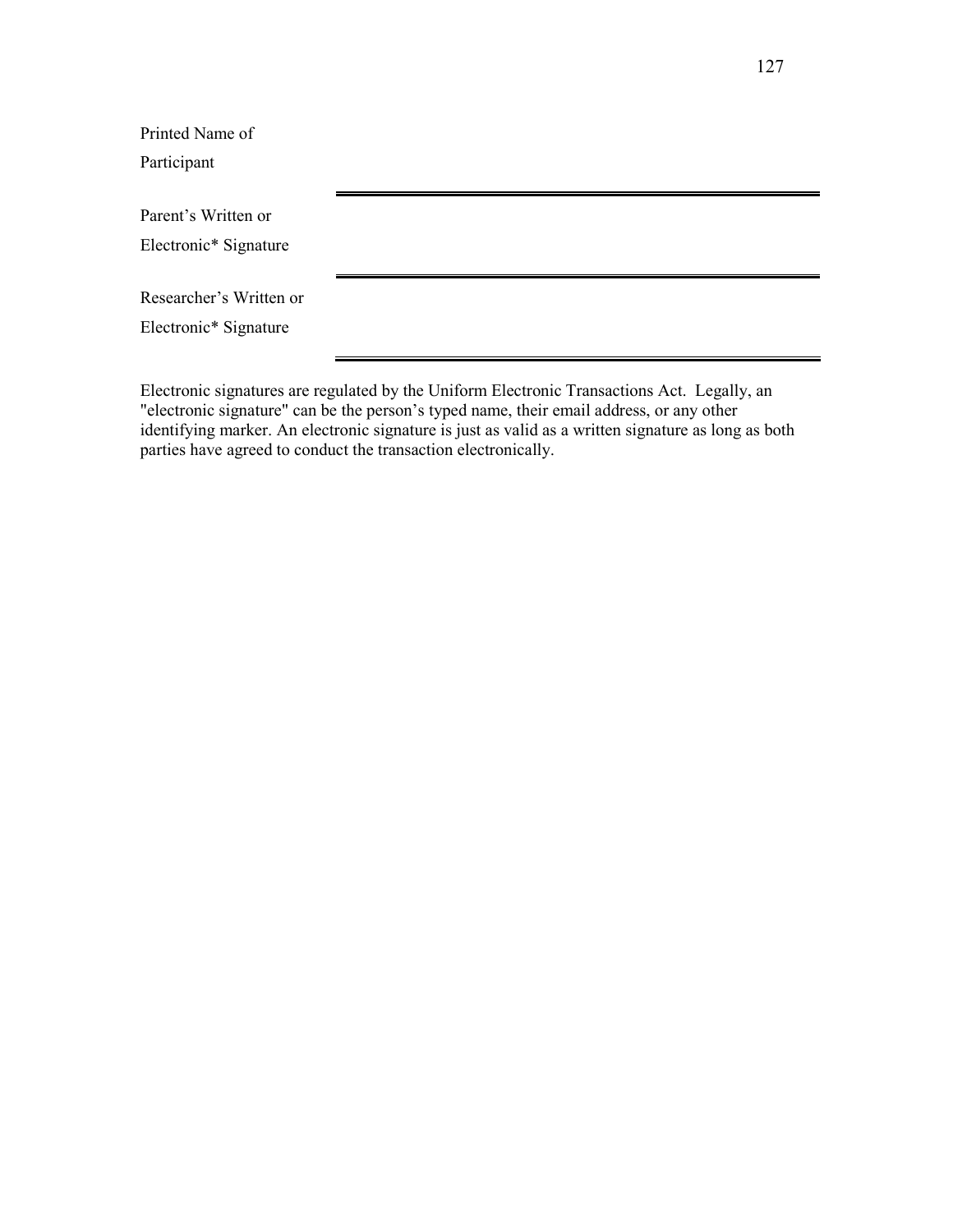| | |
|---|---|
| Printed Name of Participant | |
| Parent's Written or Electronic* Signature | |
| Researcher's Written or Electronic* Signature | |

Electronic signatures are regulated by the Uniform Electronic Transactions Act. Legally, an "electronic signature" can be the person's typed name, their email address, or any other identifying marker. An electronic signature is just as valid as a written signature as long as both parties have agreed to conduct the transaction electronically.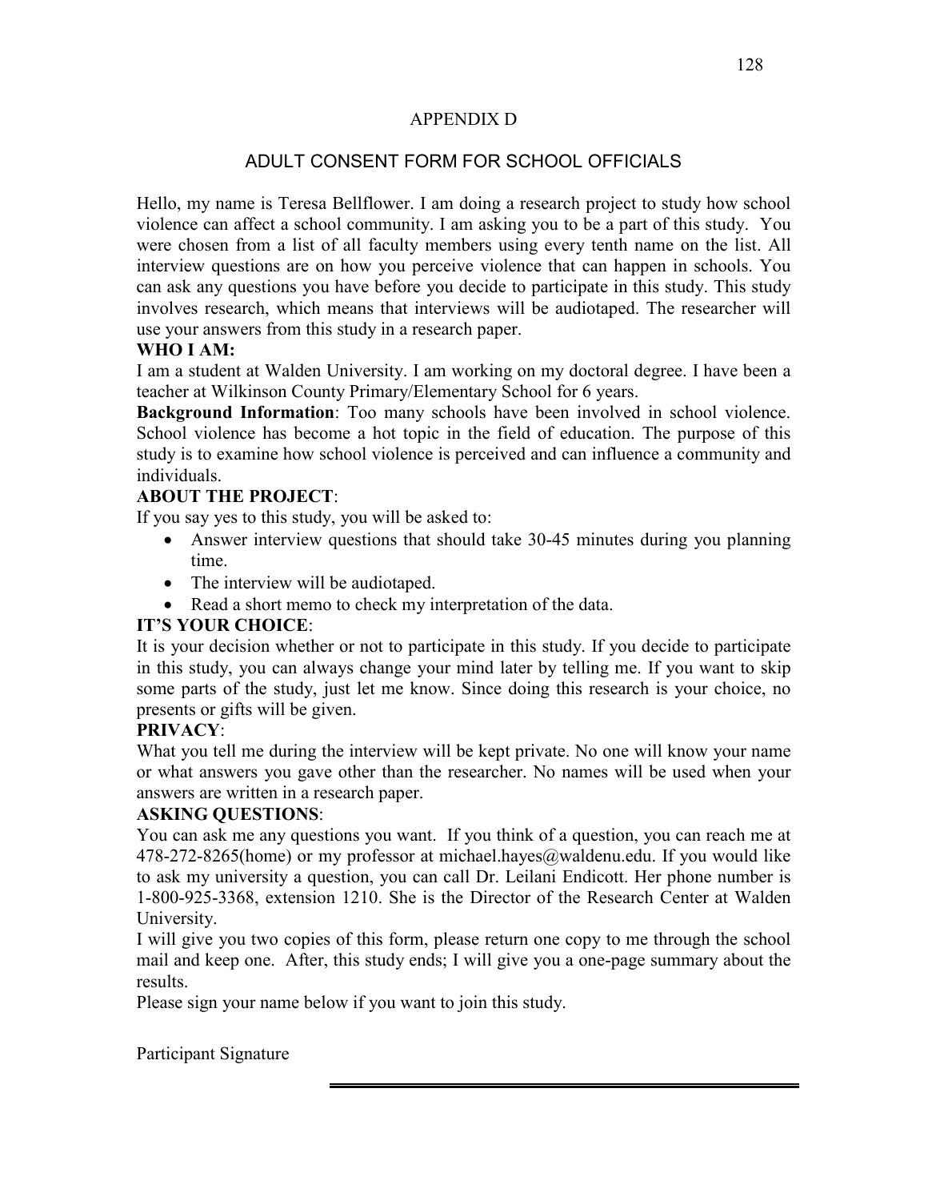# APPENDIX D

## ADULT CONSENT FORM FOR SCHOOL OFFICIALS

Hello, my name is Teresa Bellflower. I am doing a research project to study how school violence can affect a school community. I am asking you to be a part of this study. You were chosen from a list of all faculty members using every tenth name on the list. All interview questions are on how you perceive violence that can happen in schools. You can ask any questions you have before you decide to participate in this study. This study involves research, which means that interviews will be audiotaped. The researcher will use your answers from this study in a research paper.

**WHO I AM:**

I am a student at Walden University. I am working on my doctoral degree. I have been a teacher at Wilkinson County Primary/Elementary School for 6 years.

**Background Information**: Too many schools have been involved in school violence. School violence has become a hot topic in the field of education. The purpose of this study is to examine how school violence is perceived and can influence a community and individuals.

**ABOUT THE PROJECT**:

If you say yes to this study, you will be asked to:

- Answer interview questions that should take 30-45 minutes during you planning time.
- The interview will be audiotaped.
- Read a short memo to check my interpretation of the data.

**IT'S YOUR CHOICE**:

It is your decision whether or not to participate in this study. If you decide to participate in this study, you can always change your mind later by telling me. If you want to skip some parts of the study, just let me know. Since doing this research is your choice, no presents or gifts will be given.

**PRIVACY**:

What you tell me during the interview will be kept private. No one will know your name or what answers you gave other than the researcher. No names will be used when your answers are written in a research paper.

**ASKING QUESTIONS**:

You can ask me any questions you want. If you think of a question, you can reach me at 478-272-8265(home) or my professor at michael.hayes@waldenu.edu. If you would like to ask my university a question, you can call Dr. Leilani Endicott. Her phone number is 1-800-925-3368, extension 1210. She is the Director of the Research Center at Walden University.

I will give you two copies of this form, please return one copy to me through the school mail and keep one. After, this study ends; I will give you a one-page summary about the results.

Please sign your name below if you want to join this study.

Participant Signature _______________________________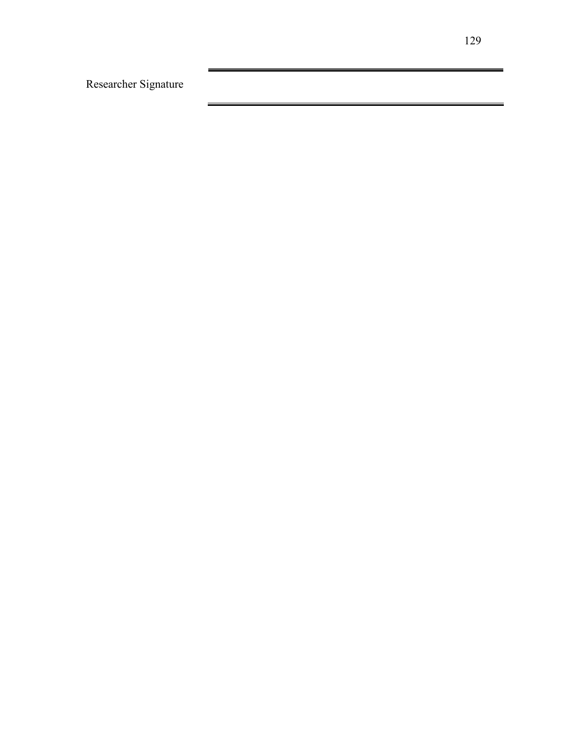| Researcher Signature | |
| --- | --- |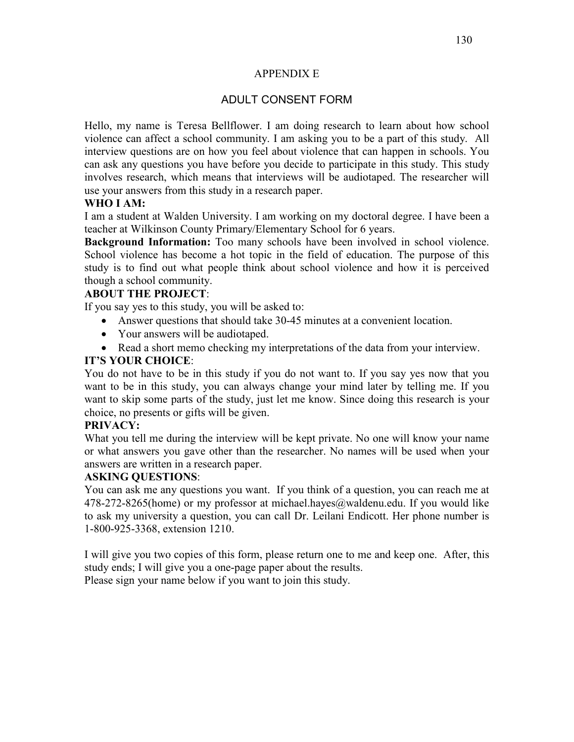# APPENDIX E

## ADULT CONSENT FORM

Hello, my name is Teresa Bellflower. I am doing research to learn about how school violence can affect a school community. I am asking you to be a part of this study. All interview questions are on how you feel about violence that can happen in schools. You can ask any questions you have before you decide to participate in this study. This study involves research, which means that interviews will be audiotaped. The researcher will use your answers from this study in a research paper.

**WHO I AM:**

I am a student at Walden University. I am working on my doctoral degree. I have been a teacher at Wilkinson County Primary/Elementary School for 6 years.

**Background Information:** Too many schools have been involved in school violence. School violence has become a hot topic in the field of education. The purpose of this study is to find out what people think about school violence and how it is perceived though a school community.

**ABOUT THE PROJECT**:

If you say yes to this study, you will be asked to:

- Answer questions that should take 30-45 minutes at a convenient location.
- Your answers will be audiotaped.
- Read a short memo checking my interpretations of the data from your interview.

**IT'S YOUR CHOICE**:

You do not have to be in this study if you do not want to. If you say yes now that you want to be in this study, you can always change your mind later by telling me. If you want to skip some parts of the study, just let me know. Since doing this research is your choice, no presents or gifts will be given.

**PRIVACY:**

What you tell me during the interview will be kept private. No one will know your name or what answers you gave other than the researcher. No names will be used when your answers are written in a research paper.

**ASKING QUESTIONS**:

You can ask me any questions you want. If you think of a question, you can reach me at 478-272-8265(home) or my professor at michael.hayes@waldenu.edu. If you would like to ask my university a question, you can call Dr. Leilani Endicott. Her phone number is 1-800-925-3368, extension 1210.

I will give you two copies of this form, please return one to me and keep one. After, this study ends; I will give you a one-page paper about the results.

Please sign your name below if you want to join this study.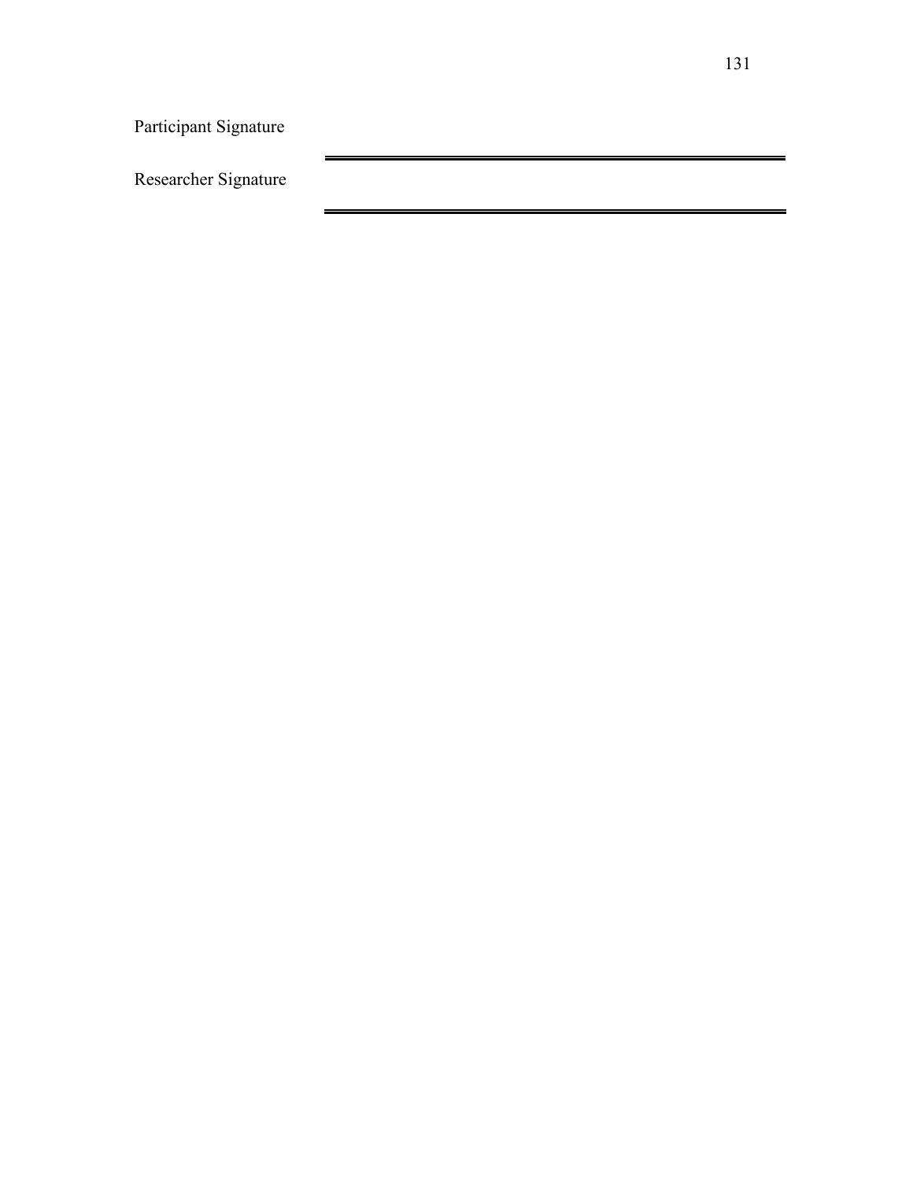Participant Signature

Researcher Signature